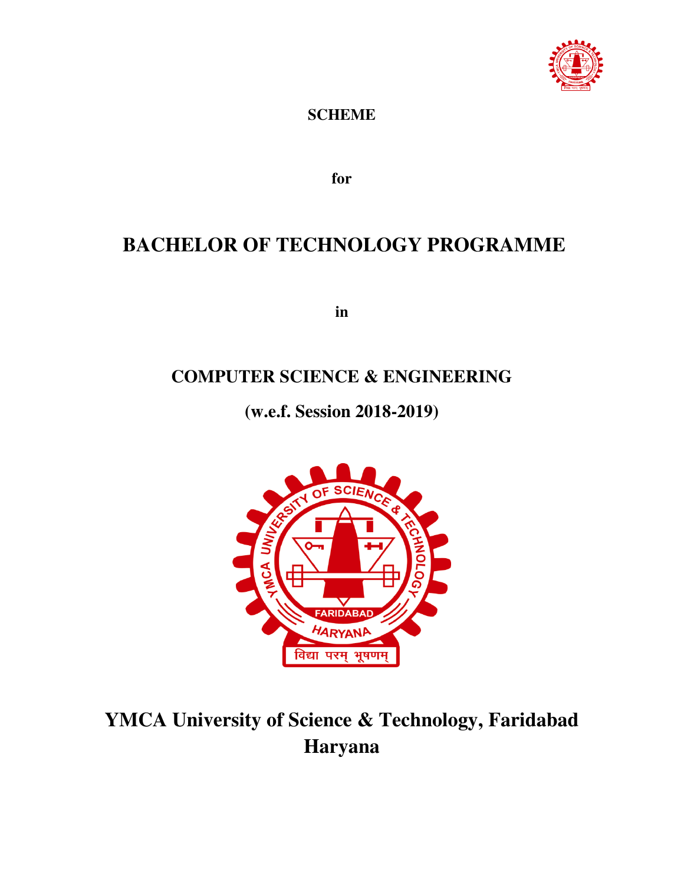**SCHEME**

**for**

# BACHELOR OF TECHNOLOGY PROGRAMME

**in**

## COMPUTER SCIENCE & ENGINEERING

**(w.e.f. Session 2018-2019)**

# YMCA University of Science & Technology, Faridabad
# Haryana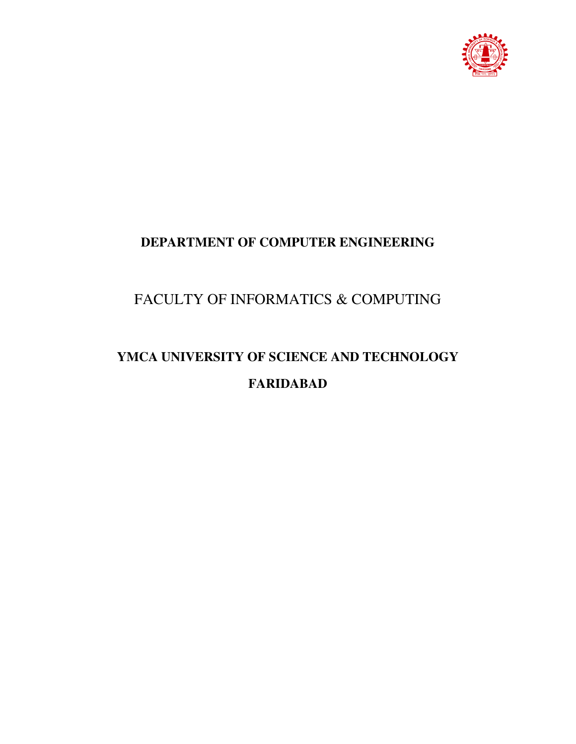**DEPARTMENT OF COMPUTER ENGINEERING**

FACULTY OF INFORMATICS & COMPUTING

**YMCA UNIVERSITY OF SCIENCE AND TECHNOLOGY**

**FARIDABAD**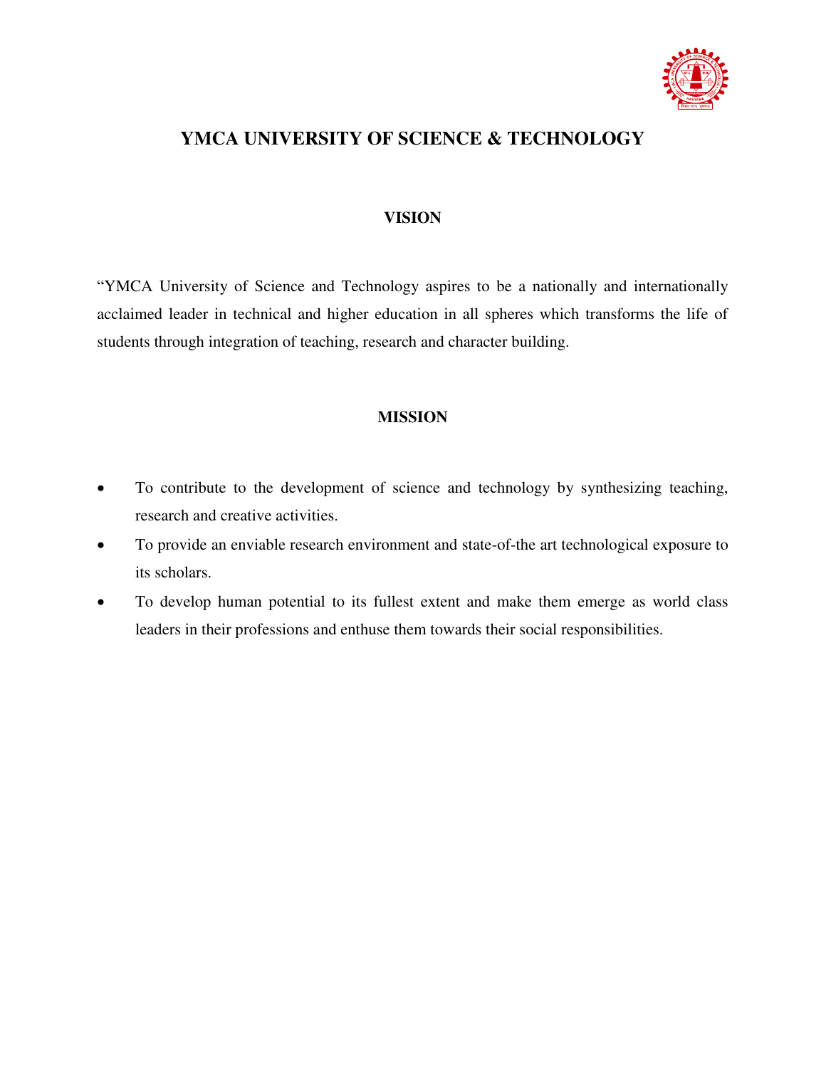# YMCA UNIVERSITY OF SCIENCE & TECHNOLOGY

## VISION

"YMCA University of Science and Technology aspires to be a nationally and internationally acclaimed leader in technical and higher education in all spheres which transforms the life of students through integration of teaching, research and character building.

## MISSION

- To contribute to the development of science and technology by synthesizing teaching, research and creative activities.
- To provide an enviable research environment and state-of-the art technological exposure to its scholars.
- To develop human potential to its fullest extent and make them emerge as world class leaders in their professions and enthuse them towards their social responsibilities.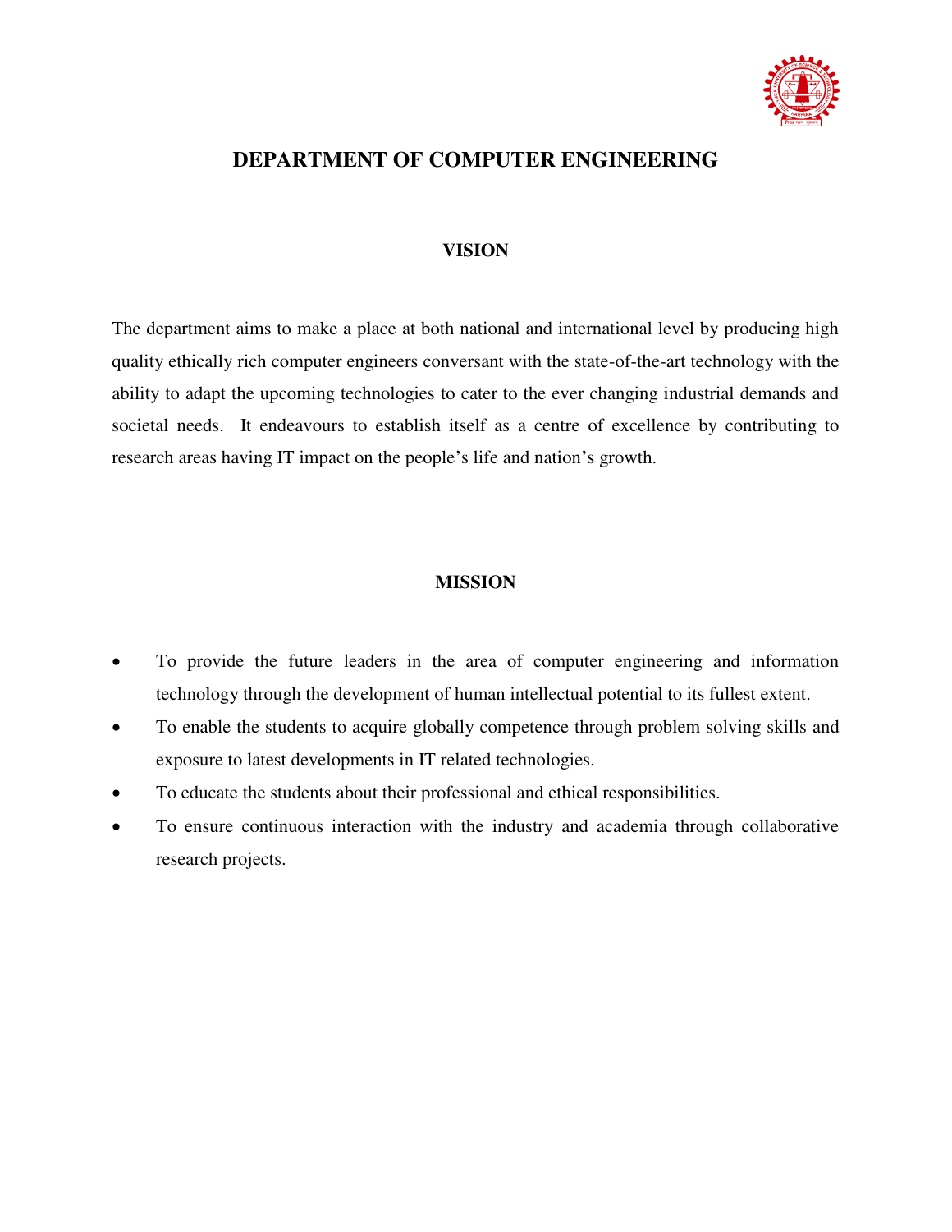# DEPARTMENT OF COMPUTER ENGINEERING

## VISION

The department aims to make a place at both national and international level by producing high quality ethically rich computer engineers conversant with the state-of-the-art technology with the ability to adapt the upcoming technologies to cater to the ever changing industrial demands and societal needs. It endeavours to establish itself as a centre of excellence by contributing to research areas having IT impact on the people's life and nation's growth.

## MISSION

- To provide the future leaders in the area of computer engineering and information technology through the development of human intellectual potential to its fullest extent.
- To enable the students to acquire globally competence through problem solving skills and exposure to latest developments in IT related technologies.
- To educate the students about their professional and ethical responsibilities.
- To ensure continuous interaction with the industry and academia through collaborative research projects.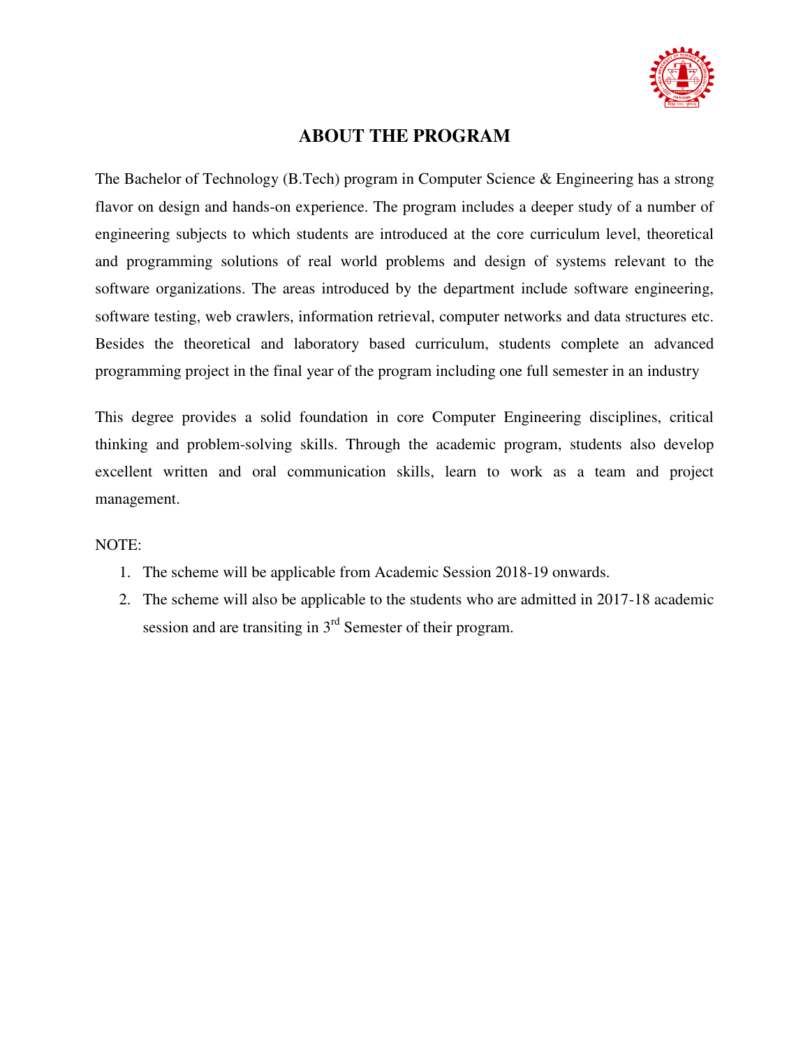# ABOUT THE PROGRAM

The Bachelor of Technology (B.Tech) program in Computer Science & Engineering has a strong flavor on design and hands-on experience. The program includes a deeper study of a number of engineering subjects to which students are introduced at the core curriculum level, theoretical and programming solutions of real world problems and design of systems relevant to the software organizations. The areas introduced by the department include software engineering, software testing, web crawlers, information retrieval, computer networks and data structures etc. Besides the theoretical and laboratory based curriculum, students complete an advanced programming project in the final year of the program including one full semester in an industry

This degree provides a solid foundation in core Computer Engineering disciplines, critical thinking and problem-solving skills. Through the academic program, students also develop excellent written and oral communication skills, learn to work as a team and project management.

NOTE:

1. The scheme will be applicable from Academic Session 2018-19 onwards.
2. The scheme will also be applicable to the students who are admitted in 2017-18 academic session and are transiting in 3rd Semester of their program.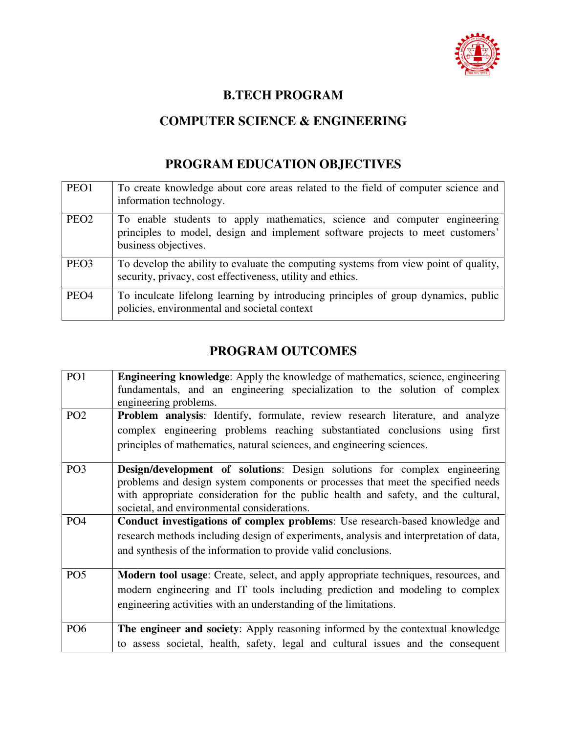# B.TECH PROGRAM

# COMPUTER SCIENCE & ENGINEERING

## PROGRAM EDUCATION OBJECTIVES

| | |
|---|---|
| PEO1 | To create knowledge about core areas related to the field of computer science and information technology. |
| PEO2 | To enable students to apply mathematics, science and computer engineering principles to model, design and implement software projects to meet customers' business objectives. |
| PEO3 | To develop the ability to evaluate the computing systems from view point of quality, security, privacy, cost effectiveness, utility and ethics. |
| PEO4 | To inculcate lifelong learning by introducing principles of group dynamics, public policies, environmental and societal context |

## PROGRAM OUTCOMES

| | |
|---|---|
| PO1 | **Engineering knowledge**: Apply the knowledge of mathematics, science, engineering fundamentals, and an engineering specialization to the solution of complex engineering problems. |
| PO2 | **Problem analysis**: Identify, formulate, review research literature, and analyze complex engineering problems reaching substantiated conclusions using first principles of mathematics, natural sciences, and engineering sciences. |
| PO3 | **Design/development of solutions**: Design solutions for complex engineering problems and design system components or processes that meet the specified needs with appropriate consideration for the public health and safety, and the cultural, societal, and environmental considerations. |
| PO4 | **Conduct investigations of complex problems**: Use research-based knowledge and research methods including design of experiments, analysis and interpretation of data, and synthesis of the information to provide valid conclusions. |
| PO5 | **Modern tool usage**: Create, select, and apply appropriate techniques, resources, and modern engineering and IT tools including prediction and modeling to complex engineering activities with an understanding of the limitations. |
| PO6 | **The engineer and society**: Apply reasoning informed by the contextual knowledge to assess societal, health, safety, legal and cultural issues and the consequent |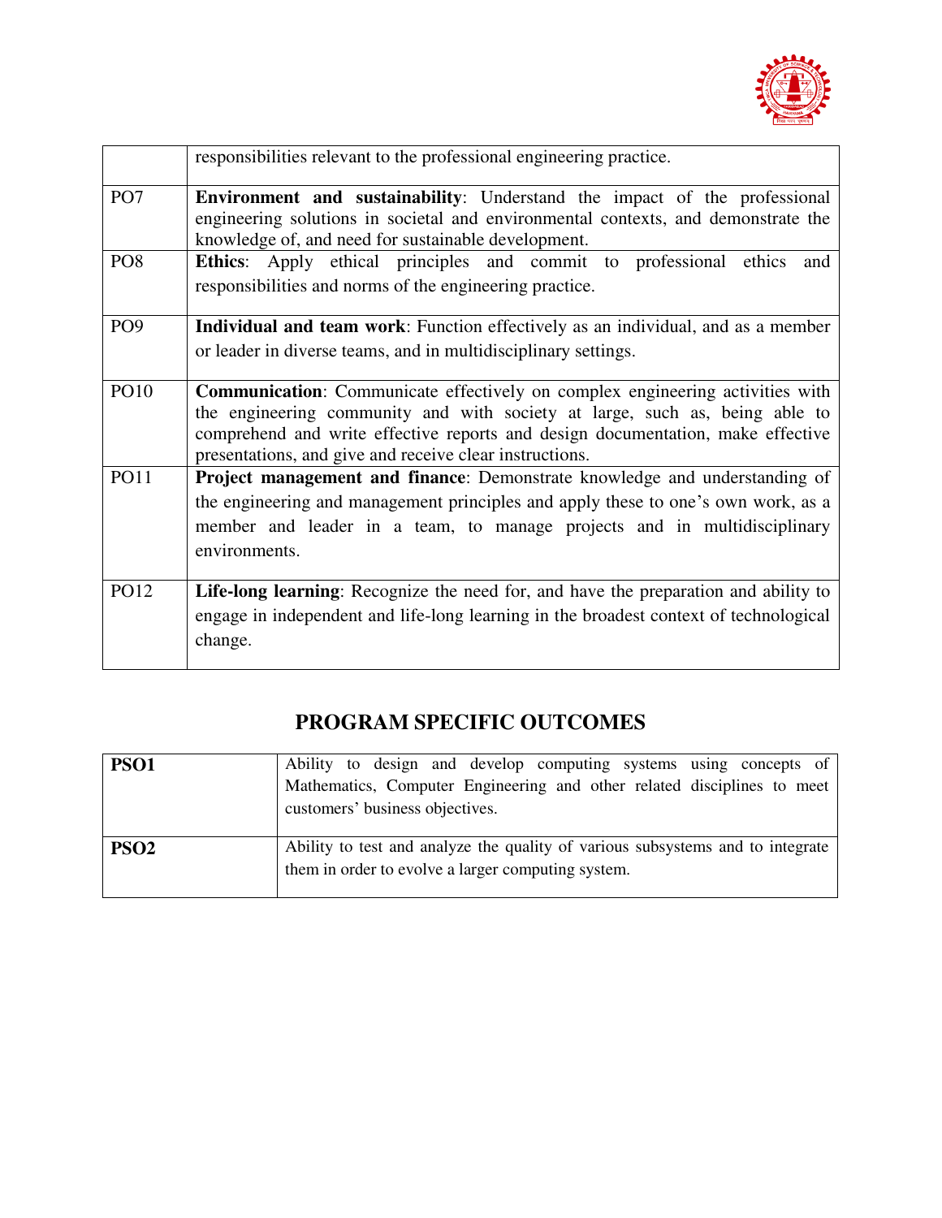|  |  |
|---|---|
|  | responsibilities relevant to the professional engineering practice. |
| PO7 | **Environment and sustainability**: Understand the impact of the professional engineering solutions in societal and environmental contexts, and demonstrate the knowledge of, and need for sustainable development. |
| PO8 | **Ethics**: Apply ethical principles and commit to professional ethics and responsibilities and norms of the engineering practice. |
| PO9 | **Individual and team work**: Function effectively as an individual, and as a member or leader in diverse teams, and in multidisciplinary settings. |
| PO10 | **Communication**: Communicate effectively on complex engineering activities with the engineering community and with society at large, such as, being able to comprehend and write effective reports and design documentation, make effective presentations, and give and receive clear instructions. |
| PO11 | **Project management and finance**: Demonstrate knowledge and understanding of the engineering and management principles and apply these to one's own work, as a member and leader in a team, to manage projects and in multidisciplinary environments. |
| PO12 | **Life-long learning**: Recognize the need for, and have the preparation and ability to engage in independent and life-long learning in the broadest context of technological change. |

## PROGRAM SPECIFIC OUTCOMES

|  |  |
|---|---|
| **PSO1** | Ability to design and develop computing systems using concepts of Mathematics, Computer Engineering and other related disciplines to meet customers' business objectives. |
| **PSO2** | Ability to test and analyze the quality of various subsystems and to integrate them in order to evolve a larger computing system. |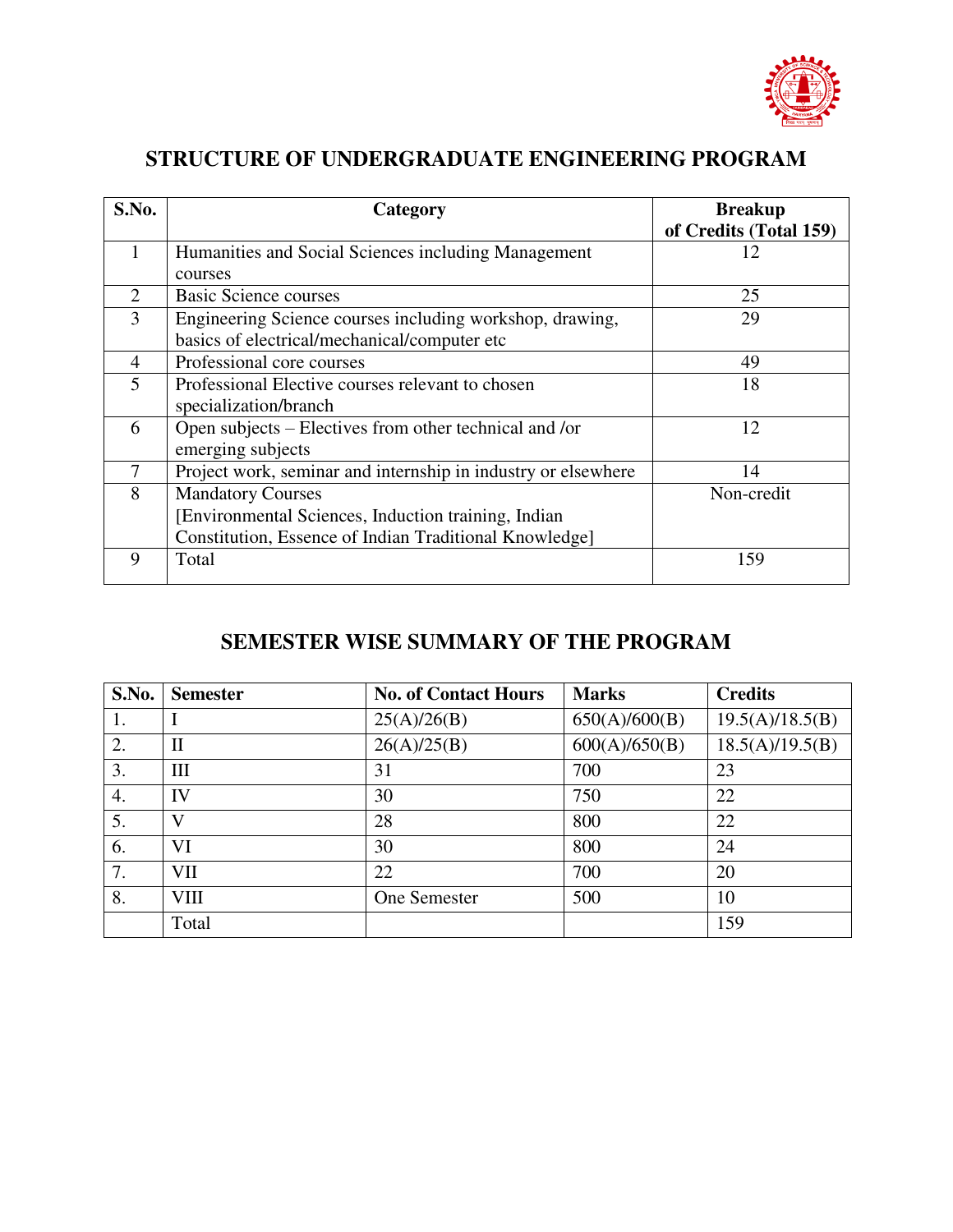## STRUCTURE OF UNDERGRADUATE ENGINEERING PROGRAM

| S.No. | Category | Breakup of Credits (Total 159) |
|---|---|---|
| 1 | Humanities and Social Sciences including Management courses | 12 |
| 2 | Basic Science courses | 25 |
| 3 | Engineering Science courses including workshop, drawing, basics of electrical/mechanical/computer etc | 29 |
| 4 | Professional core courses | 49 |
| 5 | Professional Elective courses relevant to chosen specialization/branch | 18 |
| 6 | Open subjects – Electives from other technical and /or emerging subjects | 12 |
| 7 | Project work, seminar and internship in industry or elsewhere | 14 |
| 8 | Mandatory Courses [Environmental Sciences, Induction training, Indian Constitution, Essence of Indian Traditional Knowledge] | Non-credit |
| 9 | Total | 159 |

## SEMESTER WISE SUMMARY OF THE PROGRAM

| S.No. | Semester | No. of Contact Hours | Marks | Credits |
|---|---|---|---|---|
| 1. | I | 25(A)/26(B) | 650(A)/600(B) | 19.5(A)/18.5(B) |
| 2. | II | 26(A)/25(B) | 600(A)/650(B) | 18.5(A)/19.5(B) |
| 3. | III | 31 | 700 | 23 |
| 4. | IV | 30 | 750 | 22 |
| 5. | V | 28 | 800 | 22 |
| 6. | VI | 30 | 800 | 24 |
| 7. | VII | 22 | 700 | 20 |
| 8. | VIII | One Semester | 500 | 10 |
| | Total | | | 159 |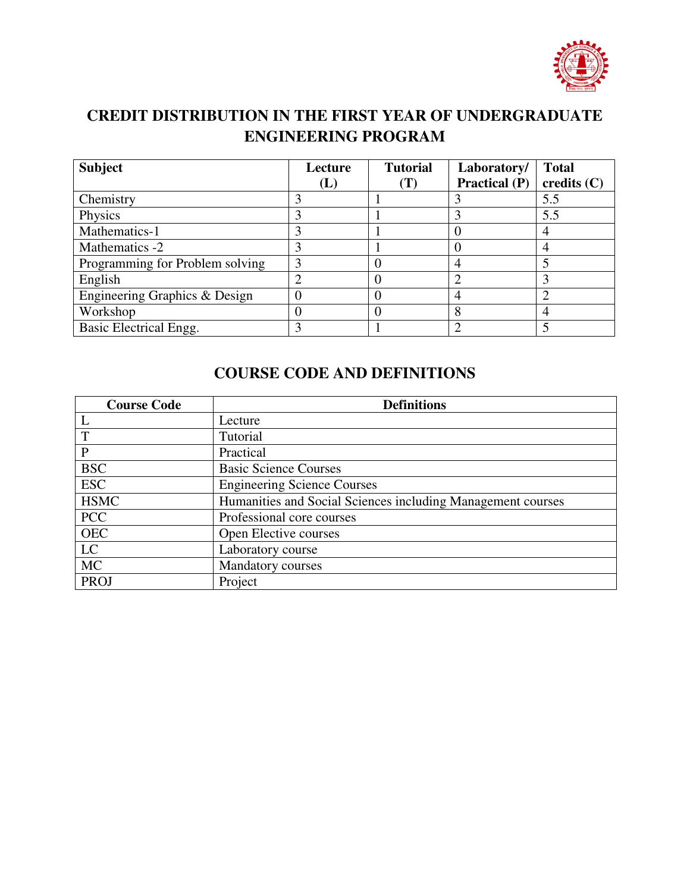## CREDIT DISTRIBUTION IN THE FIRST YEAR OF UNDERGRADUATE ENGINEERING PROGRAM

| Subject | Lecture (L) | Tutorial (T) | Laboratory/ Practical (P) | Total credits (C) |
|---|---|---|---|---|
| Chemistry | 3 | 1 | 3 | 5.5 |
| Physics | 3 | 1 | 3 | 5.5 |
| Mathematics-1 | 3 | 1 | 0 | 4 |
| Mathematics -2 | 3 | 1 | 0 | 4 |
| Programming for Problem solving | 3 | 0 | 4 | 5 |
| English | 2 | 0 | 2 | 3 |
| Engineering Graphics & Design | 0 | 0 | 4 | 2 |
| Workshop | 0 | 0 | 8 | 4 |
| Basic Electrical Engg. | 3 | 1 | 2 | 5 |

## COURSE CODE AND DEFINITIONS

| Course Code | Definitions |
|---|---|
| L | Lecture |
| T | Tutorial |
| P | Practical |
| BSC | Basic Science Courses |
| ESC | Engineering Science Courses |
| HSMC | Humanities and Social Sciences including Management courses |
| PCC | Professional core courses |
| OEC | Open Elective courses |
| LC | Laboratory course |
| MC | Mandatory courses |
| PROJ | Project |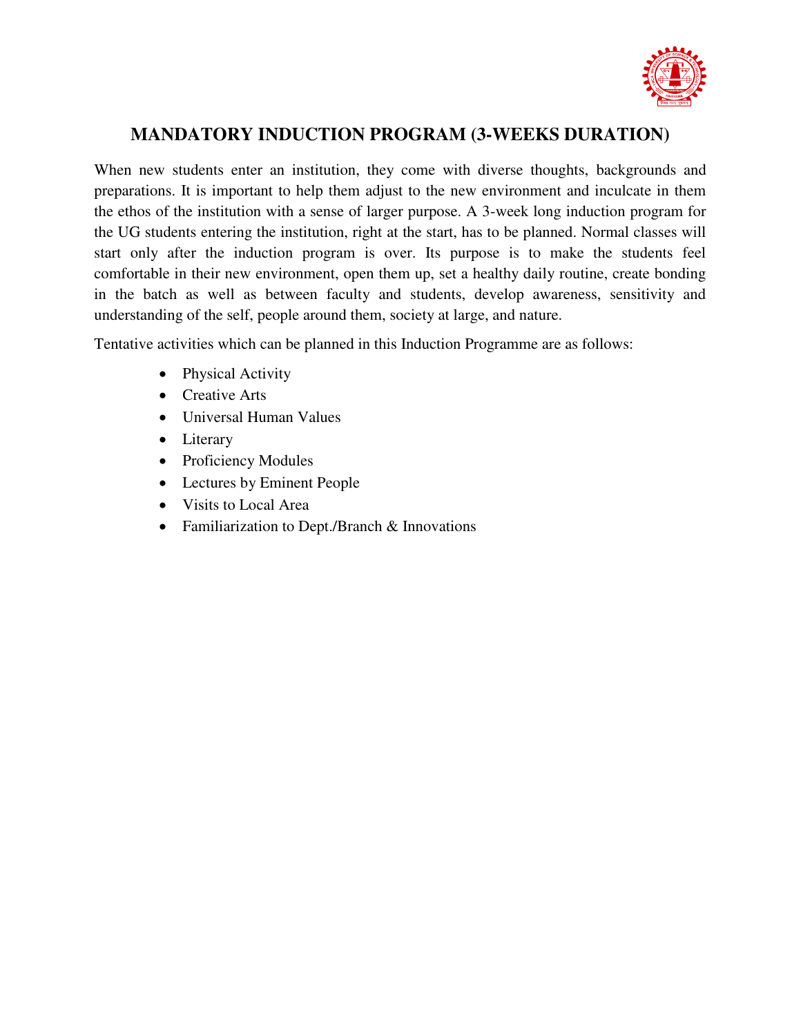# MANDATORY INDUCTION PROGRAM (3-WEEKS DURATION)

When new students enter an institution, they come with diverse thoughts, backgrounds and preparations. It is important to help them adjust to the new environment and inculcate in them the ethos of the institution with a sense of larger purpose. A 3-week long induction program for the UG students entering the institution, right at the start, has to be planned. Normal classes will start only after the induction program is over. Its purpose is to make the students feel comfortable in their new environment, open them up, set a healthy daily routine, create bonding in the batch as well as between faculty and students, develop awareness, sensitivity and understanding of the self, people around them, society at large, and nature.

Tentative activities which can be planned in this Induction Programme are as follows:

- Physical Activity
- Creative Arts
- Universal Human Values
- Literary
- Proficiency Modules
- Lectures by Eminent People
- Visits to Local Area
- Familiarization to Dept./Branch & Innovations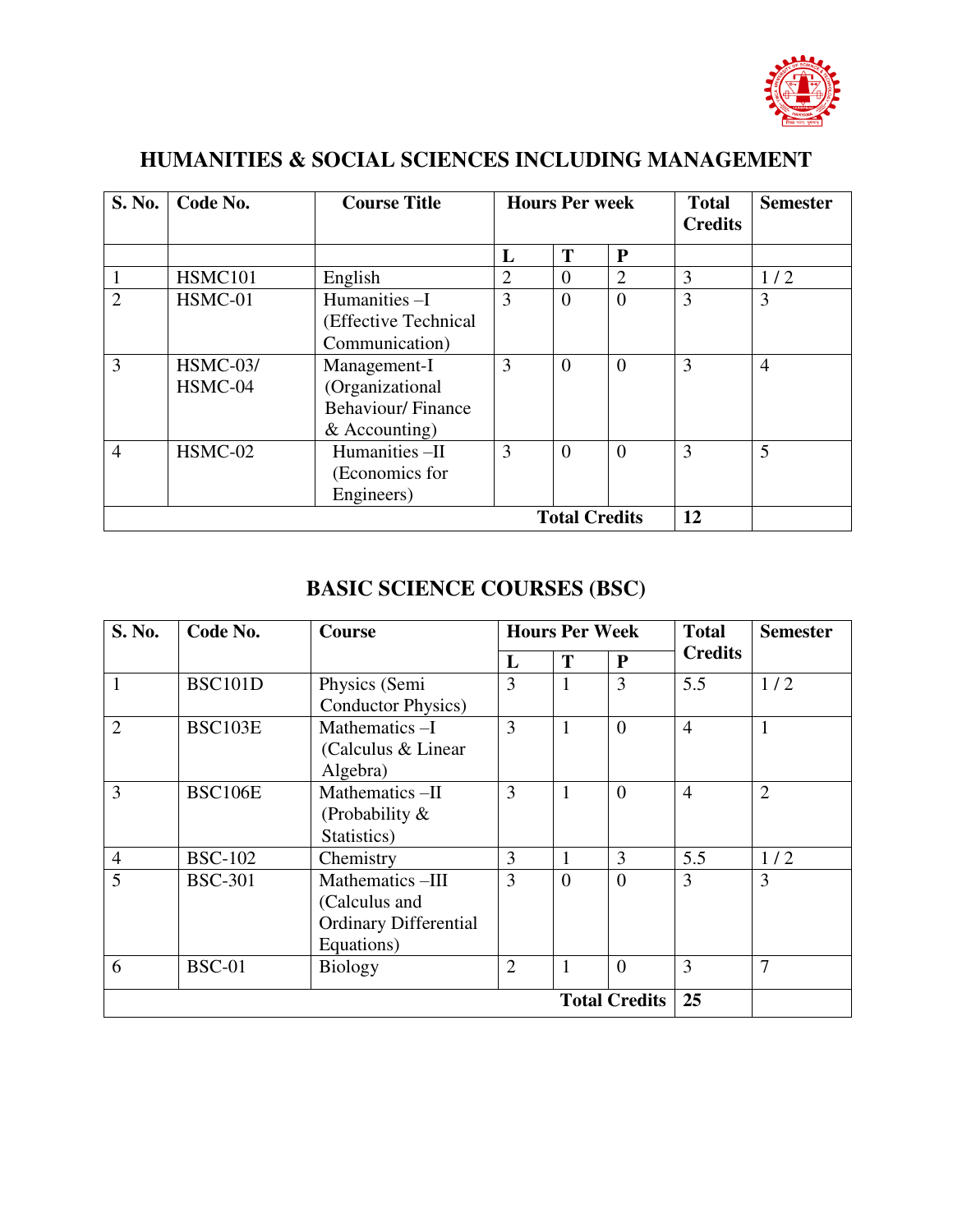## HUMANITIES & SOCIAL SCIENCES INCLUDING MANAGEMENT

| S. No. | Code No. | Course Title | Hours Per week | | | Total Credits | Semester |
|---|---|---|---|---|---|---|---|
| | | | L | T | P | | |
| 1 | HSMC101 | English | 2 | 0 | 2 | 3 | 1 / 2 |
| 2 | HSMC-01 | Humanities –I (Effective Technical Communication) | 3 | 0 | 0 | 3 | 3 |
| 3 | HSMC-03/ HSMC-04 | Management-I (Organizational Behaviour/ Finance & Accounting) | 3 | 0 | 0 | 3 | 4 |
| 4 | HSMC-02 | Humanities –II (Economics for Engineers) | 3 | 0 | 0 | 3 | 5 |
| | | | | | **Total Credits** | **12** | |

## BASIC SCIENCE COURSES (BSC)

| S. No. | Code No. | Course | Hours Per Week | | | Total Credits | Semester |
|---|---|---|---|---|---|---|---|
| | | | L | T | P | | |
| 1 | BSC101D | Physics (Semi Conductor Physics) | 3 | 1 | 3 | 5.5 | 1 / 2 |
| 2 | BSC103E | Mathematics –I (Calculus & Linear Algebra) | 3 | 1 | 0 | 4 | 1 |
| 3 | BSC106E | Mathematics –II (Probability & Statistics) | 3 | 1 | 0 | 4 | 2 |
| 4 | BSC-102 | Chemistry | 3 | 1 | 3 | 5.5 | 1 / 2 |
| 5 | BSC-301 | Mathematics –III (Calculus and Ordinary Differential Equations) | 3 | 0 | 0 | 3 | 3 |
| 6 | BSC-01 | Biology | 2 | 1 | 0 | 3 | 7 |
| | | | | | **Total Credits** | **25** | |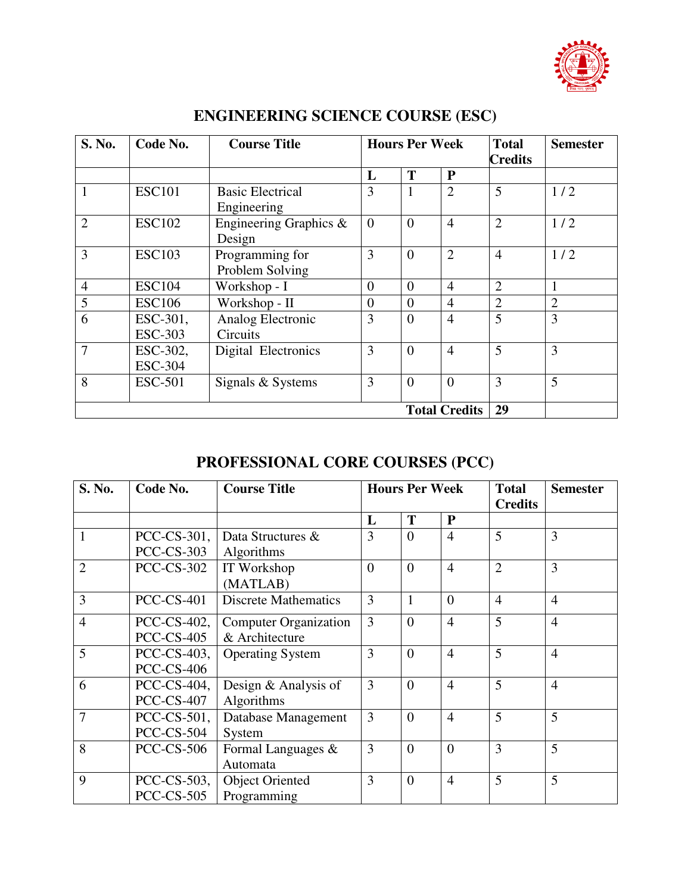# ENGINEERING SCIENCE COURSE (ESC)

| S. No. | Code No. | Course Title | Hours Per Week | | | Total Credits | Semester |
|---|---|---|---|---|---|---|---|
| | | | L | T | P | | |
| 1 | ESC101 | Basic Electrical Engineering | 3 | 1 | 2 | 5 | 1 / 2 |
| 2 | ESC102 | Engineering Graphics & Design | 0 | 0 | 4 | 2 | 1 / 2 |
| 3 | ESC103 | Programming for Problem Solving | 3 | 0 | 2 | 4 | 1 / 2 |
| 4 | ESC104 | Workshop - I | 0 | 0 | 4 | 2 | 1 |
| 5 | ESC106 | Workshop - II | 0 | 0 | 4 | 2 | 2 |
| 6 | ESC-301, ESC-303 | Analog Electronic Circuits | 3 | 0 | 4 | 5 | 3 |
| 7 | ESC-302, ESC-304 | Digital Electronics | 3 | 0 | 4 | 5 | 3 |
| 8 | ESC-501 | Signals & Systems | 3 | 0 | 0 | 3 | 5 |
| | | | | | **Total Credits** | **29** | |

# PROFESSIONAL CORE COURSES (PCC)

| S. No. | Code No. | Course Title | Hours Per Week | | | Total Credits | Semester |
|---|---|---|---|---|---|---|---|
| | | | L | T | P | | |
| 1 | PCC-CS-301, PCC-CS-303 | Data Structures & Algorithms | 3 | 0 | 4 | 5 | 3 |
| 2 | PCC-CS-302 | IT Workshop (MATLAB) | 0 | 0 | 4 | 2 | 3 |
| 3 | PCC-CS-401 | Discrete Mathematics | 3 | 1 | 0 | 4 | 4 |
| 4 | PCC-CS-402, PCC-CS-405 | Computer Organization & Architecture | 3 | 0 | 4 | 5 | 4 |
| 5 | PCC-CS-403, PCC-CS-406 | Operating System | 3 | 0 | 4 | 5 | 4 |
| 6 | PCC-CS-404, PCC-CS-407 | Design & Analysis of Algorithms | 3 | 0 | 4 | 5 | 4 |
| 7 | PCC-CS-501, PCC-CS-504 | Database Management System | 3 | 0 | 4 | 5 | 5 |
| 8 | PCC-CS-506 | Formal Languages & Automata | 3 | 0 | 0 | 3 | 5 |
| 9 | PCC-CS-503, PCC-CS-505 | Object Oriented Programming | 3 | 0 | 4 | 5 | 5 |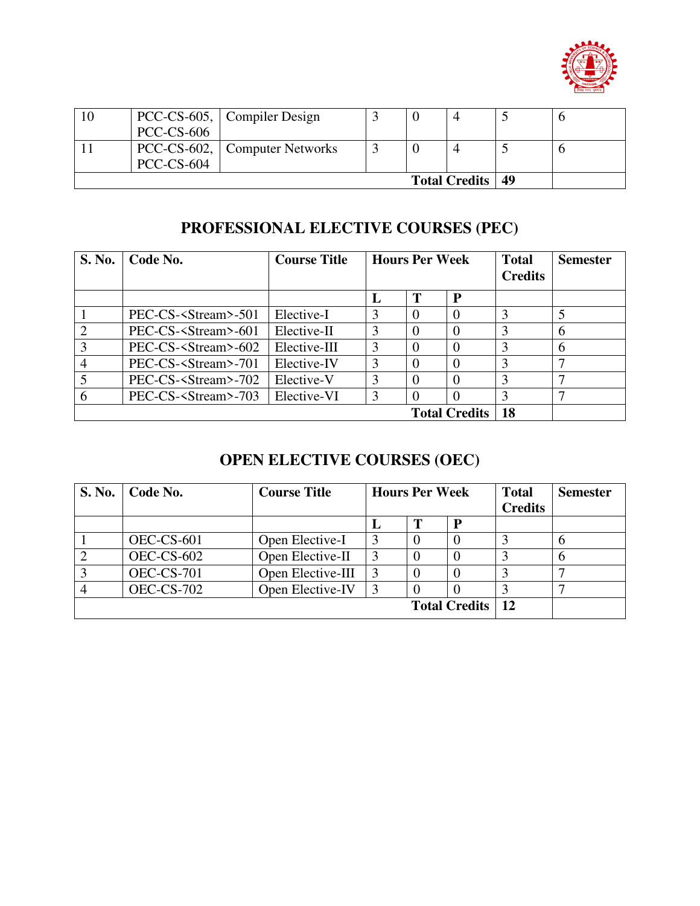| 10 | PCC-CS-605, PCC-CS-606 | Compiler Design | 3 | 0 | 4 | 5 | 6 |
|---|---|---|---|---|---|---|---|
| 11 | PCC-CS-602, PCC-CS-604 | Computer Networks | 3 | 0 | 4 | 5 | 6 |
| | | | | | **Total Credits** | **49** | |

## PROFESSIONAL ELECTIVE COURSES (PEC)

| S. No. | Code No. | Course Title | Hours Per Week | | | Total Credits | Semester |
|---|---|---|---|---|---|---|---|
| | | | L | T | P | | |
| 1 | PEC-CS-<Stream>-501 | Elective-I | 3 | 0 | 0 | 3 | 5 |
| 2 | PEC-CS-<Stream>-601 | Elective-II | 3 | 0 | 0 | 3 | 6 |
| 3 | PEC-CS-<Stream>-602 | Elective-III | 3 | 0 | 0 | 3 | 6 |
| 4 | PEC-CS-<Stream>-701 | Elective-IV | 3 | 0 | 0 | 3 | 7 |
| 5 | PEC-CS-<Stream>-702 | Elective-V | 3 | 0 | 0 | 3 | 7 |
| 6 | PEC-CS-<Stream>-703 | Elective-VI | 3 | 0 | 0 | 3 | 7 |
| | | | | | **Total Credits** | **18** | |

## OPEN ELECTIVE COURSES (OEC)

| S. No. | Code No. | Course Title | Hours Per Week | | | Total Credits | Semester |
|---|---|---|---|---|---|---|---|
| | | | L | T | P | | |
| 1 | OEC-CS-601 | Open Elective-I | 3 | 0 | 0 | 3 | 6 |
| 2 | OEC-CS-602 | Open Elective-II | 3 | 0 | 0 | 3 | 6 |
| 3 | OEC-CS-701 | Open Elective-III | 3 | 0 | 0 | 3 | 7 |
| 4 | OEC-CS-702 | Open Elective-IV | 3 | 0 | 0 | 3 | 7 |
| | | | | | **Total Credits** | **12** | |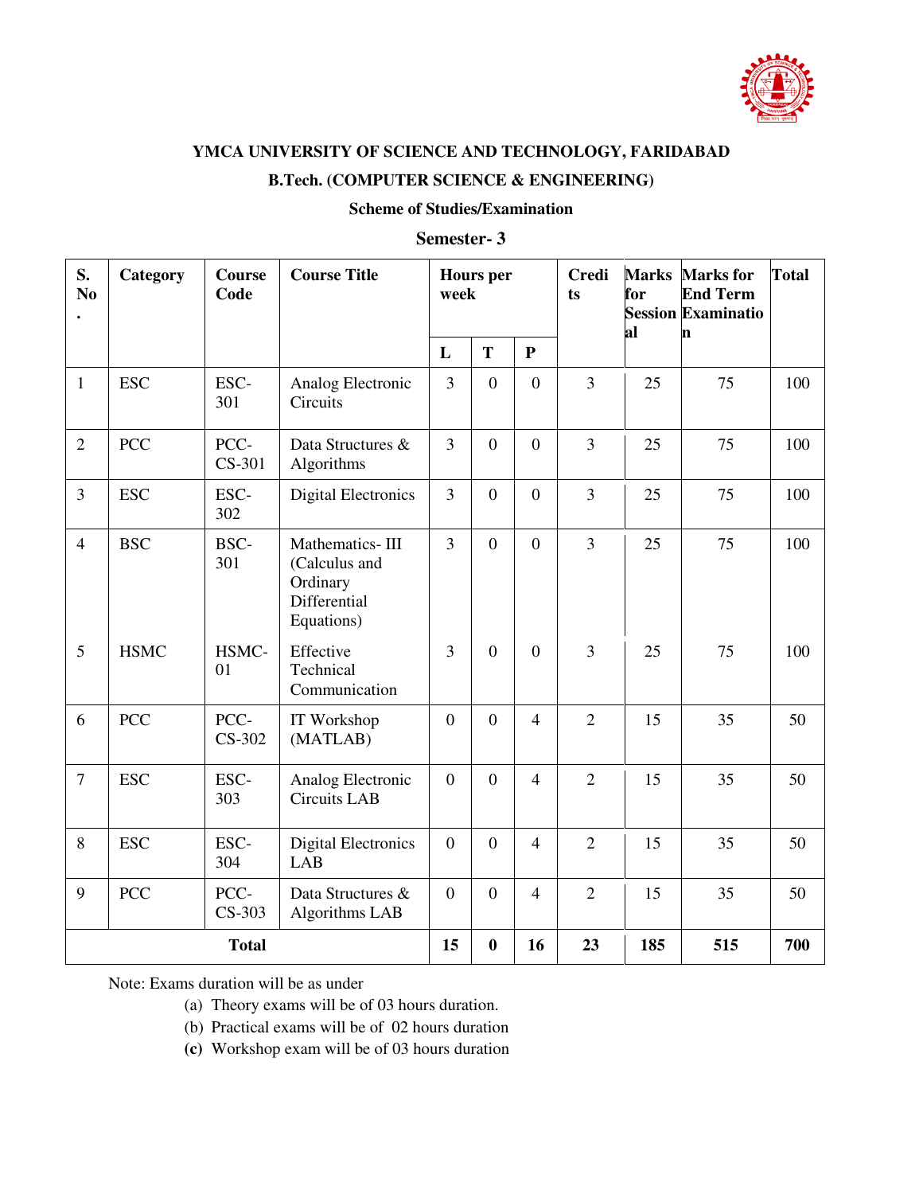**YMCA UNIVERSITY OF SCIENCE AND TECHNOLOGY, FARIDABAD**

**B.Tech. (COMPUTER SCIENCE & ENGINEERING)**

**Scheme of Studies/Examination**

**Semester- 3**

| S. No. | Category | Course Code | Course Title | Hours per week | | | Credits | Marks for Sessional | Marks for End Term Examination | Total |
|---|---|---|---|---|---|---|---|---|---|---|
| | | | | L | T | P | | | | |
| 1 | ESC | ESC-301 | Analog Electronic Circuits | 3 | 0 | 0 | 3 | 25 | 75 | 100 |
| 2 | PCC | PCC-CS-301 | Data Structures & Algorithms | 3 | 0 | 0 | 3 | 25 | 75 | 100 |
| 3 | ESC | ESC-302 | Digital Electronics | 3 | 0 | 0 | 3 | 25 | 75 | 100 |
| 4 | BSC | BSC-301 | Mathematics- III (Calculus and Ordinary Differential Equations) | 3 | 0 | 0 | 3 | 25 | 75 | 100 |
| 5 | HSMC | HSMC-01 | Effective Technical Communication | 3 | 0 | 0 | 3 | 25 | 75 | 100 |
| 6 | PCC | PCC-CS-302 | IT Workshop (MATLAB) | 0 | 0 | 4 | 2 | 15 | 35 | 50 |
| 7 | ESC | ESC-303 | Analog Electronic Circuits LAB | 0 | 0 | 4 | 2 | 15 | 35 | 50 |
| 8 | ESC | ESC-304 | Digital Electronics LAB | 0 | 0 | 4 | 2 | 15 | 35 | 50 |
| 9 | PCC | PCC-CS-303 | Data Structures & Algorithms LAB | 0 | 0 | 4 | 2 | 15 | 35 | 50 |
| **Total** | | | | **15** | **0** | **16** | **23** | **185** | **515** | **700** |

Note: Exams duration will be as under

(a) Theory exams will be of 03 hours duration.

(b) Practical exams will be of 02 hours duration

**(c)** Workshop exam will be of 03 hours duration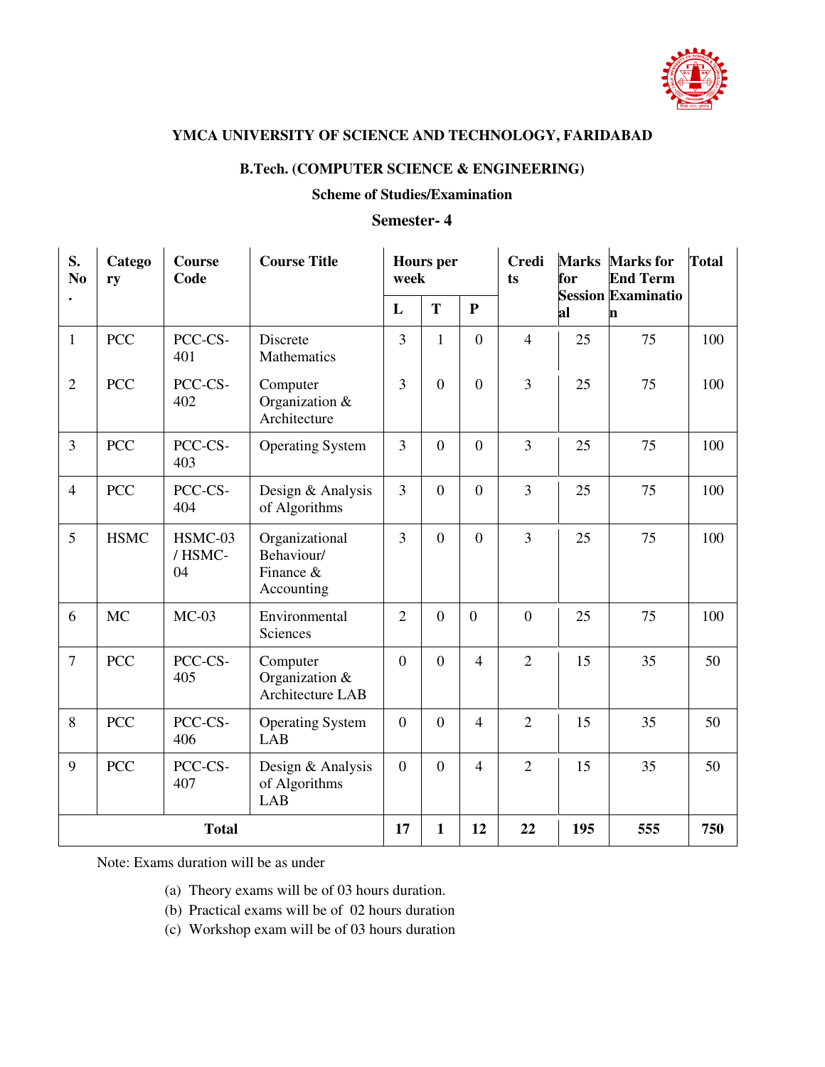**YMCA UNIVERSITY OF SCIENCE AND TECHNOLOGY, FARIDABAD**

**B.Tech. (COMPUTER SCIENCE & ENGINEERING)**

**Scheme of Studies/Examination**

**Semester- 4**

| S. No. | Category | Course Code | Course Title | Hours per week | | | Credits | Marks for Sessional | Marks for End Term Examination | Total |
|---|---|---|---|---|---|---|---|---|---|---|
| | | | | L | T | P | | | | |
| 1 | PCC | PCC-CS-401 | Discrete Mathematics | 3 | 1 | 0 | 4 | 25 | 75 | 100 |
| 2 | PCC | PCC-CS-402 | Computer Organization & Architecture | 3 | 0 | 0 | 3 | 25 | 75 | 100 |
| 3 | PCC | PCC-CS-403 | Operating System | 3 | 0 | 0 | 3 | 25 | 75 | 100 |
| 4 | PCC | PCC-CS-404 | Design & Analysis of Algorithms | 3 | 0 | 0 | 3 | 25 | 75 | 100 |
| 5 | HSMC | HSMC-03 / HSMC-04 | Organizational Behaviour/ Finance & Accounting | 3 | 0 | 0 | 3 | 25 | 75 | 100 |
| 6 | MC | MC-03 | Environmental Sciences | 2 | 0 | 0 | 0 | 25 | 75 | 100 |
| 7 | PCC | PCC-CS-405 | Computer Organization & Architecture LAB | 0 | 0 | 4 | 2 | 15 | 35 | 50 |
| 8 | PCC | PCC-CS-406 | Operating System LAB | 0 | 0 | 4 | 2 | 15 | 35 | 50 |
| 9 | PCC | PCC-CS-407 | Design & Analysis of Algorithms LAB | 0 | 0 | 4 | 2 | 15 | 35 | 50 |
| **Total** | | | | **17** | **1** | **12** | **22** | **195** | **555** | **750** |

Note: Exams duration will be as under

(a) Theory exams will be of 03 hours duration.
(b) Practical exams will be of 02 hours duration
(c) Workshop exam will be of 03 hours duration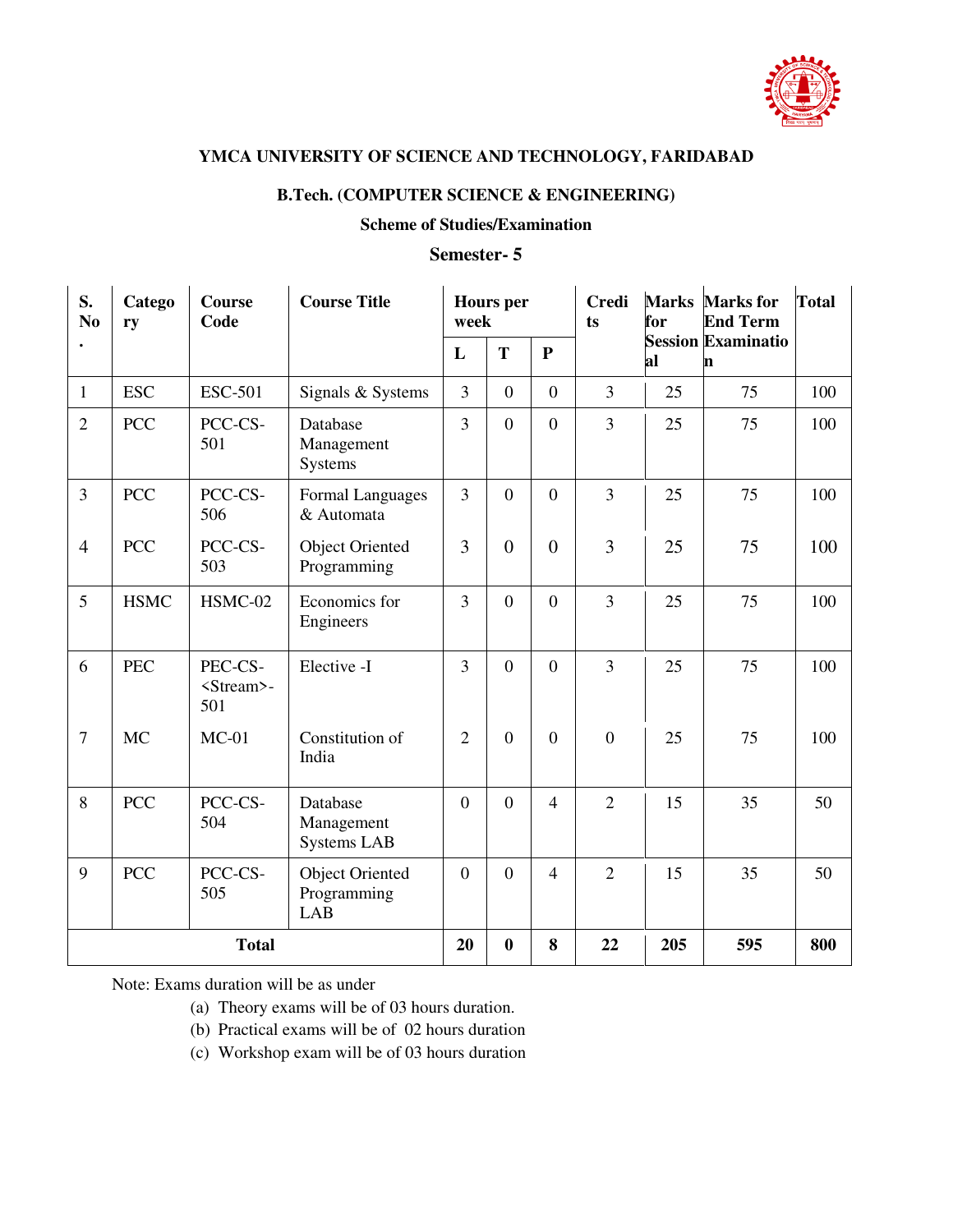**YMCA UNIVERSITY OF SCIENCE AND TECHNOLOGY, FARIDABAD**

**B.Tech. (COMPUTER SCIENCE & ENGINEERING)**

**Scheme of Studies/Examination**

**Semester- 5**

| S. No. | Category | Course Code | Course Title | Hours per week | | | Credits | Marks for Sessional | Marks for End Term Examination | Total |
|---|---|---|---|---|---|---|---|---|---|---|
| | | | | L | T | P | | | | |
| 1 | ESC | ESC-501 | Signals & Systems | 3 | 0 | 0 | 3 | 25 | 75 | 100 |
| 2 | PCC | PCC-CS-501 | Database Management Systems | 3 | 0 | 0 | 3 | 25 | 75 | 100 |
| 3 | PCC | PCC-CS-506 | Formal Languages & Automata | 3 | 0 | 0 | 3 | 25 | 75 | 100 |
| 4 | PCC | PCC-CS-503 | Object Oriented Programming | 3 | 0 | 0 | 3 | 25 | 75 | 100 |
| 5 | HSMC | HSMC-02 | Economics for Engineers | 3 | 0 | 0 | 3 | 25 | 75 | 100 |
| 6 | PEC | PEC-CS-<Stream>-501 | Elective -I | 3 | 0 | 0 | 3 | 25 | 75 | 100 |
| 7 | MC | MC-01 | Constitution of India | 2 | 0 | 0 | 0 | 25 | 75 | 100 |
| 8 | PCC | PCC-CS-504 | Database Management Systems LAB | 0 | 0 | 4 | 2 | 15 | 35 | 50 |
| 9 | PCC | PCC-CS-505 | Object Oriented Programming LAB | 0 | 0 | 4 | 2 | 15 | 35 | 50 |
| **Total** | | | | **20** | **0** | **8** | **22** | **205** | **595** | **800** |

Note: Exams duration will be as under

(a) Theory exams will be of 03 hours duration.
(b) Practical exams will be of 02 hours duration
(c) Workshop exam will be of 03 hours duration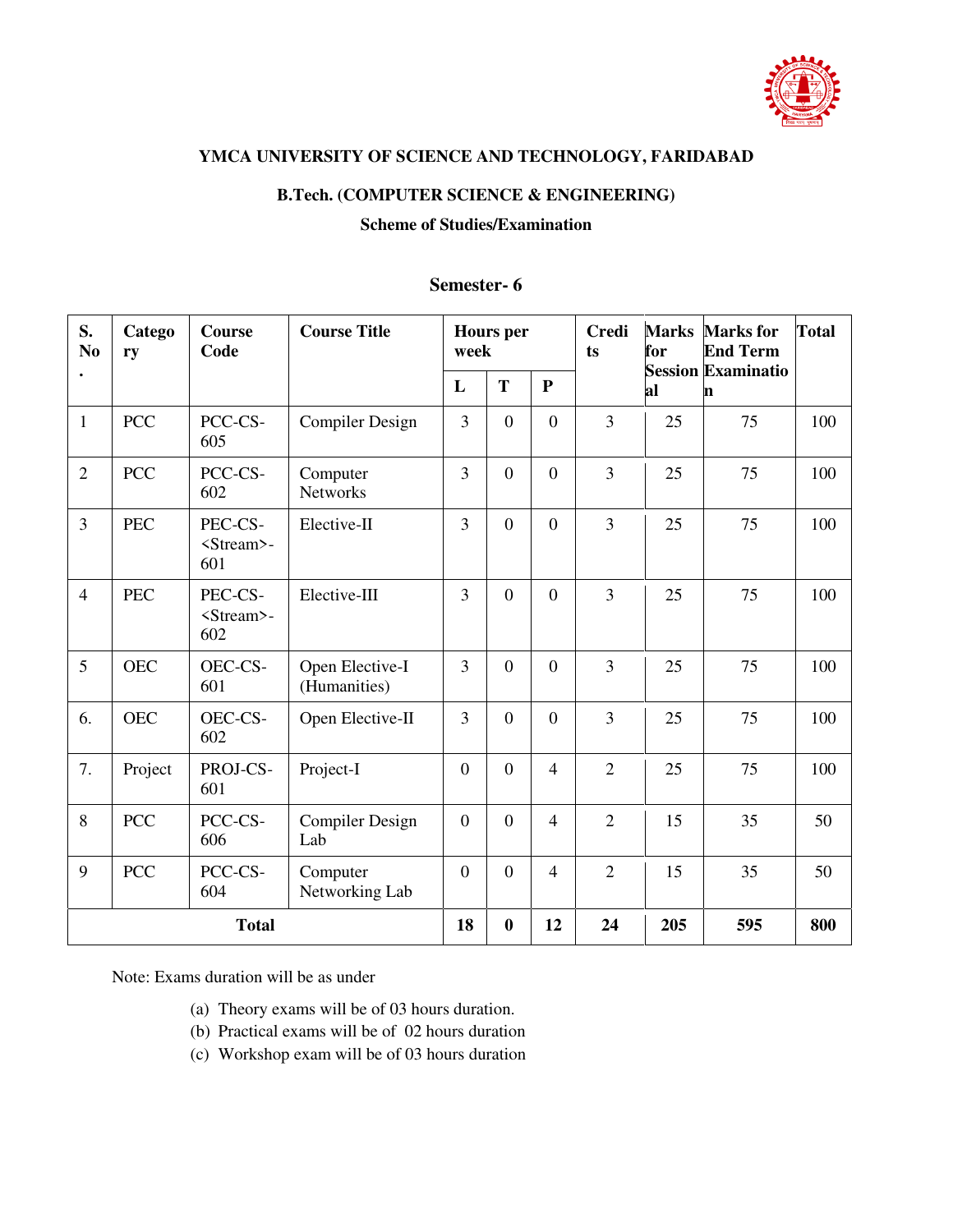# YMCA UNIVERSITY OF SCIENCE AND TECHNOLOGY, FARIDABAD

## B.Tech. (COMPUTER SCIENCE & ENGINEERING)

### Scheme of Studies/Examination

### Semester- 6

| S. No. | Category | Course Code | Course Title | Hours per week | | | Credits | Marks for Sessional | Marks for End Term Examination | Total |
|---|---|---|---|---|---|---|---|---|---|---|
| | | | | L | T | P | | | | |
| 1 | PCC | PCC-CS-605 | Compiler Design | 3 | 0 | 0 | 3 | 25 | 75 | 100 |
| 2 | PCC | PCC-CS-602 | Computer Networks | 3 | 0 | 0 | 3 | 25 | 75 | 100 |
| 3 | PEC | PEC-CS-<Stream>-601 | Elective-II | 3 | 0 | 0 | 3 | 25 | 75 | 100 |
| 4 | PEC | PEC-CS-<Stream>-602 | Elective-III | 3 | 0 | 0 | 3 | 25 | 75 | 100 |
| 5 | OEC | OEC-CS-601 | Open Elective-I (Humanities) | 3 | 0 | 0 | 3 | 25 | 75 | 100 |
| 6. | OEC | OEC-CS-602 | Open Elective-II | 3 | 0 | 0 | 3 | 25 | 75 | 100 |
| 7. | Project | PROJ-CS-601 | Project-I | 0 | 0 | 4 | 2 | 25 | 75 | 100 |
| 8 | PCC | PCC-CS-606 | Compiler Design Lab | 0 | 0 | 4 | 2 | 15 | 35 | 50 |
| 9 | PCC | PCC-CS-604 | Computer Networking Lab | 0 | 0 | 4 | 2 | 15 | 35 | 50 |
| **Total** | | | | **18** | **0** | **12** | **24** | **205** | **595** | **800** |

Note: Exams duration will be as under

(a) Theory exams will be of 03 hours duration.
(b) Practical exams will be of 02 hours duration
(c) Workshop exam will be of 03 hours duration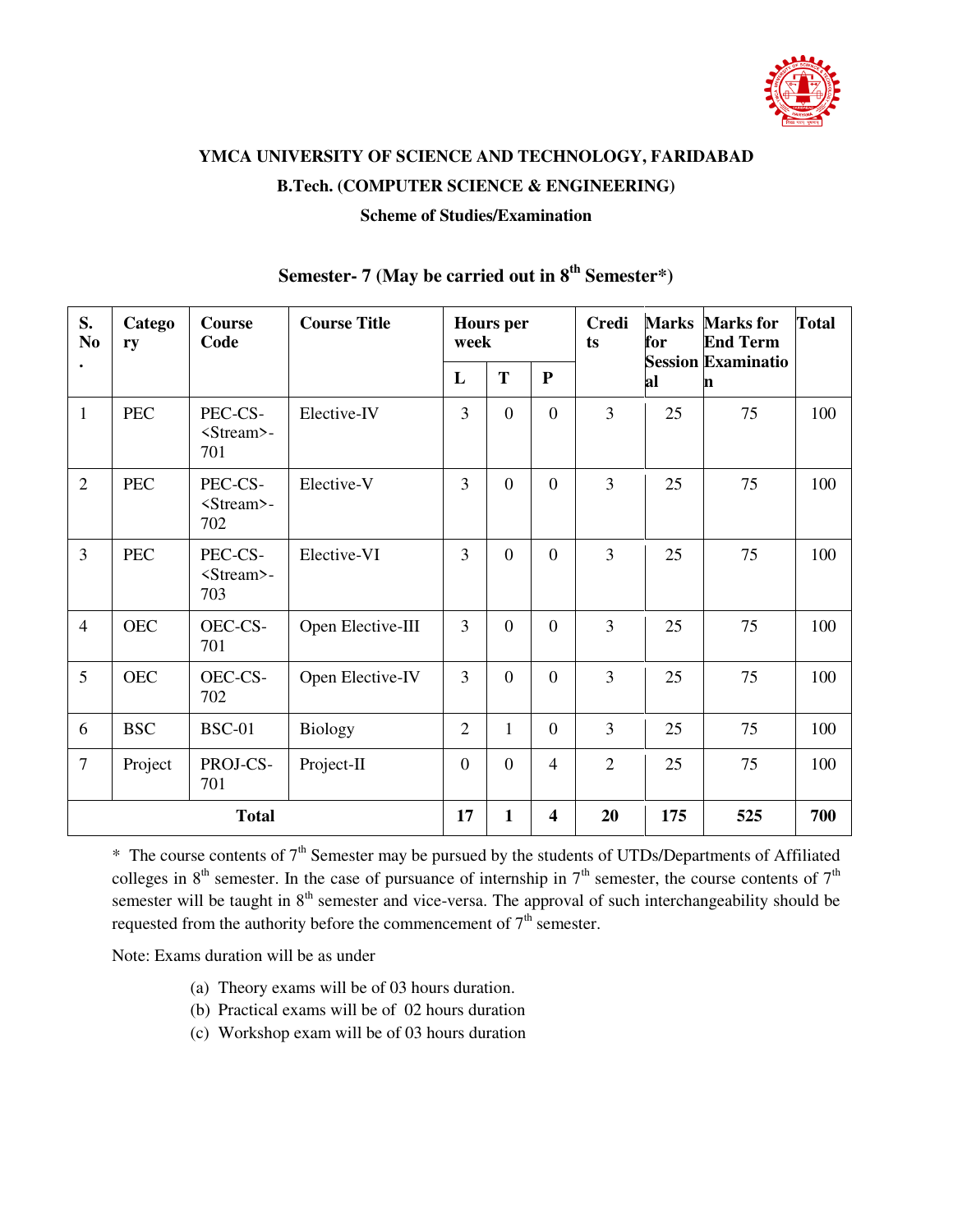**YMCA UNIVERSITY OF SCIENCE AND TECHNOLOGY, FARIDABAD**

**B.Tech. (COMPUTER SCIENCE & ENGINEERING)**

**Scheme of Studies/Examination**

## Semester- 7 (May be carried out in 8th Semester*)

| S. No. | Category | Course Code | Course Title | Hours per week | | | Credits | Marks for Sessional | Marks for End Term Examination | Total |
|---|---|---|---|---|---|---|---|---|---|---|
| | | | | L | T | P | | | | |
| 1 | PEC | PEC-CS-<Stream>-701 | Elective-IV | 3 | 0 | 0 | 3 | 25 | 75 | 100 |
| 2 | PEC | PEC-CS-<Stream>-702 | Elective-V | 3 | 0 | 0 | 3 | 25 | 75 | 100 |
| 3 | PEC | PEC-CS-<Stream>-703 | Elective-VI | 3 | 0 | 0 | 3 | 25 | 75 | 100 |
| 4 | OEC | OEC-CS-701 | Open Elective-III | 3 | 0 | 0 | 3 | 25 | 75 | 100 |
| 5 | OEC | OEC-CS-702 | Open Elective-IV | 3 | 0 | 0 | 3 | 25 | 75 | 100 |
| 6 | BSC | BSC-01 | Biology | 2 | 1 | 0 | 3 | 25 | 75 | 100 |
| 7 | Project | PROJ-CS-701 | Project-II | 0 | 0 | 4 | 2 | 25 | 75 | 100 |
| **Total** | | | | **17** | **1** | **4** | **20** | **175** | **525** | **700** |

* The course contents of 7th Semester may be pursued by the students of UTDs/Departments of Affiliated colleges in 8th semester. In the case of pursuance of internship in 7th semester, the course contents of 7th semester will be taught in 8th semester and vice-versa. The approval of such interchangeability should be requested from the authority before the commencement of 7th semester.

Note: Exams duration will be as under

(a) Theory exams will be of 03 hours duration.
(b) Practical exams will be of 02 hours duration
(c) Workshop exam will be of 03 hours duration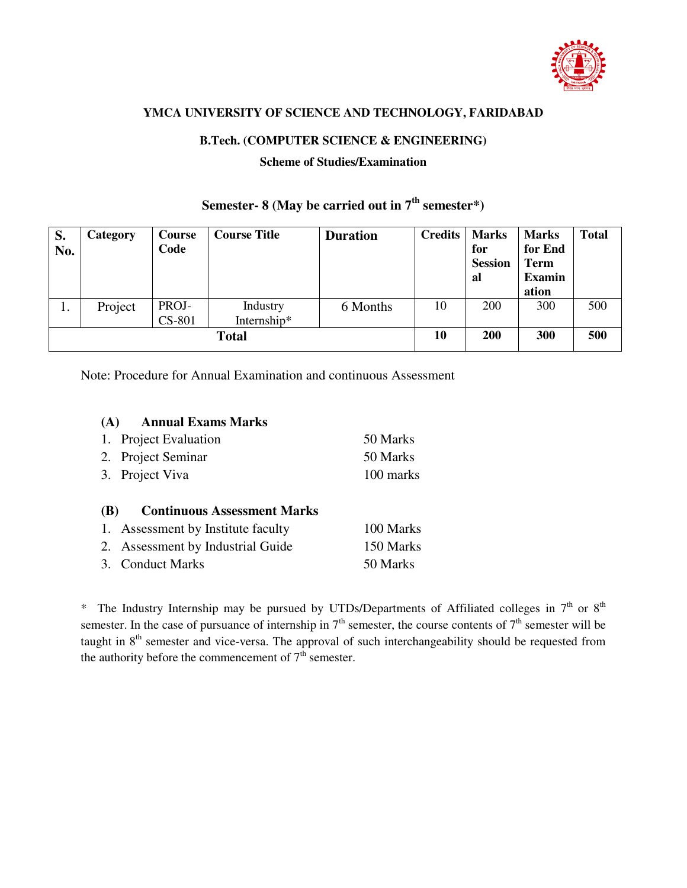**YMCA UNIVERSITY OF SCIENCE AND TECHNOLOGY, FARIDABAD**

**B.Tech. (COMPUTER SCIENCE & ENGINEERING)**

**Scheme of Studies/Examination**

## Semester- 8 (May be carried out in 7th semester*)

| S. No. | Category | Course Code | Course Title | Duration | Credits | Marks for Sessional | Marks for End Term Examination | Total |
|---|---|---|---|---|---|---|---|---|
| 1. | Project | PROJ-CS-801 | Industry Internship* | 6 Months | 10 | 200 | 300 | 500 |
| **Total** | | | | | **10** | **200** | **300** | **500** |

Note: Procedure for Annual Examination and continuous Assessment

**(A) Annual Exams Marks**

1. Project Evaluation — 50 Marks
2. Project Seminar — 50 Marks
3. Project Viva — 100 marks

**(B) Continuous Assessment Marks**

1. Assessment by Institute faculty — 100 Marks
2. Assessment by Industrial Guide — 150 Marks
3. Conduct Marks — 50 Marks

* The Industry Internship may be pursued by UTDs/Departments of Affiliated colleges in 7th or 8th semester. In the case of pursuance of internship in 7th semester, the course contents of 7th semester will be taught in 8th semester and vice-versa. The approval of such interchangeability should be requested from the authority before the commencement of 7th semester.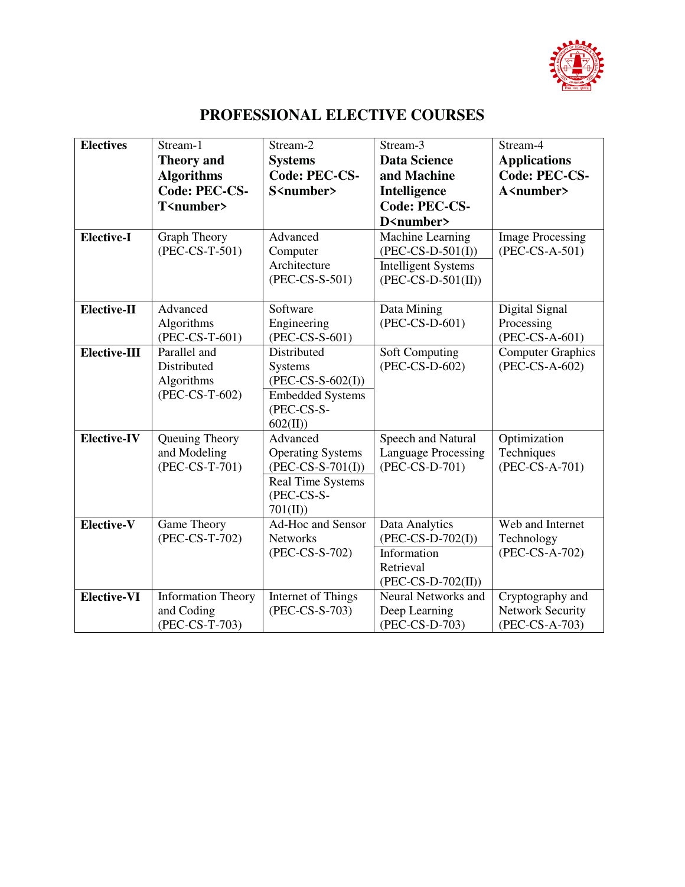# PROFESSIONAL ELECTIVE COURSES

| Electives | Stream-1 **Theory and Algorithms Code: PEC-CS-T<number>** | Stream-2 **Systems Code: PEC-CS-S<number>** | Stream-3 **Data Science and Machine Intelligence Code: PEC-CS-D<number>** | Stream-4 **Applications Code: PEC-CS-A<number>** |
|---|---|---|---|---|
| **Elective-I** | Graph Theory (PEC-CS-T-501) | Advanced Computer Architecture (PEC-CS-S-501) | Machine Learning (PEC-CS-D-501(I))<br>Intelligent Systems (PEC-CS-D-501(II)) | Image Processing (PEC-CS-A-501) |
| **Elective-II** | Advanced Algorithms (PEC-CS-T-601) | Software Engineering (PEC-CS-S-601) | Data Mining (PEC-CS-D-601) | Digital Signal Processing (PEC-CS-A-601) |
| **Elective-III** | Parallel and Distributed Algorithms (PEC-CS-T-602) | Distributed Systems (PEC-CS-S-602(I))<br>Embedded Systems (PEC-CS-S-602(II)) | Soft Computing (PEC-CS-D-602) | Computer Graphics (PEC-CS-A-602) |
| **Elective-IV** | Queuing Theory and Modeling (PEC-CS-T-701) | Advanced Operating Systems (PEC-CS-S-701(I))<br>Real Time Systems (PEC-CS-S-701(II)) | Speech and Natural Language Processing (PEC-CS-D-701) | Optimization Techniques (PEC-CS-A-701) |
| **Elective-V** | Game Theory (PEC-CS-T-702) | Ad-Hoc and Sensor Networks (PEC-CS-S-702) | Data Analytics (PEC-CS-D-702(I))<br>Information Retrieval (PEC-CS-D-702(II)) | Web and Internet Technology (PEC-CS-A-702) |
| **Elective-VI** | Information Theory and Coding (PEC-CS-T-703) | Internet of Things (PEC-CS-S-703) | Neural Networks and Deep Learning (PEC-CS-D-703) | Cryptography and Network Security (PEC-CS-A-703) |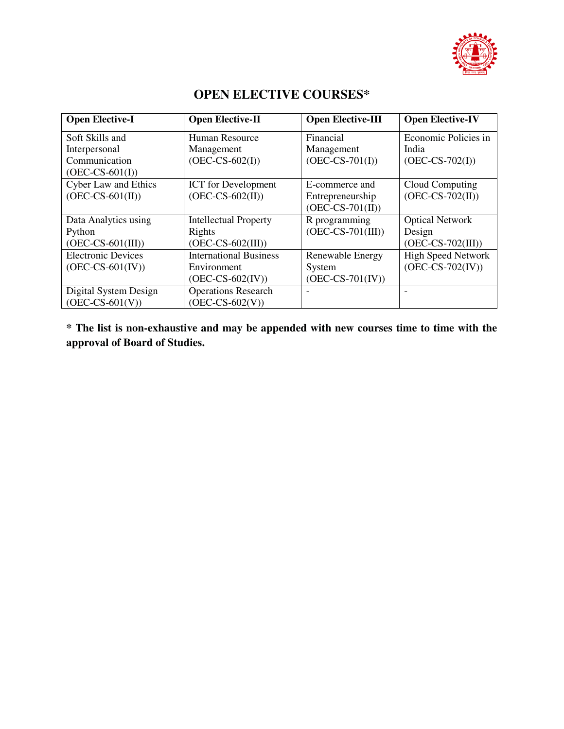# OPEN ELECTIVE COURSES*

| Open Elective-I | Open Elective-II | Open Elective-III | Open Elective-IV |
|---|---|---|---|
| Soft Skills and Interpersonal Communication (OEC-CS-601(I)) | Human Resource Management (OEC-CS-602(I)) | Financial Management (OEC-CS-701(I)) | Economic Policies in India (OEC-CS-702(I)) |
| Cyber Law and Ethics (OEC-CS-601(II)) | ICT for Development (OEC-CS-602(II)) | E-commerce and Entrepreneurship (OEC-CS-701(II)) | Cloud Computing (OEC-CS-702(II)) |
| Data Analytics using Python (OEC-CS-601(III)) | Intellectual Property Rights (OEC-CS-602(III)) | R programming (OEC-CS-701(III)) | Optical Network Design (OEC-CS-702(III)) |
| Electronic Devices (OEC-CS-601(IV)) | International Business Environment (OEC-CS-602(IV)) | Renewable Energy System (OEC-CS-701(IV)) | High Speed Network (OEC-CS-702(IV)) |
| Digital System Design (OEC-CS-601(V)) | Operations Research (OEC-CS-602(V)) | - | - |

**\* The list is non-exhaustive and may be appended with new courses time to time with the approval of Board of Studies.**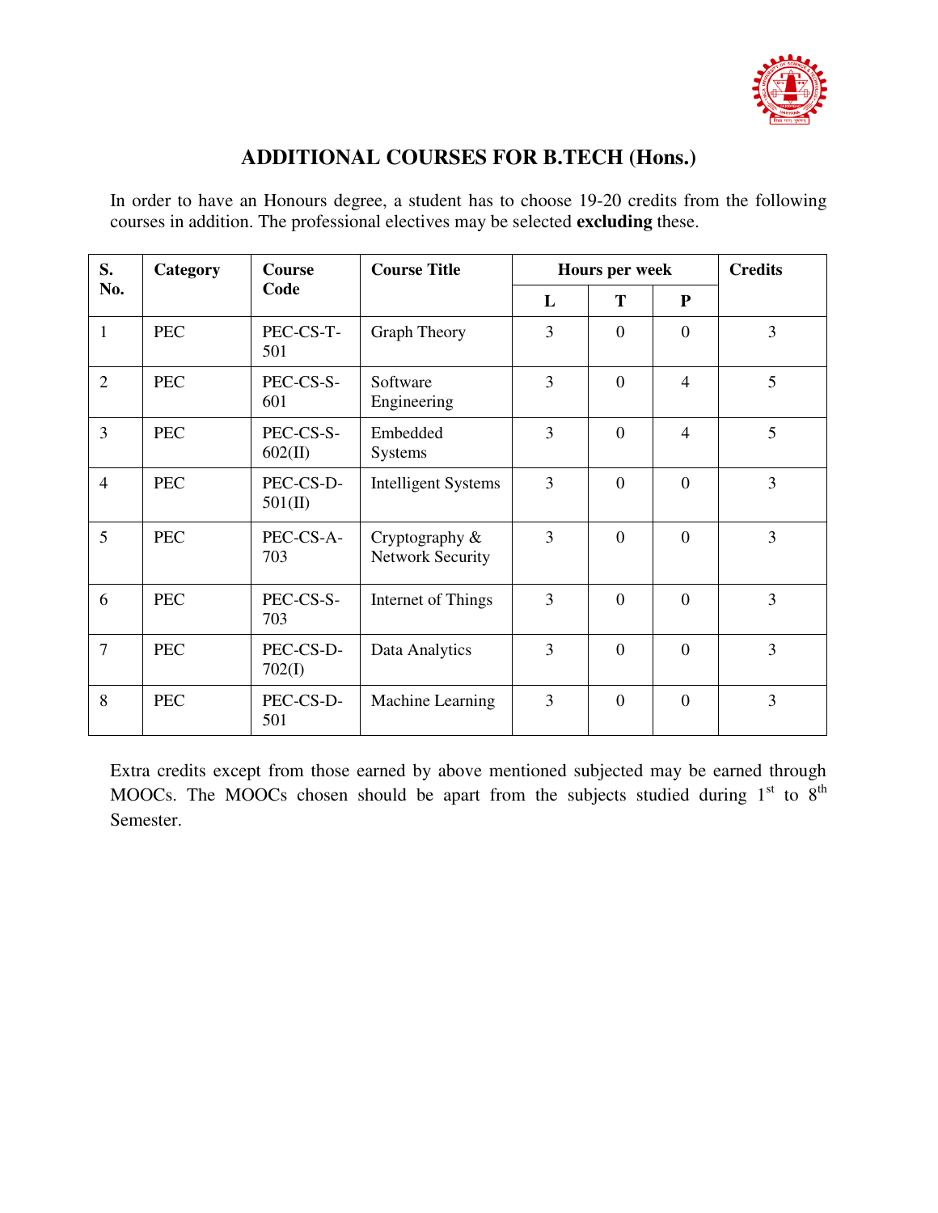# ADDITIONAL COURSES FOR B.TECH (Hons.)

In order to have an Honours degree, a student has to choose 19-20 credits from the following courses in addition. The professional electives may be selected **excluding** these.

| S. No. | Category | Course Code | Course Title | Hours per week | | | Credits |
|---|---|---|---|---|---|---|---|
| | | | | L | T | P | |
| 1 | PEC | PEC-CS-T-501 | Graph Theory | 3 | 0 | 0 | 3 |
| 2 | PEC | PEC-CS-S-601 | Software Engineering | 3 | 0 | 4 | 5 |
| 3 | PEC | PEC-CS-S-602(II) | Embedded Systems | 3 | 0 | 4 | 5 |
| 4 | PEC | PEC-CS-D-501(II) | Intelligent Systems | 3 | 0 | 0 | 3 |
| 5 | PEC | PEC-CS-A-703 | Cryptography & Network Security | 3 | 0 | 0 | 3 |
| 6 | PEC | PEC-CS-S-703 | Internet of Things | 3 | 0 | 0 | 3 |
| 7 | PEC | PEC-CS-D-702(I) | Data Analytics | 3 | 0 | 0 | 3 |
| 8 | PEC | PEC-CS-D-501 | Machine Learning | 3 | 0 | 0 | 3 |

Extra credits except from those earned by above mentioned subjected may be earned through MOOCs. The MOOCs chosen should be apart from the subjects studied during 1st to 8th Semester.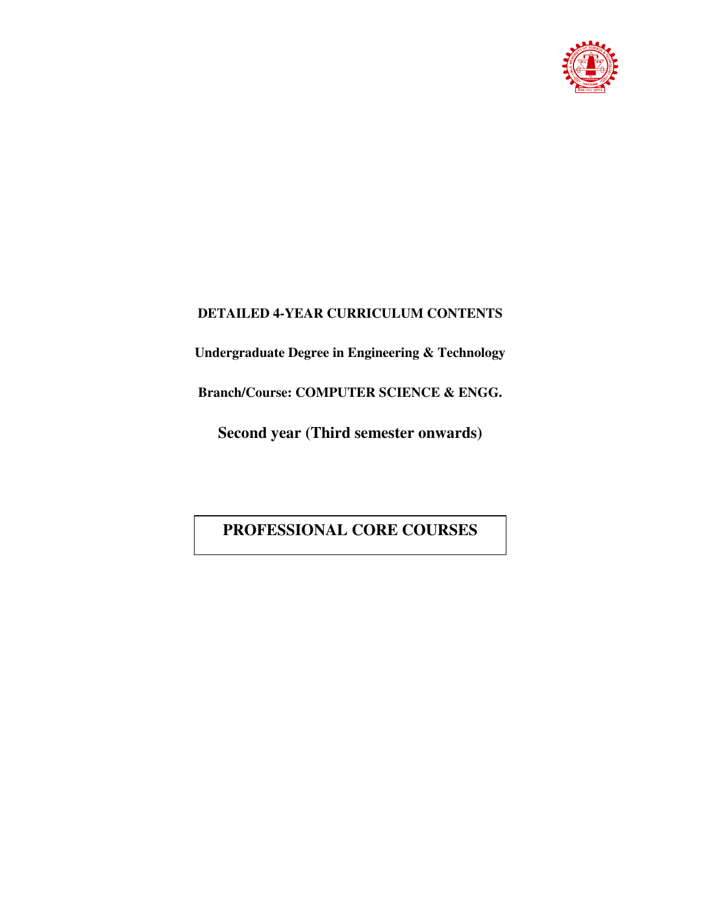**DETAILED 4-YEAR CURRICULUM CONTENTS**

**Undergraduate Degree in Engineering & Technology**

**Branch/Course: COMPUTER SCIENCE & ENGG.**

**Second year (Third semester onwards)**

# PROFESSIONAL CORE COURSES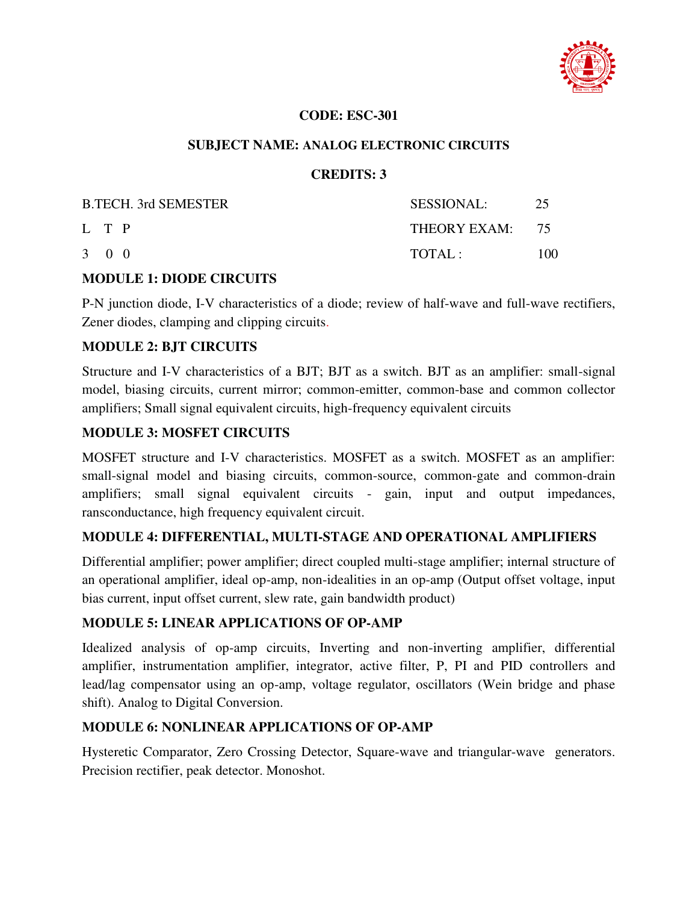**CODE: ESC-301**

**SUBJECT NAME: ANALOG ELECTRONIC CIRCUITS**

**CREDITS: 3**

| B.TECH. 3rd SEMESTER | SESSIONAL: | 25 |
|---|---|---|
| L T P | THEORY EXAM: | 75 |
| 3 0 0 | TOTAL : | 100 |

**MODULE 1: DIODE CIRCUITS**

P-N junction diode, I-V characteristics of a diode; review of half-wave and full-wave rectifiers, Zener diodes, clamping and clipping circuits.

**MODULE 2: BJT CIRCUITS**

Structure and I-V characteristics of a BJT; BJT as a switch. BJT as an amplifier: small-signal model, biasing circuits, current mirror; common-emitter, common-base and common collector amplifiers; Small signal equivalent circuits, high-frequency equivalent circuits

**MODULE 3: MOSFET CIRCUITS**

MOSFET structure and I-V characteristics. MOSFET as a switch. MOSFET as an amplifier: small-signal model and biasing circuits, common-source, common-gate and common-drain amplifiers; small signal equivalent circuits - gain, input and output impedances, ransconductance, high frequency equivalent circuit.

**MODULE 4: DIFFERENTIAL, MULTI-STAGE AND OPERATIONAL AMPLIFIERS**

Differential amplifier; power amplifier; direct coupled multi-stage amplifier; internal structure of an operational amplifier, ideal op-amp, non-idealities in an op-amp (Output offset voltage, input bias current, input offset current, slew rate, gain bandwidth product)

**MODULE 5: LINEAR APPLICATIONS OF OP-AMP**

Idealized analysis of op-amp circuits, Inverting and non-inverting amplifier, differential amplifier, instrumentation amplifier, integrator, active filter, P, PI and PID controllers and lead/lag compensator using an op-amp, voltage regulator, oscillators (Wein bridge and phase shift). Analog to Digital Conversion.

**MODULE 6: NONLINEAR APPLICATIONS OF OP-AMP**

Hysteretic Comparator, Zero Crossing Detector, Square-wave and triangular-wave generators. Precision rectifier, peak detector. Monoshot.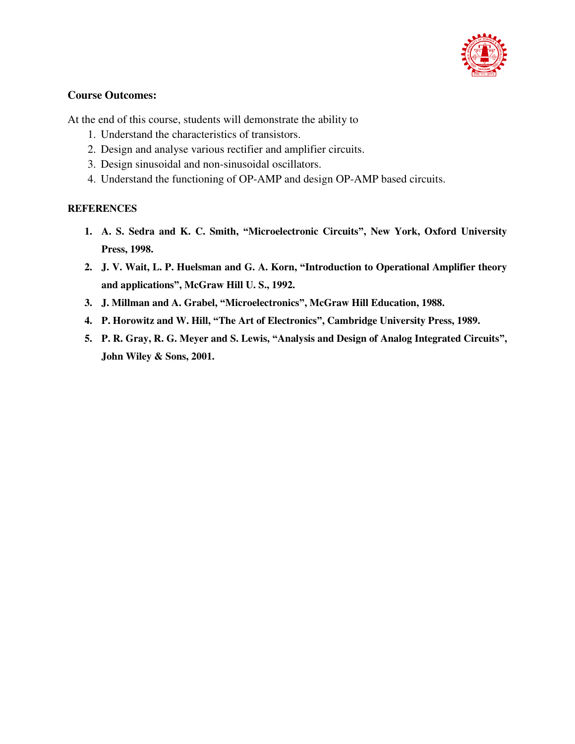**Course Outcomes:**

At the end of this course, students will demonstrate the ability to

1. Understand the characteristics of transistors.
2. Design and analyse various rectifier and amplifier circuits.
3. Design sinusoidal and non-sinusoidal oscillators.
4. Understand the functioning of OP-AMP and design OP-AMP based circuits.

**REFERENCES**

1. **A. S. Sedra and K. C. Smith, "Microelectronic Circuits", New York, Oxford University Press, 1998.**
2. **J. V. Wait, L. P. Huelsman and G. A. Korn, "Introduction to Operational Amplifier theory and applications", McGraw Hill U. S., 1992.**
3. **J. Millman and A. Grabel, "Microelectronics", McGraw Hill Education, 1988.**
4. **P. Horowitz and W. Hill, "The Art of Electronics", Cambridge University Press, 1989.**
5. **P. R. Gray, R. G. Meyer and S. Lewis, "Analysis and Design of Analog Integrated Circuits", John Wiley & Sons, 2001.**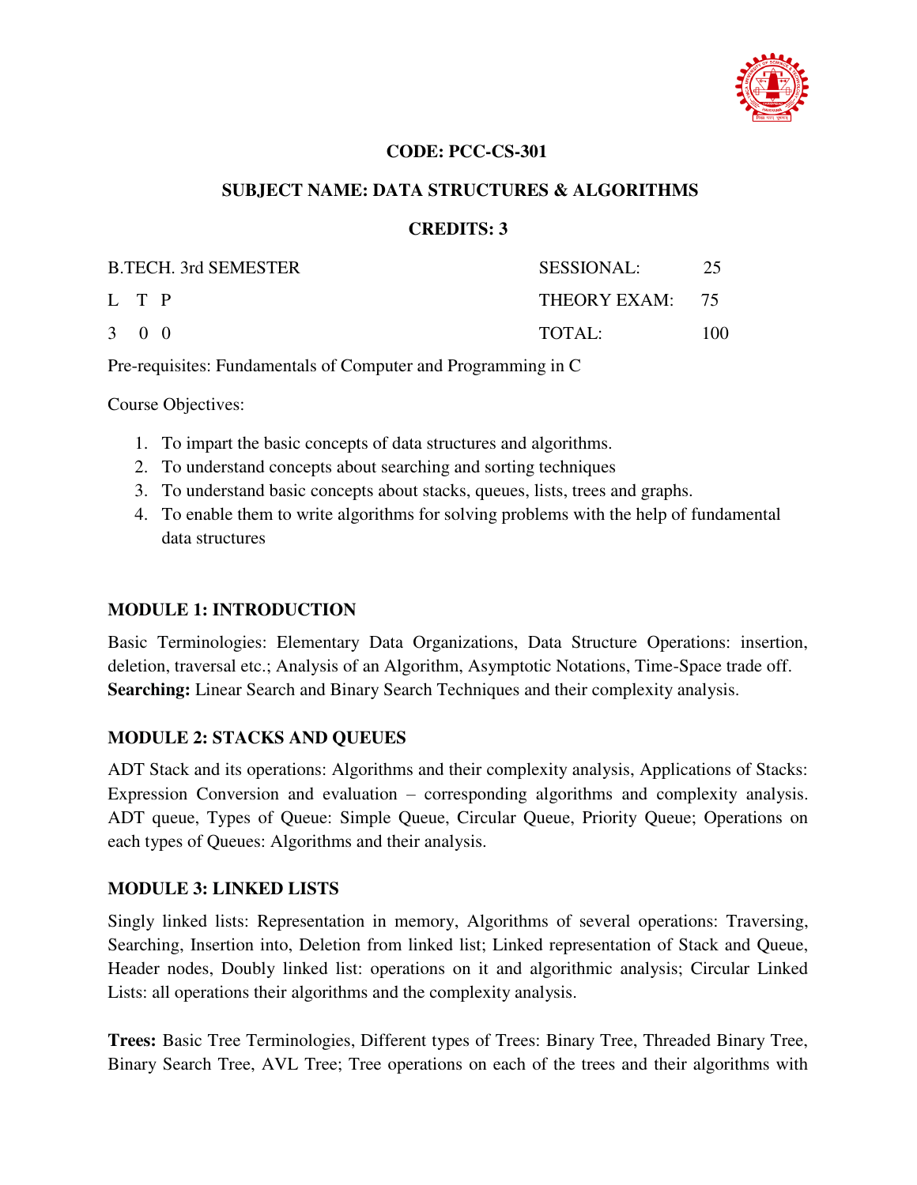**CODE: PCC-CS-301**

**SUBJECT NAME: DATA STRUCTURES & ALGORITHMS**

**CREDITS: 3**

| B.TECH. 3rd SEMESTER | SESSIONAL: 25 |
|---|---|
| L T P | THEORY EXAM: 75 |
| 3 0 0 | TOTAL: 100 |

Pre-requisites: Fundamentals of Computer and Programming in C

Course Objectives:

1. To impart the basic concepts of data structures and algorithms.
2. To understand concepts about searching and sorting techniques
3. To understand basic concepts about stacks, queues, lists, trees and graphs.
4. To enable them to write algorithms for solving problems with the help of fundamental data structures

**MODULE 1: INTRODUCTION**

Basic Terminologies: Elementary Data Organizations, Data Structure Operations: insertion, deletion, traversal etc.; Analysis of an Algorithm, Asymptotic Notations, Time-Space trade off. **Searching:** Linear Search and Binary Search Techniques and their complexity analysis.

**MODULE 2: STACKS AND QUEUES**

ADT Stack and its operations: Algorithms and their complexity analysis, Applications of Stacks: Expression Conversion and evaluation – corresponding algorithms and complexity analysis. ADT queue, Types of Queue: Simple Queue, Circular Queue, Priority Queue; Operations on each types of Queues: Algorithms and their analysis.

**MODULE 3: LINKED LISTS**

Singly linked lists: Representation in memory, Algorithms of several operations: Traversing, Searching, Insertion into, Deletion from linked list; Linked representation of Stack and Queue, Header nodes, Doubly linked list: operations on it and algorithmic analysis; Circular Linked Lists: all operations their algorithms and the complexity analysis.

**Trees:** Basic Tree Terminologies, Different types of Trees: Binary Tree, Threaded Binary Tree, Binary Search Tree, AVL Tree; Tree operations on each of the trees and their algorithms with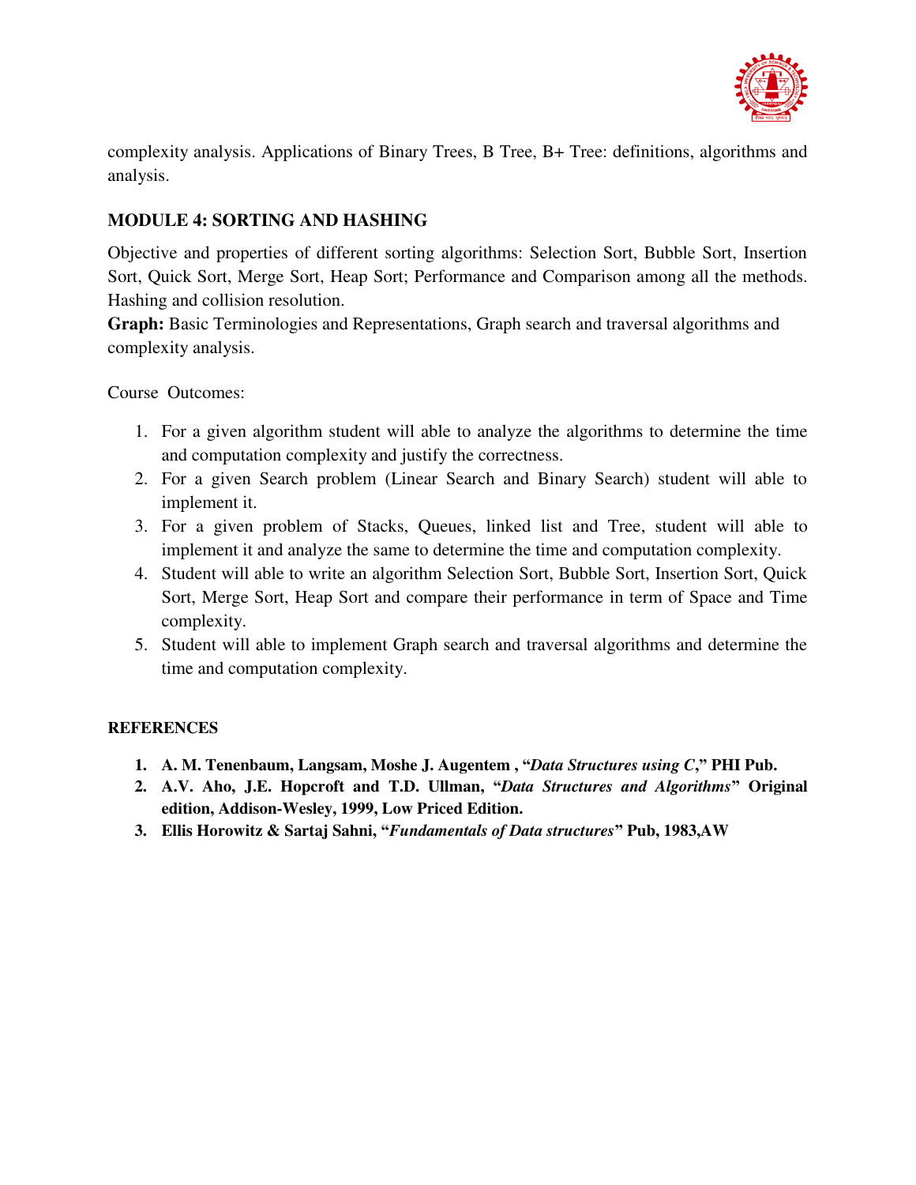complexity analysis. Applications of Binary Trees, B Tree, B+ Tree: definitions, algorithms and analysis.

## MODULE 4: SORTING AND HASHING

Objective and properties of different sorting algorithms: Selection Sort, Bubble Sort, Insertion Sort, Quick Sort, Merge Sort, Heap Sort; Performance and Comparison among all the methods. Hashing and collision resolution.

**Graph:** Basic Terminologies and Representations, Graph search and traversal algorithms and complexity analysis.

Course Outcomes:

1. For a given algorithm student will able to analyze the algorithms to determine the time and computation complexity and justify the correctness.
2. For a given Search problem (Linear Search and Binary Search) student will able to implement it.
3. For a given problem of Stacks, Queues, linked list and Tree, student will able to implement it and analyze the same to determine the time and computation complexity.
4. Student will able to write an algorithm Selection Sort, Bubble Sort, Insertion Sort, Quick Sort, Merge Sort, Heap Sort and compare their performance in term of Space and Time complexity.
5. Student will able to implement Graph search and traversal algorithms and determine the time and computation complexity.

**REFERENCES**

1. **A. M. Tenenbaum, Langsam, Moshe J. Augentem , "*Data Structures using C*," PHI Pub.**
2. **A.V. Aho, J.E. Hopcroft and T.D. Ullman, "*Data Structures and Algorithms*" Original edition, Addison-Wesley, 1999, Low Priced Edition.**
3. **Ellis Horowitz & Sartaj Sahni, "*Fundamentals of Data structures*" Pub, 1983,AW**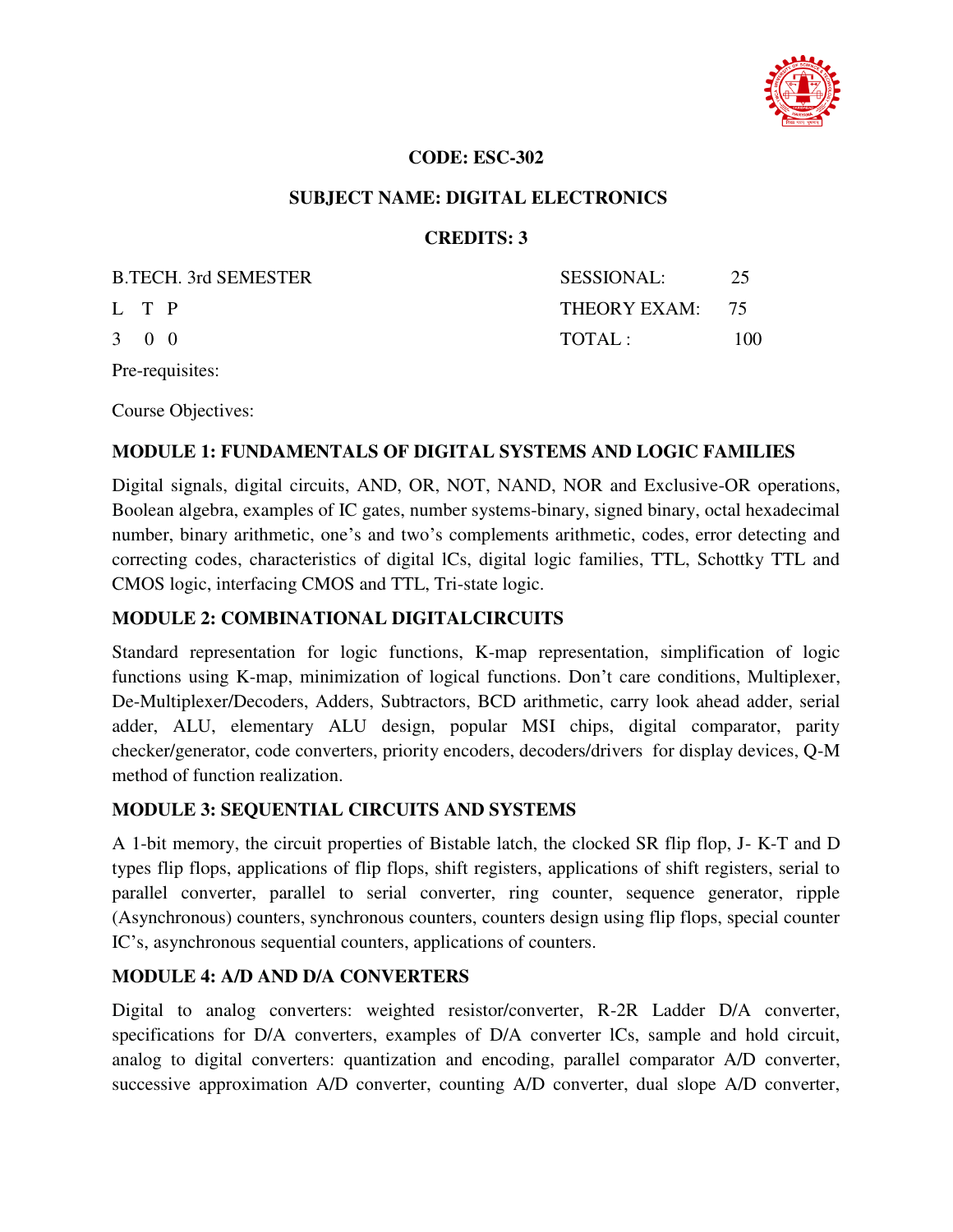**CODE: ESC-302**

**SUBJECT NAME: DIGITAL ELECTRONICS**

**CREDITS: 3**

| B.TECH. 3rd SEMESTER | SESSIONAL: | 25 |
|---|---|---|
| L T P | THEORY EXAM: | 75 |
| 3 0 0 | TOTAL : | 100 |

Pre-requisites:

Course Objectives:

## MODULE 1: FUNDAMENTALS OF DIGITAL SYSTEMS AND LOGIC FAMILIES

Digital signals, digital circuits, AND, OR, NOT, NAND, NOR and Exclusive-OR operations, Boolean algebra, examples of IC gates, number systems-binary, signed binary, octal hexadecimal number, binary arithmetic, one's and two's complements arithmetic, codes, error detecting and correcting codes, characteristics of digital lCs, digital logic families, TTL, Schottky TTL and CMOS logic, interfacing CMOS and TTL, Tri-state logic.

## MODULE 2: COMBINATIONAL DIGITALCIRCUITS

Standard representation for logic functions, K-map representation, simplification of logic functions using K-map, minimization of logical functions. Don't care conditions, Multiplexer, De-Multiplexer/Decoders, Adders, Subtractors, BCD arithmetic, carry look ahead adder, serial adder, ALU, elementary ALU design, popular MSI chips, digital comparator, parity checker/generator, code converters, priority encoders, decoders/drivers for display devices, Q-M method of function realization.

## MODULE 3: SEQUENTIAL CIRCUITS AND SYSTEMS

A 1-bit memory, the circuit properties of Bistable latch, the clocked SR flip flop, J- K-T and D types flip flops, applications of flip flops, shift registers, applications of shift registers, serial to parallel converter, parallel to serial converter, ring counter, sequence generator, ripple (Asynchronous) counters, synchronous counters, counters design using flip flops, special counter IC's, asynchronous sequential counters, applications of counters.

## MODULE 4: A/D AND D/A CONVERTERS

Digital to analog converters: weighted resistor/converter, R-2R Ladder D/A converter, specifications for D/A converters, examples of D/A converter lCs, sample and hold circuit, analog to digital converters: quantization and encoding, parallel comparator A/D converter, successive approximation A/D converter, counting A/D converter, dual slope A/D converter,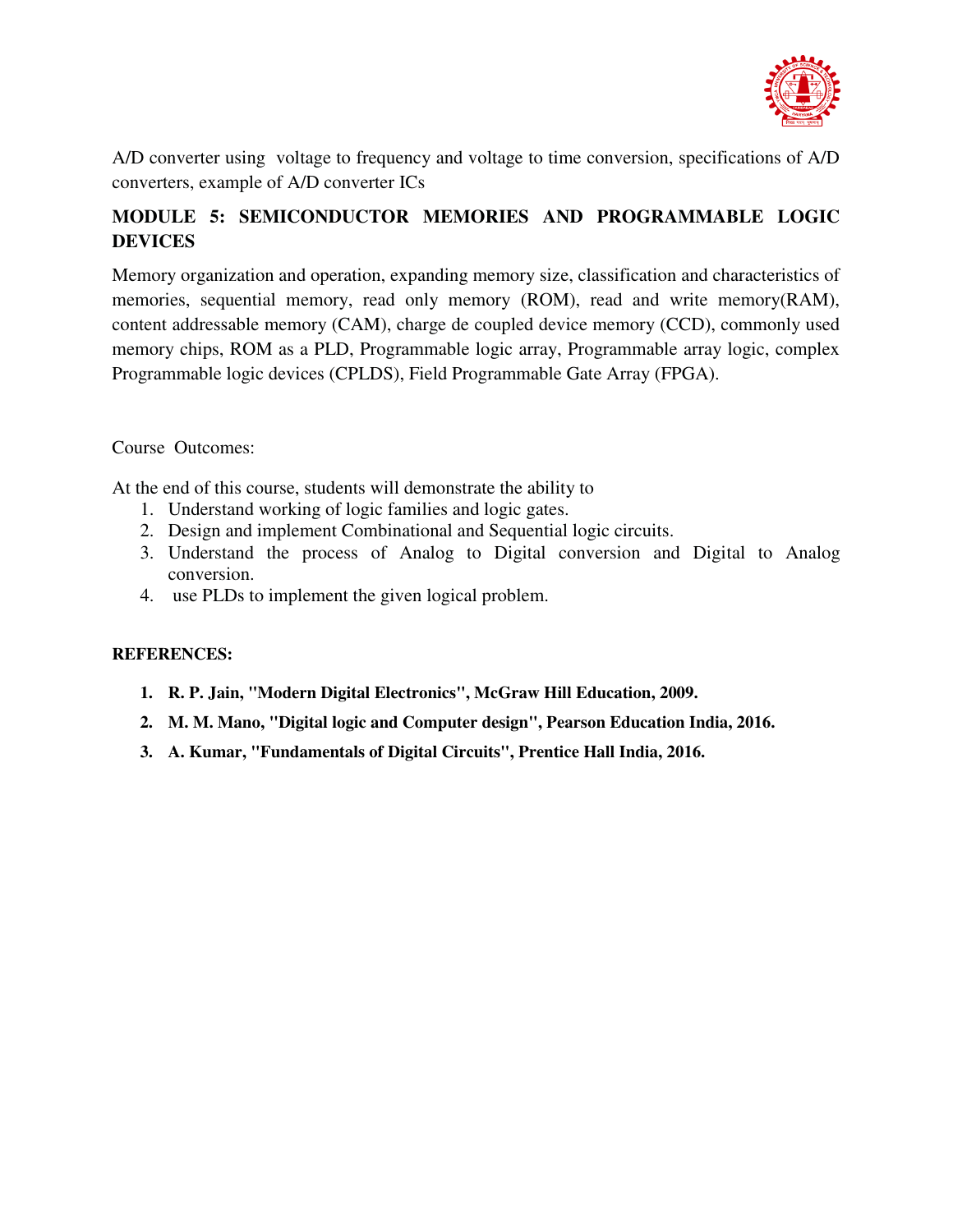A/D converter using voltage to frequency and voltage to time conversion, specifications of A/D converters, example of A/D converter ICs

## MODULE 5: SEMICONDUCTOR MEMORIES AND PROGRAMMABLE LOGIC DEVICES

Memory organization and operation, expanding memory size, classification and characteristics of memories, sequential memory, read only memory (ROM), read and write memory(RAM), content addressable memory (CAM), charge de coupled device memory (CCD), commonly used memory chips, ROM as a PLD, Programmable logic array, Programmable array logic, complex Programmable logic devices (CPLDS), Field Programmable Gate Array (FPGA).

Course Outcomes:

At the end of this course, students will demonstrate the ability to

1. Understand working of logic families and logic gates.
2. Design and implement Combinational and Sequential logic circuits.
3. Understand the process of Analog to Digital conversion and Digital to Analog conversion.
4. use PLDs to implement the given logical problem.

**REFERENCES:**

1. **R. P. Jain, "Modern Digital Electronics", McGraw Hill Education, 2009.**
2. **M. M. Mano, "Digital logic and Computer design", Pearson Education India, 2016.**
3. **A. Kumar, "Fundamentals of Digital Circuits", Prentice Hall India, 2016.**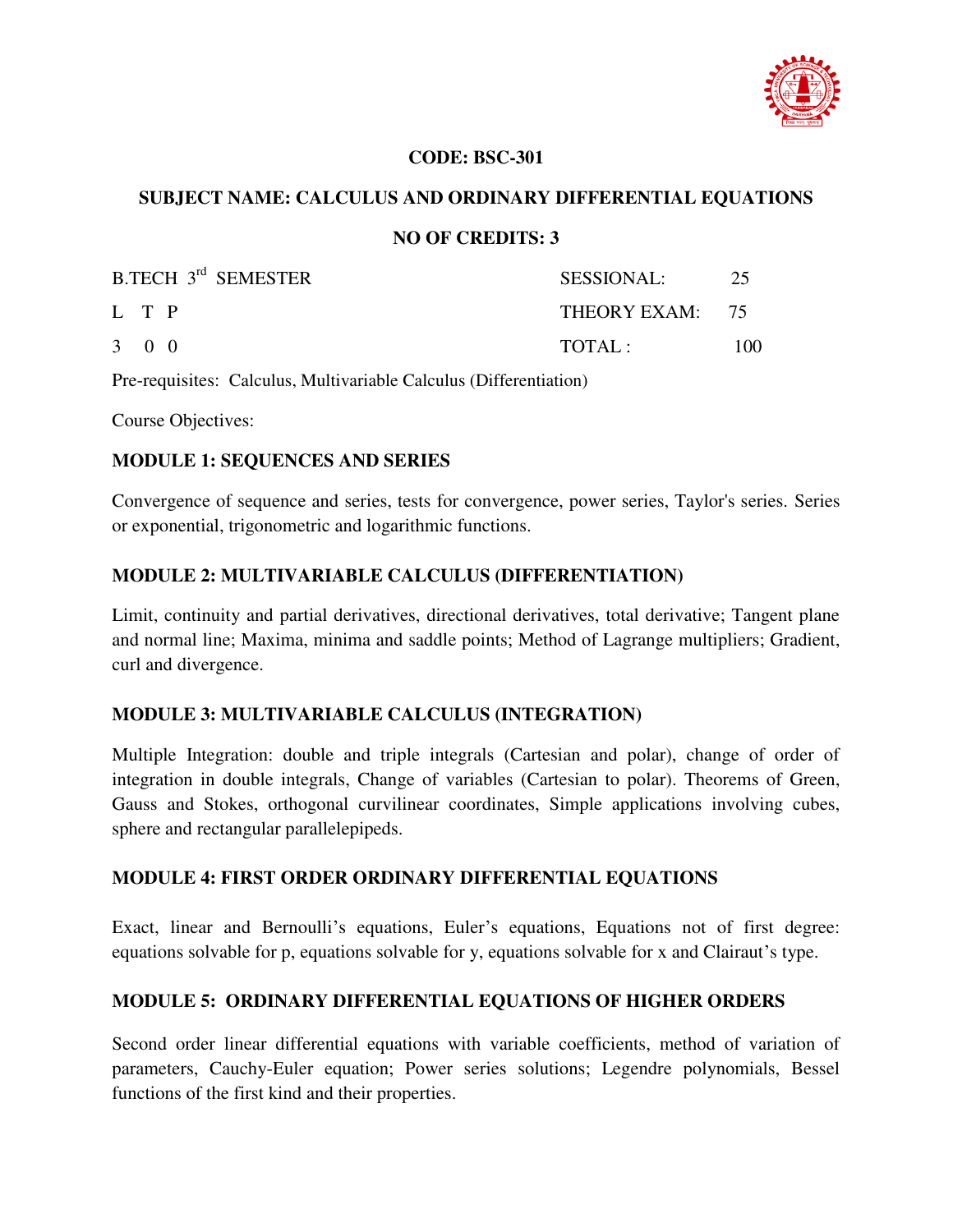**CODE: BSC-301**

**SUBJECT NAME: CALCULUS AND ORDINARY DIFFERENTIAL EQUATIONS**

**NO OF CREDITS: 3**

| B.TECH 3rd SEMESTER | SESSIONAL: | 25 |
|---|---|---|
| L T P | THEORY EXAM: | 75 |
| 3 0 0 | TOTAL : | 100 |

Pre-requisites: Calculus, Multivariable Calculus (Differentiation)

Course Objectives:

## MODULE 1: SEQUENCES AND SERIES

Convergence of sequence and series, tests for convergence, power series, Taylor's series. Series or exponential, trigonometric and logarithmic functions.

## MODULE 2: MULTIVARIABLE CALCULUS (DIFFERENTIATION)

Limit, continuity and partial derivatives, directional derivatives, total derivative; Tangent plane and normal line; Maxima, minima and saddle points; Method of Lagrange multipliers; Gradient, curl and divergence.

## MODULE 3: MULTIVARIABLE CALCULUS (INTEGRATION)

Multiple Integration: double and triple integrals (Cartesian and polar), change of order of integration in double integrals, Change of variables (Cartesian to polar). Theorems of Green, Gauss and Stokes, orthogonal curvilinear coordinates, Simple applications involving cubes, sphere and rectangular parallelepipeds.

## MODULE 4: FIRST ORDER ORDINARY DIFFERENTIAL EQUATIONS

Exact, linear and Bernoulli's equations, Euler's equations, Equations not of first degree: equations solvable for p, equations solvable for y, equations solvable for x and Clairaut's type.

## MODULE 5: ORDINARY DIFFERENTIAL EQUATIONS OF HIGHER ORDERS

Second order linear differential equations with variable coefficients, method of variation of parameters, Cauchy-Euler equation; Power series solutions; Legendre polynomials, Bessel functions of the first kind and their properties.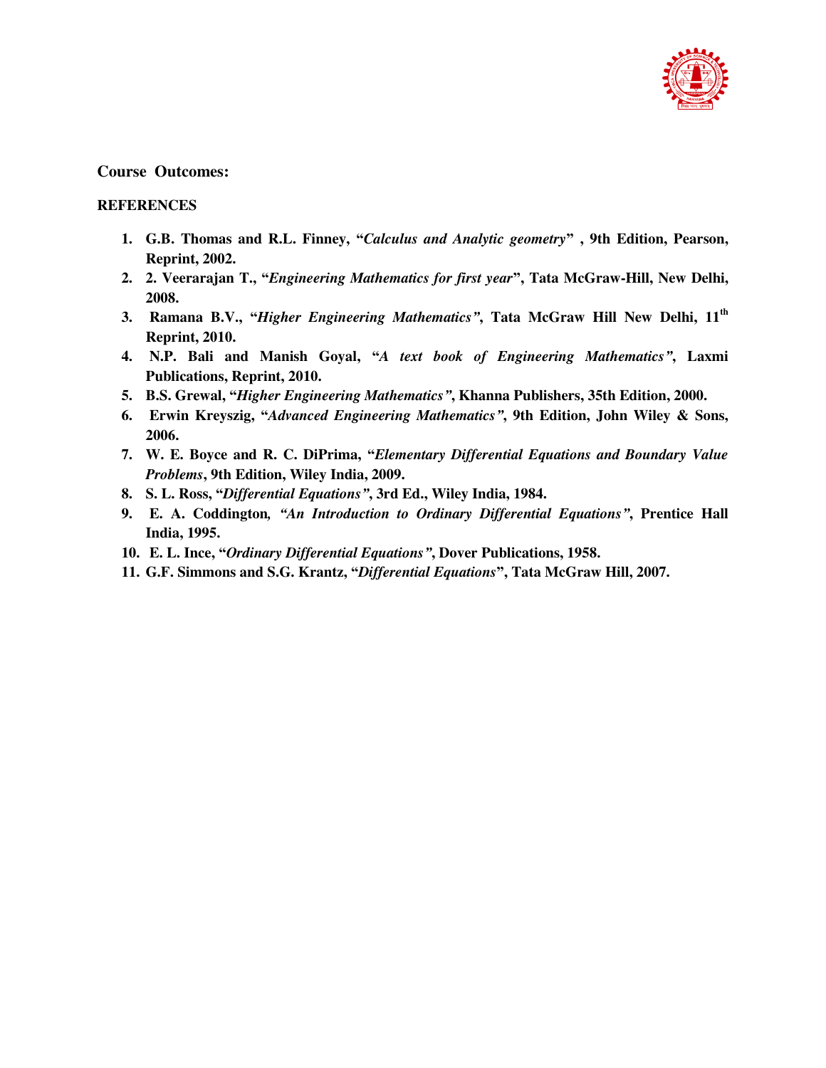**Course Outcomes:**

**REFERENCES**

1. **G.B. Thomas and R.L. Finney, "*Calculus and Analytic geometry*" , 9th Edition, Pearson, Reprint, 2002.**
2. **2. Veerarajan T., "*Engineering Mathematics for first year*", Tata McGraw-Hill, New Delhi, 2008.**
3. **Ramana B.V., "*Higher Engineering Mathematics*", Tata McGraw Hill New Delhi, 11th Reprint, 2010.**
4. **N.P. Bali and Manish Goyal, "*A text book of Engineering Mathematics*", Laxmi Publications, Reprint, 2010.**
5. **B.S. Grewal, "*Higher Engineering Mathematics*", Khanna Publishers, 35th Edition, 2000.**
6. **Erwin Kreyszig, "*Advanced Engineering Mathematics*", 9th Edition, John Wiley & Sons, 2006.**
7. **W. E. Boyce and R. C. DiPrima, "*Elementary Differential Equations and Boundary Value Problems*, 9th Edition, Wiley India, 2009.**
8. **S. L. Ross, "*Differential Equations*", 3rd Ed., Wiley India, 1984.**
9. **E. A. Coddington, "*An Introduction to Ordinary Differential Equations*", Prentice Hall India, 1995.**
10. **E. L. Ince, "*Ordinary Differential Equations*", Dover Publications, 1958.**
11. **G.F. Simmons and S.G. Krantz, "*Differential Equations*", Tata McGraw Hill, 2007.**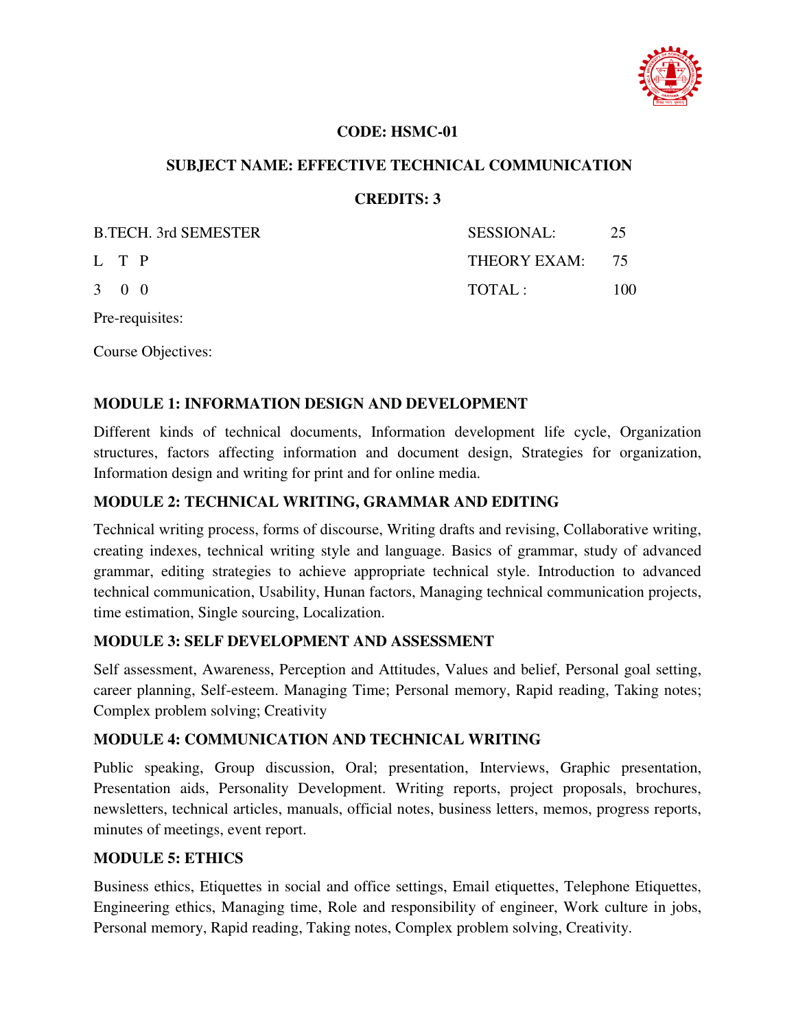**CODE: HSMC-01**

**SUBJECT NAME: EFFECTIVE TECHNICAL COMMUNICATION**

**CREDITS: 3**

| B.TECH. 3rd SEMESTER | SESSIONAL: | 25 |
|---|---|---|
| L T P | THEORY EXAM: | 75 |
| 3 0 0 | TOTAL : | 100 |

Pre-requisites:

Course Objectives:

### MODULE 1: INFORMATION DESIGN AND DEVELOPMENT

Different kinds of technical documents, Information development life cycle, Organization structures, factors affecting information and document design, Strategies for organization, Information design and writing for print and for online media.

### MODULE 2: TECHNICAL WRITING, GRAMMAR AND EDITING

Technical writing process, forms of discourse, Writing drafts and revising, Collaborative writing, creating indexes, technical writing style and language. Basics of grammar, study of advanced grammar, editing strategies to achieve appropriate technical style. Introduction to advanced technical communication, Usability, Hunan factors, Managing technical communication projects, time estimation, Single sourcing, Localization.

### MODULE 3: SELF DEVELOPMENT AND ASSESSMENT

Self assessment, Awareness, Perception and Attitudes, Values and belief, Personal goal setting, career planning, Self-esteem. Managing Time; Personal memory, Rapid reading, Taking notes; Complex problem solving; Creativity

### MODULE 4: COMMUNICATION AND TECHNICAL WRITING

Public speaking, Group discussion, Oral; presentation, Interviews, Graphic presentation, Presentation aids, Personality Development. Writing reports, project proposals, brochures, newsletters, technical articles, manuals, official notes, business letters, memos, progress reports, minutes of meetings, event report.

### MODULE 5: ETHICS

Business ethics, Etiquettes in social and office settings, Email etiquettes, Telephone Etiquettes, Engineering ethics, Managing time, Role and responsibility of engineer, Work culture in jobs, Personal memory, Rapid reading, Taking notes, Complex problem solving, Creativity.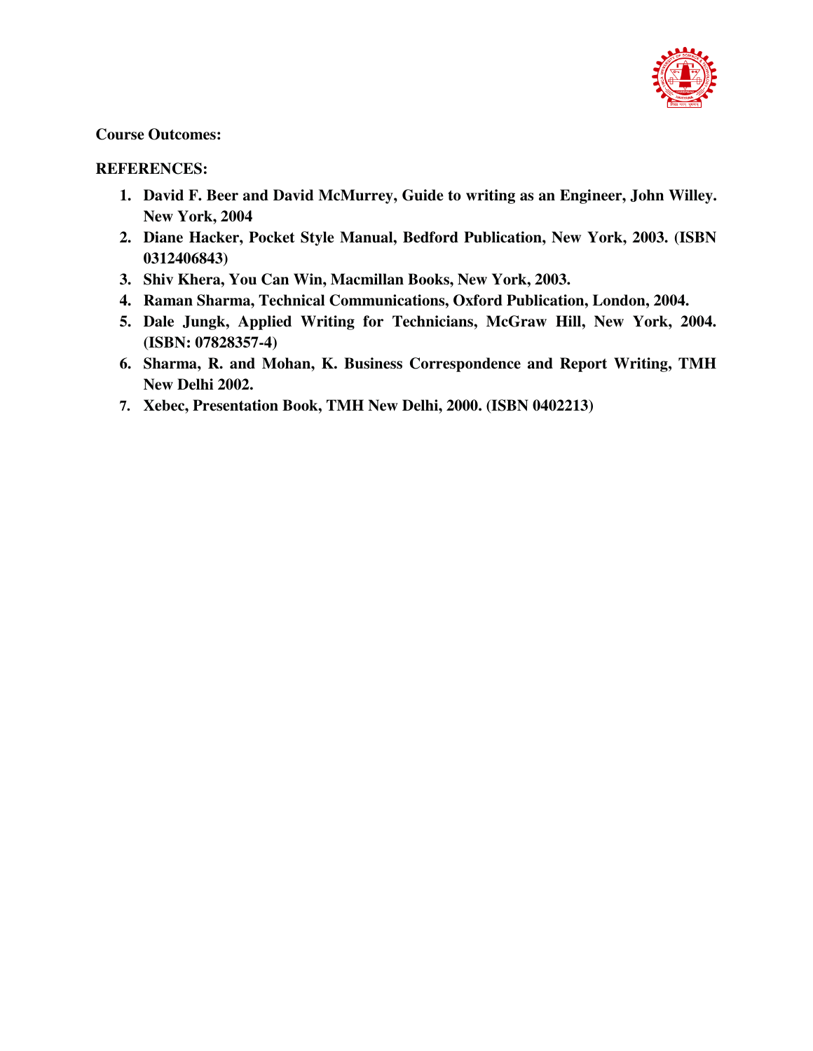**Course Outcomes:**

**REFERENCES:**

1. **David F. Beer and David McMurrey, Guide to writing as an Engineer, John Willey. New York, 2004**
2. **Diane Hacker, Pocket Style Manual, Bedford Publication, New York, 2003. (ISBN 0312406843)**
3. **Shiv Khera, You Can Win, Macmillan Books, New York, 2003.**
4. **Raman Sharma, Technical Communications, Oxford Publication, London, 2004.**
5. **Dale Jungk, Applied Writing for Technicians, McGraw Hill, New York, 2004. (ISBN: 07828357-4)**
6. **Sharma, R. and Mohan, K. Business Correspondence and Report Writing, TMH New Delhi 2002.**
7. **Xebec, Presentation Book, TMH New Delhi, 2000. (ISBN 0402213)**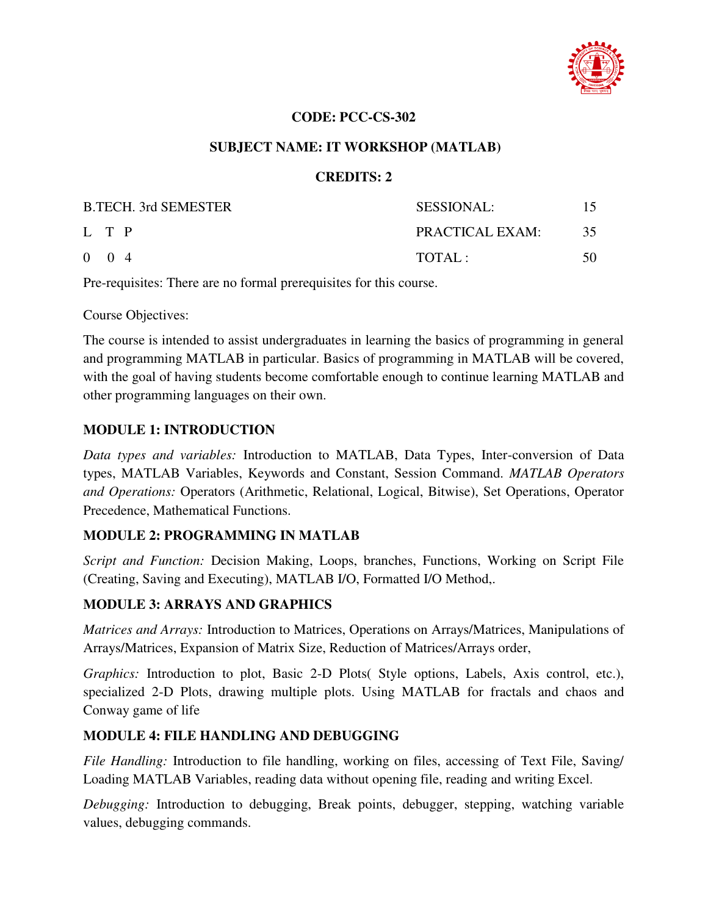**CODE: PCC-CS-302**

**SUBJECT NAME: IT WORKSHOP (MATLAB)**

**CREDITS: 2**

| B.TECH. 3rd SEMESTER | SESSIONAL: | 15 |
|---|---|---|
| L T P | PRACTICAL EXAM: | 35 |
| 0 0 4 | TOTAL : | 50 |

Pre-requisites: There are no formal prerequisites for this course.

Course Objectives:

The course is intended to assist undergraduates in learning the basics of programming in general and programming MATLAB in particular. Basics of programming in MATLAB will be covered, with the goal of having students become comfortable enough to continue learning MATLAB and other programming languages on their own.

## MODULE 1: INTRODUCTION

*Data types and variables:* Introduction to MATLAB, Data Types, Inter-conversion of Data types, MATLAB Variables, Keywords and Constant, Session Command. *MATLAB Operators and Operations:* Operators (Arithmetic, Relational, Logical, Bitwise), Set Operations, Operator Precedence, Mathematical Functions.

## MODULE 2: PROGRAMMING IN MATLAB

*Script and Function:* Decision Making, Loops, branches, Functions, Working on Script File (Creating, Saving and Executing), MATLAB I/O, Formatted I/O Method,.

## MODULE 3: ARRAYS AND GRAPHICS

*Matrices and Arrays:* Introduction to Matrices, Operations on Arrays/Matrices, Manipulations of Arrays/Matrices, Expansion of Matrix Size, Reduction of Matrices/Arrays order,

*Graphics:* Introduction to plot, Basic 2-D Plots( Style options, Labels, Axis control, etc.), specialized 2-D Plots, drawing multiple plots. Using MATLAB for fractals and chaos and Conway game of life

## MODULE 4: FILE HANDLING AND DEBUGGING

*File Handling:* Introduction to file handling, working on files, accessing of Text File, Saving/ Loading MATLAB Variables, reading data without opening file, reading and writing Excel.

*Debugging:* Introduction to debugging, Break points, debugger, stepping, watching variable values, debugging commands.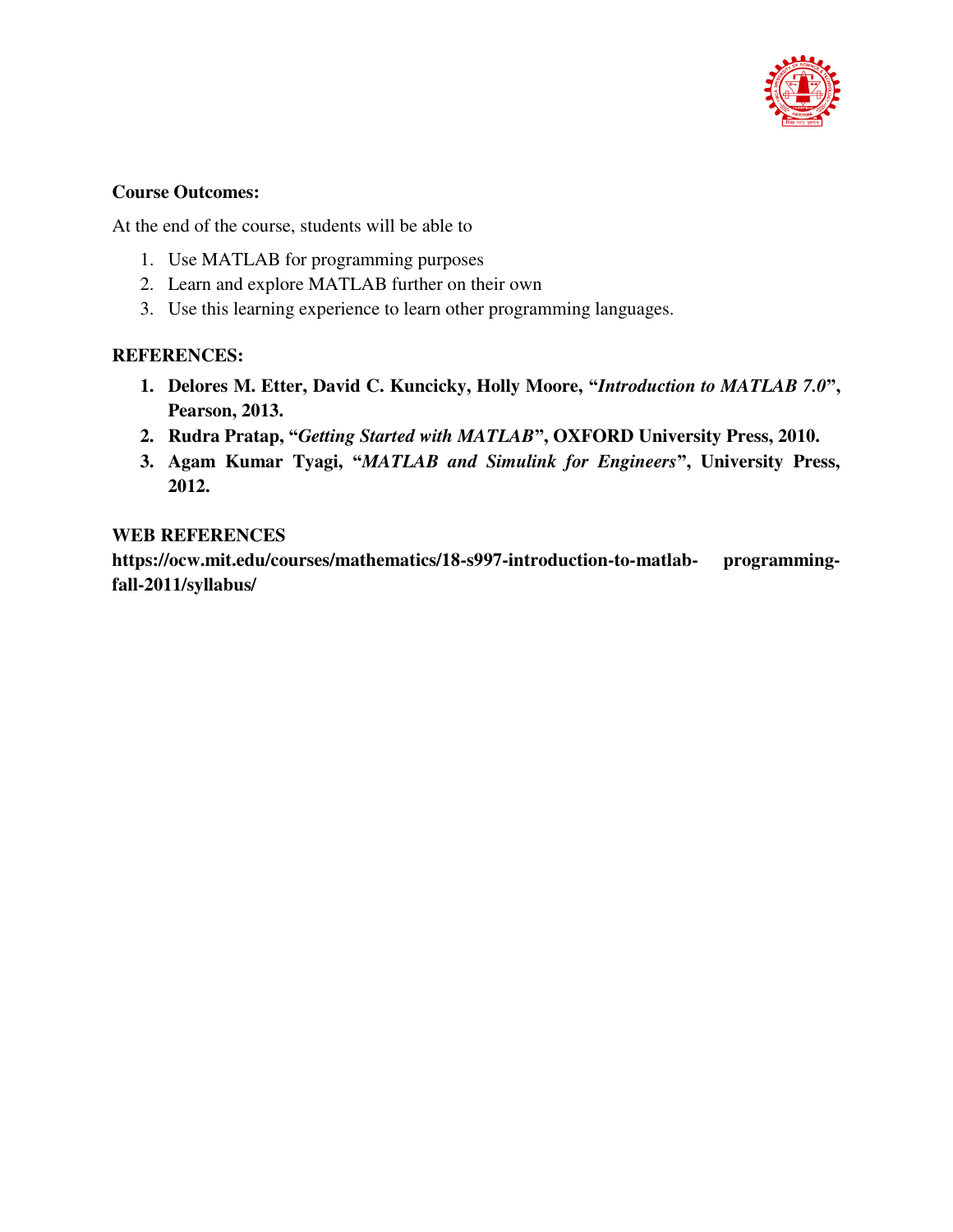**Course Outcomes:**

At the end of the course, students will be able to

1. Use MATLAB for programming purposes
2. Learn and explore MATLAB further on their own
3. Use this learning experience to learn other programming languages.

**REFERENCES:**

1. **Delores M. Etter, David C. Kuncicky, Holly Moore, "*Introduction to MATLAB 7.0*", Pearson, 2013.**
2. **Rudra Pratap, "*Getting Started with MATLAB*", OXFORD University Press, 2010.**
3. **Agam Kumar Tyagi, "*MATLAB and Simulink for Engineers*", University Press, 2012.**

**WEB REFERENCES**

**https://ocw.mit.edu/courses/mathematics/18-s997-introduction-to-matlab-programming-fall-2011/syllabus/**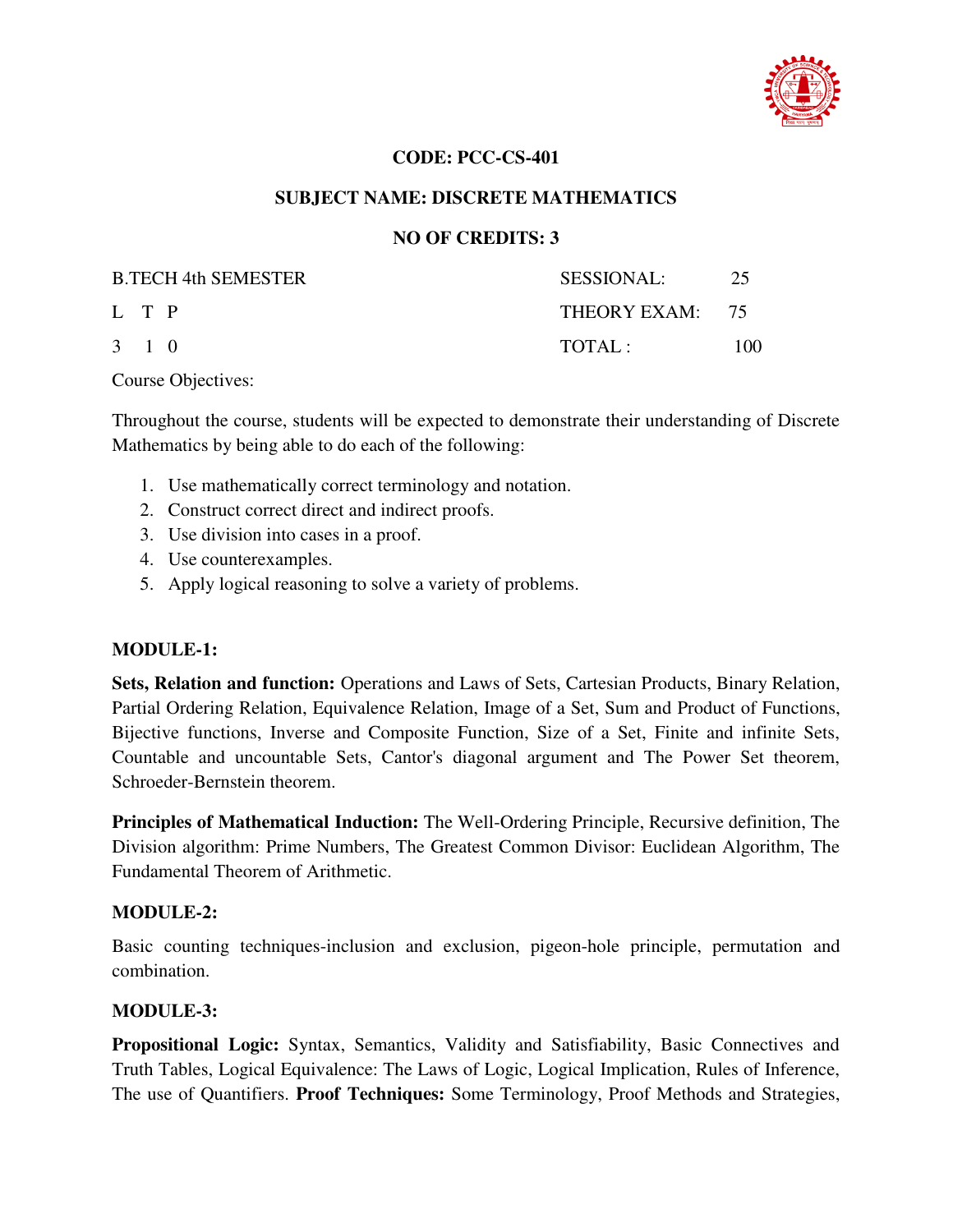**CODE: PCC-CS-401**

**SUBJECT NAME: DISCRETE MATHEMATICS**

**NO OF CREDITS: 3**

| B.TECH 4th SEMESTER | SESSIONAL: | 25 |
|---|---|---|
| L T P | THEORY EXAM: | 75 |
| 3 1 0 | TOTAL : | 100 |

Course Objectives:

Throughout the course, students will be expected to demonstrate their understanding of Discrete Mathematics by being able to do each of the following:

1. Use mathematically correct terminology and notation.
2. Construct correct direct and indirect proofs.
3. Use division into cases in a proof.
4. Use counterexamples.
5. Apply logical reasoning to solve a variety of problems.

**MODULE-1:**

**Sets, Relation and function:** Operations and Laws of Sets, Cartesian Products, Binary Relation, Partial Ordering Relation, Equivalence Relation, Image of a Set, Sum and Product of Functions, Bijective functions, Inverse and Composite Function, Size of a Set, Finite and infinite Sets, Countable and uncountable Sets, Cantor's diagonal argument and The Power Set theorem, Schroeder-Bernstein theorem.

**Principles of Mathematical Induction:** The Well-Ordering Principle, Recursive definition, The Division algorithm: Prime Numbers, The Greatest Common Divisor: Euclidean Algorithm, The Fundamental Theorem of Arithmetic.

**MODULE-2:**

Basic counting techniques-inclusion and exclusion, pigeon-hole principle, permutation and combination.

**MODULE-3:**

**Propositional Logic:** Syntax, Semantics, Validity and Satisfiability, Basic Connectives and Truth Tables, Logical Equivalence: The Laws of Logic, Logical Implication, Rules of Inference, The use of Quantifiers. **Proof Techniques:** Some Terminology, Proof Methods and Strategies,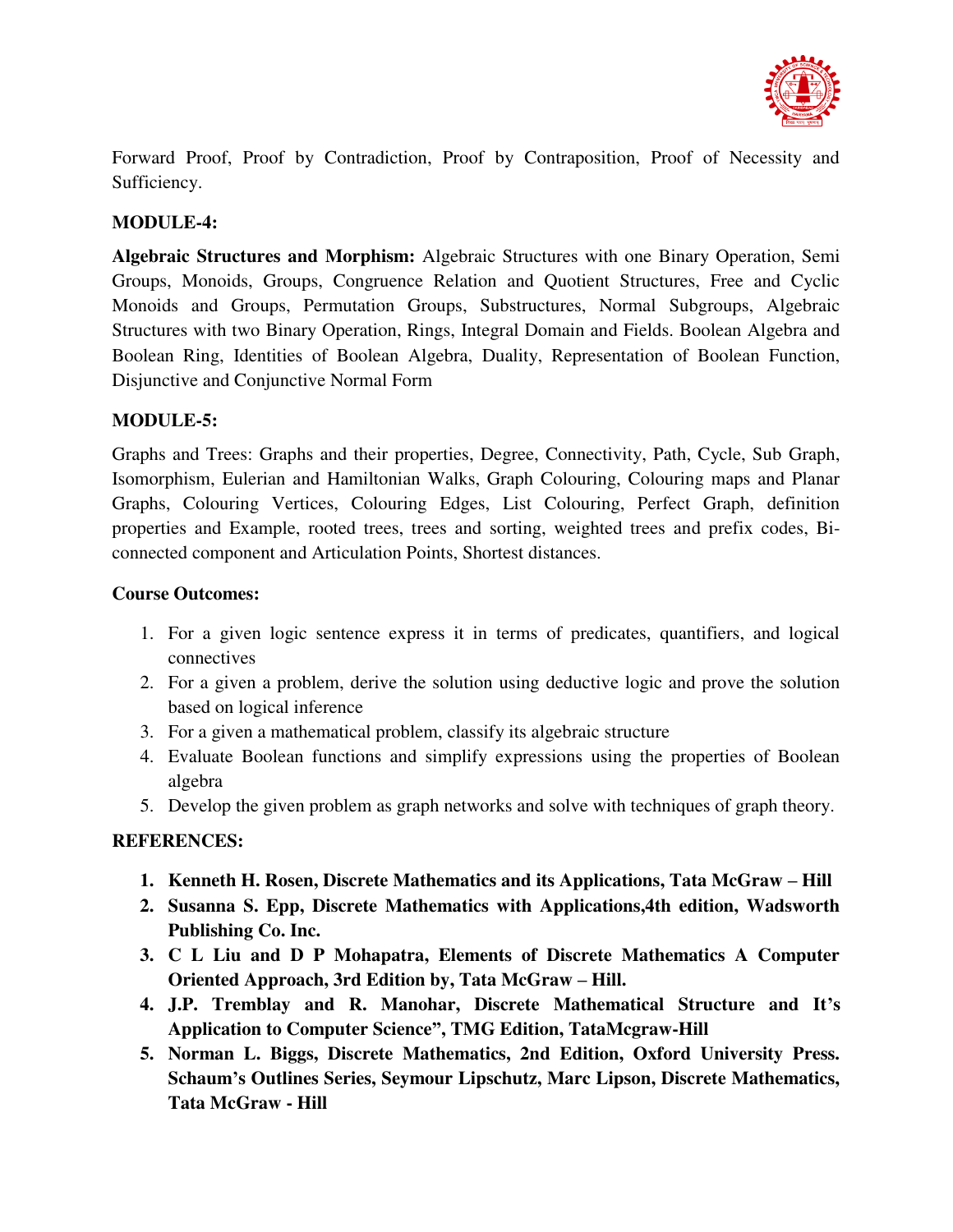Forward Proof, Proof by Contradiction, Proof by Contraposition, Proof of Necessity and Sufficiency.

**MODULE-4:**

**Algebraic Structures and Morphism:** Algebraic Structures with one Binary Operation, Semi Groups, Monoids, Groups, Congruence Relation and Quotient Structures, Free and Cyclic Monoids and Groups, Permutation Groups, Substructures, Normal Subgroups, Algebraic Structures with two Binary Operation, Rings, Integral Domain and Fields. Boolean Algebra and Boolean Ring, Identities of Boolean Algebra, Duality, Representation of Boolean Function, Disjunctive and Conjunctive Normal Form

**MODULE-5:**

Graphs and Trees: Graphs and their properties, Degree, Connectivity, Path, Cycle, Sub Graph, Isomorphism, Eulerian and Hamiltonian Walks, Graph Colouring, Colouring maps and Planar Graphs, Colouring Vertices, Colouring Edges, List Colouring, Perfect Graph, definition properties and Example, rooted trees, trees and sorting, weighted trees and prefix codes, Bi-connected component and Articulation Points, Shortest distances.

**Course Outcomes:**

1. For a given logic sentence express it in terms of predicates, quantifiers, and logical connectives
2. For a given a problem, derive the solution using deductive logic and prove the solution based on logical inference
3. For a given a mathematical problem, classify its algebraic structure
4. Evaluate Boolean functions and simplify expressions using the properties of Boolean algebra
5. Develop the given problem as graph networks and solve with techniques of graph theory.

**REFERENCES:**

1. **Kenneth H. Rosen, Discrete Mathematics and its Applications, Tata McGraw – Hill**
2. **Susanna S. Epp, Discrete Mathematics with Applications,4th edition, Wadsworth Publishing Co. Inc.**
3. **C L Liu and D P Mohapatra, Elements of Discrete Mathematics A Computer Oriented Approach, 3rd Edition by, Tata McGraw – Hill.**
4. **J.P. Tremblay and R. Manohar, Discrete Mathematical Structure and It's Application to Computer Science", TMG Edition, TataMcgraw-Hill**
5. **Norman L. Biggs, Discrete Mathematics, 2nd Edition, Oxford University Press. Schaum's Outlines Series, Seymour Lipschutz, Marc Lipson, Discrete Mathematics, Tata McGraw - Hill**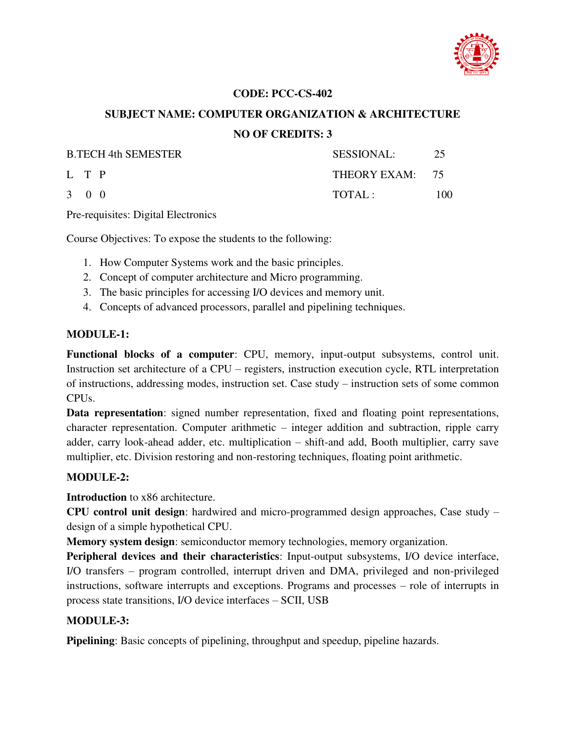**CODE: PCC-CS-402**

**SUBJECT NAME: COMPUTER ORGANIZATION & ARCHITECTURE**

**NO OF CREDITS: 3**

| B.TECH 4th SEMESTER | SESSIONAL: | 25 |
|---|---|---|
| L T P | THEORY EXAM: | 75 |
| 3 0 0 | TOTAL : | 100 |

Pre-requisites: Digital Electronics

Course Objectives: To expose the students to the following:

1. How Computer Systems work and the basic principles.
2. Concept of computer architecture and Micro programming.
3. The basic principles for accessing I/O devices and memory unit.
4. Concepts of advanced processors, parallel and pipelining techniques.

**MODULE-1:**

**Functional blocks of a computer**: CPU, memory, input-output subsystems, control unit. Instruction set architecture of a CPU – registers, instruction execution cycle, RTL interpretation of instructions, addressing modes, instruction set. Case study – instruction sets of some common CPUs.

**Data representation**: signed number representation, fixed and floating point representations, character representation. Computer arithmetic – integer addition and subtraction, ripple carry adder, carry look-ahead adder, etc. multiplication – shift-and add, Booth multiplier, carry save multiplier, etc. Division restoring and non-restoring techniques, floating point arithmetic.

**MODULE-2:**

**Introduction** to x86 architecture.

**CPU control unit design**: hardwired and micro-programmed design approaches, Case study – design of a simple hypothetical CPU.

**Memory system design**: semiconductor memory technologies, memory organization.

**Peripheral devices and their characteristics**: Input-output subsystems, I/O device interface, I/O transfers – program controlled, interrupt driven and DMA, privileged and non-privileged instructions, software interrupts and exceptions. Programs and processes – role of interrupts in process state transitions, I/O device interfaces – SCII, USB

**MODULE-3:**

**Pipelining**: Basic concepts of pipelining, throughput and speedup, pipeline hazards.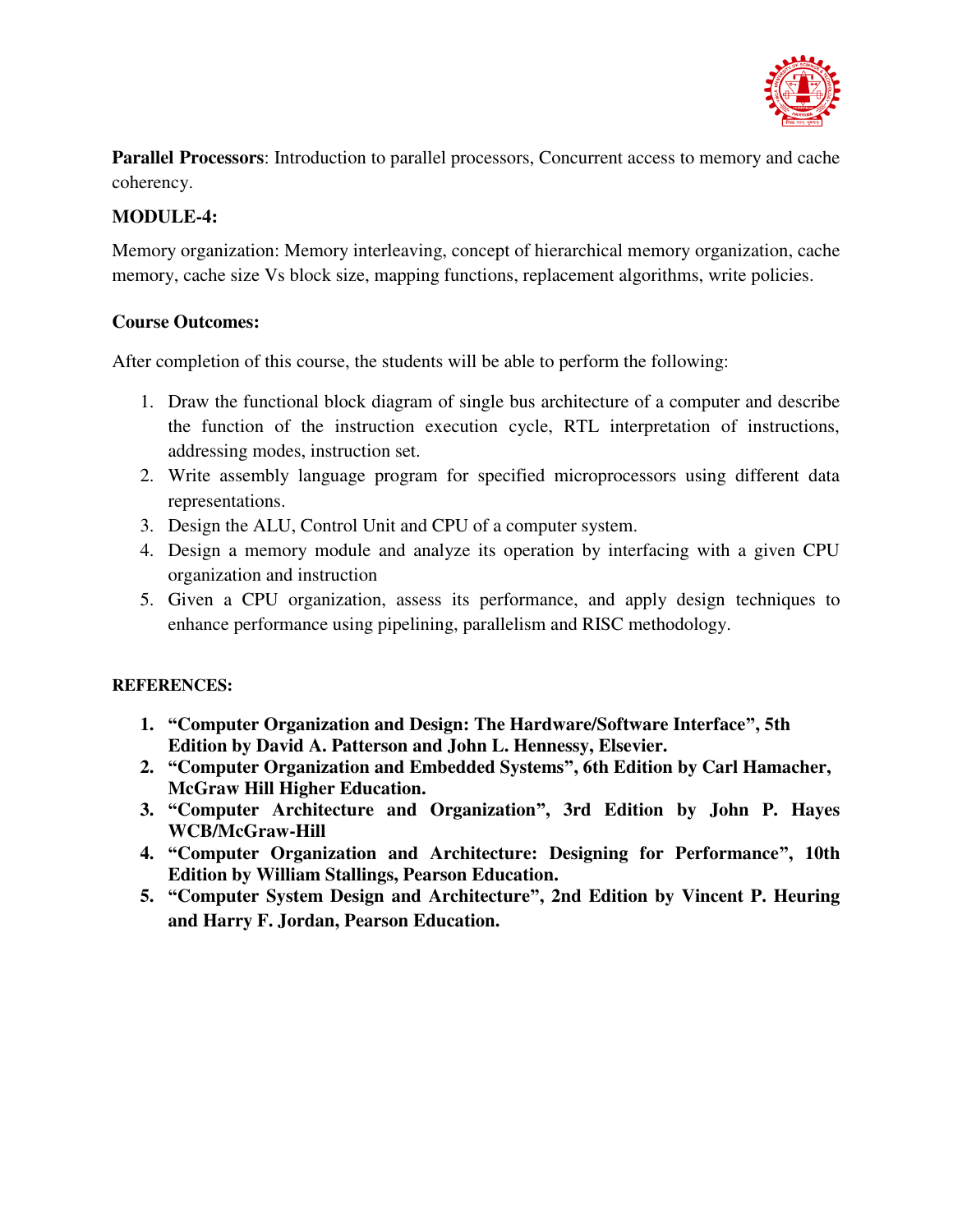**Parallel Processors**: Introduction to parallel processors, Concurrent access to memory and cache coherency.

**MODULE-4:**

Memory organization: Memory interleaving, concept of hierarchical memory organization, cache memory, cache size Vs block size, mapping functions, replacement algorithms, write policies.

**Course Outcomes:**

After completion of this course, the students will be able to perform the following:

1. Draw the functional block diagram of single bus architecture of a computer and describe the function of the instruction execution cycle, RTL interpretation of instructions, addressing modes, instruction set.
2. Write assembly language program for specified microprocessors using different data representations.
3. Design the ALU, Control Unit and CPU of a computer system.
4. Design a memory module and analyze its operation by interfacing with a given CPU organization and instruction
5. Given a CPU organization, assess its performance, and apply design techniques to enhance performance using pipelining, parallelism and RISC methodology.

**REFERENCES:**

1. **"Computer Organization and Design: The Hardware/Software Interface", 5th Edition by David A. Patterson and John L. Hennessy, Elsevier.**
2. **"Computer Organization and Embedded Systems", 6th Edition by Carl Hamacher, McGraw Hill Higher Education.**
3. **"Computer Architecture and Organization", 3rd Edition by John P. Hayes WCB/McGraw-Hill**
4. **"Computer Organization and Architecture: Designing for Performance", 10th Edition by William Stallings, Pearson Education.**
5. **"Computer System Design and Architecture", 2nd Edition by Vincent P. Heuring and Harry F. Jordan, Pearson Education.**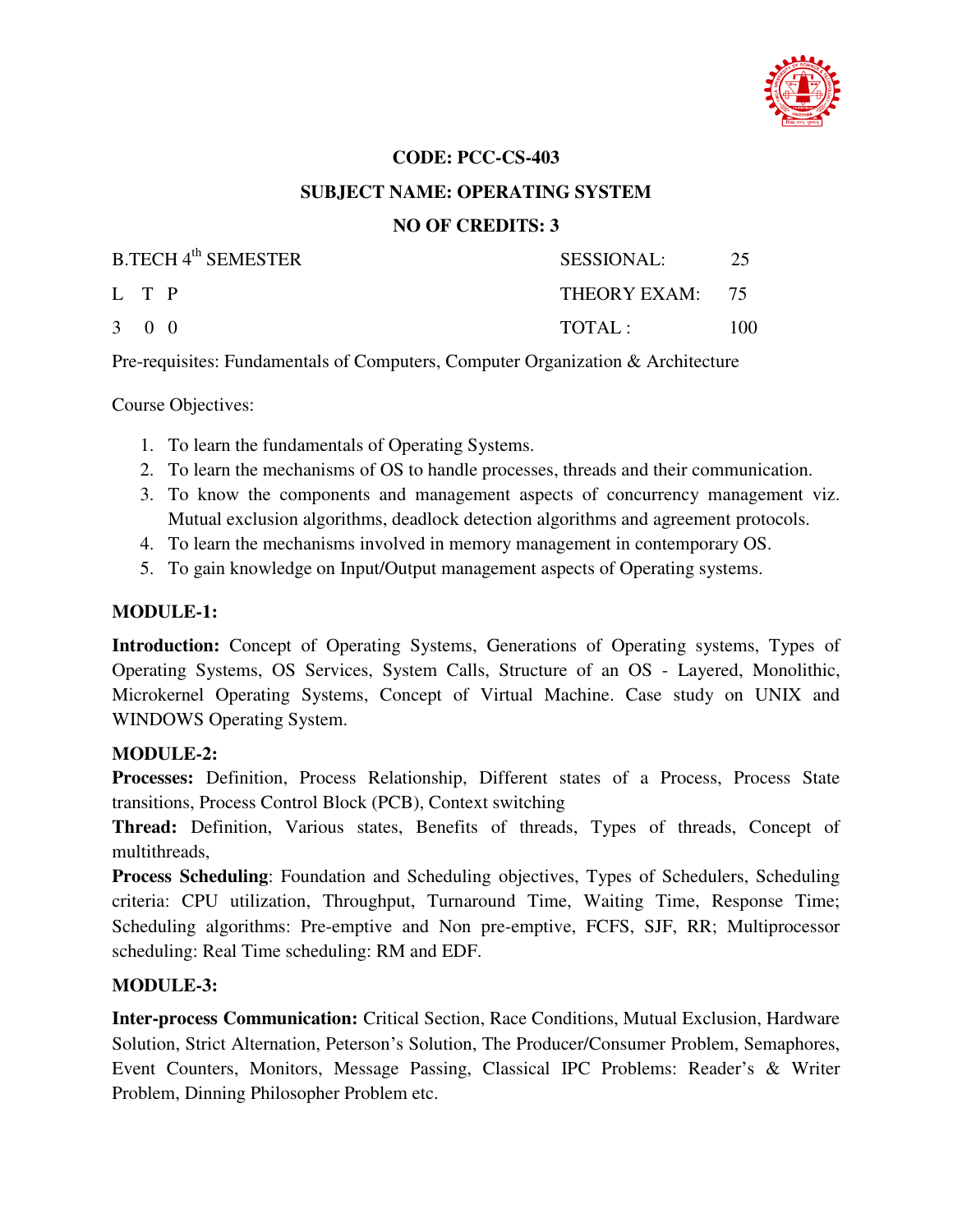**CODE: PCC-CS-403**

**SUBJECT NAME: OPERATING SYSTEM**

**NO OF CREDITS: 3**

| B.TECH 4th SEMESTER | SESSIONAL: | 25 |
|---|---|---|
| L T P | THEORY EXAM: | 75 |
| 3 0 0 | TOTAL : | 100 |

Pre-requisites: Fundamentals of Computers, Computer Organization & Architecture

Course Objectives:

1. To learn the fundamentals of Operating Systems.
2. To learn the mechanisms of OS to handle processes, threads and their communication.
3. To know the components and management aspects of concurrency management viz. Mutual exclusion algorithms, deadlock detection algorithms and agreement protocols.
4. To learn the mechanisms involved in memory management in contemporary OS.
5. To gain knowledge on Input/Output management aspects of Operating systems.

**MODULE-1:**

**Introduction:** Concept of Operating Systems, Generations of Operating systems, Types of Operating Systems, OS Services, System Calls, Structure of an OS - Layered, Monolithic, Microkernel Operating Systems, Concept of Virtual Machine. Case study on UNIX and WINDOWS Operating System.

**MODULE-2:**

**Processes:** Definition, Process Relationship, Different states of a Process, Process State transitions, Process Control Block (PCB), Context switching

**Thread:** Definition, Various states, Benefits of threads, Types of threads, Concept of multithreads,

**Process Scheduling**: Foundation and Scheduling objectives, Types of Schedulers, Scheduling criteria: CPU utilization, Throughput, Turnaround Time, Waiting Time, Response Time; Scheduling algorithms: Pre-emptive and Non pre-emptive, FCFS, SJF, RR; Multiprocessor scheduling: Real Time scheduling: RM and EDF.

**MODULE-3:**

**Inter-process Communication:** Critical Section, Race Conditions, Mutual Exclusion, Hardware Solution, Strict Alternation, Peterson's Solution, The Producer/Consumer Problem, Semaphores, Event Counters, Monitors, Message Passing, Classical IPC Problems: Reader's & Writer Problem, Dinning Philosopher Problem etc.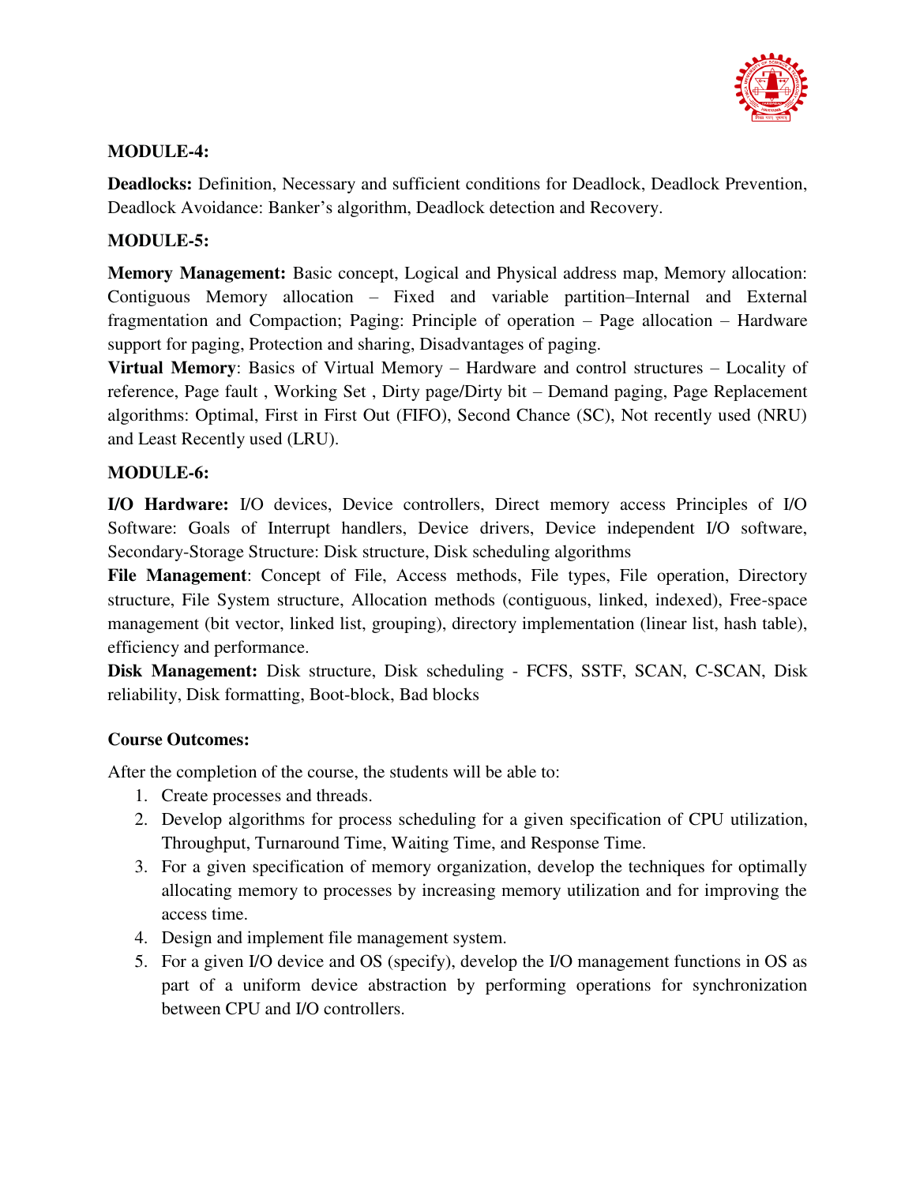**MODULE-4:**

**Deadlocks:** Definition, Necessary and sufficient conditions for Deadlock, Deadlock Prevention, Deadlock Avoidance: Banker's algorithm, Deadlock detection and Recovery.

**MODULE-5:**

**Memory Management:** Basic concept, Logical and Physical address map, Memory allocation: Contiguous Memory allocation – Fixed and variable partition–Internal and External fragmentation and Compaction; Paging: Principle of operation – Page allocation – Hardware support for paging, Protection and sharing, Disadvantages of paging.

**Virtual Memory**: Basics of Virtual Memory – Hardware and control structures – Locality of reference, Page fault , Working Set , Dirty page/Dirty bit – Demand paging, Page Replacement algorithms: Optimal, First in First Out (FIFO), Second Chance (SC), Not recently used (NRU) and Least Recently used (LRU).

**MODULE-6:**

**I/O Hardware:** I/O devices, Device controllers, Direct memory access Principles of I/O Software: Goals of Interrupt handlers, Device drivers, Device independent I/O software, Secondary-Storage Structure: Disk structure, Disk scheduling algorithms

**File Management**: Concept of File, Access methods, File types, File operation, Directory structure, File System structure, Allocation methods (contiguous, linked, indexed), Free-space management (bit vector, linked list, grouping), directory implementation (linear list, hash table), efficiency and performance.

**Disk Management:** Disk structure, Disk scheduling - FCFS, SSTF, SCAN, C-SCAN, Disk reliability, Disk formatting, Boot-block, Bad blocks

**Course Outcomes:**

After the completion of the course, the students will be able to:

1. Create processes and threads.
2. Develop algorithms for process scheduling for a given specification of CPU utilization, Throughput, Turnaround Time, Waiting Time, and Response Time.
3. For a given specification of memory organization, develop the techniques for optimally allocating memory to processes by increasing memory utilization and for improving the access time.
4. Design and implement file management system.
5. For a given I/O device and OS (specify), develop the I/O management functions in OS as part of a uniform device abstraction by performing operations for synchronization between CPU and I/O controllers.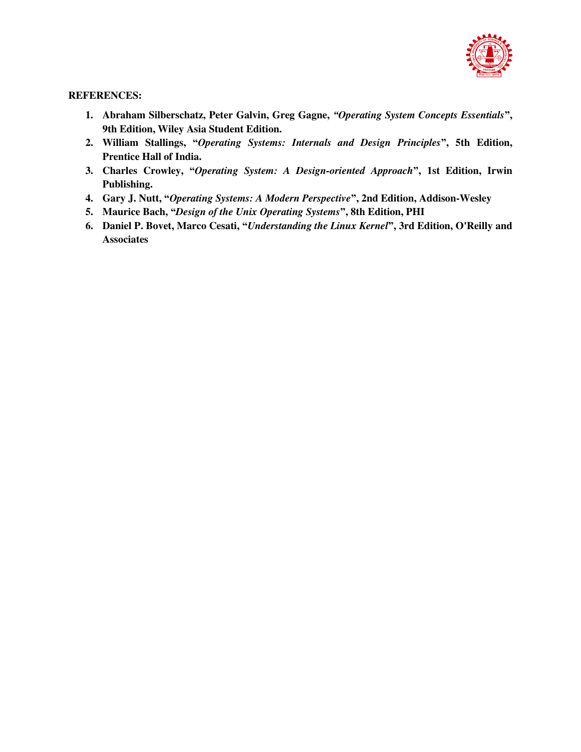**REFERENCES:**

1. **Abraham Silberschatz, Peter Galvin, Greg Gagne, *"Operating System Concepts Essentials"*, 9th Edition, Wiley Asia Student Edition.**
2. **William Stallings, "*Operating Systems: Internals and Design Principles*", 5th Edition, Prentice Hall of India.**
3. **Charles Crowley, "*Operating System: A Design-oriented Approach*", 1st Edition, Irwin Publishing.**
4. **Gary J. Nutt, "*Operating Systems: A Modern Perspective*", 2nd Edition, Addison-Wesley**
5. **Maurice Bach, "*Design of the Unix Operating Systems*", 8th Edition, PHI**
6. **Daniel P. Bovet, Marco Cesati, "*Understanding the Linux Kernel*", 3rd Edition, O'Reilly and Associates**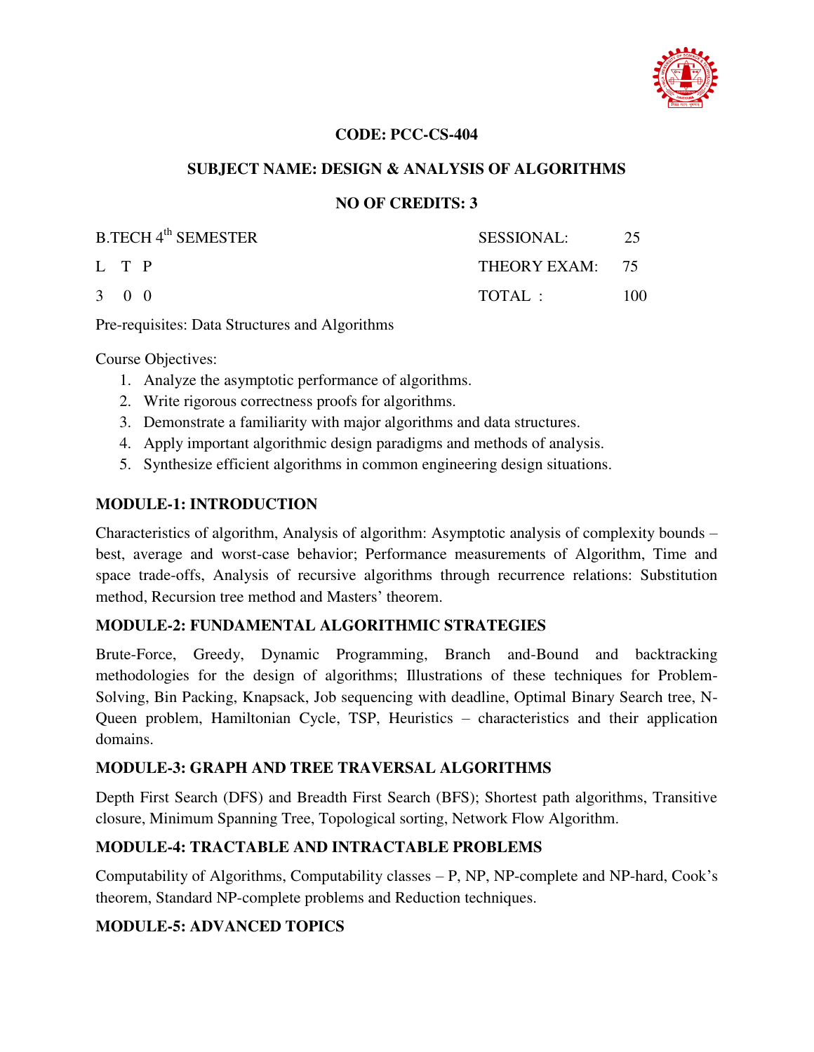**CODE: PCC-CS-404**

**SUBJECT NAME: DESIGN & ANALYSIS OF ALGORITHMS**

**NO OF CREDITS: 3**

| B.TECH 4th SEMESTER | SESSIONAL: | 25 |
|---|---|---|
| L T P | THEORY EXAM: | 75 |
| 3 0 0 | TOTAL : | 100 |

Pre-requisites: Data Structures and Algorithms

Course Objectives:

1. Analyze the asymptotic performance of algorithms.
2. Write rigorous correctness proofs for algorithms.
3. Demonstrate a familiarity with major algorithms and data structures.
4. Apply important algorithmic design paradigms and methods of analysis.
5. Synthesize efficient algorithms in common engineering design situations.

### MODULE-1: INTRODUCTION

Characteristics of algorithm, Analysis of algorithm: Asymptotic analysis of complexity bounds – best, average and worst-case behavior; Performance measurements of Algorithm, Time and space trade-offs, Analysis of recursive algorithms through recurrence relations: Substitution method, Recursion tree method and Masters' theorem.

### MODULE-2: FUNDAMENTAL ALGORITHMIC STRATEGIES

Brute-Force, Greedy, Dynamic Programming, Branch and-Bound and backtracking methodologies for the design of algorithms; Illustrations of these techniques for Problem-Solving, Bin Packing, Knapsack, Job sequencing with deadline, Optimal Binary Search tree, N-Queen problem, Hamiltonian Cycle, TSP, Heuristics – characteristics and their application domains.

### MODULE-3: GRAPH AND TREE TRAVERSAL ALGORITHMS

Depth First Search (DFS) and Breadth First Search (BFS); Shortest path algorithms, Transitive closure, Minimum Spanning Tree, Topological sorting, Network Flow Algorithm.

### MODULE-4: TRACTABLE AND INTRACTABLE PROBLEMS

Computability of Algorithms, Computability classes – P, NP, NP-complete and NP-hard, Cook's theorem, Standard NP-complete problems and Reduction techniques.

### MODULE-5: ADVANCED TOPICS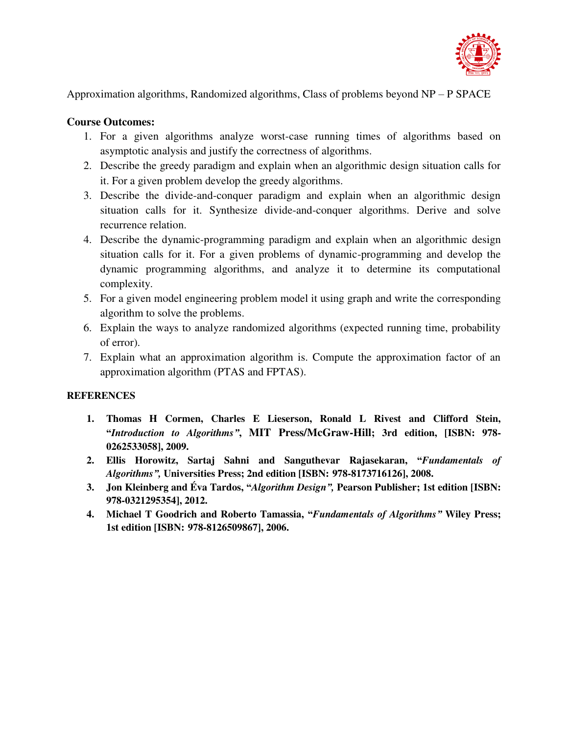Approximation algorithms, Randomized algorithms, Class of problems beyond NP – P SPACE

**Course Outcomes:**

1. For a given algorithms analyze worst-case running times of algorithms based on asymptotic analysis and justify the correctness of algorithms.
2. Describe the greedy paradigm and explain when an algorithmic design situation calls for it. For a given problem develop the greedy algorithms.
3. Describe the divide-and-conquer paradigm and explain when an algorithmic design situation calls for it. Synthesize divide-and-conquer algorithms. Derive and solve recurrence relation.
4. Describe the dynamic-programming paradigm and explain when an algorithmic design situation calls for it. For a given problems of dynamic-programming and develop the dynamic programming algorithms, and analyze it to determine its computational complexity.
5. For a given model engineering problem model it using graph and write the corresponding algorithm to solve the problems.
6. Explain the ways to analyze randomized algorithms (expected running time, probability of error).
7. Explain what an approximation algorithm is. Compute the approximation factor of an approximation algorithm (PTAS and FPTAS).

**REFERENCES**

1. **Thomas H Cormen, Charles E Lieserson, Ronald L Rivest and Clifford Stein, "*Introduction to Algorithms*", MIT Press/McGraw-Hill; 3rd edition, [ISBN: 978-0262533058], 2009.**
2. **Ellis Horowitz, Sartaj Sahni and Sanguthevar Rajasekaran, "*Fundamentals of Algorithms*", Universities Press; 2nd edition [ISBN: 978-8173716126], 2008.**
3. **Jon Kleinberg and Éva Tardos, "*Algorithm Design*", Pearson Publisher; 1st edition [ISBN: 978-0321295354], 2012.**
4. **Michael T Goodrich and Roberto Tamassia, "*Fundamentals of Algorithms*" Wiley Press; 1st edition [ISBN: 978-8126509867], 2006.**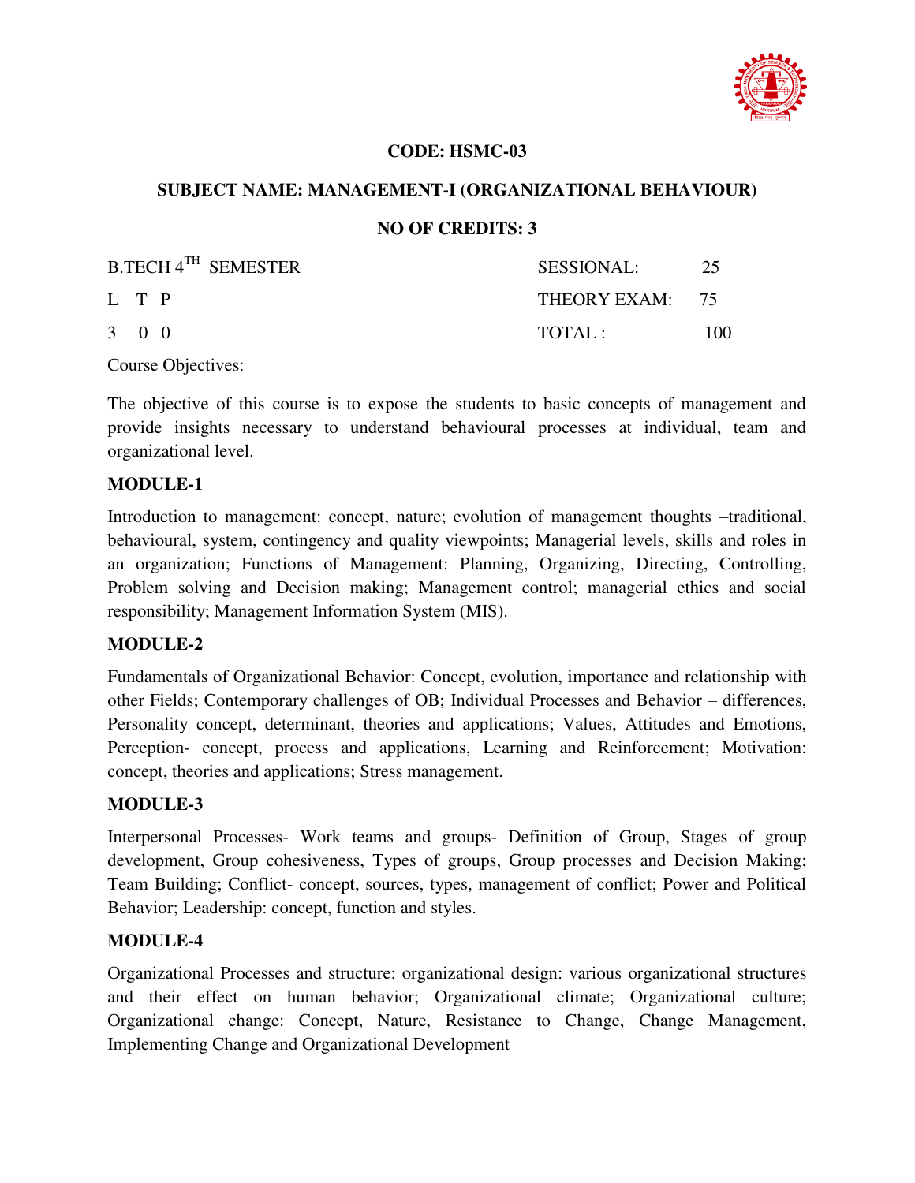**CODE: HSMC-03**

**SUBJECT NAME: MANAGEMENT-I (ORGANIZATIONAL BEHAVIOUR)**

**NO OF CREDITS: 3**

| B.TECH 4TH SEMESTER | SESSIONAL: 25 |
|---|---|
| L T P | THEORY EXAM: 75 |
| 3 0 0 | TOTAL : 100 |

Course Objectives:

The objective of this course is to expose the students to basic concepts of management and provide insights necessary to understand behavioural processes at individual, team and organizational level.

**MODULE-1**

Introduction to management: concept, nature; evolution of management thoughts –traditional, behavioural, system, contingency and quality viewpoints; Managerial levels, skills and roles in an organization; Functions of Management: Planning, Organizing, Directing, Controlling, Problem solving and Decision making; Management control; managerial ethics and social responsibility; Management Information System (MIS).

**MODULE-2**

Fundamentals of Organizational Behavior: Concept, evolution, importance and relationship with other Fields; Contemporary challenges of OB; Individual Processes and Behavior – differences, Personality concept, determinant, theories and applications; Values, Attitudes and Emotions, Perception- concept, process and applications, Learning and Reinforcement; Motivation: concept, theories and applications; Stress management.

**MODULE-3**

Interpersonal Processes- Work teams and groups- Definition of Group, Stages of group development, Group cohesiveness, Types of groups, Group processes and Decision Making; Team Building; Conflict- concept, sources, types, management of conflict; Power and Political Behavior; Leadership: concept, function and styles.

**MODULE-4**

Organizational Processes and structure: organizational design: various organizational structures and their effect on human behavior; Organizational climate; Organizational culture; Organizational change: Concept, Nature, Resistance to Change, Change Management, Implementing Change and Organizational Development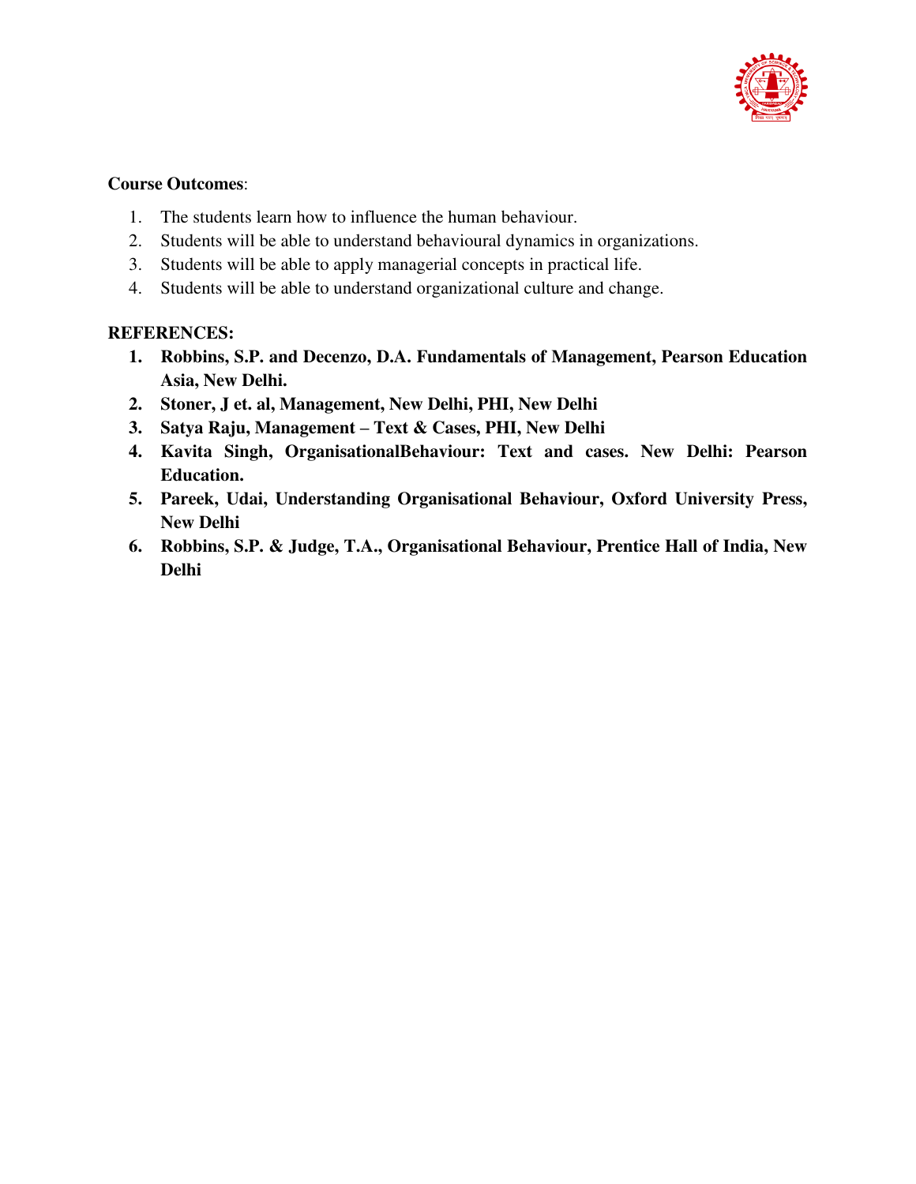**Course Outcomes**:

1. The students learn how to influence the human behaviour.
2. Students will be able to understand behavioural dynamics in organizations.
3. Students will be able to apply managerial concepts in practical life.
4. Students will be able to understand organizational culture and change.

**REFERENCES:**

1. **Robbins, S.P. and Decenzo, D.A. Fundamentals of Management, Pearson Education Asia, New Delhi.**
2. **Stoner, J et. al, Management, New Delhi, PHI, New Delhi**
3. **Satya Raju, Management – Text & Cases, PHI, New Delhi**
4. **Kavita Singh, OrganisationalBehaviour: Text and cases. New Delhi: Pearson Education.**
5. **Pareek, Udai, Understanding Organisational Behaviour, Oxford University Press, New Delhi**
6. **Robbins, S.P. & Judge, T.A., Organisational Behaviour, Prentice Hall of India, New Delhi**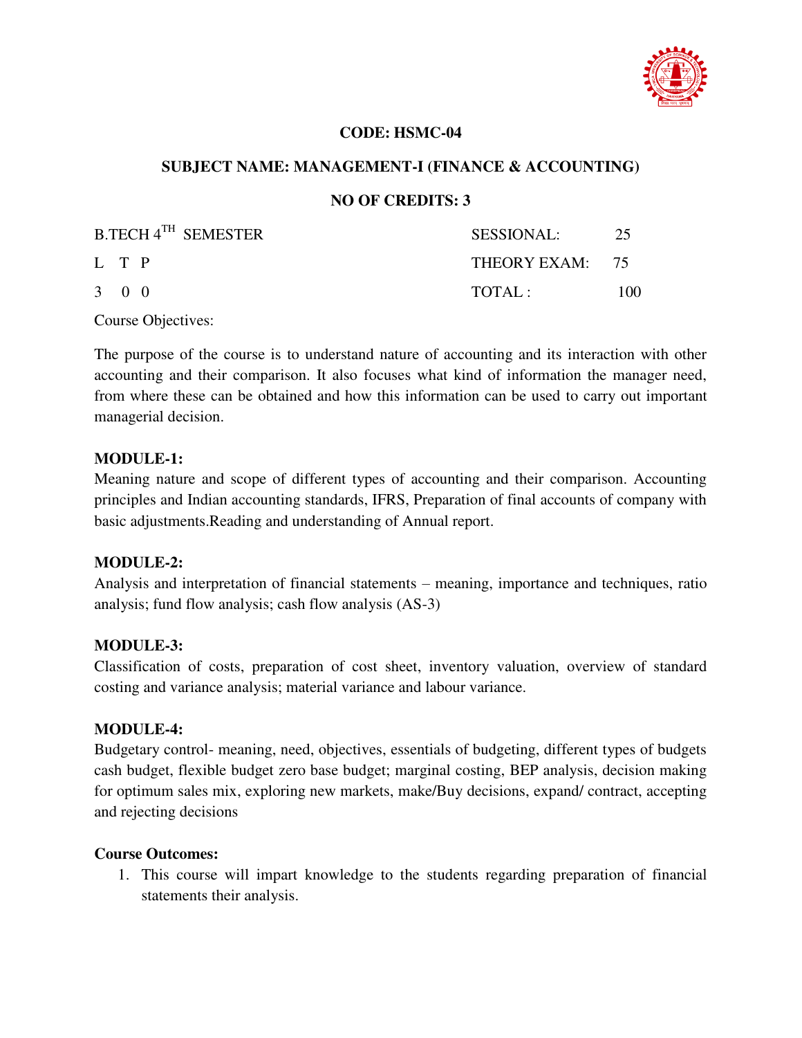**CODE: HSMC-04**

**SUBJECT NAME: MANAGEMENT-I (FINANCE & ACCOUNTING)**

**NO OF CREDITS: 3**

| B.TECH 4TH SEMESTER | SESSIONAL: | 25 |
|---|---|---|
| L T P | THEORY EXAM: | 75 |
| 3 0 0 | TOTAL : | 100 |

Course Objectives:

The purpose of the course is to understand nature of accounting and its interaction with other accounting and their comparison. It also focuses what kind of information the manager need, from where these can be obtained and how this information can be used to carry out important managerial decision.

**MODULE-1:**

Meaning nature and scope of different types of accounting and their comparison. Accounting principles and Indian accounting standards, IFRS, Preparation of final accounts of company with basic adjustments.Reading and understanding of Annual report.

**MODULE-2:**

Analysis and interpretation of financial statements – meaning, importance and techniques, ratio analysis; fund flow analysis; cash flow analysis (AS-3)

**MODULE-3:**

Classification of costs, preparation of cost sheet, inventory valuation, overview of standard costing and variance analysis; material variance and labour variance.

**MODULE-4:**

Budgetary control- meaning, need, objectives, essentials of budgeting, different types of budgets cash budget, flexible budget zero base budget; marginal costing, BEP analysis, decision making for optimum sales mix, exploring new markets, make/Buy decisions, expand/ contract, accepting and rejecting decisions

**Course Outcomes:**

1. This course will impart knowledge to the students regarding preparation of financial statements their analysis.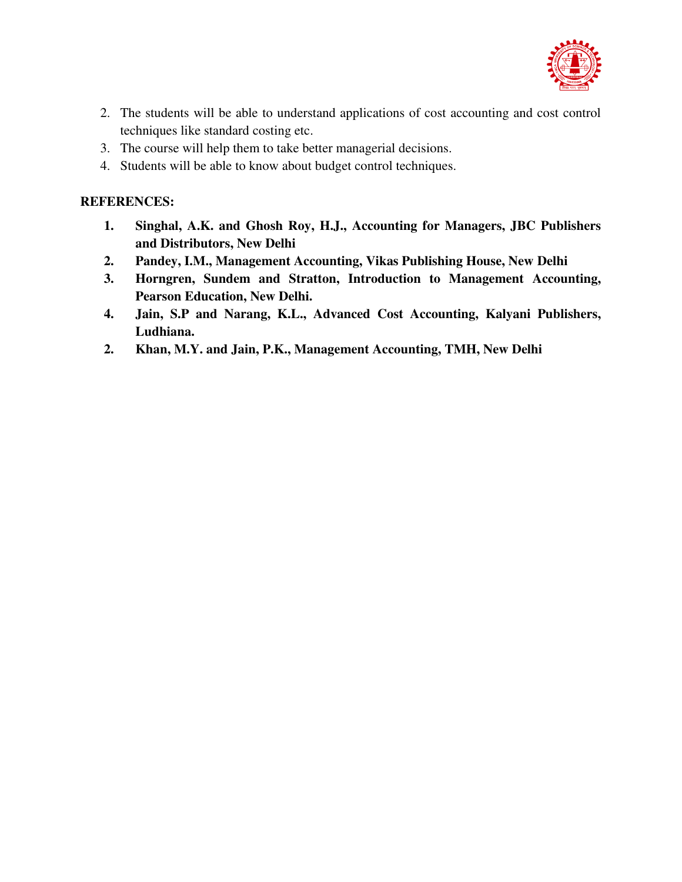2. The students will be able to understand applications of cost accounting and cost control techniques like standard costing etc.
3. The course will help them to take better managerial decisions.
4. Students will be able to know about budget control techniques.

**REFERENCES:**

1. **Singhal, A.K. and Ghosh Roy, H.J., Accounting for Managers, JBC Publishers and Distributors, New Delhi**
2. **Pandey, I.M., Management Accounting, Vikas Publishing House, New Delhi**
3. **Horngren, Sundem and Stratton, Introduction to Management Accounting, Pearson Education, New Delhi.**
4. **Jain, S.P and Narang, K.L., Advanced Cost Accounting, Kalyani Publishers, Ludhiana.**
2. **Khan, M.Y. and Jain, P.K., Management Accounting, TMH, New Delhi**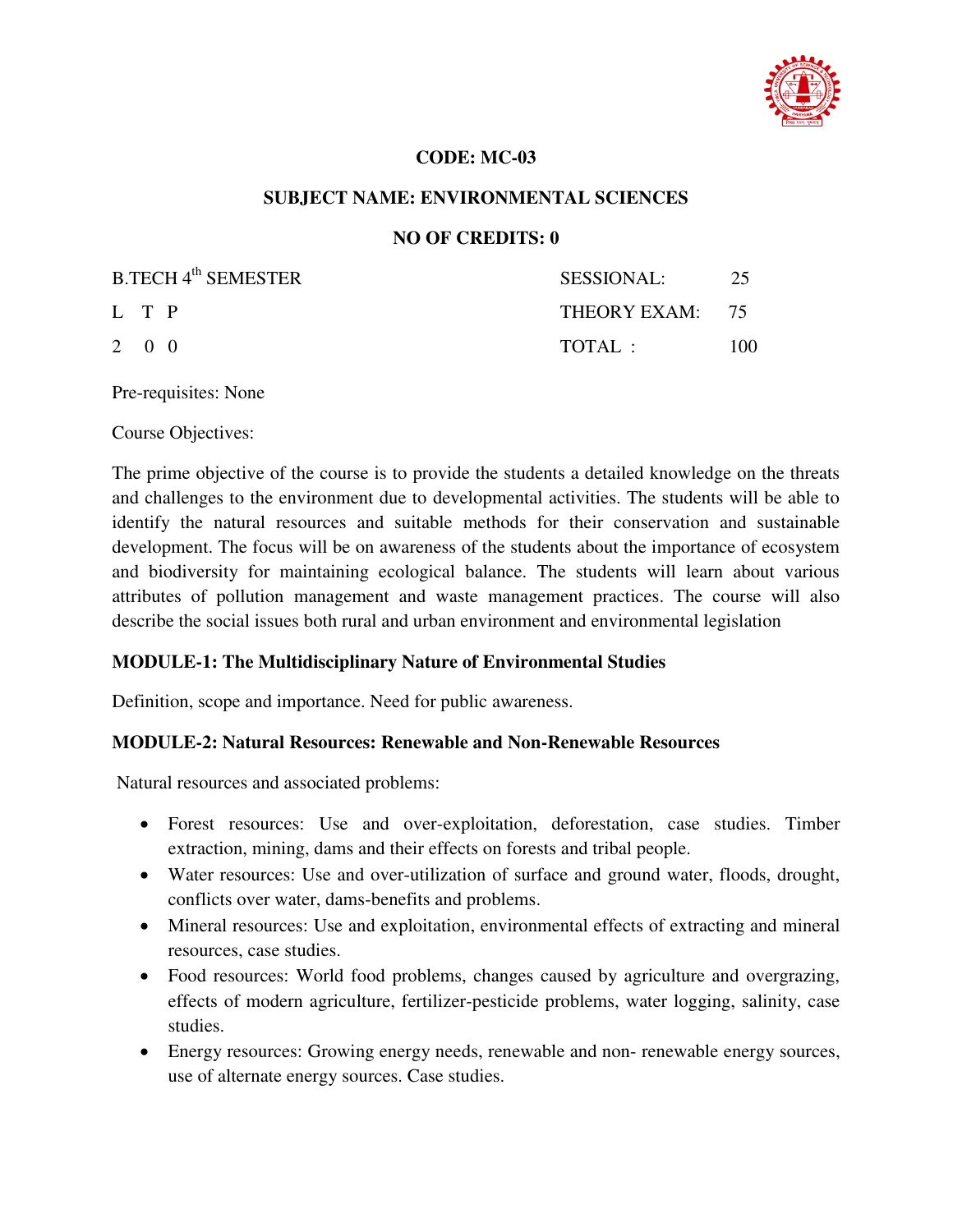**CODE: MC-03**

**SUBJECT NAME: ENVIRONMENTAL SCIENCES**

**NO OF CREDITS: 0**

| B.TECH 4th SEMESTER | SESSIONAL: | 25 |
|---|---|---|
| L T P | THEORY EXAM: | 75 |
| 2 0 0 | TOTAL : | 100 |

Pre-requisites: None

Course Objectives:

The prime objective of the course is to provide the students a detailed knowledge on the threats and challenges to the environment due to developmental activities. The students will be able to identify the natural resources and suitable methods for their conservation and sustainable development. The focus will be on awareness of the students about the importance of ecosystem and biodiversity for maintaining ecological balance. The students will learn about various attributes of pollution management and waste management practices. The course will also describe the social issues both rural and urban environment and environmental legislation

**MODULE-1: The Multidisciplinary Nature of Environmental Studies**

Definition, scope and importance. Need for public awareness.

**MODULE-2: Natural Resources: Renewable and Non-Renewable Resources**

Natural resources and associated problems:

- Forest resources: Use and over-exploitation, deforestation, case studies. Timber extraction, mining, dams and their effects on forests and tribal people.
- Water resources: Use and over-utilization of surface and ground water, floods, drought, conflicts over water, dams-benefits and problems.
- Mineral resources: Use and exploitation, environmental effects of extracting and mineral resources, case studies.
- Food resources: World food problems, changes caused by agriculture and overgrazing, effects of modern agriculture, fertilizer-pesticide problems, water logging, salinity, case studies.
- Energy resources: Growing energy needs, renewable and non- renewable energy sources, use of alternate energy sources. Case studies.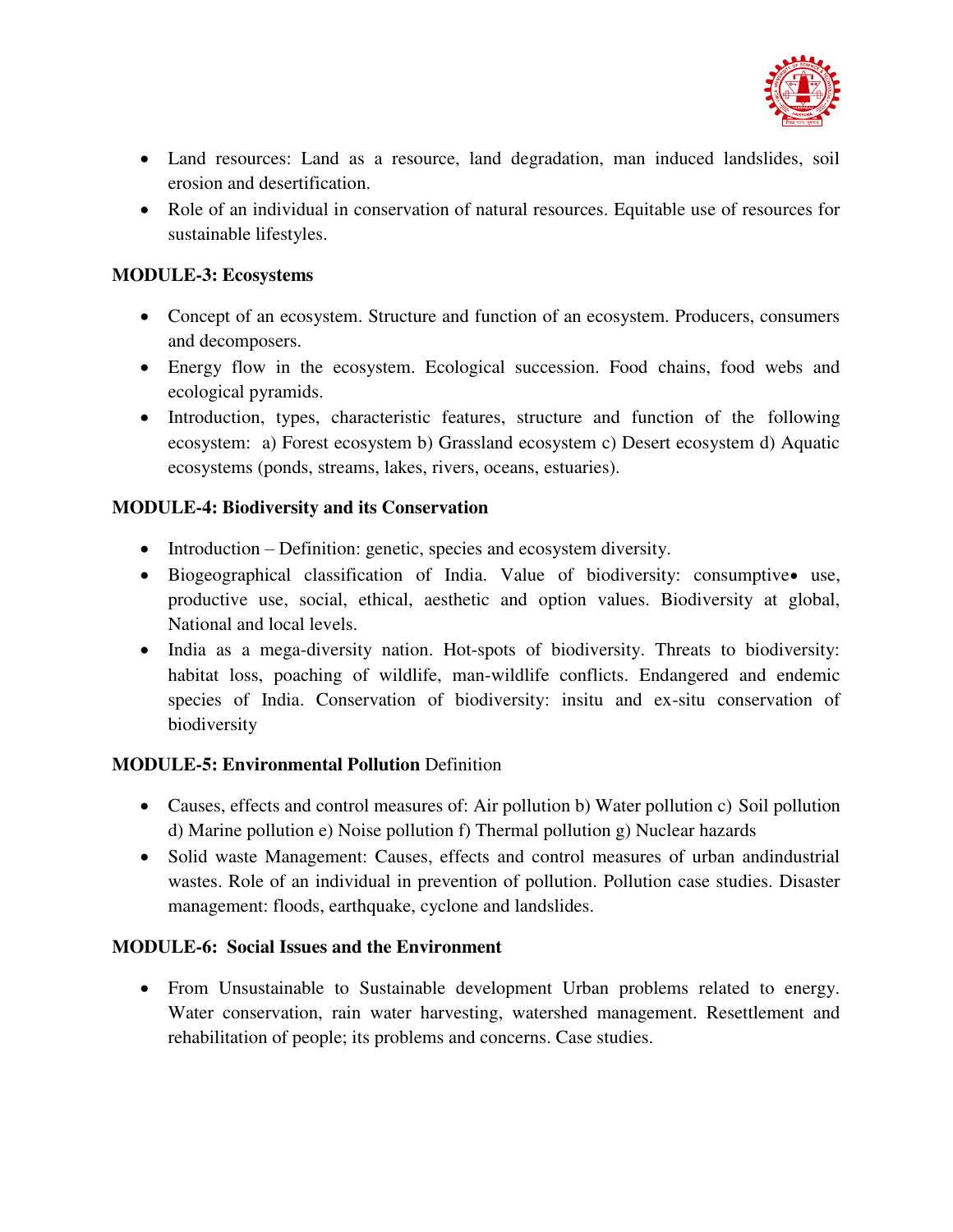- Land resources: Land as a resource, land degradation, man induced landslides, soil erosion and desertification.
- Role of an individual in conservation of natural resources. Equitable use of resources for sustainable lifestyles.

**MODULE-3: Ecosystems**

- Concept of an ecosystem. Structure and function of an ecosystem. Producers, consumers and decomposers.
- Energy flow in the ecosystem. Ecological succession. Food chains, food webs and ecological pyramids.
- Introduction, types, characteristic features, structure and function of the following ecosystem: a) Forest ecosystem b) Grassland ecosystem c) Desert ecosystem d) Aquatic ecosystems (ponds, streams, lakes, rivers, oceans, estuaries).

**MODULE-4: Biodiversity and its Conservation**

- Introduction – Definition: genetic, species and ecosystem diversity.
- Biogeographical classification of India. Value of biodiversity: consumptive• use, productive use, social, ethical, aesthetic and option values. Biodiversity at global, National and local levels.
- India as a mega-diversity nation. Hot-spots of biodiversity. Threats to biodiversity: habitat loss, poaching of wildlife, man-wildlife conflicts. Endangered and endemic species of India. Conservation of biodiversity: insitu and ex-situ conservation of biodiversity

**MODULE-5: Environmental Pollution** Definition

- Causes, effects and control measures of: Air pollution b) Water pollution c) Soil pollution d) Marine pollution e) Noise pollution f) Thermal pollution g) Nuclear hazards
- Solid waste Management: Causes, effects and control measures of urban andindustrial wastes. Role of an individual in prevention of pollution. Pollution case studies. Disaster management: floods, earthquake, cyclone and landslides.

**MODULE-6: Social Issues and the Environment**

- From Unsustainable to Sustainable development Urban problems related to energy. Water conservation, rain water harvesting, watershed management. Resettlement and rehabilitation of people; its problems and concerns. Case studies.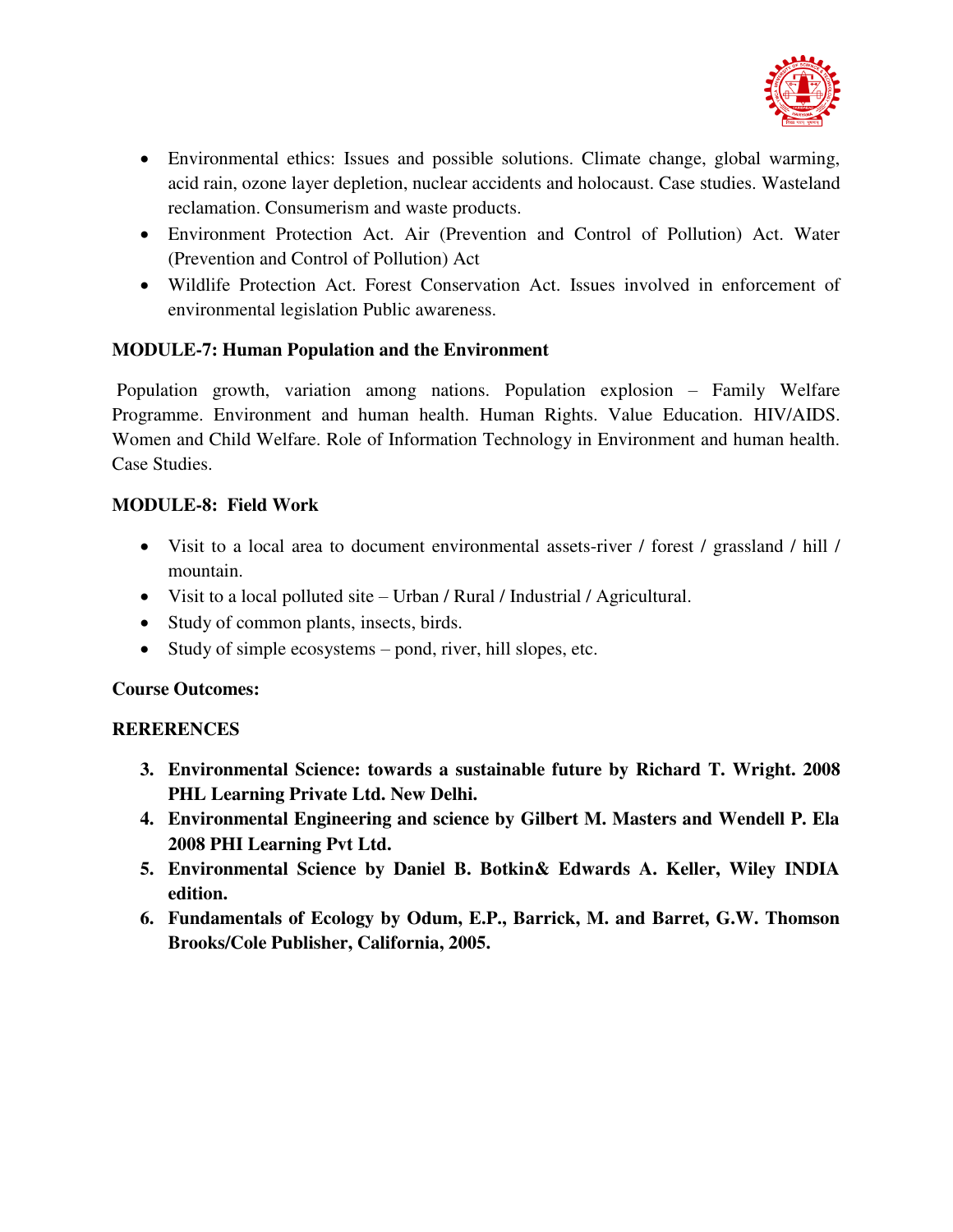- Environmental ethics: Issues and possible solutions. Climate change, global warming, acid rain, ozone layer depletion, nuclear accidents and holocaust. Case studies. Wasteland reclamation. Consumerism and waste products.
- Environment Protection Act. Air (Prevention and Control of Pollution) Act. Water (Prevention and Control of Pollution) Act
- Wildlife Protection Act. Forest Conservation Act. Issues involved in enforcement of environmental legislation Public awareness.

**MODULE-7: Human Population and the Environment**

Population growth, variation among nations. Population explosion – Family Welfare Programme. Environment and human health. Human Rights. Value Education. HIV/AIDS. Women and Child Welfare. Role of Information Technology in Environment and human health. Case Studies.

**MODULE-8: Field Work**

- Visit to a local area to document environmental assets-river / forest / grassland / hill / mountain.
- Visit to a local polluted site – Urban / Rural / Industrial / Agricultural.
- Study of common plants, insects, birds.
- Study of simple ecosystems – pond, river, hill slopes, etc.

**Course Outcomes:**

**RERERENCES**

3. **Environmental Science: towards a sustainable future by Richard T. Wright. 2008 PHL Learning Private Ltd. New Delhi.**
4. **Environmental Engineering and science by Gilbert M. Masters and Wendell P. Ela 2008 PHI Learning Pvt Ltd.**
5. **Environmental Science by Daniel B. Botkin& Edwards A. Keller, Wiley INDIA edition.**
6. **Fundamentals of Ecology by Odum, E.P., Barrick, M. and Barret, G.W. Thomson Brooks/Cole Publisher, California, 2005.**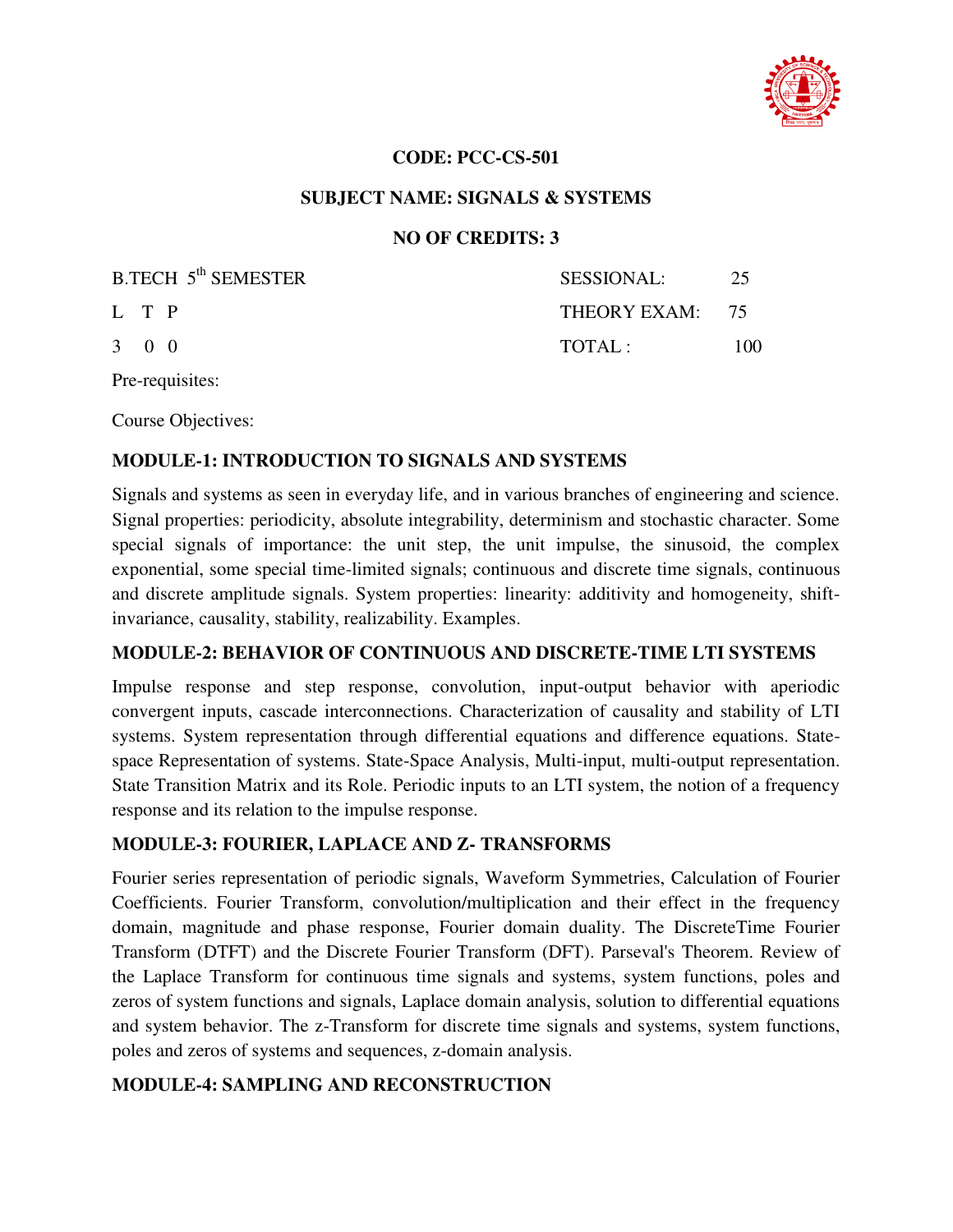**CODE: PCC-CS-501**

**SUBJECT NAME: SIGNALS & SYSTEMS**

**NO OF CREDITS: 3**

| B.TECH 5th SEMESTER | SESSIONAL: | 25 |
|---|---|---|
| L T P | THEORY EXAM: | 75 |
| 3 0 0 | TOTAL : | 100 |

Pre-requisites:

Course Objectives:

### MODULE-1: INTRODUCTION TO SIGNALS AND SYSTEMS

Signals and systems as seen in everyday life, and in various branches of engineering and science. Signal properties: periodicity, absolute integrability, determinism and stochastic character. Some special signals of importance: the unit step, the unit impulse, the sinusoid, the complex exponential, some special time-limited signals; continuous and discrete time signals, continuous and discrete amplitude signals. System properties: linearity: additivity and homogeneity, shift-invariance, causality, stability, realizability. Examples.

### MODULE-2: BEHAVIOR OF CONTINUOUS AND DISCRETE-TIME LTI SYSTEMS

Impulse response and step response, convolution, input-output behavior with aperiodic convergent inputs, cascade interconnections. Characterization of causality and stability of LTI systems. System representation through differential equations and difference equations. State-space Representation of systems. State-Space Analysis, Multi-input, multi-output representation. State Transition Matrix and its Role. Periodic inputs to an LTI system, the notion of a frequency response and its relation to the impulse response.

### MODULE-3: FOURIER, LAPLACE AND Z- TRANSFORMS

Fourier series representation of periodic signals, Waveform Symmetries, Calculation of Fourier Coefficients. Fourier Transform, convolution/multiplication and their effect in the frequency domain, magnitude and phase response, Fourier domain duality. The DiscreteTime Fourier Transform (DTFT) and the Discrete Fourier Transform (DFT). Parseval's Theorem. Review of the Laplace Transform for continuous time signals and systems, system functions, poles and zeros of system functions and signals, Laplace domain analysis, solution to differential equations and system behavior. The z-Transform for discrete time signals and systems, system functions, poles and zeros of systems and sequences, z-domain analysis.

### MODULE-4: SAMPLING AND RECONSTRUCTION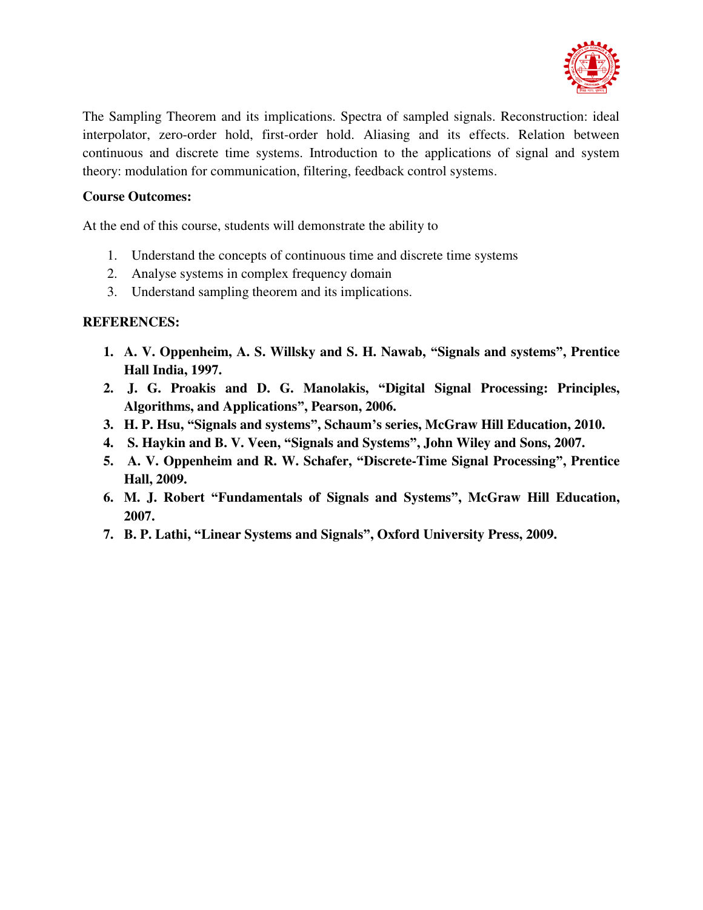The Sampling Theorem and its implications. Spectra of sampled signals. Reconstruction: ideal interpolator, zero-order hold, first-order hold. Aliasing and its effects. Relation between continuous and discrete time systems. Introduction to the applications of signal and system theory: modulation for communication, filtering, feedback control systems.

**Course Outcomes:**

At the end of this course, students will demonstrate the ability to

1. Understand the concepts of continuous time and discrete time systems
2. Analyse systems in complex frequency domain
3. Understand sampling theorem and its implications.

**REFERENCES:**

1. **A. V. Oppenheim, A. S. Willsky and S. H. Nawab, "Signals and systems", Prentice Hall India, 1997.**
2. **J. G. Proakis and D. G. Manolakis, "Digital Signal Processing: Principles, Algorithms, and Applications", Pearson, 2006.**
3. **H. P. Hsu, "Signals and systems", Schaum's series, McGraw Hill Education, 2010.**
4. **S. Haykin and B. V. Veen, "Signals and Systems", John Wiley and Sons, 2007.**
5. **A. V. Oppenheim and R. W. Schafer, "Discrete-Time Signal Processing", Prentice Hall, 2009.**
6. **M. J. Robert "Fundamentals of Signals and Systems", McGraw Hill Education, 2007.**
7. **B. P. Lathi, "Linear Systems and Signals", Oxford University Press, 2009.**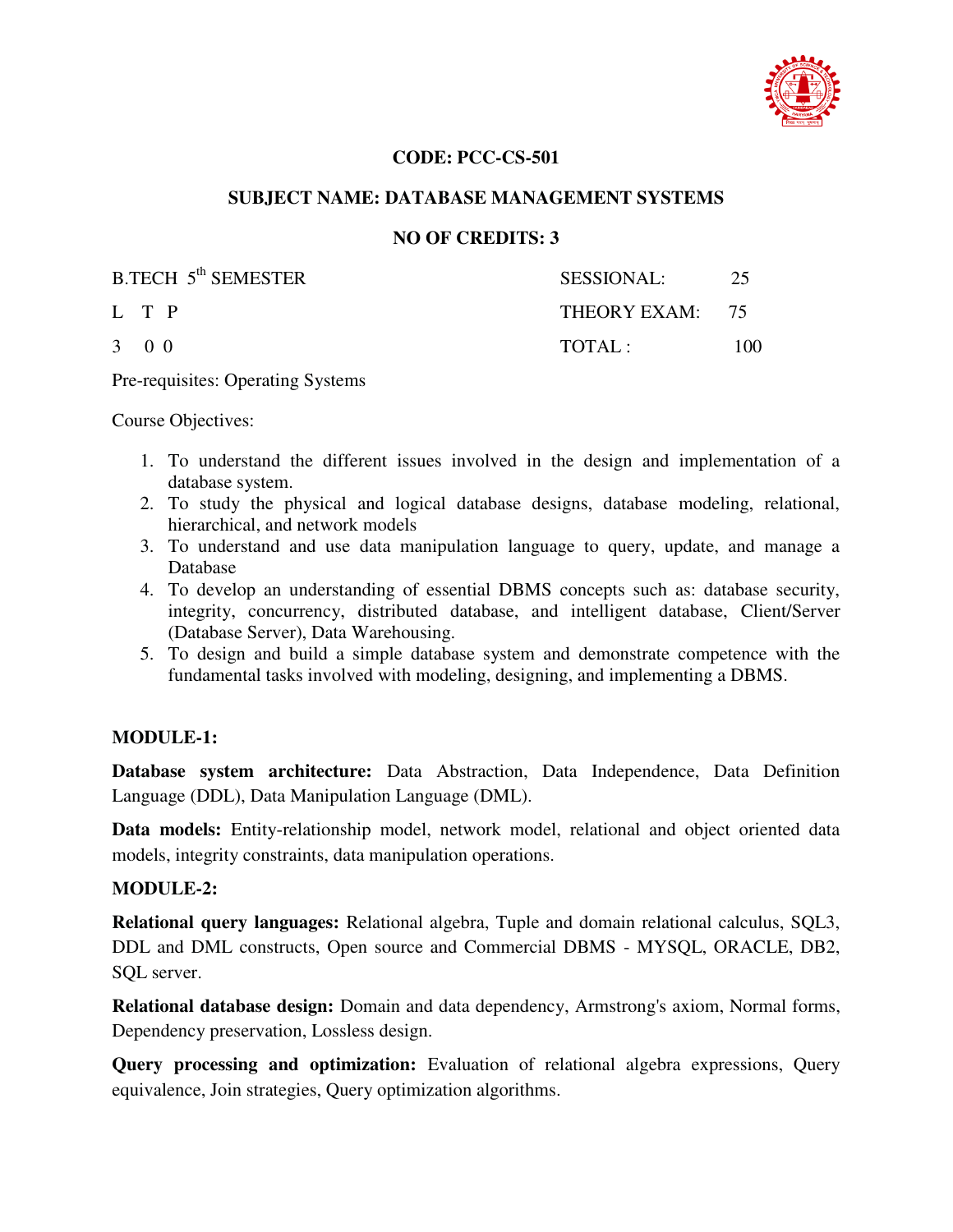**CODE: PCC-CS-501**

**SUBJECT NAME: DATABASE MANAGEMENT SYSTEMS**

**NO OF CREDITS: 3**

| B.TECH 5th SEMESTER | SESSIONAL: 25 |
|---|---|
| L T P | THEORY EXAM: 75 |
| 3 0 0 | TOTAL : 100 |

Pre-requisites: Operating Systems

Course Objectives:

1. To understand the different issues involved in the design and implementation of a database system.
2. To study the physical and logical database designs, database modeling, relational, hierarchical, and network models
3. To understand and use data manipulation language to query, update, and manage a Database
4. To develop an understanding of essential DBMS concepts such as: database security, integrity, concurrency, distributed database, and intelligent database, Client/Server (Database Server), Data Warehousing.
5. To design and build a simple database system and demonstrate competence with the fundamental tasks involved with modeling, designing, and implementing a DBMS.

**MODULE-1:**

**Database system architecture:** Data Abstraction, Data Independence, Data Definition Language (DDL), Data Manipulation Language (DML).

**Data models:** Entity-relationship model, network model, relational and object oriented data models, integrity constraints, data manipulation operations.

**MODULE-2:**

**Relational query languages:** Relational algebra, Tuple and domain relational calculus, SQL3, DDL and DML constructs, Open source and Commercial DBMS - MYSQL, ORACLE, DB2, SQL server.

**Relational database design:** Domain and data dependency, Armstrong's axiom, Normal forms, Dependency preservation, Lossless design.

**Query processing and optimization:** Evaluation of relational algebra expressions, Query equivalence, Join strategies, Query optimization algorithms.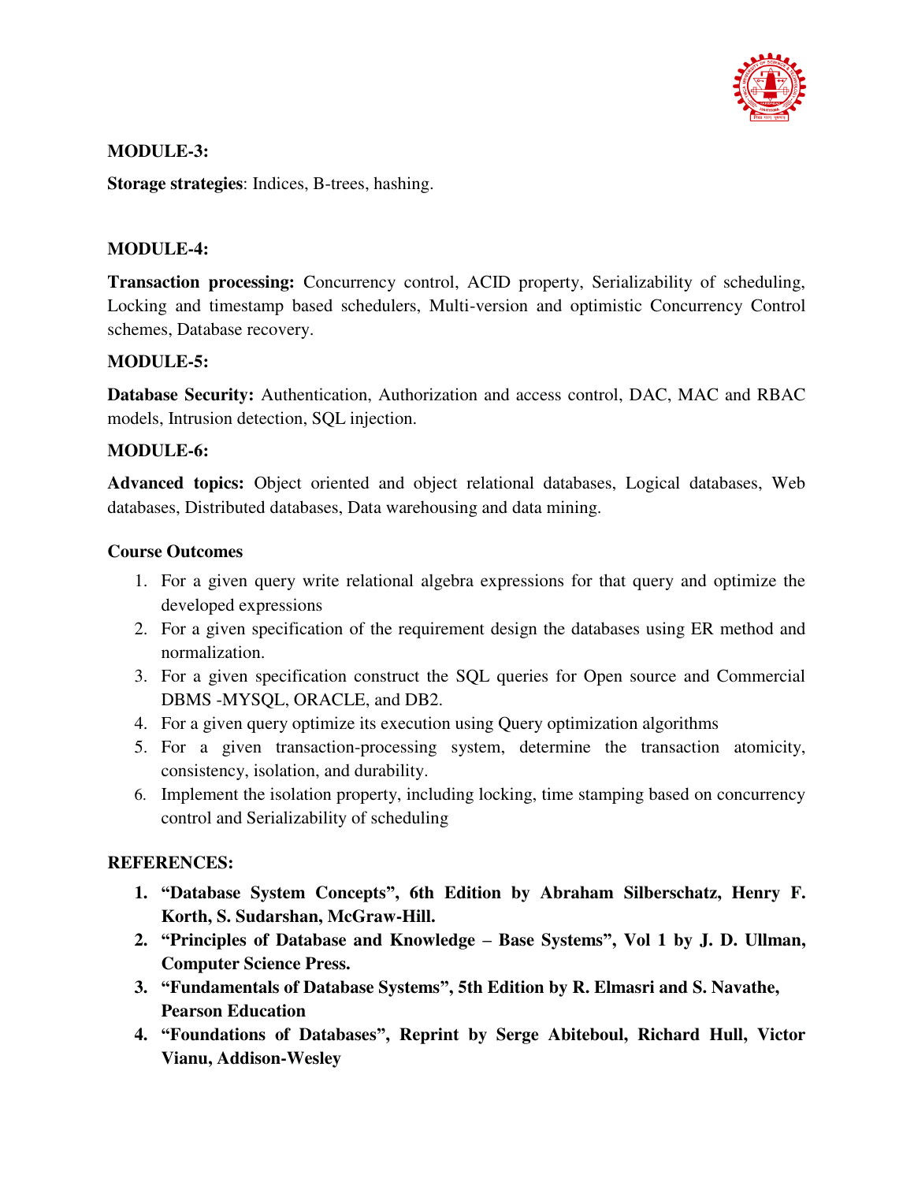**MODULE-3:**

**Storage strategies**: Indices, B-trees, hashing.

**MODULE-4:**

**Transaction processing:** Concurrency control, ACID property, Serializability of scheduling, Locking and timestamp based schedulers, Multi-version and optimistic Concurrency Control schemes, Database recovery.

**MODULE-5:**

**Database Security:** Authentication, Authorization and access control, DAC, MAC and RBAC models, Intrusion detection, SQL injection.

**MODULE-6:**

**Advanced topics:** Object oriented and object relational databases, Logical databases, Web databases, Distributed databases, Data warehousing and data mining.

**Course Outcomes**

1. For a given query write relational algebra expressions for that query and optimize the developed expressions
2. For a given specification of the requirement design the databases using ER method and normalization.
3. For a given specification construct the SQL queries for Open source and Commercial DBMS -MYSQL, ORACLE, and DB2.
4. For a given query optimize its execution using Query optimization algorithms
5. For a given transaction-processing system, determine the transaction atomicity, consistency, isolation, and durability.
6. Implement the isolation property, including locking, time stamping based on concurrency control and Serializability of scheduling

**REFERENCES:**

1. **"Database System Concepts", 6th Edition by Abraham Silberschatz, Henry F. Korth, S. Sudarshan, McGraw-Hill.**
2. **"Principles of Database and Knowledge – Base Systems", Vol 1 by J. D. Ullman, Computer Science Press.**
3. **"Fundamentals of Database Systems", 5th Edition by R. Elmasri and S. Navathe, Pearson Education**
4. **"Foundations of Databases", Reprint by Serge Abiteboul, Richard Hull, Victor Vianu, Addison-Wesley**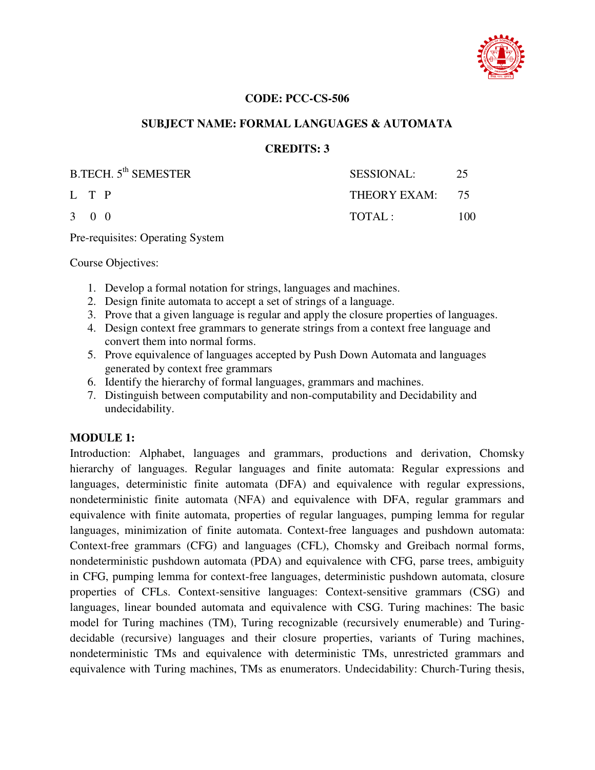**CODE: PCC-CS-506**

**SUBJECT NAME: FORMAL LANGUAGES & AUTOMATA**

**CREDITS: 3**

| B.TECH. 5th SEMESTER | SESSIONAL: | 25 |
|---|---|---|
| L T P | THEORY EXAM: | 75 |
| 3 0 0 | TOTAL : | 100 |

Pre-requisites: Operating System

Course Objectives:

1. Develop a formal notation for strings, languages and machines.
2. Design finite automata to accept a set of strings of a language.
3. Prove that a given language is regular and apply the closure properties of languages.
4. Design context free grammars to generate strings from a context free language and convert them into normal forms.
5. Prove equivalence of languages accepted by Push Down Automata and languages generated by context free grammars
6. Identify the hierarchy of formal languages, grammars and machines.
7. Distinguish between computability and non-computability and Decidability and undecidability.

**MODULE 1:**

Introduction: Alphabet, languages and grammars, productions and derivation, Chomsky hierarchy of languages. Regular languages and finite automata: Regular expressions and languages, deterministic finite automata (DFA) and equivalence with regular expressions, nondeterministic finite automata (NFA) and equivalence with DFA, regular grammars and equivalence with finite automata, properties of regular languages, pumping lemma for regular languages, minimization of finite automata. Context-free languages and pushdown automata: Context-free grammars (CFG) and languages (CFL), Chomsky and Greibach normal forms, nondeterministic pushdown automata (PDA) and equivalence with CFG, parse trees, ambiguity in CFG, pumping lemma for context-free languages, deterministic pushdown automata, closure properties of CFLs. Context-sensitive languages: Context-sensitive grammars (CSG) and languages, linear bounded automata and equivalence with CSG. Turing machines: The basic model for Turing machines (TM), Turing recognizable (recursively enumerable) and Turing-decidable (recursive) languages and their closure properties, variants of Turing machines, nondeterministic TMs and equivalence with deterministic TMs, unrestricted grammars and equivalence with Turing machines, TMs as enumerators. Undecidability: Church-Turing thesis,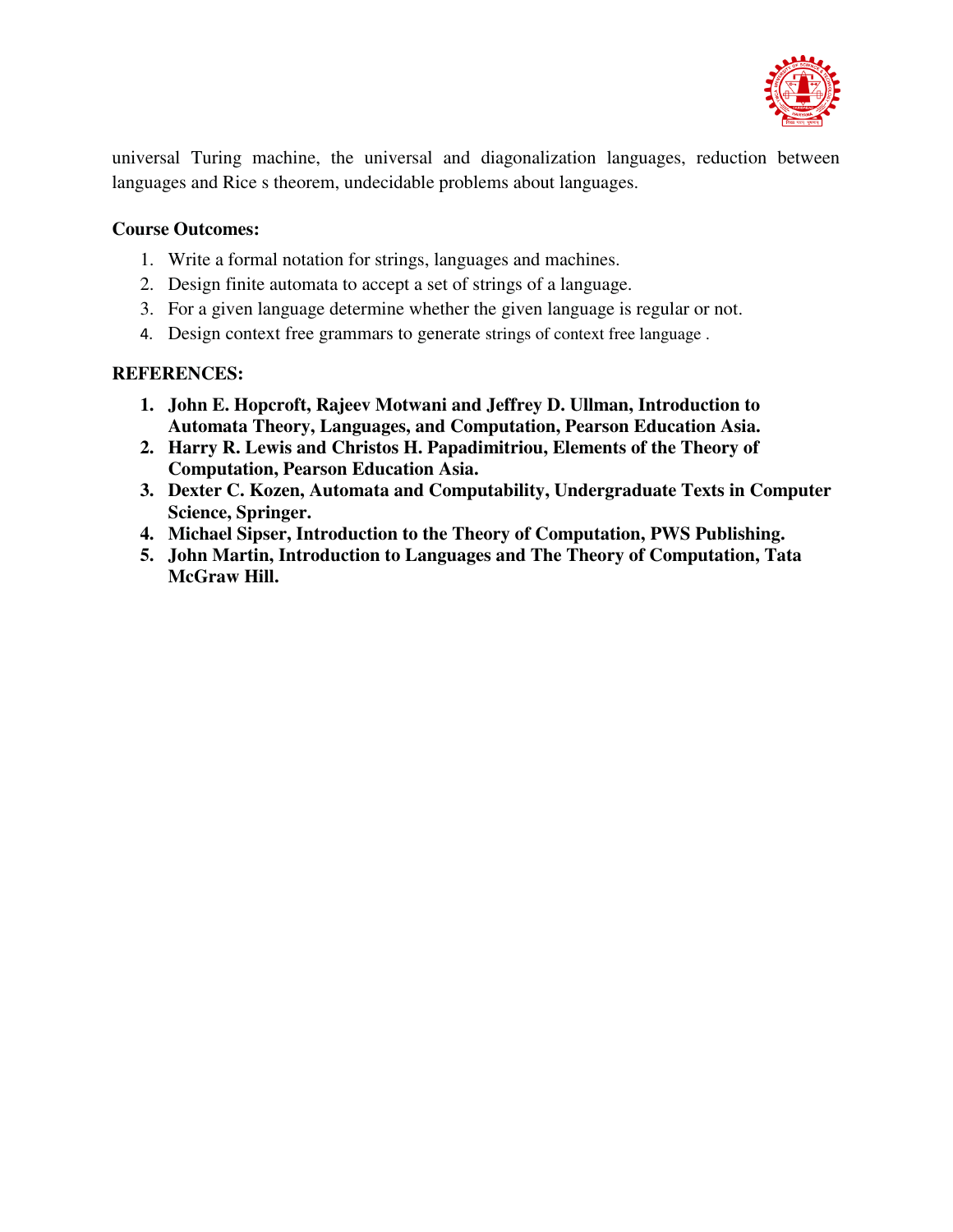universal Turing machine, the universal and diagonalization languages, reduction between languages and Rice s theorem, undecidable problems about languages.

**Course Outcomes:**

1. Write a formal notation for strings, languages and machines.
2. Design finite automata to accept a set of strings of a language.
3. For a given language determine whether the given language is regular or not.
4. Design context free grammars to generate strings of context free language .

**REFERENCES:**

1. **John E. Hopcroft, Rajeev Motwani and Jeffrey D. Ullman, Introduction to Automata Theory, Languages, and Computation, Pearson Education Asia.**
2. **Harry R. Lewis and Christos H. Papadimitriou, Elements of the Theory of Computation, Pearson Education Asia.**
3. **Dexter C. Kozen, Automata and Computability, Undergraduate Texts in Computer Science, Springer.**
4. **Michael Sipser, Introduction to the Theory of Computation, PWS Publishing.**
5. **John Martin, Introduction to Languages and The Theory of Computation, Tata McGraw Hill.**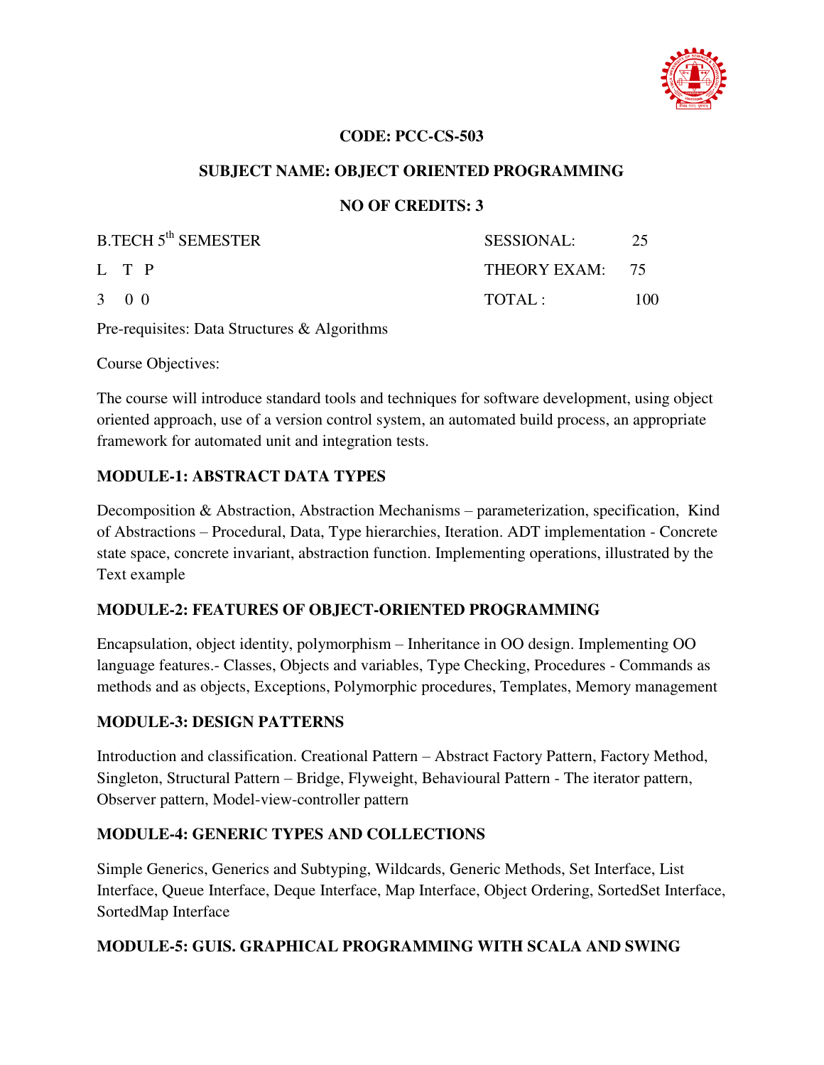**CODE: PCC-CS-503**

**SUBJECT NAME: OBJECT ORIENTED PROGRAMMING**

**NO OF CREDITS: 3**

| B.TECH 5th SEMESTER | SESSIONAL: | 25 |
|---|---|---|
| L T P | THEORY EXAM: | 75 |
| 3 0 0 | TOTAL : | 100 |

Pre-requisites: Data Structures & Algorithms

Course Objectives:

The course will introduce standard tools and techniques for software development, using object oriented approach, use of a version control system, an automated build process, an appropriate framework for automated unit and integration tests.

**MODULE-1: ABSTRACT DATA TYPES**

Decomposition & Abstraction, Abstraction Mechanisms – parameterization, specification, Kind of Abstractions – Procedural, Data, Type hierarchies, Iteration. ADT implementation - Concrete state space, concrete invariant, abstraction function. Implementing operations, illustrated by the Text example

**MODULE-2: FEATURES OF OBJECT-ORIENTED PROGRAMMING**

Encapsulation, object identity, polymorphism – Inheritance in OO design. Implementing OO language features.- Classes, Objects and variables, Type Checking, Procedures - Commands as methods and as objects, Exceptions, Polymorphic procedures, Templates, Memory management

**MODULE-3: DESIGN PATTERNS**

Introduction and classification. Creational Pattern – Abstract Factory Pattern, Factory Method, Singleton, Structural Pattern – Bridge, Flyweight, Behavioural Pattern - The iterator pattern, Observer pattern, Model-view-controller pattern

**MODULE-4: GENERIC TYPES AND COLLECTIONS**

Simple Generics, Generics and Subtyping, Wildcards, Generic Methods, Set Interface, List Interface, Queue Interface, Deque Interface, Map Interface, Object Ordering, SortedSet Interface, SortedMap Interface

**MODULE-5: GUIS. GRAPHICAL PROGRAMMING WITH SCALA AND SWING**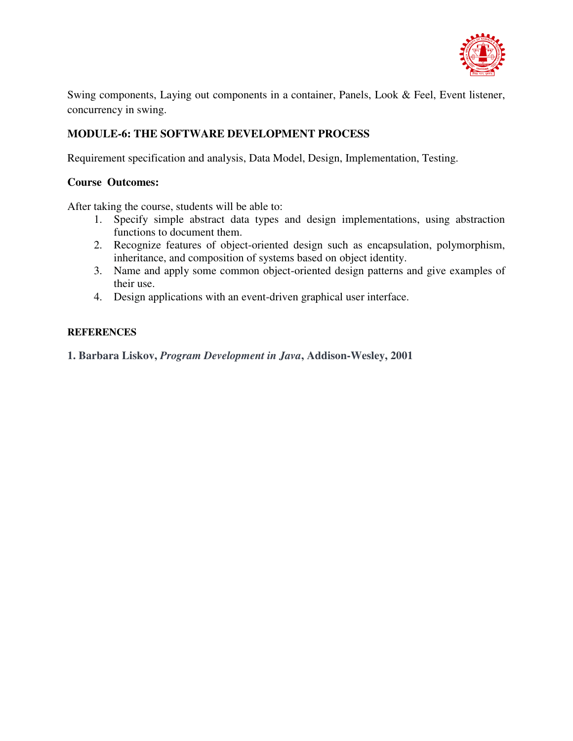Swing components, Laying out components in a container, Panels, Look & Feel, Event listener, concurrency in swing.

**MODULE-6: THE SOFTWARE DEVELOPMENT PROCESS**

Requirement specification and analysis, Data Model, Design, Implementation, Testing.

**Course Outcomes:**

After taking the course, students will be able to:

1. Specify simple abstract data types and design implementations, using abstraction functions to document them.
2. Recognize features of object-oriented design such as encapsulation, polymorphism, inheritance, and composition of systems based on object identity.
3. Name and apply some common object-oriented design patterns and give examples of their use.
4. Design applications with an event-driven graphical user interface.

**REFERENCES**

**1. Barbara Liskov, *Program Development in Java*, Addison-Wesley, 2001**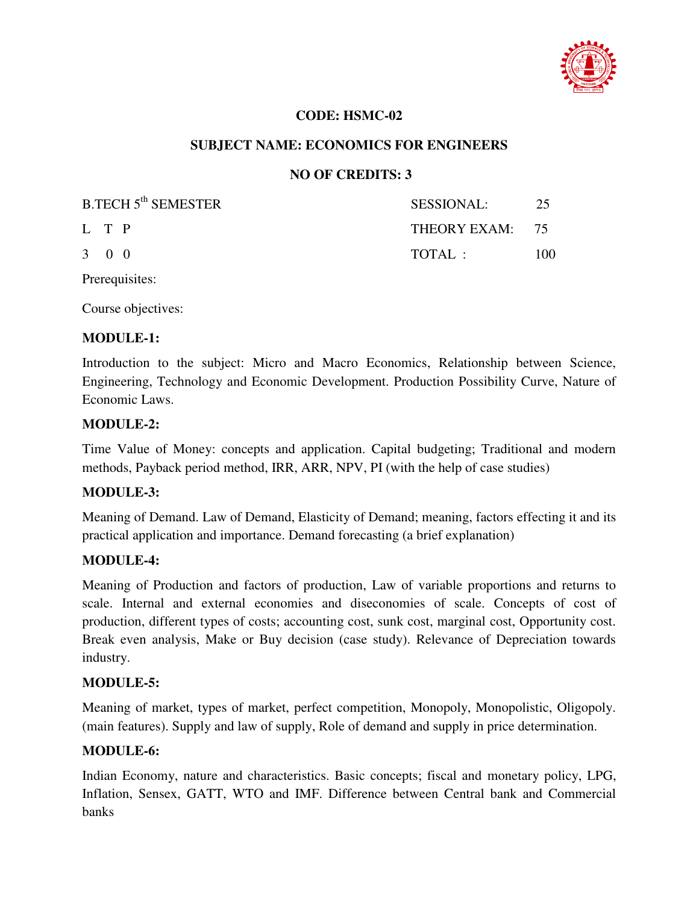**CODE: HSMC-02**

**SUBJECT NAME: ECONOMICS FOR ENGINEERS**

**NO OF CREDITS: 3**

| B.TECH 5th SEMESTER | SESSIONAL: | 25 |
|---|---|---|
| L T P | THEORY EXAM: | 75 |
| 3 0 0 | TOTAL : | 100 |

Prerequisites:

Course objectives:

**MODULE-1:**

Introduction to the subject: Micro and Macro Economics, Relationship between Science, Engineering, Technology and Economic Development. Production Possibility Curve, Nature of Economic Laws.

**MODULE-2:**

Time Value of Money: concepts and application. Capital budgeting; Traditional and modern methods, Payback period method, IRR, ARR, NPV, PI (with the help of case studies)

**MODULE-3:**

Meaning of Demand. Law of Demand, Elasticity of Demand; meaning, factors effecting it and its practical application and importance. Demand forecasting (a brief explanation)

**MODULE-4:**

Meaning of Production and factors of production, Law of variable proportions and returns to scale. Internal and external economies and diseconomies of scale. Concepts of cost of production, different types of costs; accounting cost, sunk cost, marginal cost, Opportunity cost. Break even analysis, Make or Buy decision (case study). Relevance of Depreciation towards industry.

**MODULE-5:**

Meaning of market, types of market, perfect competition, Monopoly, Monopolistic, Oligopoly. (main features). Supply and law of supply, Role of demand and supply in price determination.

**MODULE-6:**

Indian Economy, nature and characteristics. Basic concepts; fiscal and monetary policy, LPG, Inflation, Sensex, GATT, WTO and IMF. Difference between Central bank and Commercial banks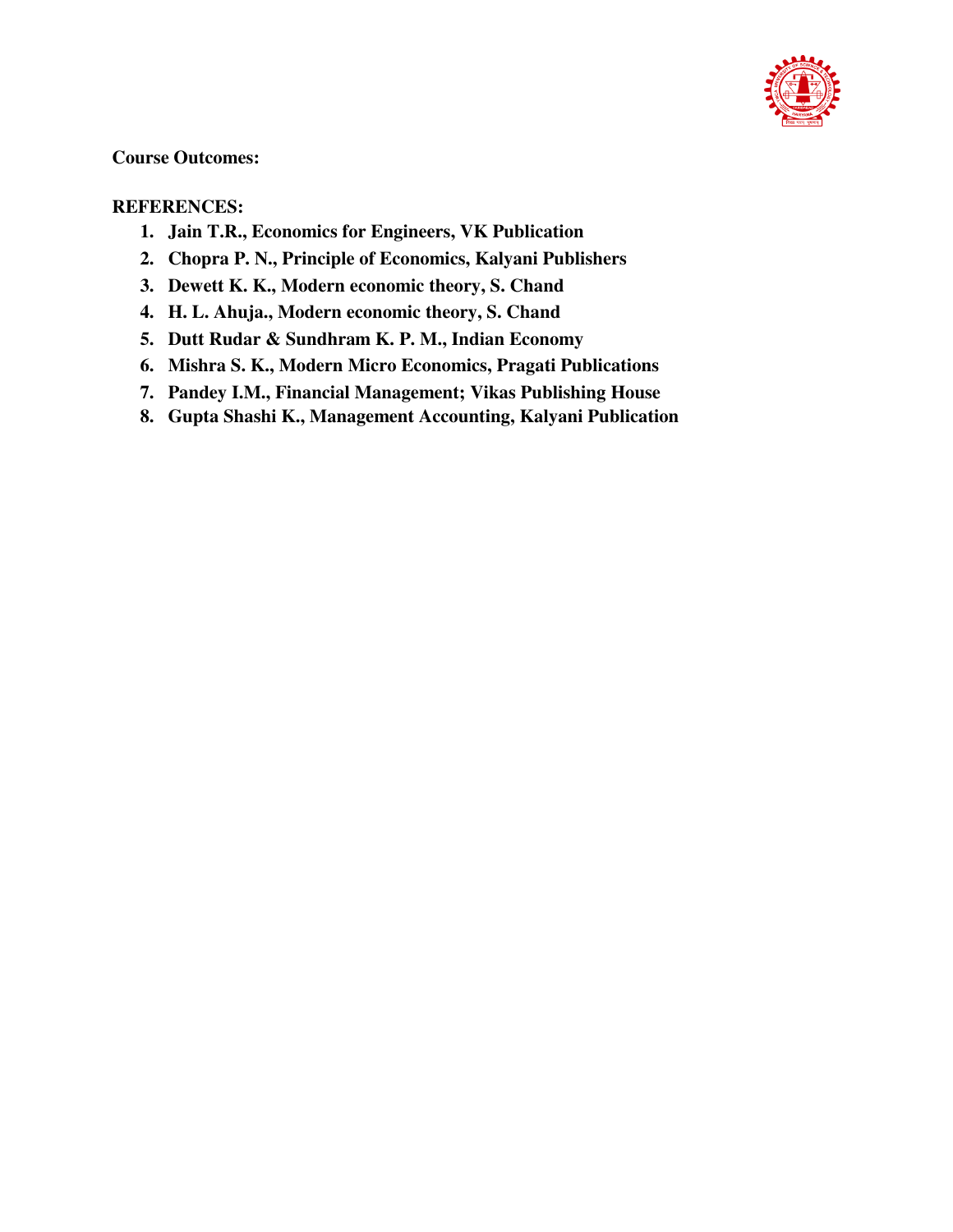**Course Outcomes:**

**REFERENCES:**

1. **Jain T.R., Economics for Engineers, VK Publication**
2. **Chopra P. N., Principle of Economics, Kalyani Publishers**
3. **Dewett K. K., Modern economic theory, S. Chand**
4. **H. L. Ahuja., Modern economic theory, S. Chand**
5. **Dutt Rudar & Sundhram K. P. M., Indian Economy**
6. **Mishra S. K., Modern Micro Economics, Pragati Publications**
7. **Pandey I.M., Financial Management; Vikas Publishing House**
8. **Gupta Shashi K., Management Accounting, Kalyani Publication**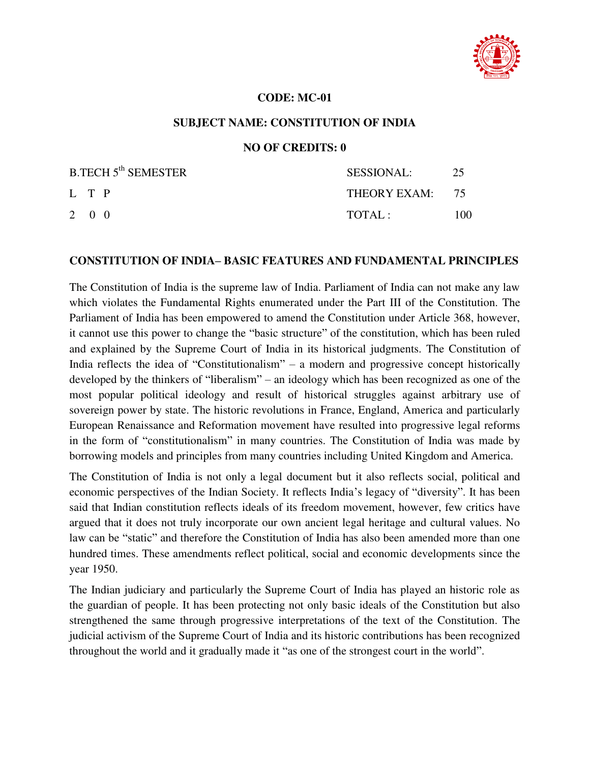**CODE: MC-01**

**SUBJECT NAME: CONSTITUTION OF INDIA**

**NO OF CREDITS: 0**

| B.TECH 5th SEMESTER | SESSIONAL: | 25 |
|---|---|---|
| L T P | THEORY EXAM: | 75 |
| 2 0 0 | TOTAL : | 100 |

## CONSTITUTION OF INDIA– BASIC FEATURES AND FUNDAMENTAL PRINCIPLES

The Constitution of India is the supreme law of India. Parliament of India can not make any law which violates the Fundamental Rights enumerated under the Part III of the Constitution. The Parliament of India has been empowered to amend the Constitution under Article 368, however, it cannot use this power to change the "basic structure" of the constitution, which has been ruled and explained by the Supreme Court of India in its historical judgments. The Constitution of India reflects the idea of "Constitutionalism" – a modern and progressive concept historically developed by the thinkers of "liberalism" – an ideology which has been recognized as one of the most popular political ideology and result of historical struggles against arbitrary use of sovereign power by state. The historic revolutions in France, England, America and particularly European Renaissance and Reformation movement have resulted into progressive legal reforms in the form of "constitutionalism" in many countries. The Constitution of India was made by borrowing models and principles from many countries including United Kingdom and America.

The Constitution of India is not only a legal document but it also reflects social, political and economic perspectives of the Indian Society. It reflects India's legacy of "diversity". It has been said that Indian constitution reflects ideals of its freedom movement, however, few critics have argued that it does not truly incorporate our own ancient legal heritage and cultural values. No law can be "static" and therefore the Constitution of India has also been amended more than one hundred times. These amendments reflect political, social and economic developments since the year 1950.

The Indian judiciary and particularly the Supreme Court of India has played an historic role as the guardian of people. It has been protecting not only basic ideals of the Constitution but also strengthened the same through progressive interpretations of the text of the Constitution. The judicial activism of the Supreme Court of India and its historic contributions has been recognized throughout the world and it gradually made it "as one of the strongest court in the world".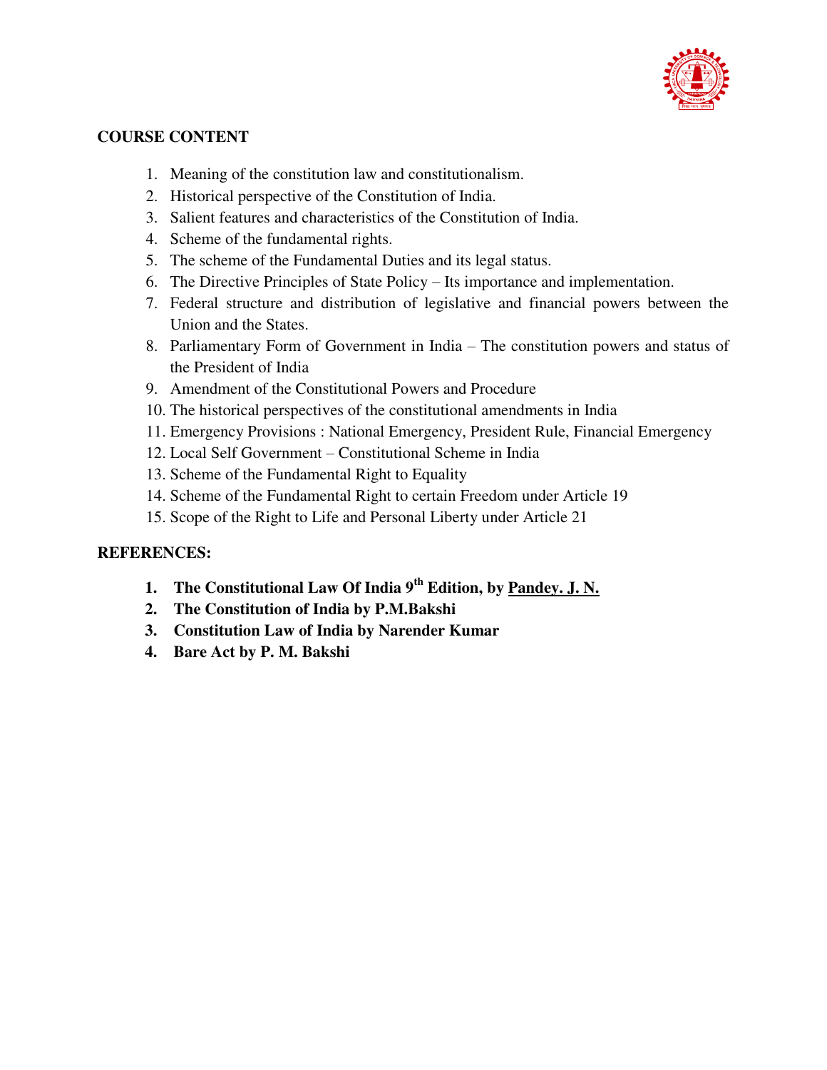**COURSE CONTENT**

1. Meaning of the constitution law and constitutionalism.
2. Historical perspective of the Constitution of India.
3. Salient features and characteristics of the Constitution of India.
4. Scheme of the fundamental rights.
5. The scheme of the Fundamental Duties and its legal status.
6. The Directive Principles of State Policy – Its importance and implementation.
7. Federal structure and distribution of legislative and financial powers between the Union and the States.
8. Parliamentary Form of Government in India – The constitution powers and status of the President of India
9. Amendment of the Constitutional Powers and Procedure
10. The historical perspectives of the constitutional amendments in India
11. Emergency Provisions : National Emergency, President Rule, Financial Emergency
12. Local Self Government – Constitutional Scheme in India
13. Scheme of the Fundamental Right to Equality
14. Scheme of the Fundamental Right to certain Freedom under Article 19
15. Scope of the Right to Life and Personal Liberty under Article 21

**REFERENCES:**

1. **The Constitutional Law Of India 9th Edition, by Pandey. J. N.**
2. **The Constitution of India by P.M.Bakshi**
3. **Constitution Law of India by Narender Kumar**
4. **Bare Act by P. M. Bakshi**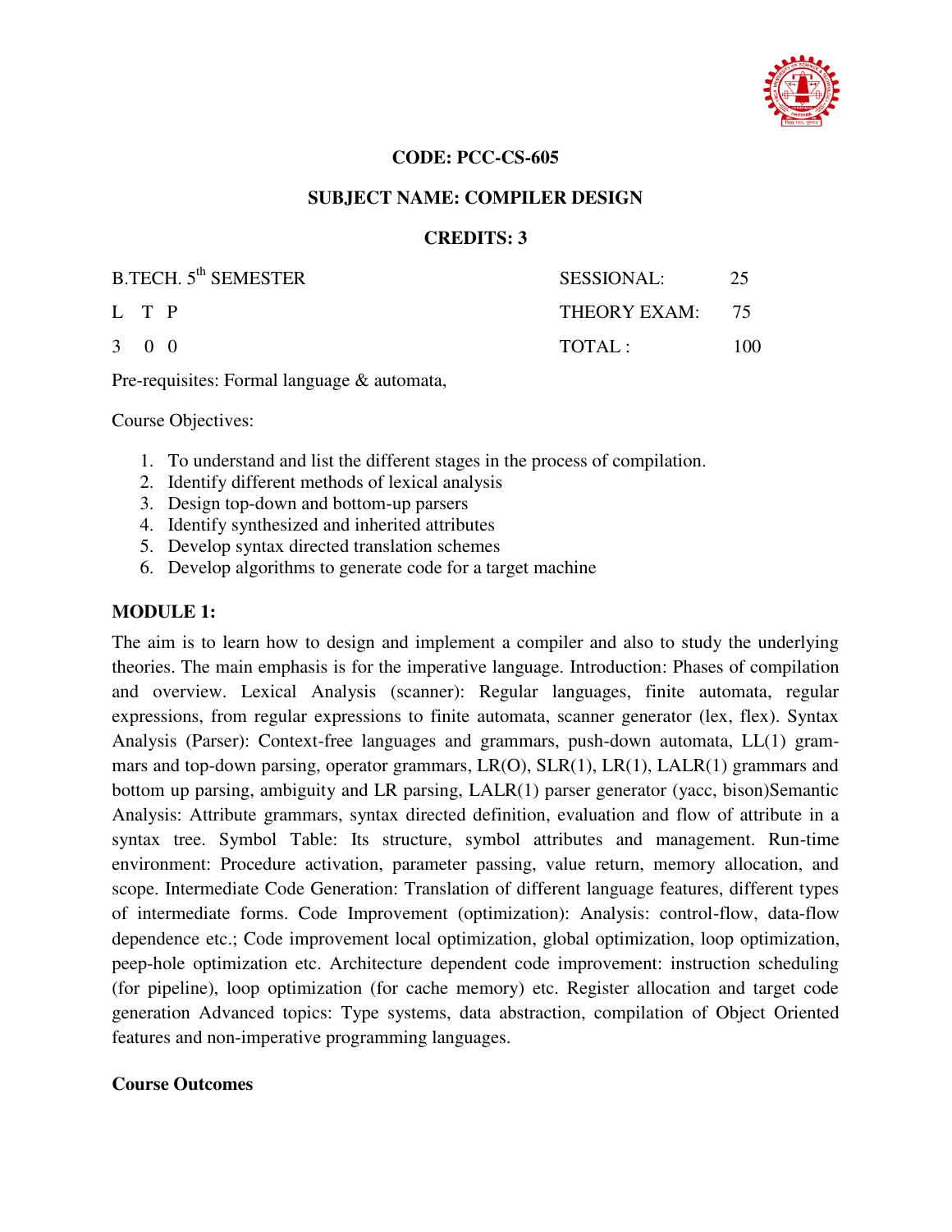**CODE: PCC-CS-605**

**SUBJECT NAME: COMPILER DESIGN**

**CREDITS: 3**

| B.TECH. 5th SEMESTER | SESSIONAL: | 25 |
|---|---|---|
| L T P | THEORY EXAM: | 75 |
| 3 0 0 | TOTAL : | 100 |

Pre-requisites: Formal language & automata,

Course Objectives:

1. To understand and list the different stages in the process of compilation.
2. Identify different methods of lexical analysis
3. Design top-down and bottom-up parsers
4. Identify synthesized and inherited attributes
5. Develop syntax directed translation schemes
6. Develop algorithms to generate code for a target machine

**MODULE 1:**

The aim is to learn how to design and implement a compiler and also to study the underlying theories. The main emphasis is for the imperative language. Introduction: Phases of compilation and overview. Lexical Analysis (scanner): Regular languages, finite automata, regular expressions, from regular expressions to finite automata, scanner generator (lex, flex). Syntax Analysis (Parser): Context-free languages and grammars, push-down automata, LL(1) grammars and top-down parsing, operator grammars, LR(O), SLR(1), LR(1), LALR(1) grammars and bottom up parsing, ambiguity and LR parsing, LALR(1) parser generator (yacc, bison)Semantic Analysis: Attribute grammars, syntax directed definition, evaluation and flow of attribute in a syntax tree. Symbol Table: Its structure, symbol attributes and management. Run-time environment: Procedure activation, parameter passing, value return, memory allocation, and scope. Intermediate Code Generation: Translation of different language features, different types of intermediate forms. Code Improvement (optimization): Analysis: control-flow, data-flow dependence etc.; Code improvement local optimization, global optimization, loop optimization, peep-hole optimization etc. Architecture dependent code improvement: instruction scheduling (for pipeline), loop optimization (for cache memory) etc. Register allocation and target code generation Advanced topics: Type systems, data abstraction, compilation of Object Oriented features and non-imperative programming languages.

**Course Outcomes**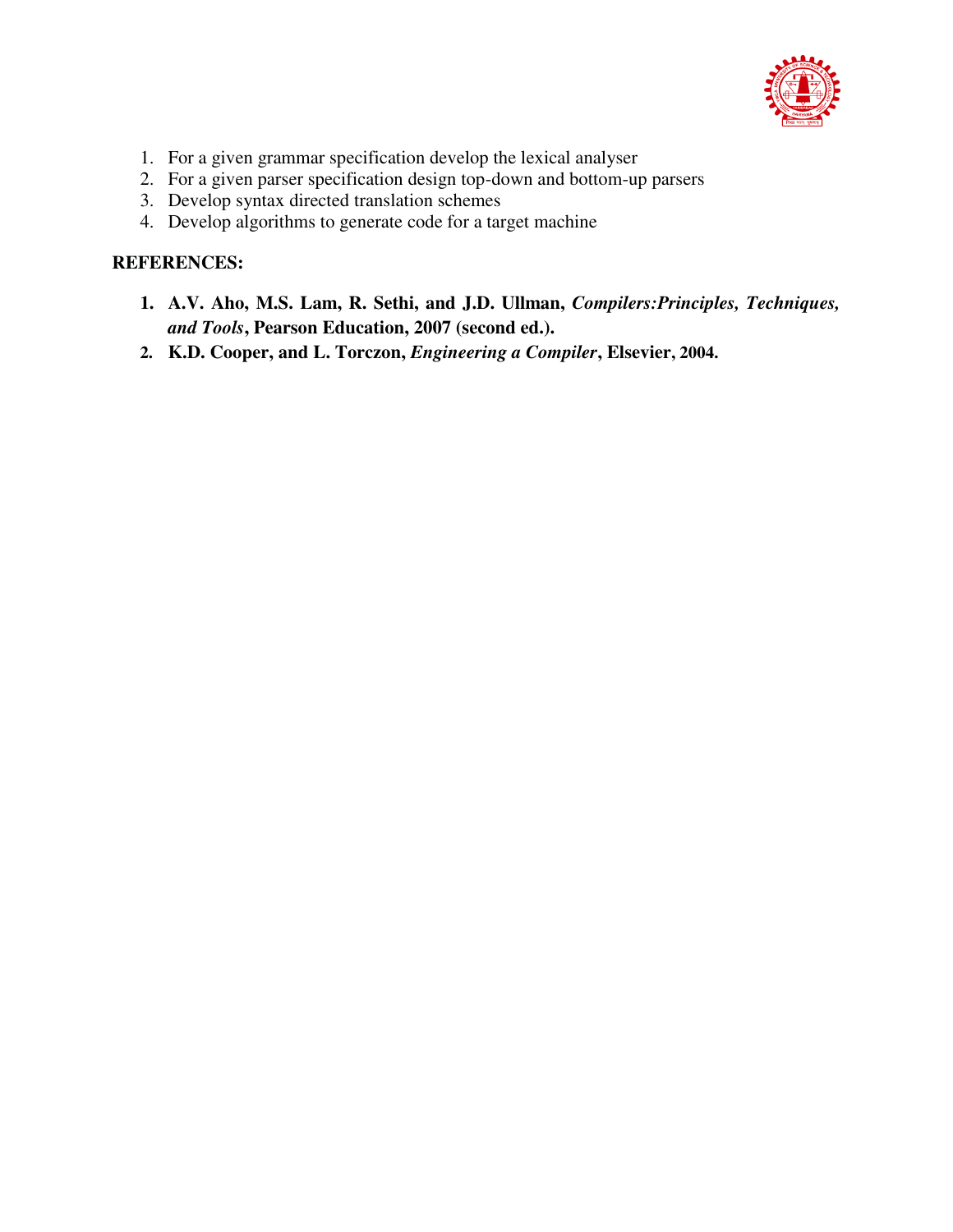1. For a given grammar specification develop the lexical analyser
2. For a given parser specification design top-down and bottom-up parsers
3. Develop syntax directed translation schemes
4. Develop algorithms to generate code for a target machine

**REFERENCES:**

1. **A.V. Aho, M.S. Lam, R. Sethi, and J.D. Ullman, *Compilers:Principles, Techniques, and Tools*, Pearson Education, 2007 (second ed.).**
2. **K.D. Cooper, and L. Torczon, *Engineering a Compiler*, Elsevier, 2004.**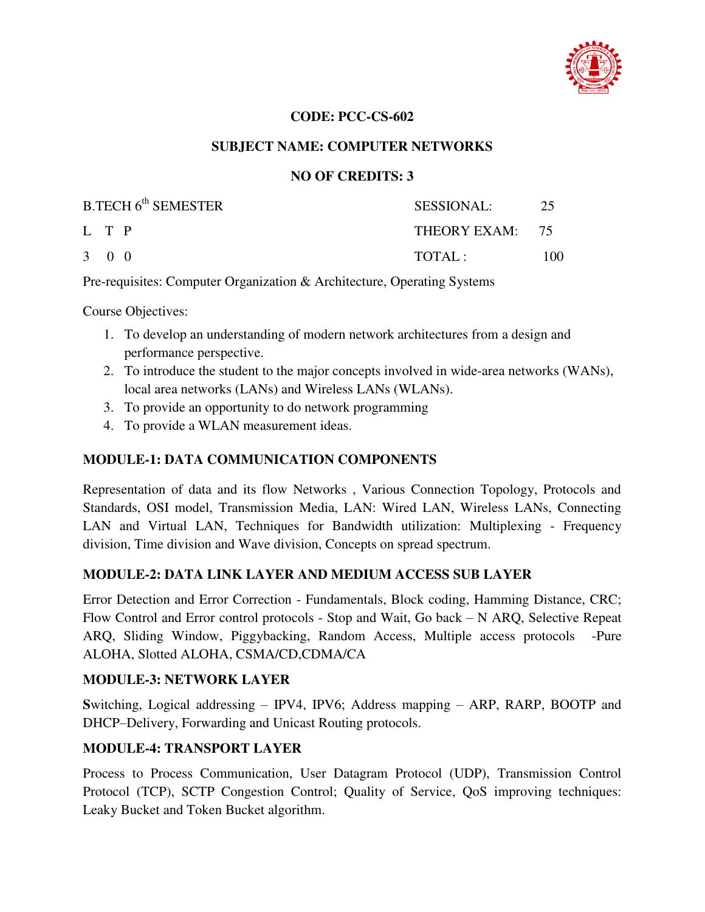**CODE: PCC-CS-602**

**SUBJECT NAME: COMPUTER NETWORKS**

**NO OF CREDITS: 3**

| B.TECH 6$^{th}$ SEMESTER | SESSIONAL: | 25 |
|---|---|---|
| L T P | THEORY EXAM: | 75 |
| 3 0 0 | TOTAL : | 100 |

Pre-requisites: Computer Organization & Architecture, Operating Systems

Course Objectives:

1. To develop an understanding of modern network architectures from a design and performance perspective.
2. To introduce the student to the major concepts involved in wide-area networks (WANs), local area networks (LANs) and Wireless LANs (WLANs).
3. To provide an opportunity to do network programming
4. To provide a WLAN measurement ideas.

## MODULE-1: DATA COMMUNICATION COMPONENTS

Representation of data and its flow Networks , Various Connection Topology, Protocols and Standards, OSI model, Transmission Media, LAN: Wired LAN, Wireless LANs, Connecting LAN and Virtual LAN, Techniques for Bandwidth utilization: Multiplexing - Frequency division, Time division and Wave division, Concepts on spread spectrum.

## MODULE-2: DATA LINK LAYER AND MEDIUM ACCESS SUB LAYER

Error Detection and Error Correction - Fundamentals, Block coding, Hamming Distance, CRC; Flow Control and Error control protocols - Stop and Wait, Go back – N ARQ, Selective Repeat ARQ, Sliding Window, Piggybacking, Random Access, Multiple access protocols -Pure ALOHA, Slotted ALOHA, CSMA/CD,CDMA/CA

## MODULE-3: NETWORK LAYER

**S**witching, Logical addressing – IPV4, IPV6; Address mapping – ARP, RARP, BOOTP and DHCP–Delivery, Forwarding and Unicast Routing protocols.

## MODULE-4: TRANSPORT LAYER

Process to Process Communication, User Datagram Protocol (UDP), Transmission Control Protocol (TCP), SCTP Congestion Control; Quality of Service, QoS improving techniques: Leaky Bucket and Token Bucket algorithm.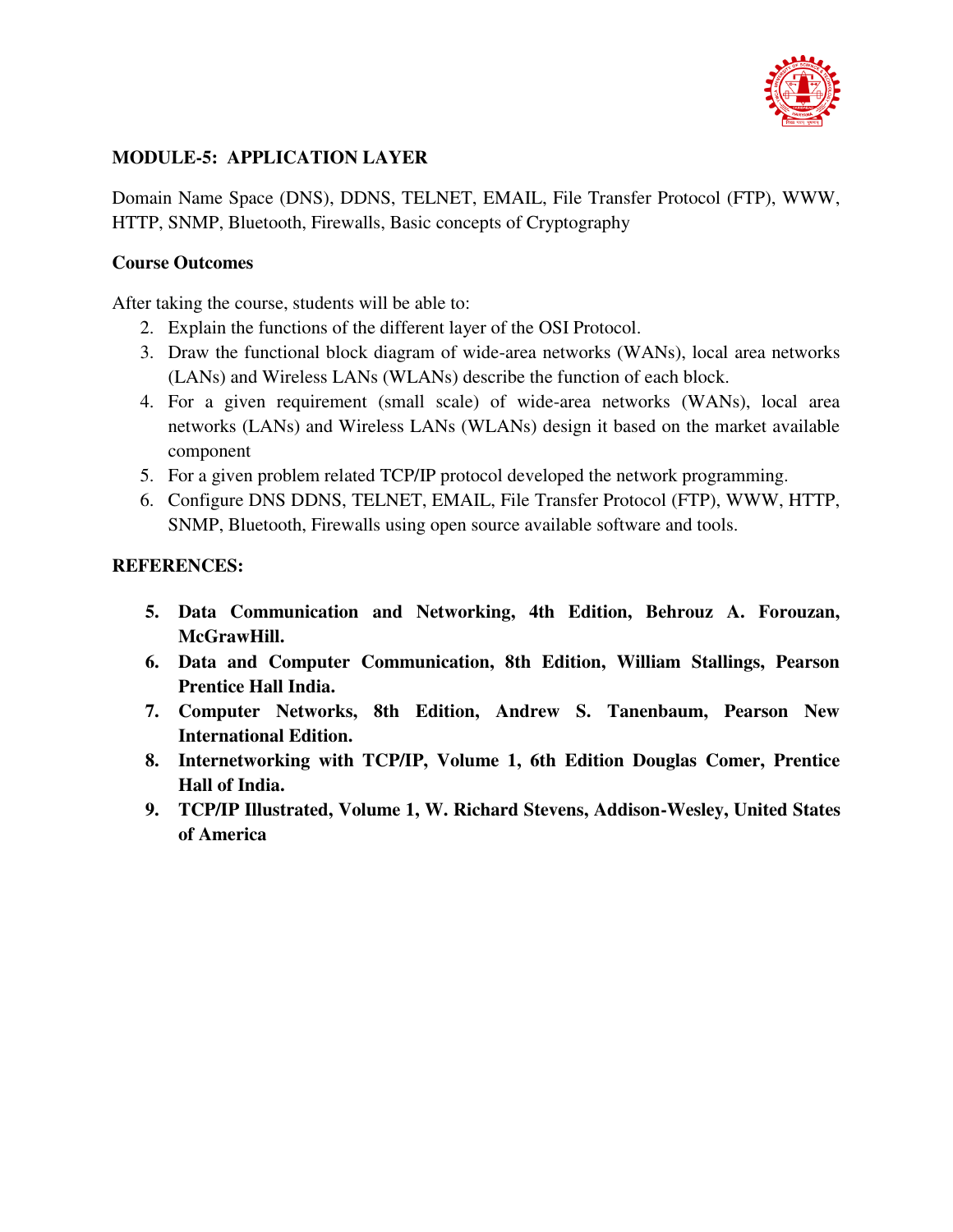**MODULE-5: APPLICATION LAYER**

Domain Name Space (DNS), DDNS, TELNET, EMAIL, File Transfer Protocol (FTP), WWW, HTTP, SNMP, Bluetooth, Firewalls, Basic concepts of Cryptography

**Course Outcomes**

After taking the course, students will be able to:

2. Explain the functions of the different layer of the OSI Protocol.
3. Draw the functional block diagram of wide-area networks (WANs), local area networks (LANs) and Wireless LANs (WLANs) describe the function of each block.
4. For a given requirement (small scale) of wide-area networks (WANs), local area networks (LANs) and Wireless LANs (WLANs) design it based on the market available component
5. For a given problem related TCP/IP protocol developed the network programming.
6. Configure DNS DDNS, TELNET, EMAIL, File Transfer Protocol (FTP), WWW, HTTP, SNMP, Bluetooth, Firewalls using open source available software and tools.

**REFERENCES:**

5. **Data Communication and Networking, 4th Edition, Behrouz A. Forouzan, McGrawHill.**
6. **Data and Computer Communication, 8th Edition, William Stallings, Pearson Prentice Hall India.**
7. **Computer Networks, 8th Edition, Andrew S. Tanenbaum, Pearson New International Edition.**
8. **Internetworking with TCP/IP, Volume 1, 6th Edition Douglas Comer, Prentice Hall of India.**
9. **TCP/IP Illustrated, Volume 1, W. Richard Stevens, Addison-Wesley, United States of America**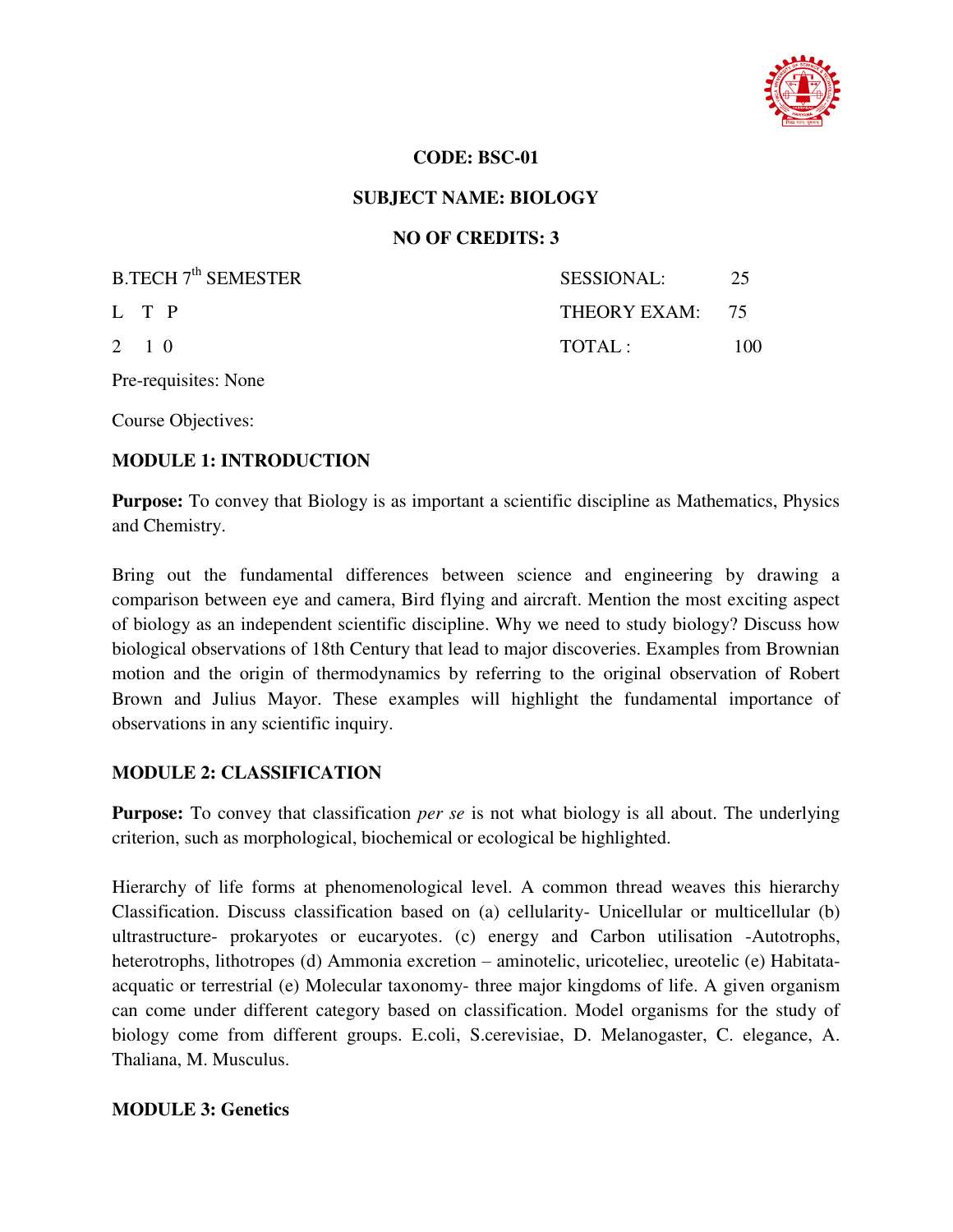**CODE: BSC-01**

**SUBJECT NAME: BIOLOGY**

**NO OF CREDITS: 3**

| B.TECH 7th SEMESTER | SESSIONAL: | 25 |
|---|---|---|
| L T P | THEORY EXAM: | 75 |
| 2 1 0 | TOTAL : | 100 |

Pre-requisites: None

Course Objectives:

## MODULE 1: INTRODUCTION

**Purpose:** To convey that Biology is as important a scientific discipline as Mathematics, Physics and Chemistry.

Bring out the fundamental differences between science and engineering by drawing a comparison between eye and camera, Bird flying and aircraft. Mention the most exciting aspect of biology as an independent scientific discipline. Why we need to study biology? Discuss how biological observations of 18th Century that lead to major discoveries. Examples from Brownian motion and the origin of thermodynamics by referring to the original observation of Robert Brown and Julius Mayor. These examples will highlight the fundamental importance of observations in any scientific inquiry.

## MODULE 2: CLASSIFICATION

**Purpose:** To convey that classification *per se* is not what biology is all about. The underlying criterion, such as morphological, biochemical or ecological be highlighted.

Hierarchy of life forms at phenomenological level. A common thread weaves this hierarchy Classification. Discuss classification based on (a) cellularity- Unicellular or multicellular (b) ultrastructure- prokaryotes or eucaryotes. (c) energy and Carbon utilisation -Autotrophs, heterotrophs, lithotropes (d) Ammonia excretion – aminotelic, uricoteliec, ureotelic (e) Habitata-acquatic or terrestrial (e) Molecular taxonomy- three major kingdoms of life. A given organism can come under different category based on classification. Model organisms for the study of biology come from different groups. E.coli, S.cerevisiae, D. Melanogaster, C. elegance, A. Thaliana, M. Musculus.

## MODULE 3: Genetics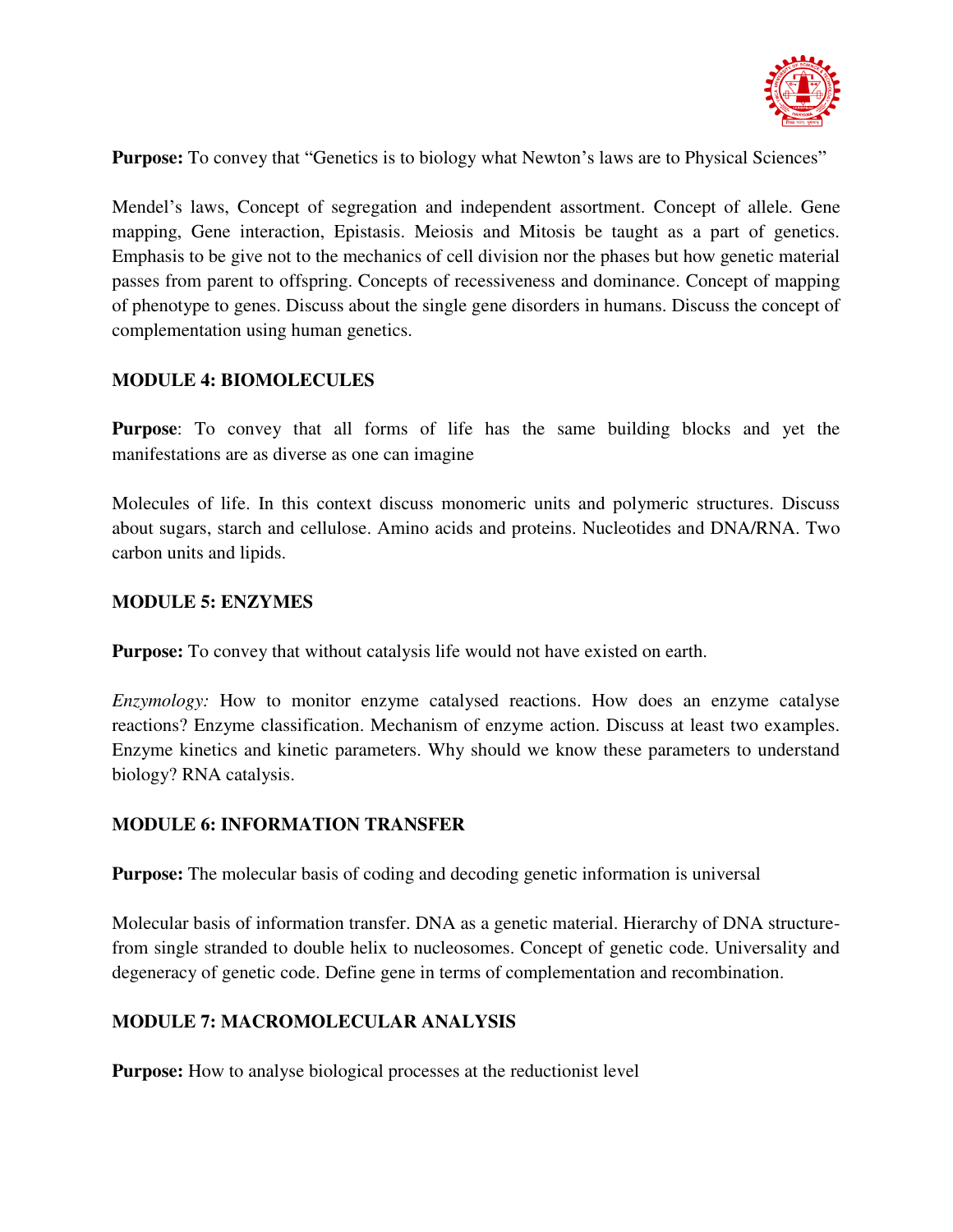**Purpose:** To convey that "Genetics is to biology what Newton's laws are to Physical Sciences"

Mendel's laws, Concept of segregation and independent assortment. Concept of allele. Gene mapping, Gene interaction, Epistasis. Meiosis and Mitosis be taught as a part of genetics. Emphasis to be give not to the mechanics of cell division nor the phases but how genetic material passes from parent to offspring. Concepts of recessiveness and dominance. Concept of mapping of phenotype to genes. Discuss about the single gene disorders in humans. Discuss the concept of complementation using human genetics.

## MODULE 4: BIOMOLECULES

**Purpose**: To convey that all forms of life has the same building blocks and yet the manifestations are as diverse as one can imagine

Molecules of life. In this context discuss monomeric units and polymeric structures. Discuss about sugars, starch and cellulose. Amino acids and proteins. Nucleotides and DNA/RNA. Two carbon units and lipids.

## MODULE 5: ENZYMES

**Purpose:** To convey that without catalysis life would not have existed on earth.

*Enzymology:* How to monitor enzyme catalysed reactions. How does an enzyme catalyse reactions? Enzyme classification. Mechanism of enzyme action. Discuss at least two examples. Enzyme kinetics and kinetic parameters. Why should we know these parameters to understand biology? RNA catalysis.

## MODULE 6: INFORMATION TRANSFER

**Purpose:** The molecular basis of coding and decoding genetic information is universal

Molecular basis of information transfer. DNA as a genetic material. Hierarchy of DNA structure- from single stranded to double helix to nucleosomes. Concept of genetic code. Universality and degeneracy of genetic code. Define gene in terms of complementation and recombination.

## MODULE 7: MACROMOLECULAR ANALYSIS

**Purpose:** How to analyse biological processes at the reductionist level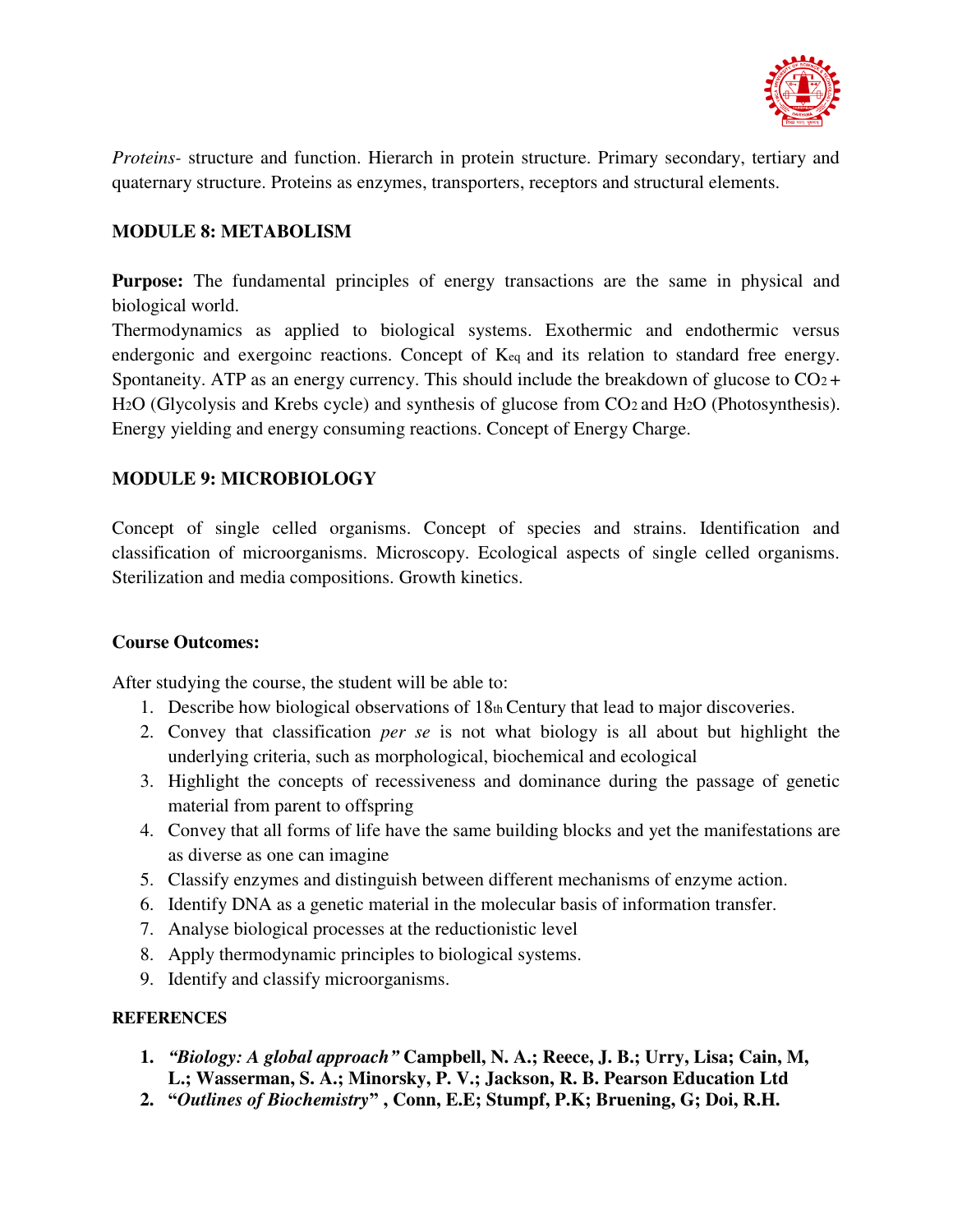*Proteins-* structure and function. Hierarch in protein structure. Primary secondary, tertiary and quaternary structure. Proteins as enzymes, transporters, receptors and structural elements.

**MODULE 8: METABOLISM**

**Purpose:** The fundamental principles of energy transactions are the same in physical and biological world.

Thermodynamics as applied to biological systems. Exothermic and endothermic versus endergonic and exergoinc reactions. Concept of $K_{eq}$ and its relation to standard free energy. Spontaneity. ATP as an energy currency. This should include the breakdown of glucose to $CO_2$ + $H_2O$ (Glycolysis and Krebs cycle) and synthesis of glucose from $CO_2$ and $H_2O$ (Photosynthesis). Energy yielding and energy consuming reactions. Concept of Energy Charge.

**MODULE 9: MICROBIOLOGY**

Concept of single celled organisms. Concept of species and strains. Identification and classification of microorganisms. Microscopy. Ecological aspects of single celled organisms. Sterilization and media compositions. Growth kinetics.

**Course Outcomes:**

After studying the course, the student will be able to:

1. Describe how biological observations of $18^{th}$ Century that lead to major discoveries.
2. Convey that classification *per se* is not what biology is all about but highlight the underlying criteria, such as morphological, biochemical and ecological
3. Highlight the concepts of recessiveness and dominance during the passage of genetic material from parent to offspring
4. Convey that all forms of life have the same building blocks and yet the manifestations are as diverse as one can imagine
5. Classify enzymes and distinguish between different mechanisms of enzyme action.
6. Identify DNA as a genetic material in the molecular basis of information transfer.
7. Analyse biological processes at the reductionistic level
8. Apply thermodynamic principles to biological systems.
9. Identify and classify microorganisms.

**REFERENCES**

1. ***"Biology: A global approach"*** **Campbell, N. A.; Reece, J. B.; Urry, Lisa; Cain, M, L.; Wasserman, S. A.; Minorsky, P. V.; Jackson, R. B. Pearson Education Ltd**
2. **"*Outlines of Biochemistry*" , Conn, E.E; Stumpf, P.K; Bruening, G; Doi, R.H.**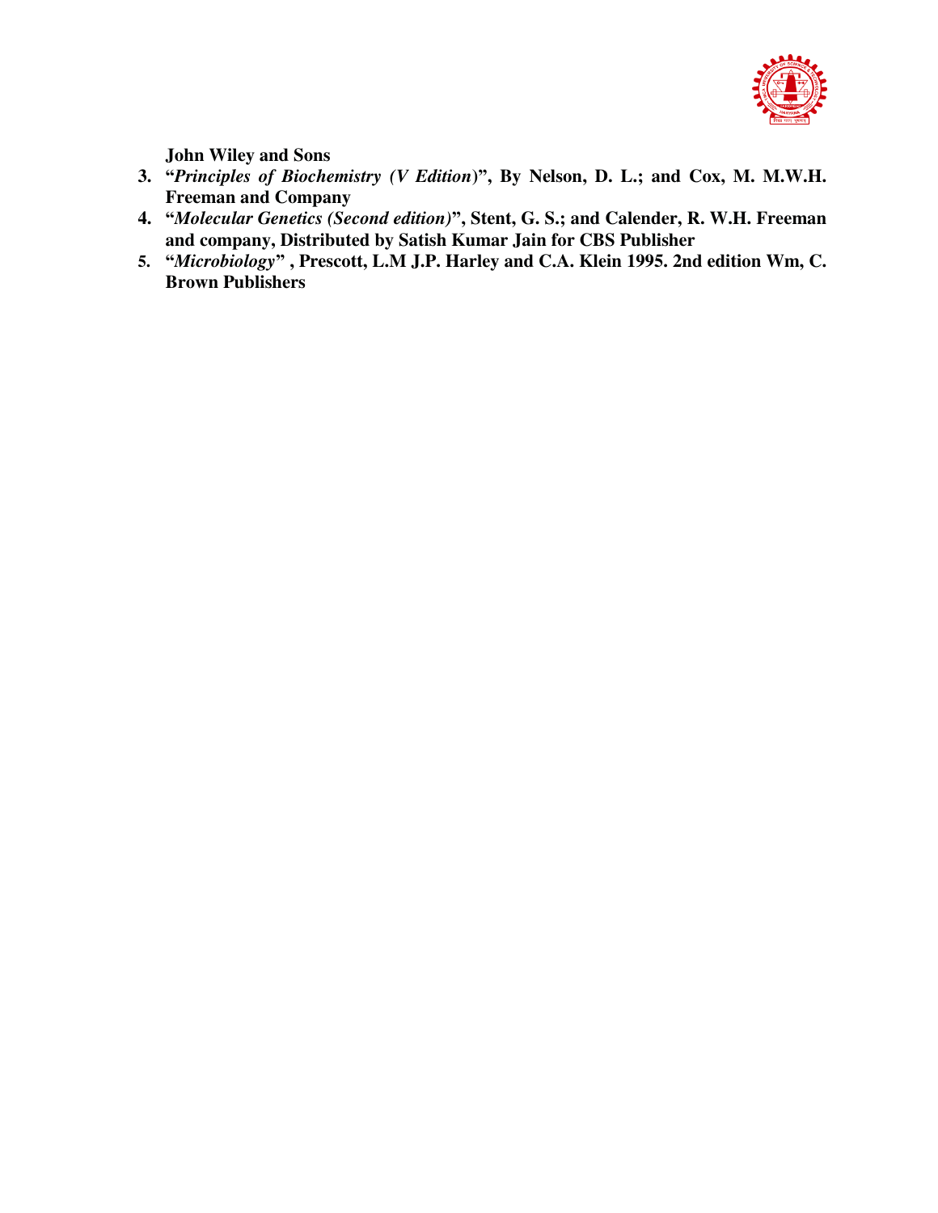**John Wiley and Sons**

3. **"*Principles of Biochemistry (V Edition*)", By Nelson, D. L.; and Cox, M. M.W.H. Freeman and Company**
4. **"*Molecular Genetics (Second edition)*", Stent, G. S.; and Calender, R. W.H. Freeman and company, Distributed by Satish Kumar Jain for CBS Publisher**
5. **"*Microbiology*" , Prescott, L.M J.P. Harley and C.A. Klein 1995. 2nd edition Wm, C. Brown Publishers**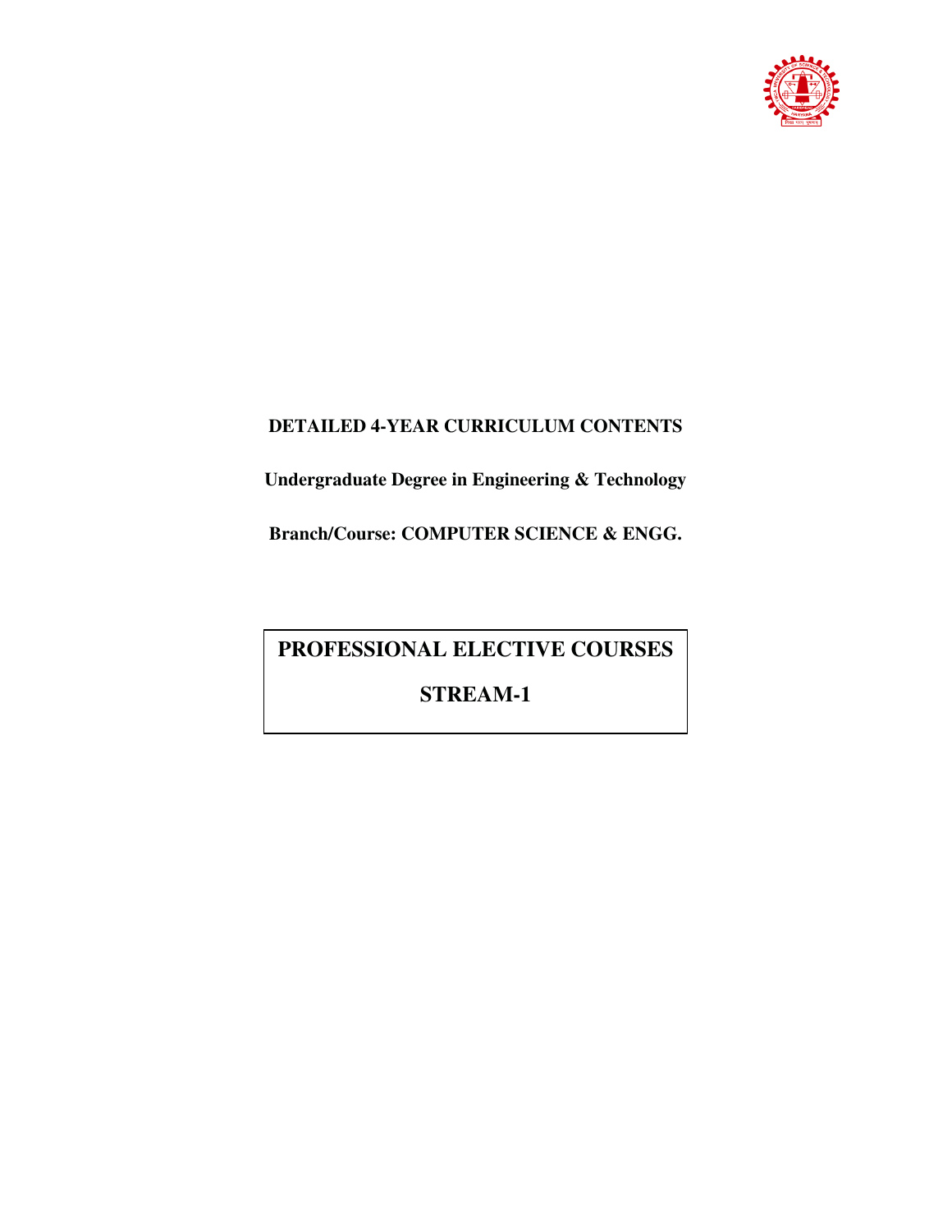**DETAILED 4-YEAR CURRICULUM CONTENTS**

**Undergraduate Degree in Engineering & Technology**

**Branch/Course: COMPUTER SCIENCE & ENGG.**

# PROFESSIONAL ELECTIVE COURSES

# STREAM-1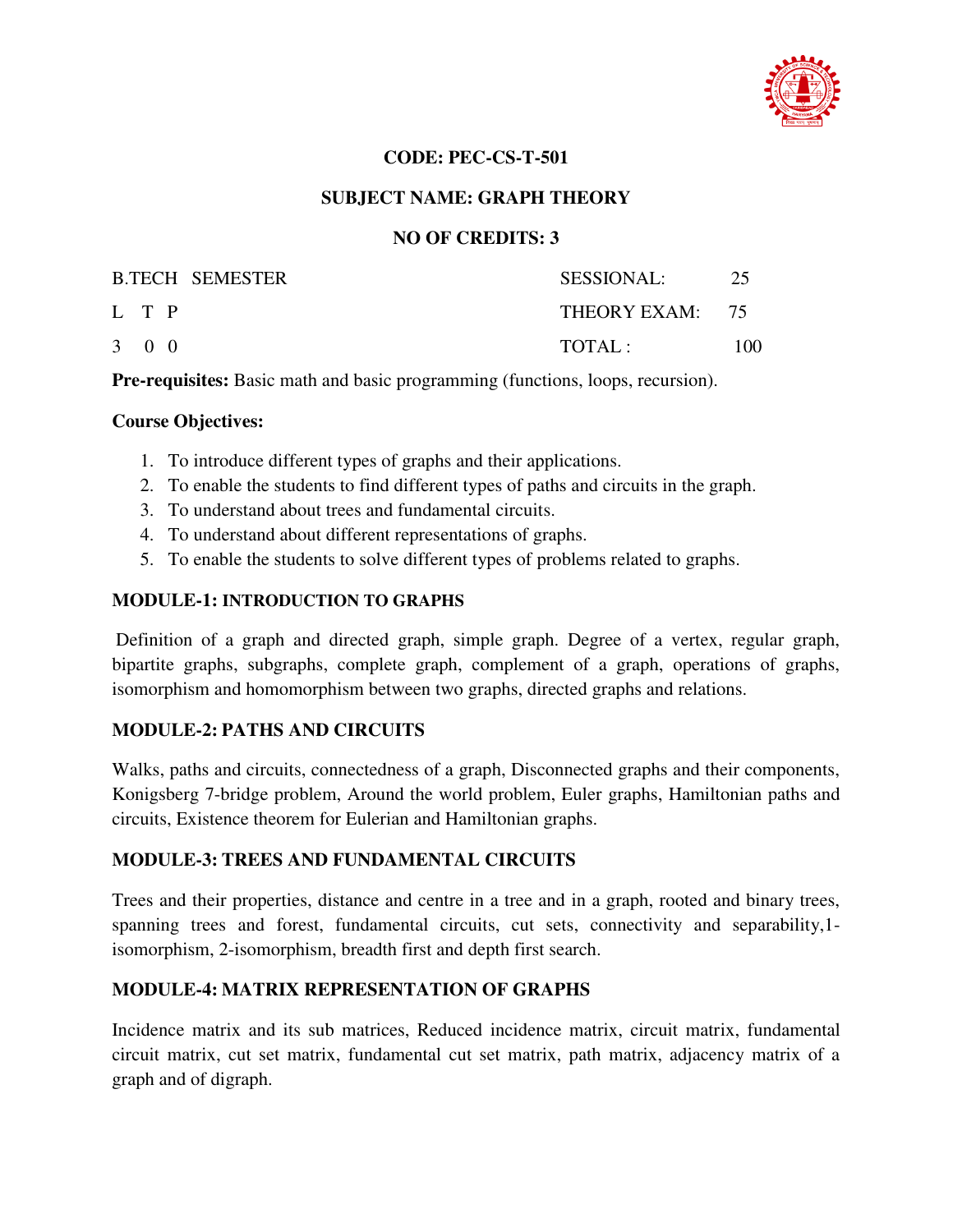**CODE: PEC-CS-T-501**

**SUBJECT NAME: GRAPH THEORY**

**NO OF CREDITS: 3**

| B.TECH SEMESTER | SESSIONAL: 25 |
|---|---|
| L T P | THEORY EXAM: 75 |
| 3 0 0 | TOTAL : 100 |

**Pre-requisites:** Basic math and basic programming (functions, loops, recursion).

**Course Objectives:**

1. To introduce different types of graphs and their applications.
2. To enable the students to find different types of paths and circuits in the graph.
3. To understand about trees and fundamental circuits.
4. To understand about different representations of graphs.
5. To enable the students to solve different types of problems related to graphs.

**MODULE-1: INTRODUCTION TO GRAPHS**

Definition of a graph and directed graph, simple graph. Degree of a vertex, regular graph, bipartite graphs, subgraphs, complete graph, complement of a graph, operations of graphs, isomorphism and homomorphism between two graphs, directed graphs and relations.

**MODULE-2: PATHS AND CIRCUITS**

Walks, paths and circuits, connectedness of a graph, Disconnected graphs and their components, Konigsberg 7-bridge problem, Around the world problem, Euler graphs, Hamiltonian paths and circuits, Existence theorem for Eulerian and Hamiltonian graphs.

**MODULE-3: TREES AND FUNDAMENTAL CIRCUITS**

Trees and their properties, distance and centre in a tree and in a graph, rooted and binary trees, spanning trees and forest, fundamental circuits, cut sets, connectivity and separability,1-isomorphism, 2-isomorphism, breadth first and depth first search.

**MODULE-4: MATRIX REPRESENTATION OF GRAPHS**

Incidence matrix and its sub matrices, Reduced incidence matrix, circuit matrix, fundamental circuit matrix, cut set matrix, fundamental cut set matrix, path matrix, adjacency matrix of a graph and of digraph.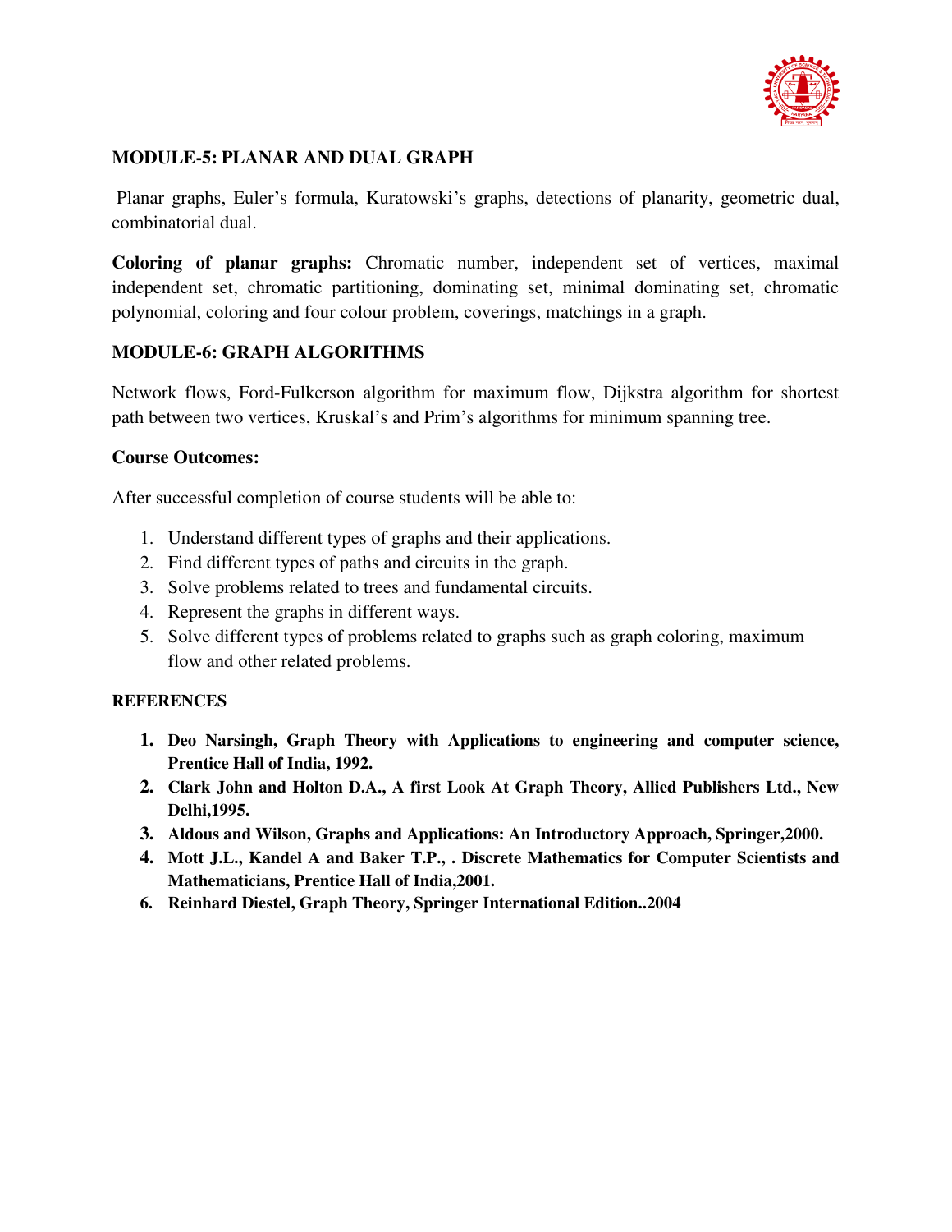**MODULE-5: PLANAR AND DUAL GRAPH**

Planar graphs, Euler's formula, Kuratowski's graphs, detections of planarity, geometric dual, combinatorial dual.

**Coloring of planar graphs:** Chromatic number, independent set of vertices, maximal independent set, chromatic partitioning, dominating set, minimal dominating set, chromatic polynomial, coloring and four colour problem, coverings, matchings in a graph.

**MODULE-6: GRAPH ALGORITHMS**

Network flows, Ford-Fulkerson algorithm for maximum flow, Dijkstra algorithm for shortest path between two vertices, Kruskal's and Prim's algorithms for minimum spanning tree.

**Course Outcomes:**

After successful completion of course students will be able to:

1. Understand different types of graphs and their applications.
2. Find different types of paths and circuits in the graph.
3. Solve problems related to trees and fundamental circuits.
4. Represent the graphs in different ways.
5. Solve different types of problems related to graphs such as graph coloring, maximum flow and other related problems.

**REFERENCES**

1. **Deo Narsingh, Graph Theory with Applications to engineering and computer science, Prentice Hall of India, 1992.**
2. **Clark John and Holton D.A., A first Look At Graph Theory, Allied Publishers Ltd., New Delhi,1995.**
3. **Aldous and Wilson, Graphs and Applications: An Introductory Approach, Springer,2000.**
4. **Mott J.L., Kandel A and Baker T.P., . Discrete Mathematics for Computer Scientists and Mathematicians, Prentice Hall of India,2001.**
6. **Reinhard Diestel, Graph Theory, Springer International Edition..2004**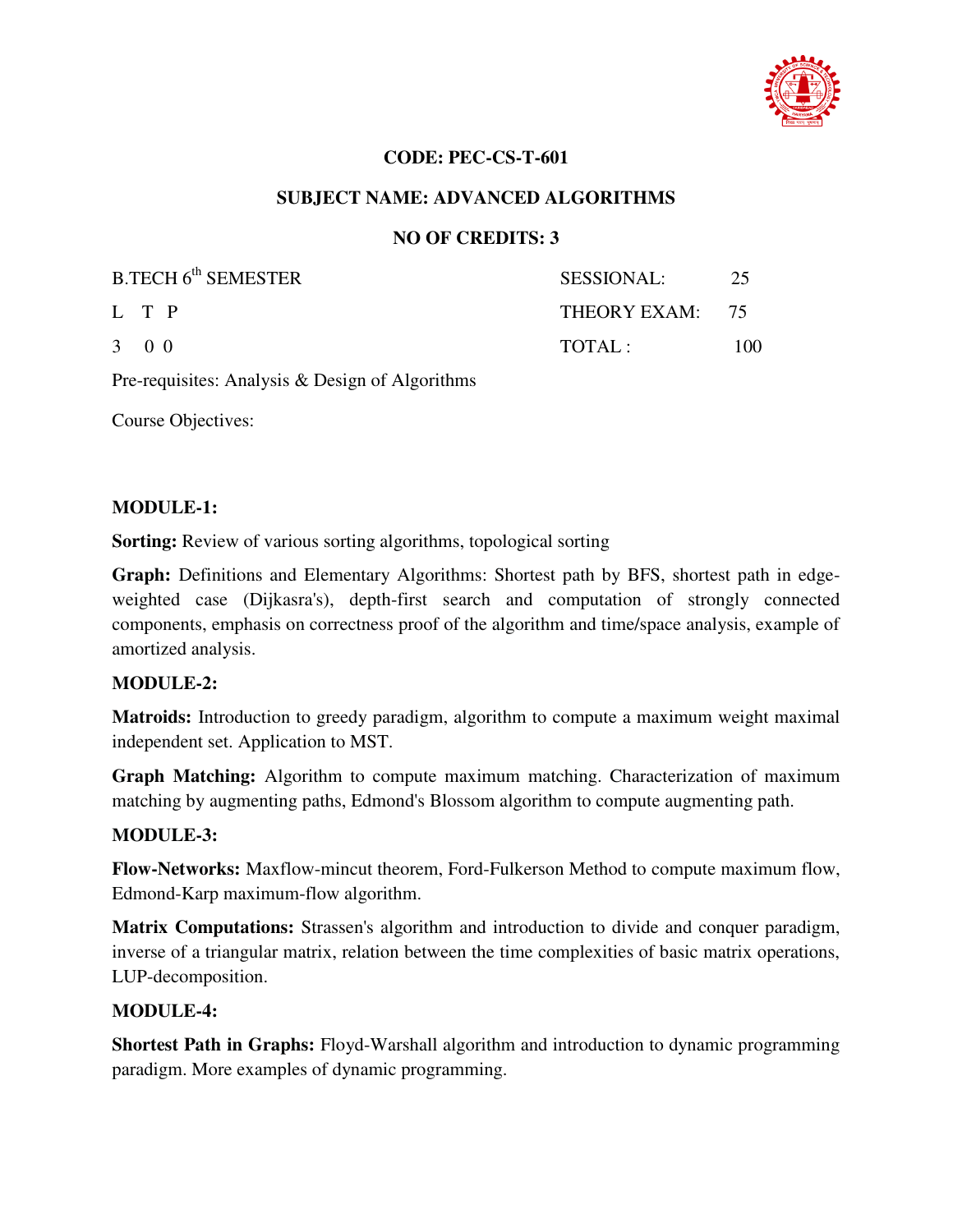**CODE: PEC-CS-T-601**

**SUBJECT NAME: ADVANCED ALGORITHMS**

**NO OF CREDITS: 3**

| B.TECH 6th SEMESTER | SESSIONAL: | 25 |
|---|---|---|
| L T P | THEORY EXAM: | 75 |
| 3 0 0 | TOTAL : | 100 |

Pre-requisites: Analysis & Design of Algorithms

Course Objectives:

**MODULE-1:**

**Sorting:** Review of various sorting algorithms, topological sorting

**Graph:** Definitions and Elementary Algorithms: Shortest path by BFS, shortest path in edge-weighted case (Dijkasra's), depth-first search and computation of strongly connected components, emphasis on correctness proof of the algorithm and time/space analysis, example of amortized analysis.

**MODULE-2:**

**Matroids:** Introduction to greedy paradigm, algorithm to compute a maximum weight maximal independent set. Application to MST.

**Graph Matching:** Algorithm to compute maximum matching. Characterization of maximum matching by augmenting paths, Edmond's Blossom algorithm to compute augmenting path.

**MODULE-3:**

**Flow-Networks:** Maxflow-mincut theorem, Ford-Fulkerson Method to compute maximum flow, Edmond-Karp maximum-flow algorithm.

**Matrix Computations:** Strassen's algorithm and introduction to divide and conquer paradigm, inverse of a triangular matrix, relation between the time complexities of basic matrix operations, LUP-decomposition.

**MODULE-4:**

**Shortest Path in Graphs:** Floyd-Warshall algorithm and introduction to dynamic programming paradigm. More examples of dynamic programming.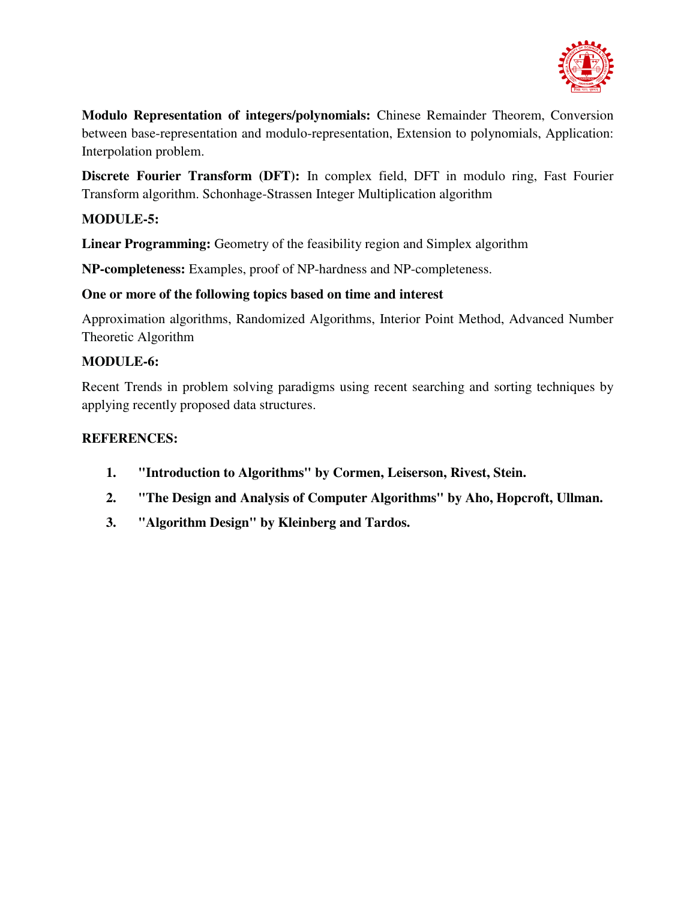**Modulo Representation of integers/polynomials:** Chinese Remainder Theorem, Conversion between base-representation and modulo-representation, Extension to polynomials, Application: Interpolation problem.

**Discrete Fourier Transform (DFT):** In complex field, DFT in modulo ring, Fast Fourier Transform algorithm. Schonhage-Strassen Integer Multiplication algorithm

**MODULE-5:**

**Linear Programming:** Geometry of the feasibility region and Simplex algorithm

**NP-completeness:** Examples, proof of NP-hardness and NP-completeness.

**One or more of the following topics based on time and interest**

Approximation algorithms, Randomized Algorithms, Interior Point Method, Advanced Number Theoretic Algorithm

**MODULE-6:**

Recent Trends in problem solving paradigms using recent searching and sorting techniques by applying recently proposed data structures.

**REFERENCES:**

1. **"Introduction to Algorithms" by Cormen, Leiserson, Rivest, Stein.**
2. **"The Design and Analysis of Computer Algorithms" by Aho, Hopcroft, Ullman.**
3. **"Algorithm Design" by Kleinberg and Tardos.**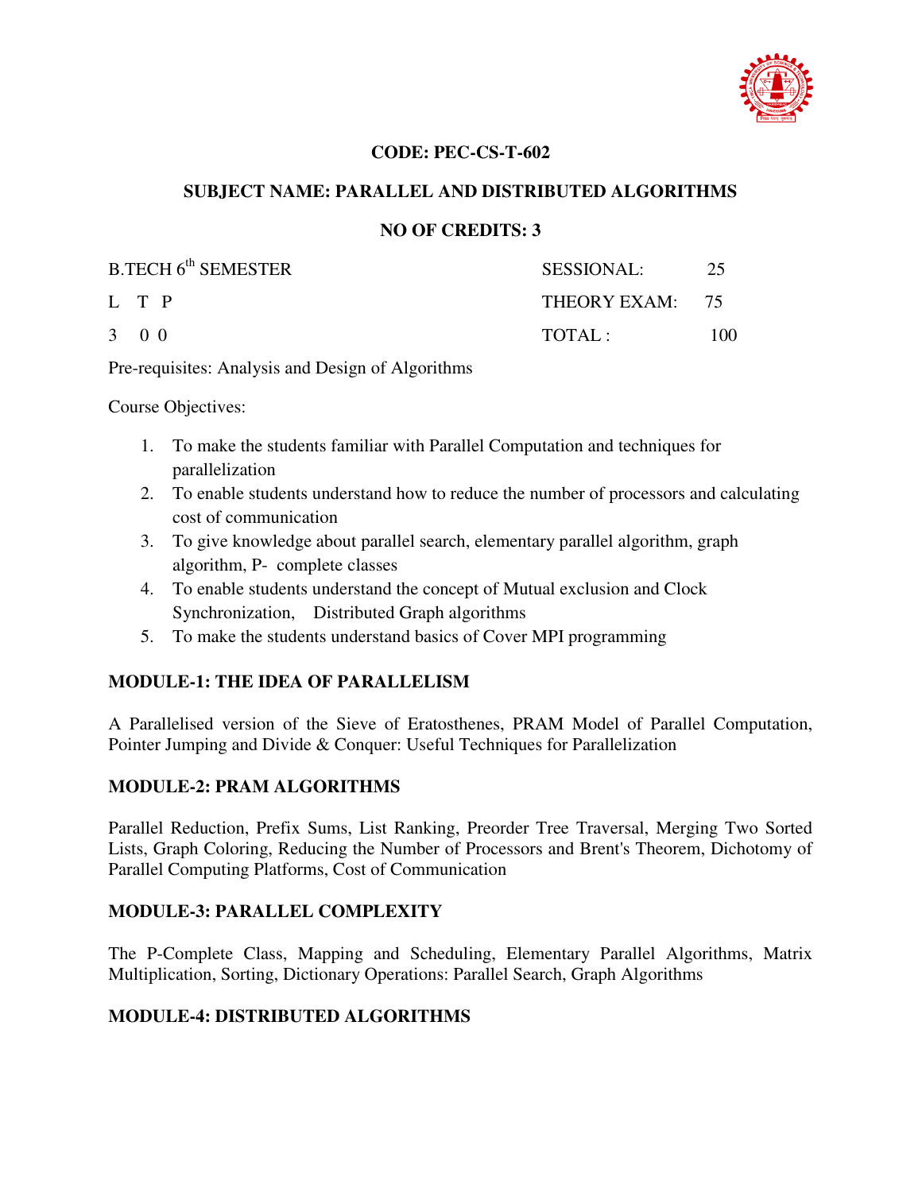**CODE: PEC-CS-T-602**

**SUBJECT NAME: PARALLEL AND DISTRIBUTED ALGORITHMS**

**NO OF CREDITS: 3**

| B.TECH 6th SEMESTER | SESSIONAL: | 25 |
|---|---|---|
| L T P | THEORY EXAM: | 75 |
| 3 0 0 | TOTAL : | 100 |

Pre-requisites: Analysis and Design of Algorithms

Course Objectives:

1. To make the students familiar with Parallel Computation and techniques for parallelization
2. To enable students understand how to reduce the number of processors and calculating cost of communication
3. To give knowledge about parallel search, elementary parallel algorithm, graph algorithm, P- complete classes
4. To enable students understand the concept of Mutual exclusion and Clock Synchronization, Distributed Graph algorithms
5. To make the students understand basics of Cover MPI programming

**MODULE-1: THE IDEA OF PARALLELISM**

A Parallelised version of the Sieve of Eratosthenes, PRAM Model of Parallel Computation, Pointer Jumping and Divide & Conquer: Useful Techniques for Parallelization

**MODULE-2: PRAM ALGORITHMS**

Parallel Reduction, Prefix Sums, List Ranking, Preorder Tree Traversal, Merging Two Sorted Lists, Graph Coloring, Reducing the Number of Processors and Brent's Theorem, Dichotomy of Parallel Computing Platforms, Cost of Communication

**MODULE-3: PARALLEL COMPLEXITY**

The P-Complete Class, Mapping and Scheduling, Elementary Parallel Algorithms, Matrix Multiplication, Sorting, Dictionary Operations: Parallel Search, Graph Algorithms

**MODULE-4: DISTRIBUTED ALGORITHMS**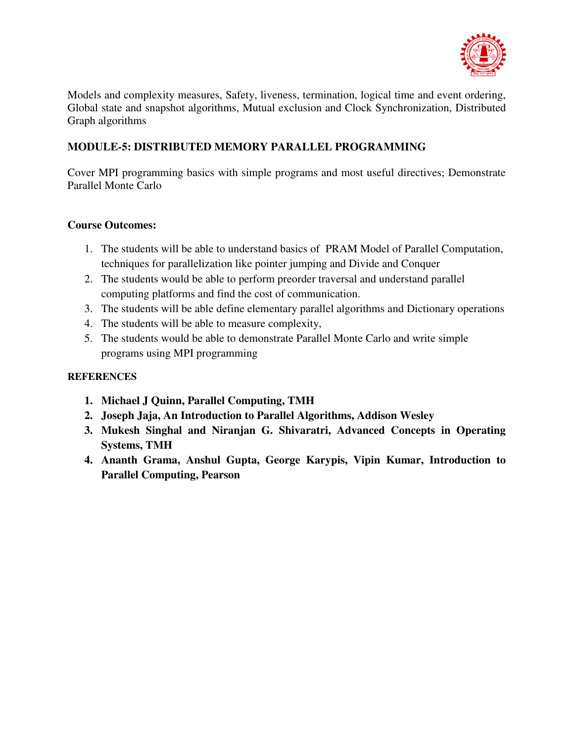Models and complexity measures, Safety, liveness, termination, logical time and event ordering, Global state and snapshot algorithms, Mutual exclusion and Clock Synchronization, Distributed Graph algorithms

**MODULE-5: DISTRIBUTED MEMORY PARALLEL PROGRAMMING**

Cover MPI programming basics with simple programs and most useful directives; Demonstrate Parallel Monte Carlo

**Course Outcomes:**

1. The students will be able to understand basics of PRAM Model of Parallel Computation, techniques for parallelization like pointer jumping and Divide and Conquer
2. The students would be able to perform preorder traversal and understand parallel computing platforms and find the cost of communication.
3. The students will be able define elementary parallel algorithms and Dictionary operations
4. The students will be able to measure complexity,
5. The students would be able to demonstrate Parallel Monte Carlo and write simple programs using MPI programming

**REFERENCES**

1. **Michael J Quinn, Parallel Computing, TMH**
2. **Joseph Jaja, An Introduction to Parallel Algorithms, Addison Wesley**
3. **Mukesh Singhal and Niranjan G. Shivaratri, Advanced Concepts in Operating Systems, TMH**
4. **Ananth Grama, Anshul Gupta, George Karypis, Vipin Kumar, Introduction to Parallel Computing, Pearson**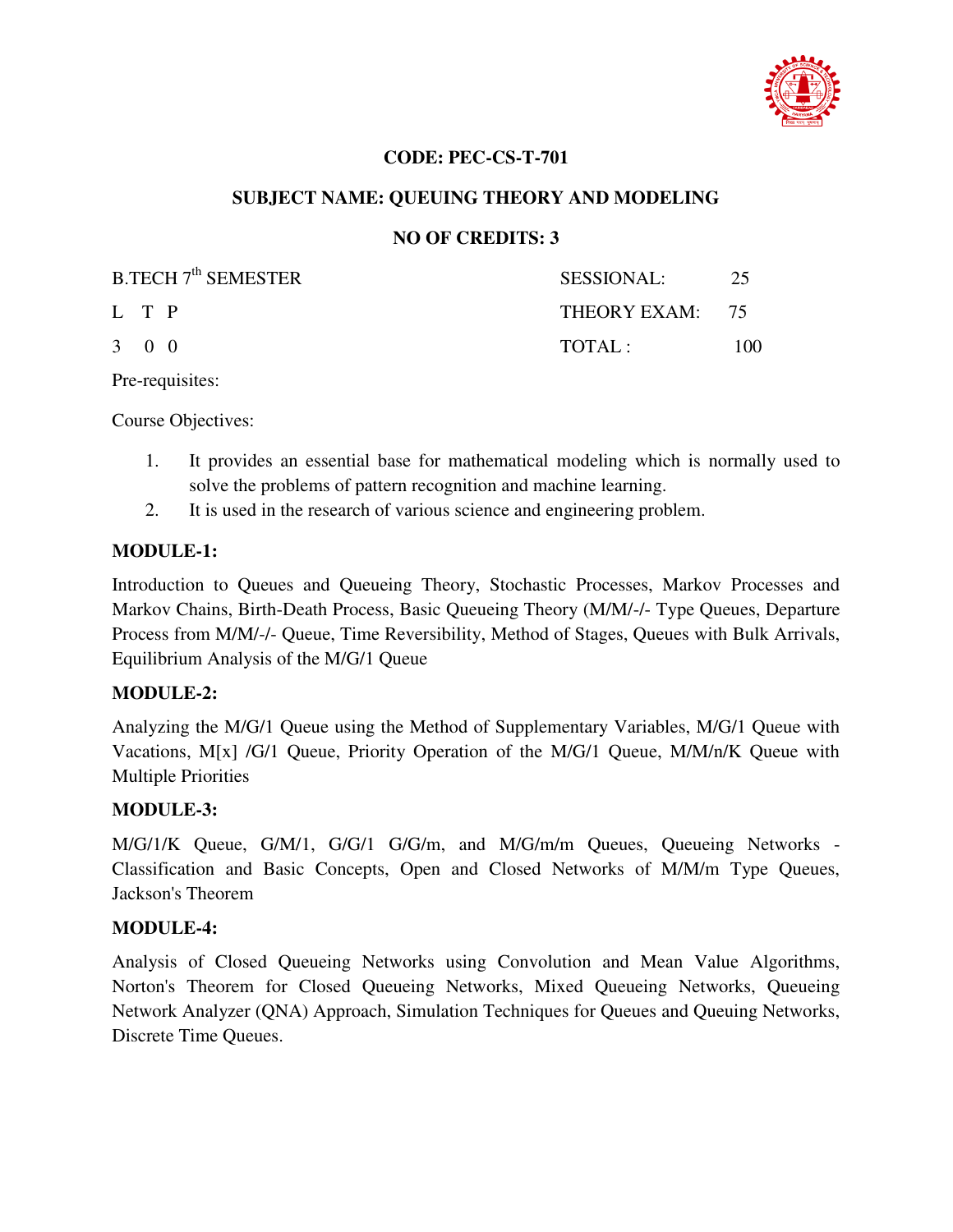**CODE: PEC-CS-T-701**

**SUBJECT NAME: QUEUING THEORY AND MODELING**

**NO OF CREDITS: 3**

| B.TECH 7th SEMESTER | SESSIONAL: 25 |
|---|---|
| L T P | THEORY EXAM: 75 |
| 3 0 0 | TOTAL : 100 |

Pre-requisites:

Course Objectives:

1. It provides an essential base for mathematical modeling which is normally used to solve the problems of pattern recognition and machine learning.
2. It is used in the research of various science and engineering problem.

**MODULE-1:**

Introduction to Queues and Queueing Theory, Stochastic Processes, Markov Processes and Markov Chains, Birth-Death Process, Basic Queueing Theory (M/M/-/- Type Queues, Departure Process from M/M/-/- Queue, Time Reversibility, Method of Stages, Queues with Bulk Arrivals, Equilibrium Analysis of the M/G/1 Queue

**MODULE-2:**

Analyzing the M/G/1 Queue using the Method of Supplementary Variables, M/G/1 Queue with Vacations, M[x] /G/1 Queue, Priority Operation of the M/G/1 Queue, M/M/n/K Queue with Multiple Priorities

**MODULE-3:**

M/G/1/K Queue, G/M/1, G/G/1 G/G/m, and M/G/m/m Queues, Queueing Networks - Classification and Basic Concepts, Open and Closed Networks of M/M/m Type Queues, Jackson's Theorem

**MODULE-4:**

Analysis of Closed Queueing Networks using Convolution and Mean Value Algorithms, Norton's Theorem for Closed Queueing Networks, Mixed Queueing Networks, Queueing Network Analyzer (QNA) Approach, Simulation Techniques for Queues and Queuing Networks, Discrete Time Queues.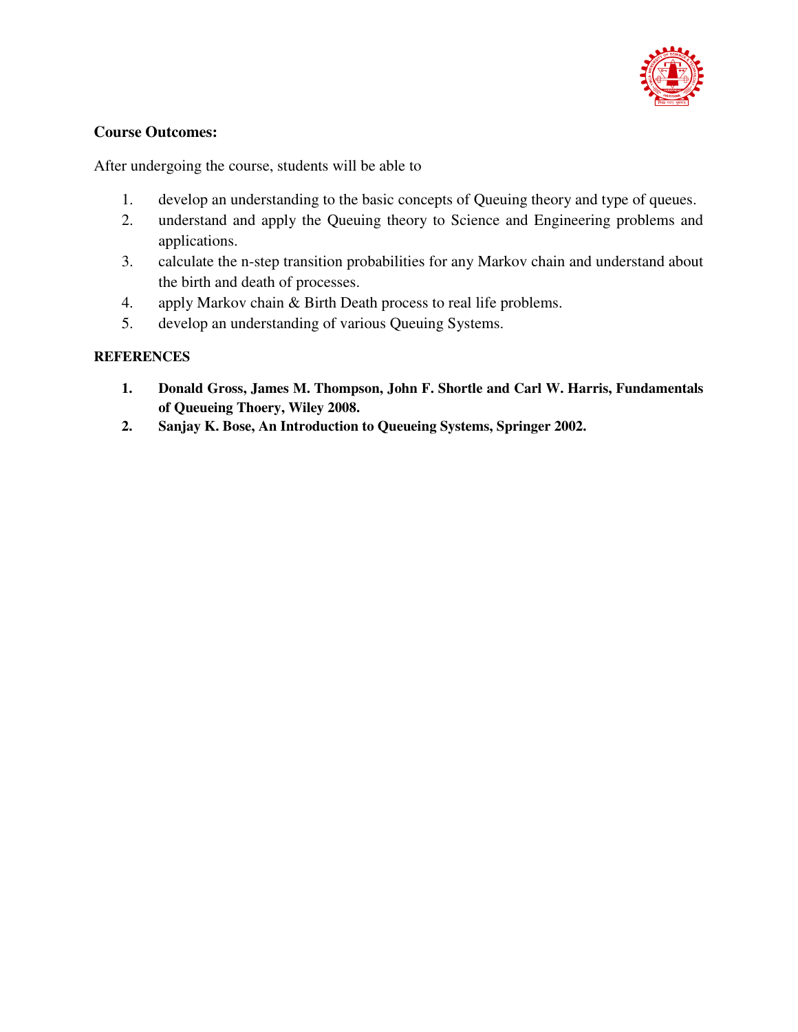**Course Outcomes:**

After undergoing the course, students will be able to

1. develop an understanding to the basic concepts of Queuing theory and type of queues.
2. understand and apply the Queuing theory to Science and Engineering problems and applications.
3. calculate the n-step transition probabilities for any Markov chain and understand about the birth and death of processes.
4. apply Markov chain & Birth Death process to real life problems.
5. develop an understanding of various Queuing Systems.

**REFERENCES**

1. **Donald Gross, James M. Thompson, John F. Shortle and Carl W. Harris, Fundamentals of Queueing Thoery, Wiley 2008.**
2. **Sanjay K. Bose, An Introduction to Queueing Systems, Springer 2002.**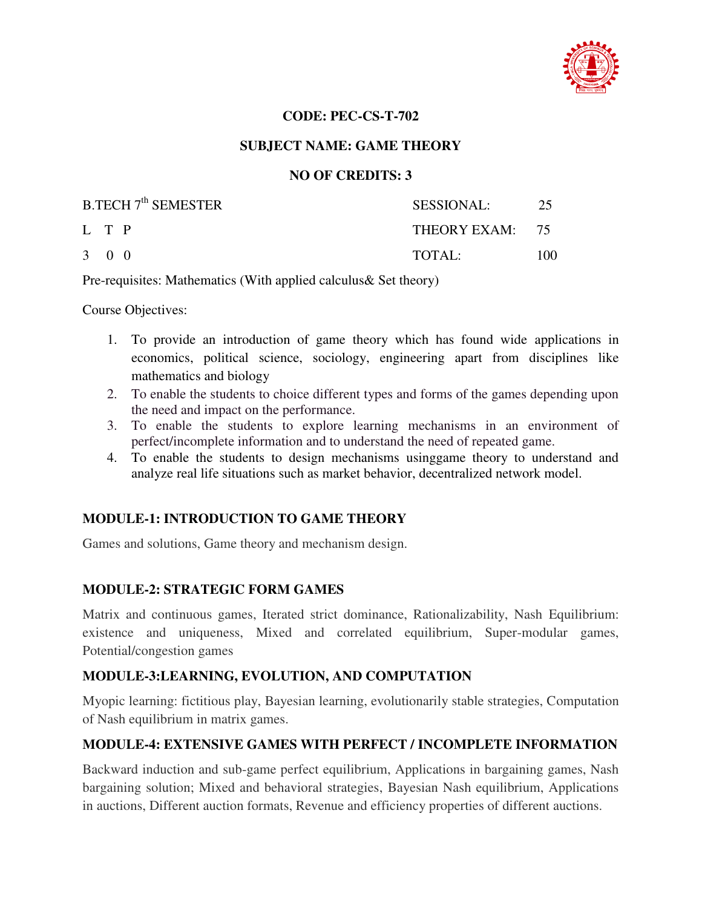**CODE: PEC-CS-T-702**

**SUBJECT NAME: GAME THEORY**

**NO OF CREDITS: 3**

| B.TECH 7th SEMESTER | SESSIONAL: | 25 |
|---|---|---|
| L T P | THEORY EXAM: | 75 |
| 3 0 0 | TOTAL: | 100 |

Pre-requisites: Mathematics (With applied calculus& Set theory)

Course Objectives:

1. To provide an introduction of game theory which has found wide applications in economics, political science, sociology, engineering apart from disciplines like mathematics and biology
2. To enable the students to choice different types and forms of the games depending upon the need and impact on the performance.
3. To enable the students to explore learning mechanisms in an environment of perfect/incomplete information and to understand the need of repeated game.
4. To enable the students to design mechanisms usinggame theory to understand and analyze real life situations such as market behavior, decentralized network model.

## MODULE-1: INTRODUCTION TO GAME THEORY

Games and solutions, Game theory and mechanism design.

## MODULE-2: STRATEGIC FORM GAMES

Matrix and continuous games, Iterated strict dominance, Rationalizability, Nash Equilibrium: existence and uniqueness, Mixed and correlated equilibrium, Super-modular games, Potential/congestion games

## MODULE-3:LEARNING, EVOLUTION, AND COMPUTATION

Myopic learning: fictitious play, Bayesian learning, evolutionarily stable strategies, Computation of Nash equilibrium in matrix games.

## MODULE-4: EXTENSIVE GAMES WITH PERFECT / INCOMPLETE INFORMATION

Backward induction and sub-game perfect equilibrium, Applications in bargaining games, Nash bargaining solution; Mixed and behavioral strategies, Bayesian Nash equilibrium, Applications in auctions, Different auction formats, Revenue and efficiency properties of different auctions.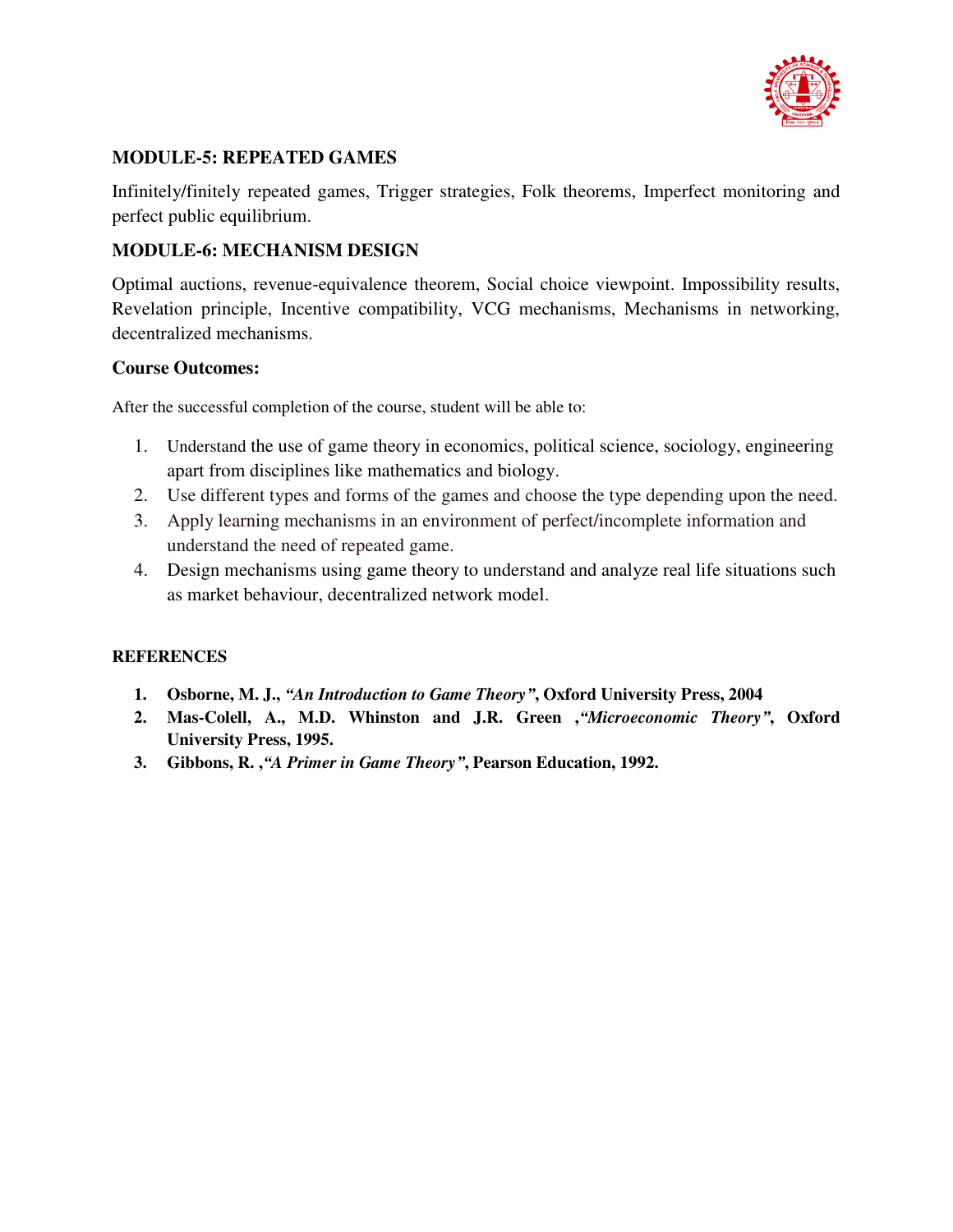### MODULE-5: REPEATED GAMES

Infinitely/finitely repeated games, Trigger strategies, Folk theorems, Imperfect monitoring and perfect public equilibrium.

### MODULE-6: MECHANISM DESIGN

Optimal auctions, revenue-equivalence theorem, Social choice viewpoint. Impossibility results, Revelation principle, Incentive compatibility, VCG mechanisms, Mechanisms in networking, decentralized mechanisms.

### Course Outcomes:

After the successful completion of the course, student will be able to:

1. Understand the use of game theory in economics, political science, sociology, engineering apart from disciplines like mathematics and biology.
2. Use different types and forms of the games and choose the type depending upon the need.
3. Apply learning mechanisms in an environment of perfect/incomplete information and understand the need of repeated game.
4. Design mechanisms using game theory to understand and analyze real life situations such as market behaviour, decentralized network model.

### REFERENCES

1. **Osborne, M. J., *"An Introduction to Game Theory"*, Oxford University Press, 2004**
2. **Mas-Colell, A., M.D. Whinston and J.R. Green ,*"Microeconomic Theory"*, Oxford University Press, 1995.**
3. **Gibbons, R. ,*"A Primer in Game Theory"*, Pearson Education, 1992.**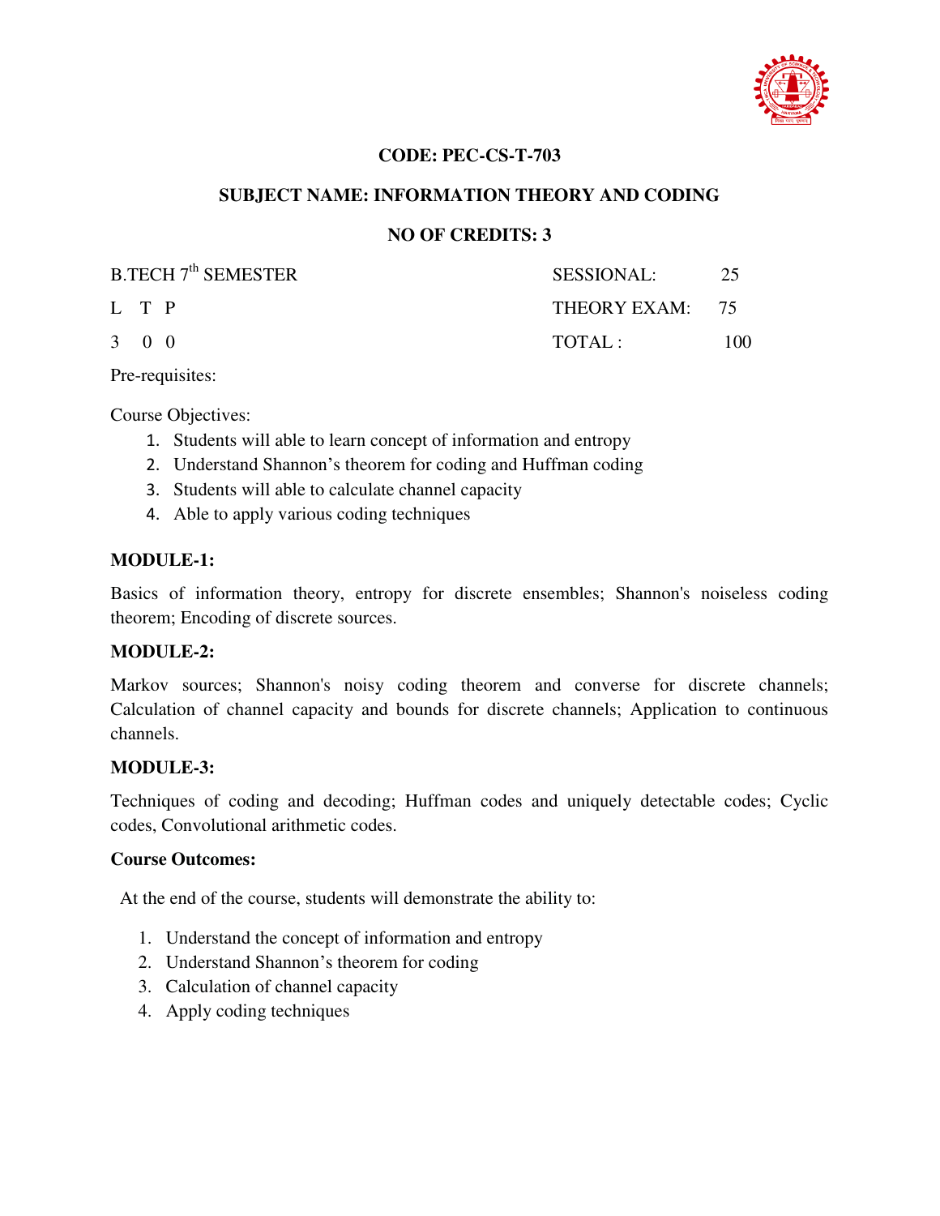**CODE: PEC-CS-T-703**

**SUBJECT NAME: INFORMATION THEORY AND CODING**

**NO OF CREDITS: 3**

| B.TECH 7th SEMESTER | SESSIONAL: | 25 |
|---|---|---|
| L T P | THEORY EXAM: | 75 |
| 3 0 0 | TOTAL : | 100 |

Pre-requisites:

Course Objectives:

1. Students will able to learn concept of information and entropy
2. Understand Shannon's theorem for coding and Huffman coding
3. Students will able to calculate channel capacity
4. Able to apply various coding techniques

**MODULE-1:**

Basics of information theory, entropy for discrete ensembles; Shannon's noiseless coding theorem; Encoding of discrete sources.

**MODULE-2:**

Markov sources; Shannon's noisy coding theorem and converse for discrete channels; Calculation of channel capacity and bounds for discrete channels; Application to continuous channels.

**MODULE-3:**

Techniques of coding and decoding; Huffman codes and uniquely detectable codes; Cyclic codes, Convolutional arithmetic codes.

**Course Outcomes:**

At the end of the course, students will demonstrate the ability to:

1. Understand the concept of information and entropy
2. Understand Shannon's theorem for coding
3. Calculation of channel capacity
4. Apply coding techniques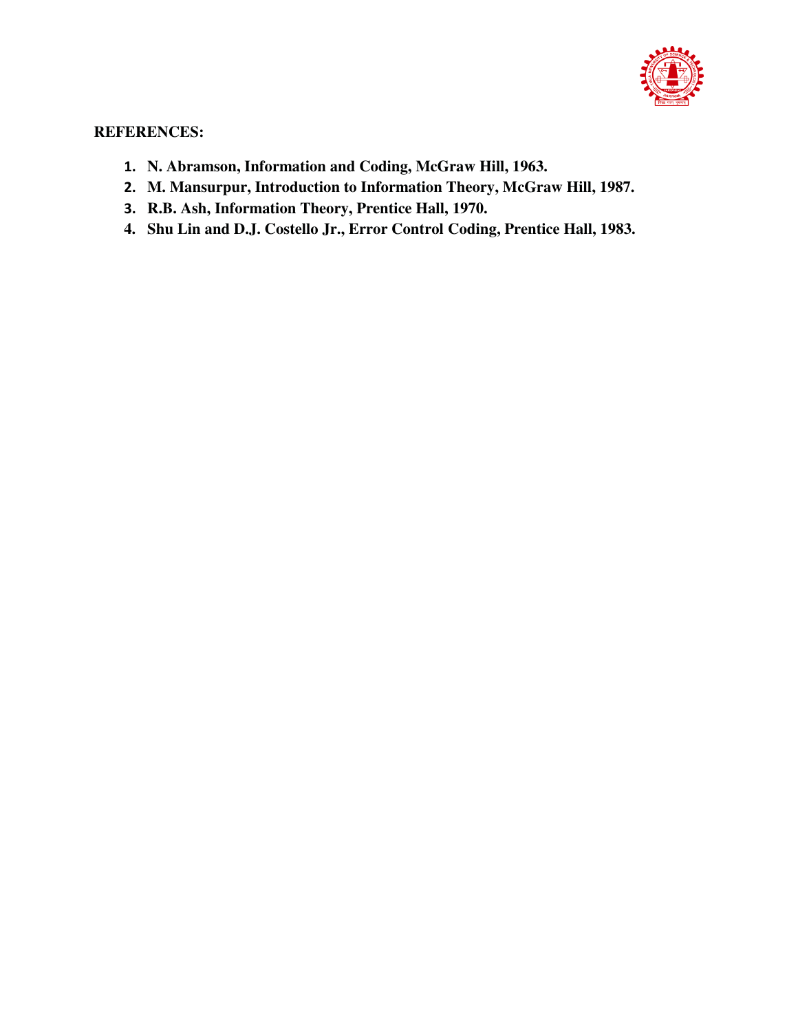**REFERENCES:**

1. **N. Abramson, Information and Coding, McGraw Hill, 1963.**
2. **M. Mansurpur, Introduction to Information Theory, McGraw Hill, 1987.**
3. **R.B. Ash, Information Theory, Prentice Hall, 1970.**
4. **Shu Lin and D.J. Costello Jr., Error Control Coding, Prentice Hall, 1983.**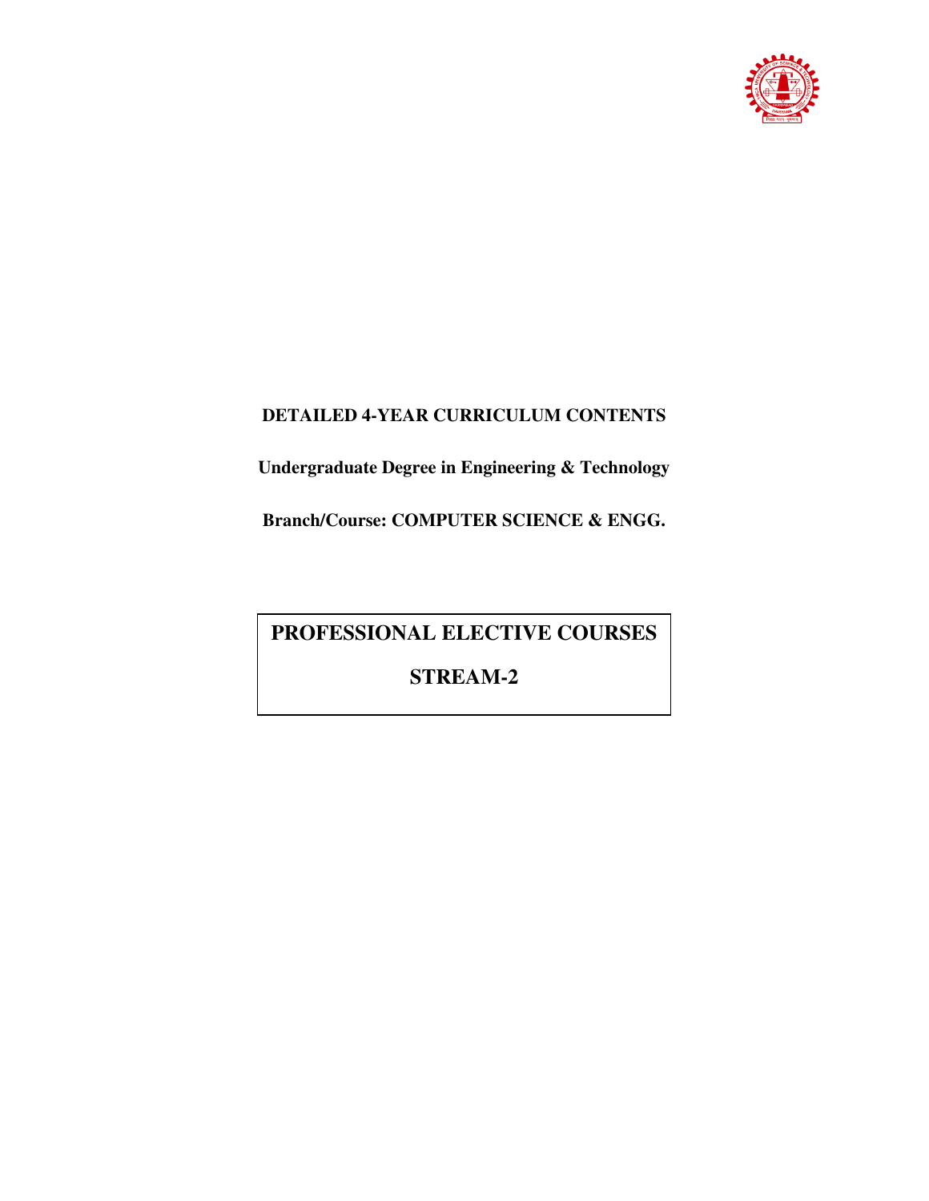**DETAILED 4-YEAR CURRICULUM CONTENTS**

**Undergraduate Degree in Engineering & Technology**

**Branch/Course: COMPUTER SCIENCE & ENGG.**

# PROFESSIONAL ELECTIVE COURSES

# STREAM-2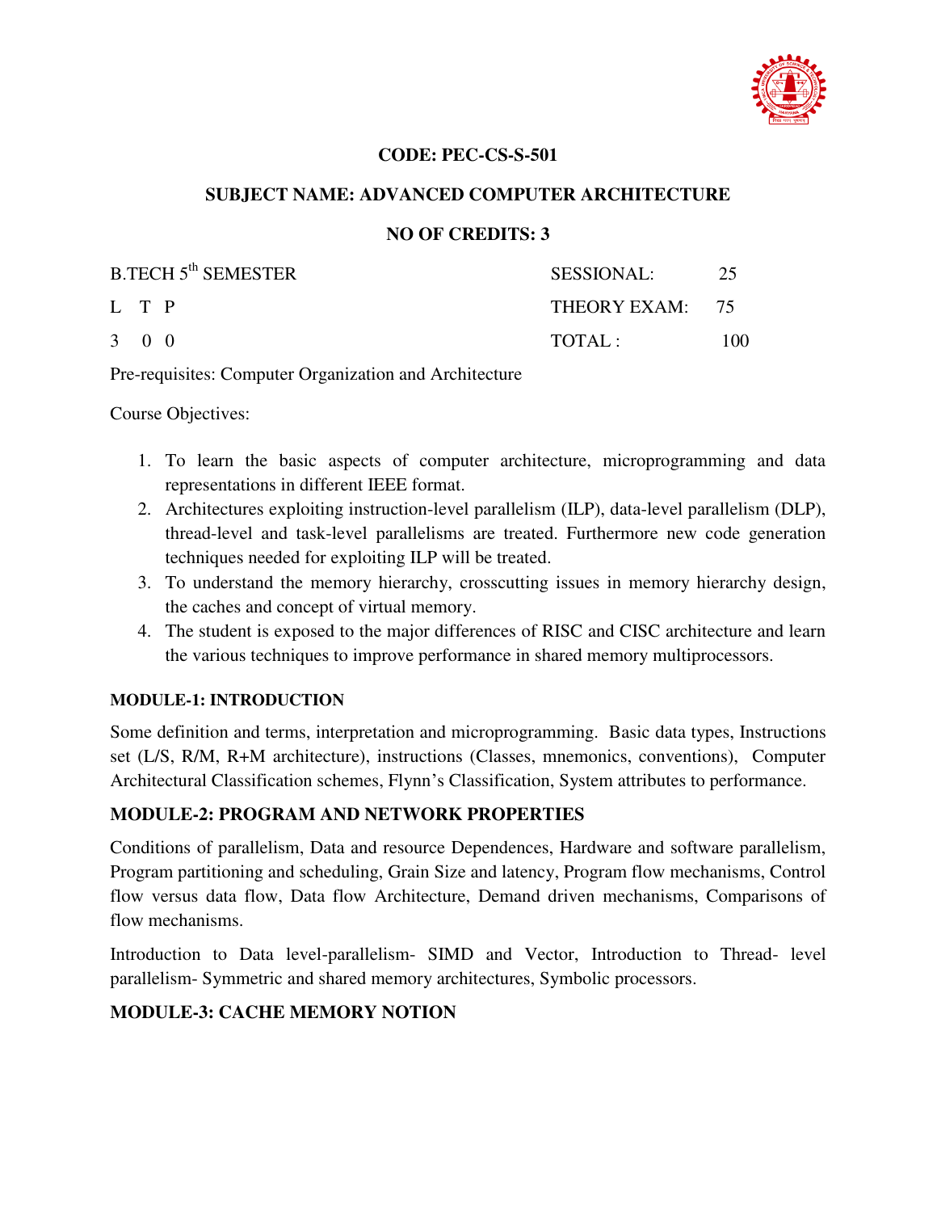**CODE: PEC-CS-S-501**

**SUBJECT NAME: ADVANCED COMPUTER ARCHITECTURE**

**NO OF CREDITS: 3**

| B.TECH 5th SEMESTER | SESSIONAL: | 25 |
|---|---|---|
| L T P | THEORY EXAM: | 75 |
| 3 0 0 | TOTAL : | 100 |

Pre-requisites: Computer Organization and Architecture

Course Objectives:

1. To learn the basic aspects of computer architecture, microprogramming and data representations in different IEEE format.
2. Architectures exploiting instruction-level parallelism (ILP), data-level parallelism (DLP), thread-level and task-level parallelisms are treated. Furthermore new code generation techniques needed for exploiting ILP will be treated.
3. To understand the memory hierarchy, crosscutting issues in memory hierarchy design, the caches and concept of virtual memory.
4. The student is exposed to the major differences of RISC and CISC architecture and learn the various techniques to improve performance in shared memory multiprocessors.

**MODULE-1: INTRODUCTION**

Some definition and terms, interpretation and microprogramming. Basic data types, Instructions set (L/S, R/M, R+M architecture), instructions (Classes, mnemonics, conventions), Computer Architectural Classification schemes, Flynn's Classification, System attributes to performance.

**MODULE-2: PROGRAM AND NETWORK PROPERTIES**

Conditions of parallelism, Data and resource Dependences, Hardware and software parallelism, Program partitioning and scheduling, Grain Size and latency, Program flow mechanisms, Control flow versus data flow, Data flow Architecture, Demand driven mechanisms, Comparisons of flow mechanisms.

Introduction to Data level-parallelism- SIMD and Vector, Introduction to Thread- level parallelism- Symmetric and shared memory architectures, Symbolic processors.

**MODULE-3: CACHE MEMORY NOTION**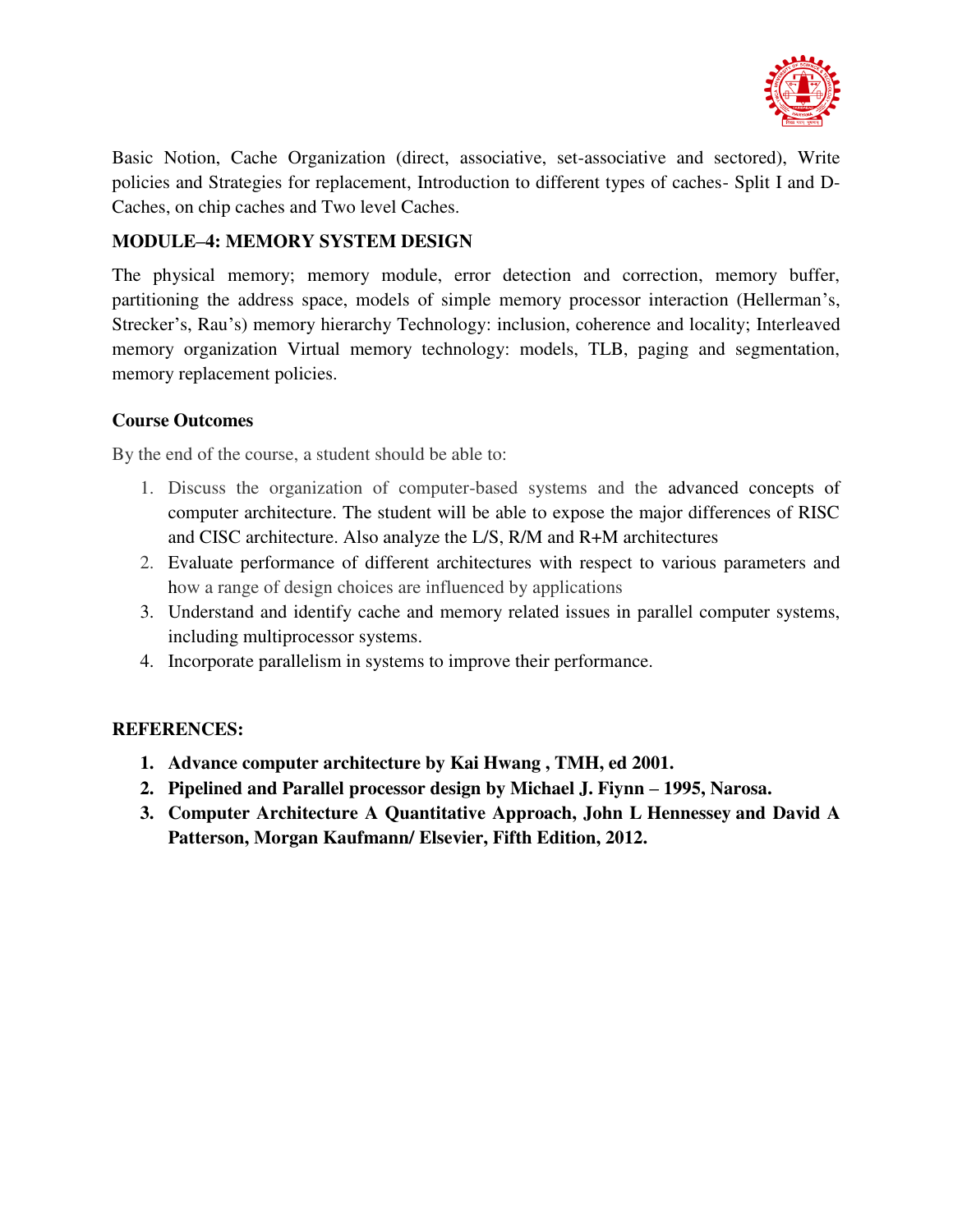Basic Notion, Cache Organization (direct, associative, set-associative and sectored), Write policies and Strategies for replacement, Introduction to different types of caches- Split I and D-Caches, on chip caches and Two level Caches.

**MODULE–4: MEMORY SYSTEM DESIGN**

The physical memory; memory module, error detection and correction, memory buffer, partitioning the address space, models of simple memory processor interaction (Hellerman's, Strecker's, Rau's) memory hierarchy Technology: inclusion, coherence and locality; Interleaved memory organization Virtual memory technology: models, TLB, paging and segmentation, memory replacement policies.

**Course Outcomes**

By the end of the course, a student should be able to:

1. Discuss the organization of computer-based systems and the advanced concepts of computer architecture. The student will be able to expose the major differences of RISC and CISC architecture. Also analyze the L/S, R/M and R+M architectures
2. Evaluate performance of different architectures with respect to various parameters and how a range of design choices are influenced by applications
3. Understand and identify cache and memory related issues in parallel computer systems, including multiprocessor systems.
4. Incorporate parallelism in systems to improve their performance.

**REFERENCES:**

1. **Advance computer architecture by Kai Hwang , TMH, ed 2001.**
2. **Pipelined and Parallel processor design by Michael J. Fiynn – 1995, Narosa.**
3. **Computer Architecture A Quantitative Approach, John L Hennessey and David A Patterson, Morgan Kaufmann/ Elsevier, Fifth Edition, 2012.**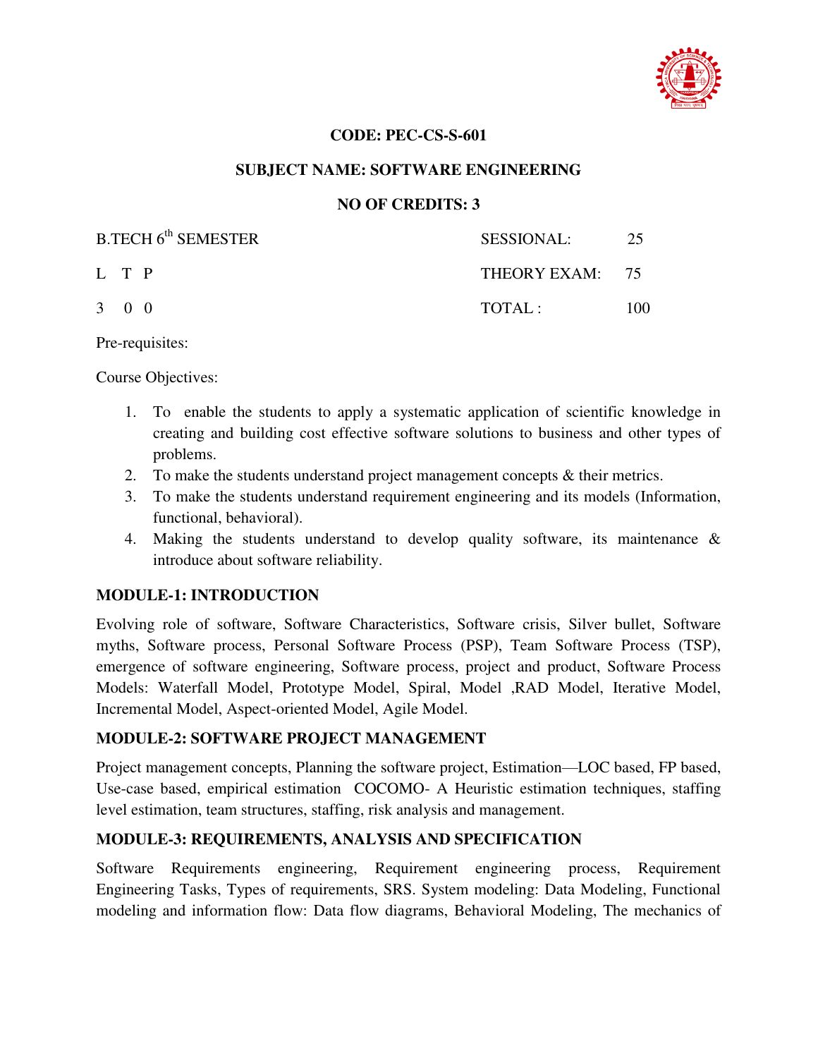**CODE: PEC-CS-S-601**

**SUBJECT NAME: SOFTWARE ENGINEERING**

**NO OF CREDITS: 3**

| B.TECH 6th SEMESTER | SESSIONAL: | 25 |
|---|---|---|
| L T P | THEORY EXAM: | 75 |
| 3 0 0 | TOTAL : | 100 |

Pre-requisites:

Course Objectives:

1. To enable the students to apply a systematic application of scientific knowledge in creating and building cost effective software solutions to business and other types of problems.
2. To make the students understand project management concepts & their metrics.
3. To make the students understand requirement engineering and its models (Information, functional, behavioral).
4. Making the students understand to develop quality software, its maintenance & introduce about software reliability.

## MODULE-1: INTRODUCTION

Evolving role of software, Software Characteristics, Software crisis, Silver bullet, Software myths, Software process, Personal Software Process (PSP), Team Software Process (TSP), emergence of software engineering, Software process, project and product, Software Process Models: Waterfall Model, Prototype Model, Spiral, Model ,RAD Model, Iterative Model, Incremental Model, Aspect-oriented Model, Agile Model.

## MODULE-2: SOFTWARE PROJECT MANAGEMENT

Project management concepts, Planning the software project, Estimation—LOC based, FP based, Use-case based, empirical estimation COCOMO- A Heuristic estimation techniques, staffing level estimation, team structures, staffing, risk analysis and management.

## MODULE-3: REQUIREMENTS, ANALYSIS AND SPECIFICATION

Software Requirements engineering, Requirement engineering process, Requirement Engineering Tasks, Types of requirements, SRS. System modeling: Data Modeling, Functional modeling and information flow: Data flow diagrams, Behavioral Modeling, The mechanics of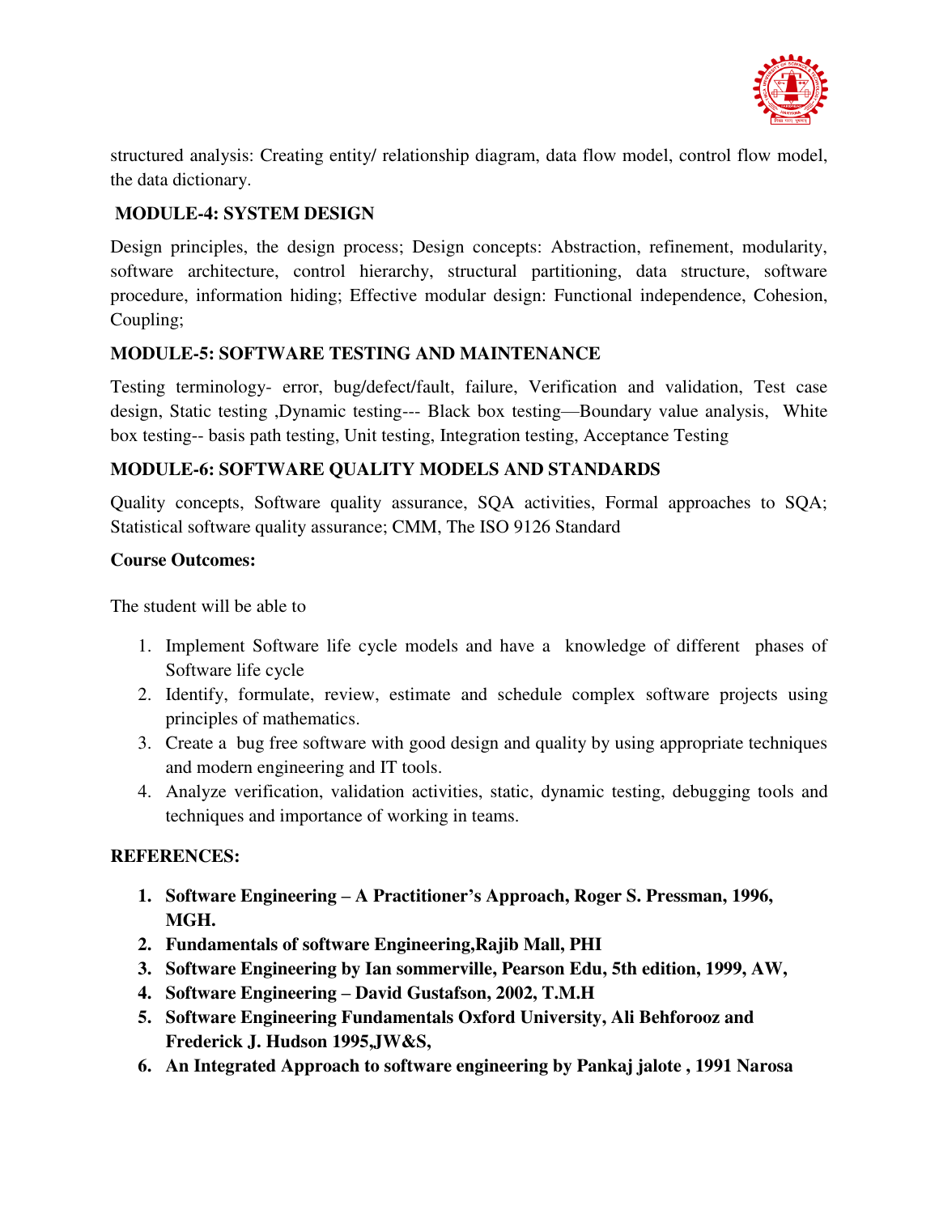structured analysis: Creating entity/ relationship diagram, data flow model, control flow model, the data dictionary.

## MODULE-4: SYSTEM DESIGN

Design principles, the design process; Design concepts: Abstraction, refinement, modularity, software architecture, control hierarchy, structural partitioning, data structure, software procedure, information hiding; Effective modular design: Functional independence, Cohesion, Coupling;

## MODULE-5: SOFTWARE TESTING AND MAINTENANCE

Testing terminology- error, bug/defect/fault, failure, Verification and validation, Test case design, Static testing ,Dynamic testing--- Black box testing—Boundary value analysis, White box testing-- basis path testing, Unit testing, Integration testing, Acceptance Testing

## MODULE-6: SOFTWARE QUALITY MODELS AND STANDARDS

Quality concepts, Software quality assurance, SQA activities, Formal approaches to SQA; Statistical software quality assurance; CMM, The ISO 9126 Standard

**Course Outcomes:**

The student will be able to

1. Implement Software life cycle models and have a knowledge of different phases of Software life cycle
2. Identify, formulate, review, estimate and schedule complex software projects using principles of mathematics.
3. Create a bug free software with good design and quality by using appropriate techniques and modern engineering and IT tools.
4. Analyze verification, validation activities, static, dynamic testing, debugging tools and techniques and importance of working in teams.

**REFERENCES:**

1. **Software Engineering – A Practitioner's Approach, Roger S. Pressman, 1996, MGH.**
2. **Fundamentals of software Engineering,Rajib Mall, PHI**
3. **Software Engineering by Ian sommerville, Pearson Edu, 5th edition, 1999, AW,**
4. **Software Engineering – David Gustafson, 2002, T.M.H**
5. **Software Engineering Fundamentals Oxford University, Ali Behforooz and Frederick J. Hudson 1995,JW&S,**
6. **An Integrated Approach to software engineering by Pankaj jalote , 1991 Narosa**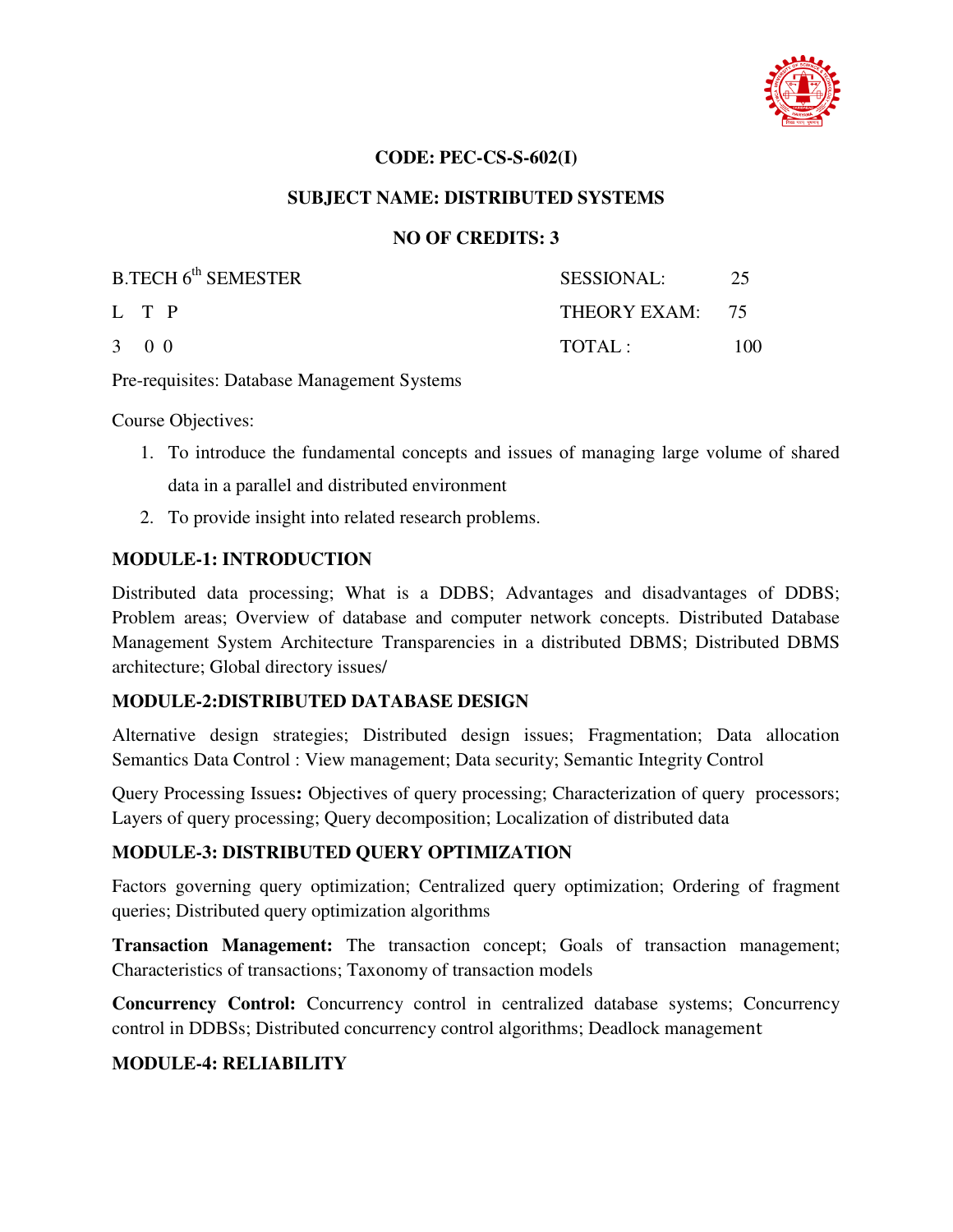**CODE: PEC-CS-S-602(I)**

**SUBJECT NAME: DISTRIBUTED SYSTEMS**

**NO OF CREDITS: 3**

| B.TECH 6th SEMESTER | SESSIONAL: | 25 |
|---|---|---|
| L T P | THEORY EXAM: | 75 |
| 3 0 0 | TOTAL : | 100 |

Pre-requisites: Database Management Systems

Course Objectives:

1. To introduce the fundamental concepts and issues of managing large volume of shared data in a parallel and distributed environment
2. To provide insight into related research problems.

**MODULE-1: INTRODUCTION**

Distributed data processing; What is a DDBS; Advantages and disadvantages of DDBS; Problem areas; Overview of database and computer network concepts. Distributed Database Management System Architecture Transparencies in a distributed DBMS; Distributed DBMS architecture; Global directory issues/

**MODULE-2:DISTRIBUTED DATABASE DESIGN**

Alternative design strategies; Distributed design issues; Fragmentation; Data allocation Semantics Data Control : View management; Data security; Semantic Integrity Control

Query Processing Issues**:** Objectives of query processing; Characterization of query processors; Layers of query processing; Query decomposition; Localization of distributed data

**MODULE-3: DISTRIBUTED QUERY OPTIMIZATION**

Factors governing query optimization; Centralized query optimization; Ordering of fragment queries; Distributed query optimization algorithms

**Transaction Management:** The transaction concept; Goals of transaction management; Characteristics of transactions; Taxonomy of transaction models

**Concurrency Control:** Concurrency control in centralized database systems; Concurrency control in DDBSs; Distributed concurrency control algorithms; Deadlock management

**MODULE-4: RELIABILITY**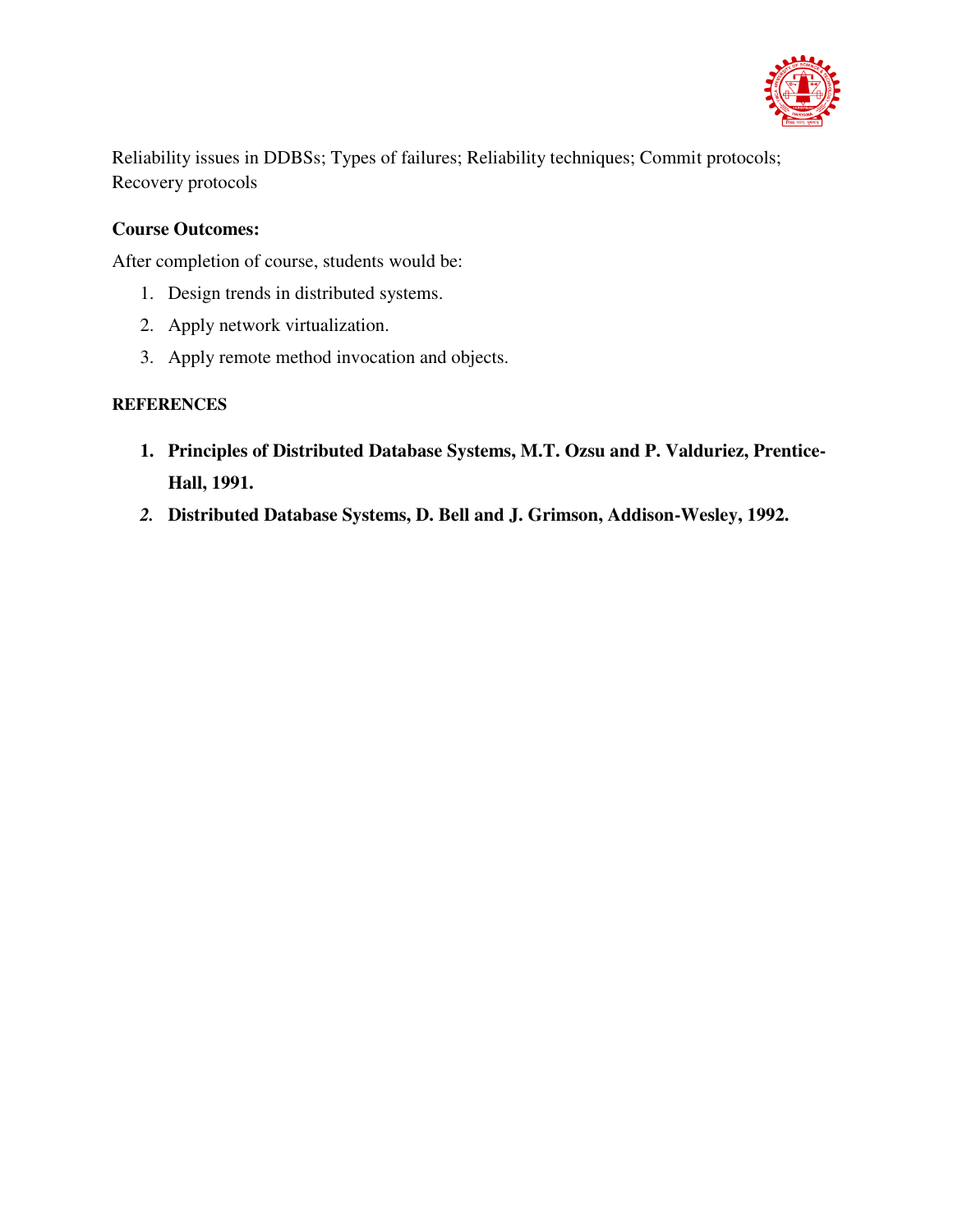Reliability issues in DDBSs; Types of failures; Reliability techniques; Commit protocols; Recovery protocols

**Course Outcomes:**

After completion of course, students would be:

1. Design trends in distributed systems.
2. Apply network virtualization.
3. Apply remote method invocation and objects.

**REFERENCES**

1. **Principles of Distributed Database Systems, M.T. Ozsu and P. Valduriez, Prentice-Hall, 1991.**
2. **Distributed Database Systems, D. Bell and J. Grimson, Addison-Wesley, 1992.**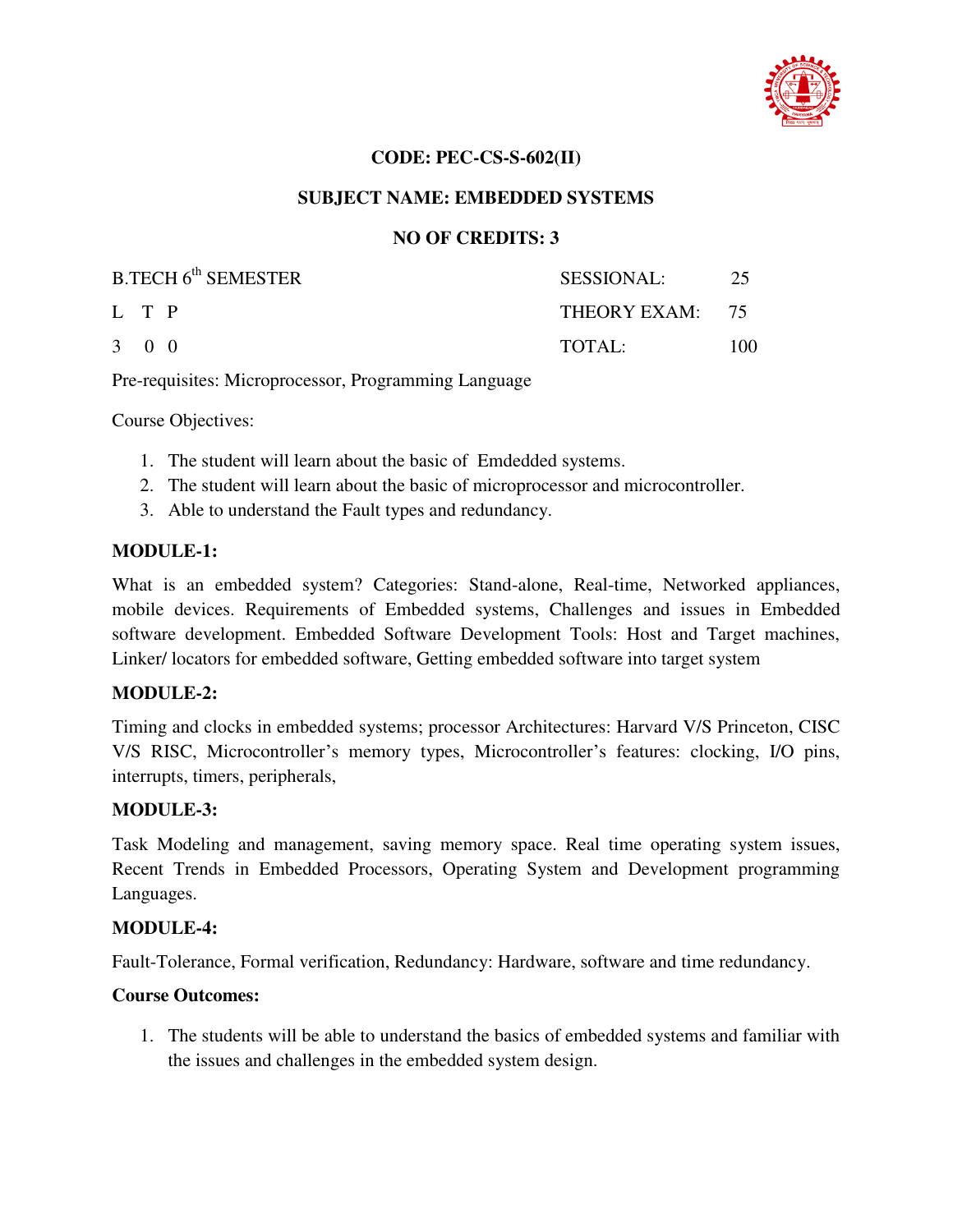**CODE: PEC-CS-S-602(II)**

**SUBJECT NAME: EMBEDDED SYSTEMS**

**NO OF CREDITS: 3**

| B.TECH 6th SEMESTER | SESSIONAL: | 25 |
|---|---|---|
| L T P | THEORY EXAM: | 75 |
| 3 0 0 | TOTAL: | 100 |

Pre-requisites: Microprocessor, Programming Language

Course Objectives:

1. The student will learn about the basic of Emdedded systems.
2. The student will learn about the basic of microprocessor and microcontroller.
3. Able to understand the Fault types and redundancy.

**MODULE-1:**

What is an embedded system? Categories: Stand-alone, Real-time, Networked appliances, mobile devices. Requirements of Embedded systems, Challenges and issues in Embedded software development. Embedded Software Development Tools: Host and Target machines, Linker/ locators for embedded software, Getting embedded software into target system

**MODULE-2:**

Timing and clocks in embedded systems; processor Architectures: Harvard V/S Princeton, CISC V/S RISC, Microcontroller's memory types, Microcontroller's features: clocking, I/O pins, interrupts, timers, peripherals,

**MODULE-3:**

Task Modeling and management, saving memory space. Real time operating system issues, Recent Trends in Embedded Processors, Operating System and Development programming Languages.

**MODULE-4:**

Fault-Tolerance, Formal verification, Redundancy: Hardware, software and time redundancy.

**Course Outcomes:**

1. The students will be able to understand the basics of embedded systems and familiar with the issues and challenges in the embedded system design.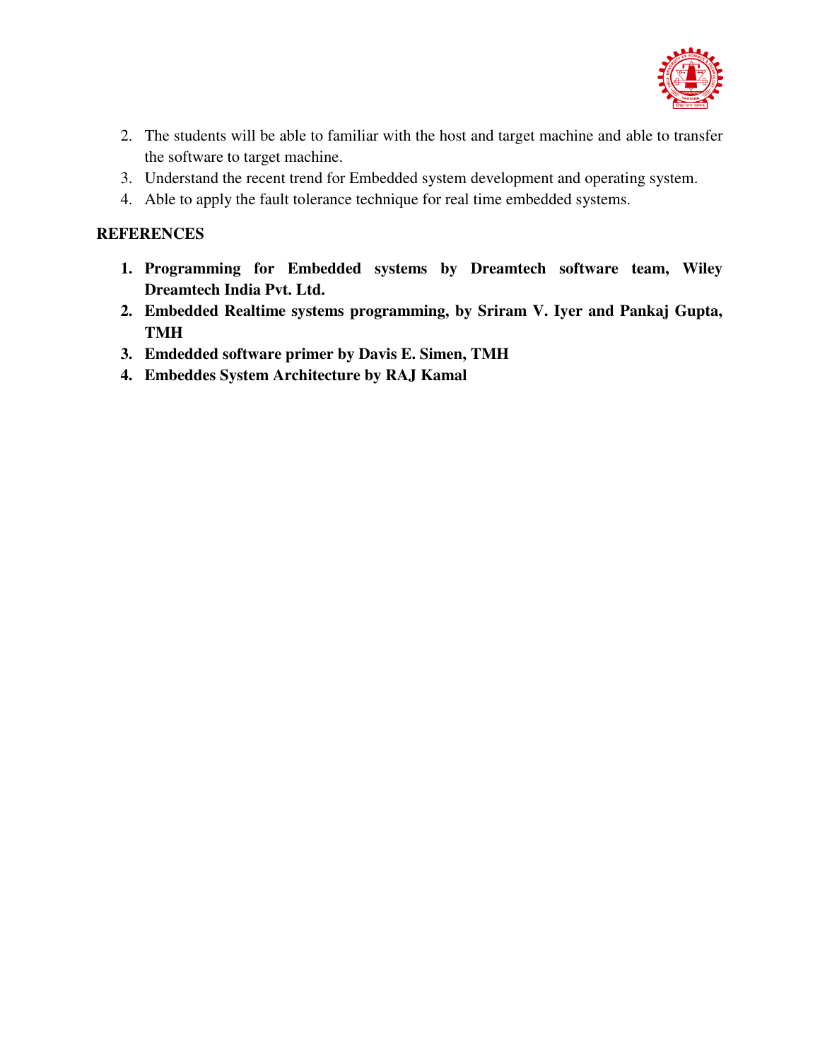2. The students will be able to familiar with the host and target machine and able to transfer the software to target machine.
3. Understand the recent trend for Embedded system development and operating system.
4. Able to apply the fault tolerance technique for real time embedded systems.

**REFERENCES**

1. **Programming for Embedded systems by Dreamtech software team, Wiley Dreamtech India Pvt. Ltd.**
2. **Embedded Realtime systems programming, by Sriram V. Iyer and Pankaj Gupta, TMH**
3. **Emdedded software primer by Davis E. Simen, TMH**
4. **Embeddes System Architecture by RAJ Kamal**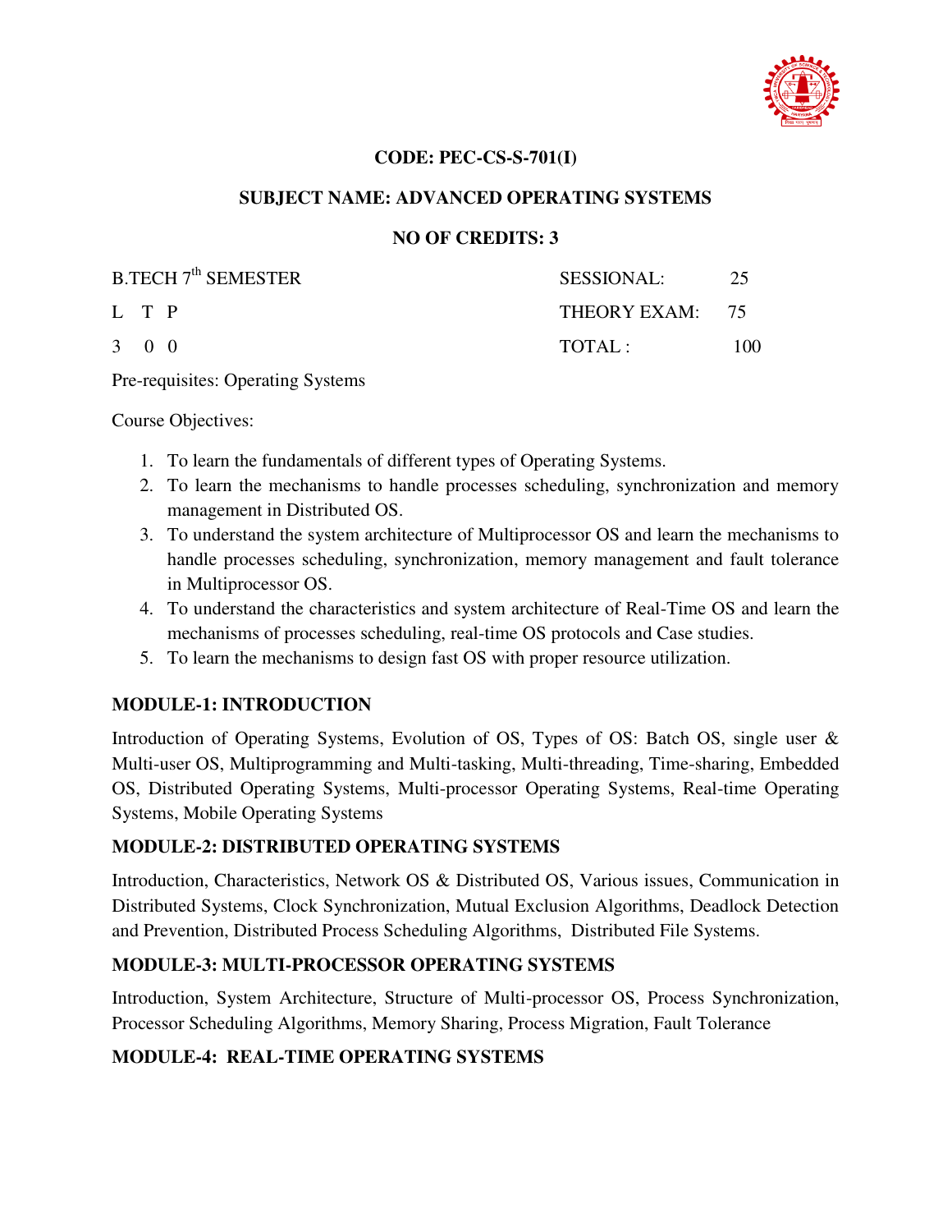**CODE: PEC-CS-S-701(I)**

**SUBJECT NAME: ADVANCED OPERATING SYSTEMS**

**NO OF CREDITS: 3**

| B.TECH 7th SEMESTER | SESSIONAL: | 25 |
|---|---|---|
| L T P | THEORY EXAM: | 75 |
| 3 0 0 | TOTAL : | 100 |

Pre-requisites: Operating Systems

Course Objectives:

1. To learn the fundamentals of different types of Operating Systems.
2. To learn the mechanisms to handle processes scheduling, synchronization and memory management in Distributed OS.
3. To understand the system architecture of Multiprocessor OS and learn the mechanisms to handle processes scheduling, synchronization, memory management and fault tolerance in Multiprocessor OS.
4. To understand the characteristics and system architecture of Real-Time OS and learn the mechanisms of processes scheduling, real-time OS protocols and Case studies.
5. To learn the mechanisms to design fast OS with proper resource utilization.

**MODULE-1: INTRODUCTION**

Introduction of Operating Systems, Evolution of OS, Types of OS: Batch OS, single user & Multi-user OS, Multiprogramming and Multi-tasking, Multi-threading, Time-sharing, Embedded OS, Distributed Operating Systems, Multi-processor Operating Systems, Real-time Operating Systems, Mobile Operating Systems

**MODULE-2: DISTRIBUTED OPERATING SYSTEMS**

Introduction, Characteristics, Network OS & Distributed OS, Various issues, Communication in Distributed Systems, Clock Synchronization, Mutual Exclusion Algorithms, Deadlock Detection and Prevention, Distributed Process Scheduling Algorithms, Distributed File Systems.

**MODULE-3: MULTI-PROCESSOR OPERATING SYSTEMS**

Introduction, System Architecture, Structure of Multi-processor OS, Process Synchronization, Processor Scheduling Algorithms, Memory Sharing, Process Migration, Fault Tolerance

**MODULE-4: REAL-TIME OPERATING SYSTEMS**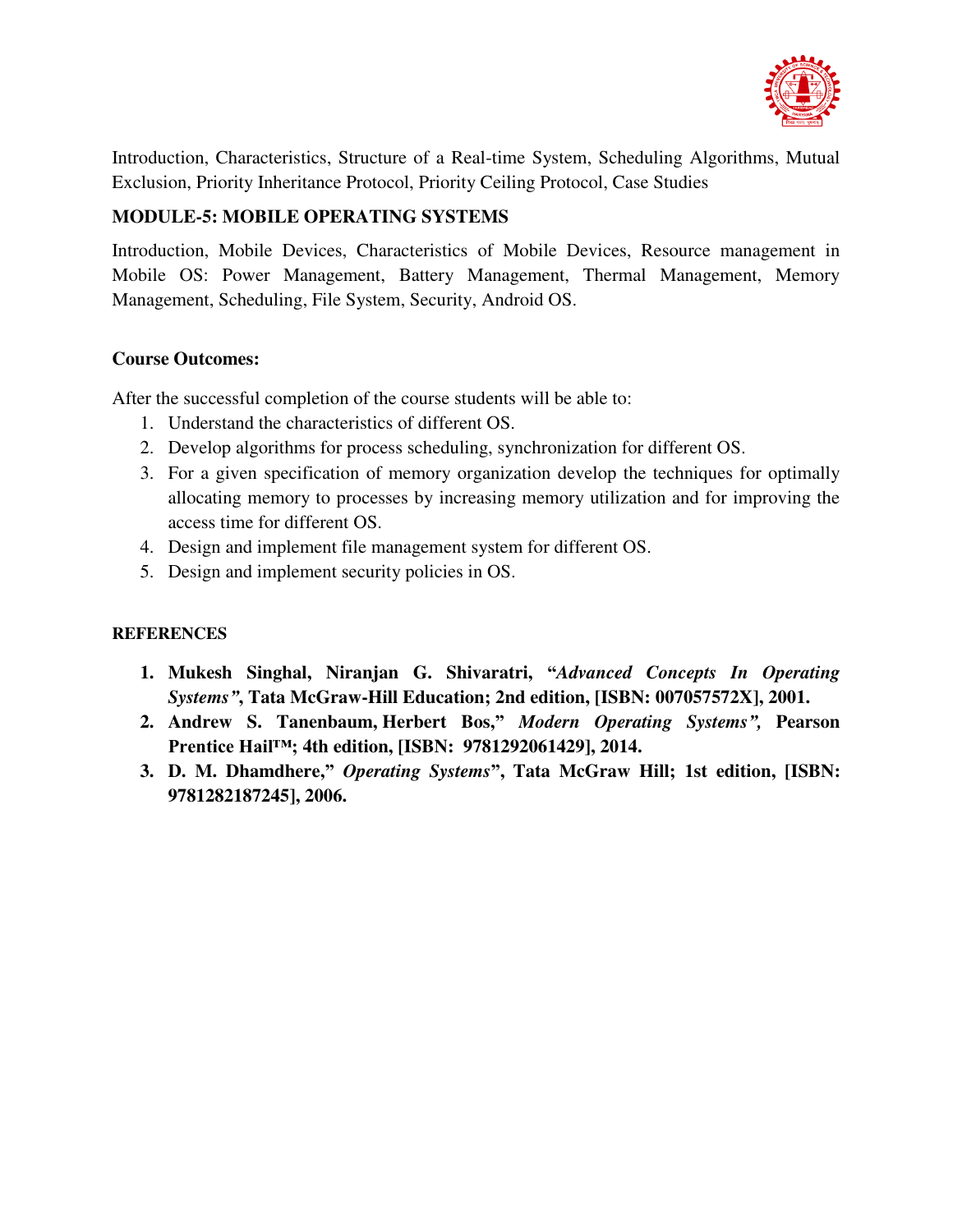Introduction, Characteristics, Structure of a Real-time System, Scheduling Algorithms, Mutual Exclusion, Priority Inheritance Protocol, Priority Ceiling Protocol, Case Studies

**MODULE-5: MOBILE OPERATING SYSTEMS**

Introduction, Mobile Devices, Characteristics of Mobile Devices, Resource management in Mobile OS: Power Management, Battery Management, Thermal Management, Memory Management, Scheduling, File System, Security, Android OS.

**Course Outcomes:**

After the successful completion of the course students will be able to:

1. Understand the characteristics of different OS.
2. Develop algorithms for process scheduling, synchronization for different OS.
3. For a given specification of memory organization develop the techniques for optimally allocating memory to processes by increasing memory utilization and for improving the access time for different OS.
4. Design and implement file management system for different OS.
5. Design and implement security policies in OS.

**REFERENCES**

1. **Mukesh Singhal, Niranjan G. Shivaratri, "*Advanced Concepts In Operating Systems"*, Tata McGraw-Hill Education; 2nd edition, [ISBN: 007057572X], 2001.**
2. **Andrew S. Tanenbaum, Herbert Bos," *Modern Operating Systems",* Pearson Prentice Hail™; 4th edition, [ISBN: 9781292061429], 2014.**
3. **D. M. Dhamdhere," *Operating Systems*", Tata McGraw Hill; 1st edition, [ISBN: 9781282187245], 2006.**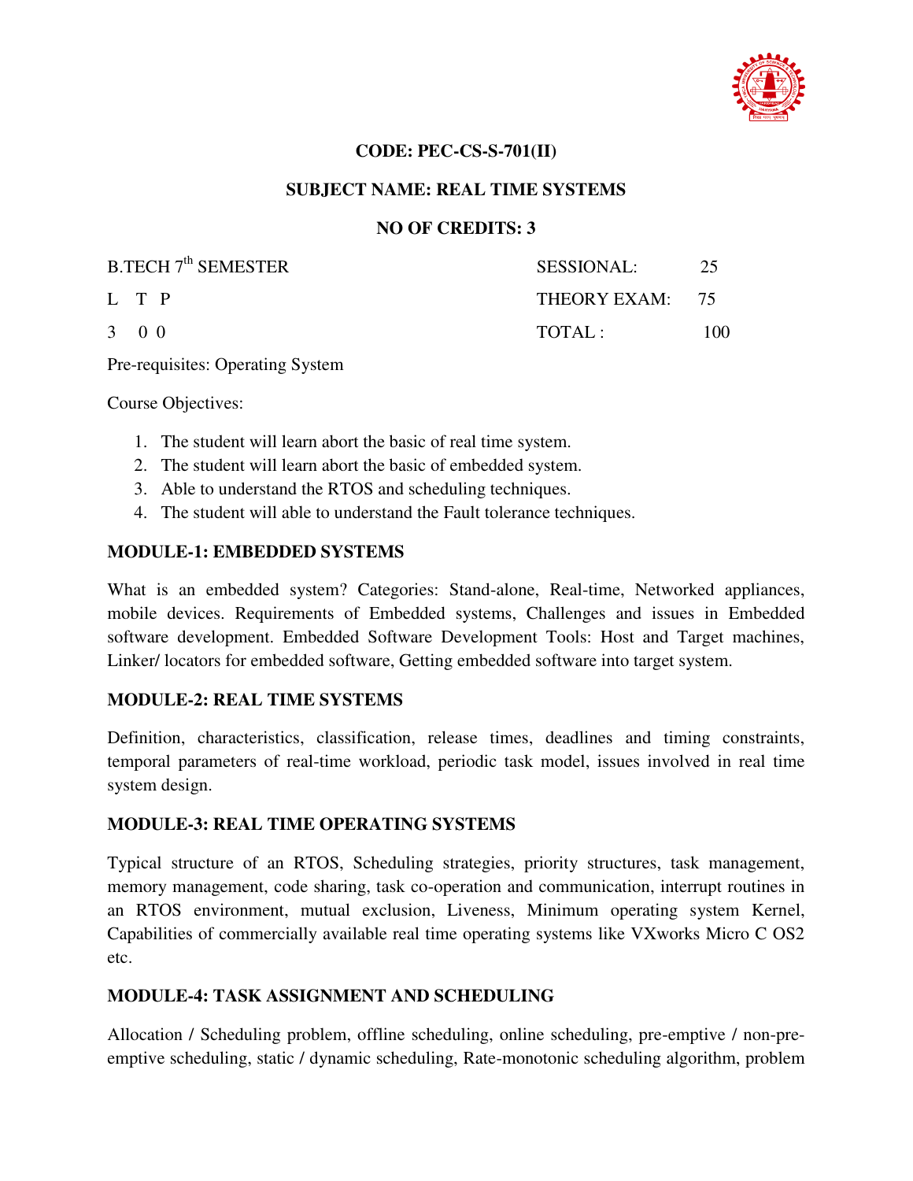**CODE: PEC-CS-S-701(II)**

**SUBJECT NAME: REAL TIME SYSTEMS**

**NO OF CREDITS: 3**

| B.TECH 7th SEMESTER | SESSIONAL: | 25 |
|---|---|---|
| L T P | THEORY EXAM: | 75 |
| 3 0 0 | TOTAL : | 100 |

Pre-requisites: Operating System

Course Objectives:

1. The student will learn abort the basic of real time system.
2. The student will learn abort the basic of embedded system.
3. Able to understand the RTOS and scheduling techniques.
4. The student will able to understand the Fault tolerance techniques.

**MODULE-1: EMBEDDED SYSTEMS**

What is an embedded system? Categories: Stand-alone, Real-time, Networked appliances, mobile devices. Requirements of Embedded systems, Challenges and issues in Embedded software development. Embedded Software Development Tools: Host and Target machines, Linker/ locators for embedded software, Getting embedded software into target system.

**MODULE-2: REAL TIME SYSTEMS**

Definition, characteristics, classification, release times, deadlines and timing constraints, temporal parameters of real-time workload, periodic task model, issues involved in real time system design.

**MODULE-3: REAL TIME OPERATING SYSTEMS**

Typical structure of an RTOS, Scheduling strategies, priority structures, task management, memory management, code sharing, task co-operation and communication, interrupt routines in an RTOS environment, mutual exclusion, Liveness, Minimum operating system Kernel, Capabilities of commercially available real time operating systems like VXworks Micro C OS2 etc.

**MODULE-4: TASK ASSIGNMENT AND SCHEDULING**

Allocation / Scheduling problem, offline scheduling, online scheduling, pre-emptive / non-pre-emptive scheduling, static / dynamic scheduling, Rate-monotonic scheduling algorithm, problem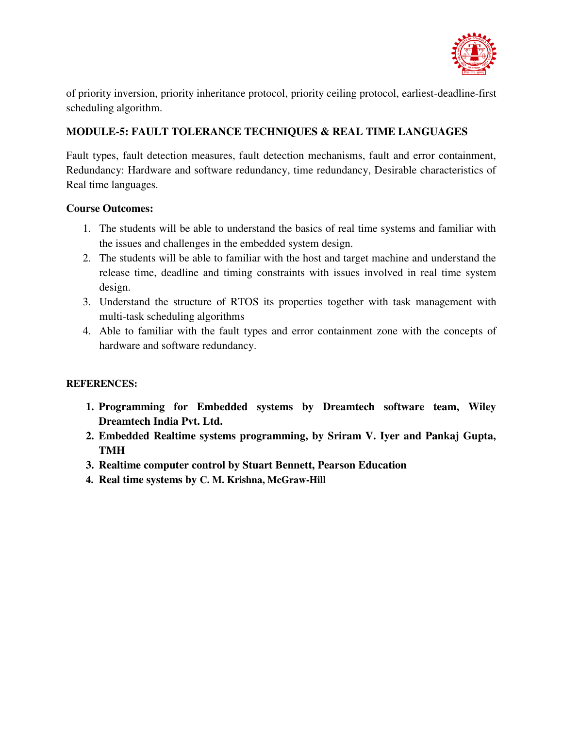of priority inversion, priority inheritance protocol, priority ceiling protocol, earliest-deadline-first scheduling algorithm.

**MODULE-5: FAULT TOLERANCE TECHNIQUES & REAL TIME LANGUAGES**

Fault types, fault detection measures, fault detection mechanisms, fault and error containment, Redundancy: Hardware and software redundancy, time redundancy, Desirable characteristics of Real time languages.

**Course Outcomes:**

1. The students will be able to understand the basics of real time systems and familiar with the issues and challenges in the embedded system design.
2. The students will be able to familiar with the host and target machine and understand the release time, deadline and timing constraints with issues involved in real time system design.
3. Understand the structure of RTOS its properties together with task management with multi-task scheduling algorithms
4. Able to familiar with the fault types and error containment zone with the concepts of hardware and software redundancy.

**REFERENCES:**

1. **Programming for Embedded systems by Dreamtech software team, Wiley Dreamtech India Pvt. Ltd.**
2. **Embedded Realtime systems programming, by Sriram V. Iyer and Pankaj Gupta, TMH**
3. **Realtime computer control by Stuart Bennett, Pearson Education**
4. **Real time systems by C. M. Krishna, McGraw-Hill**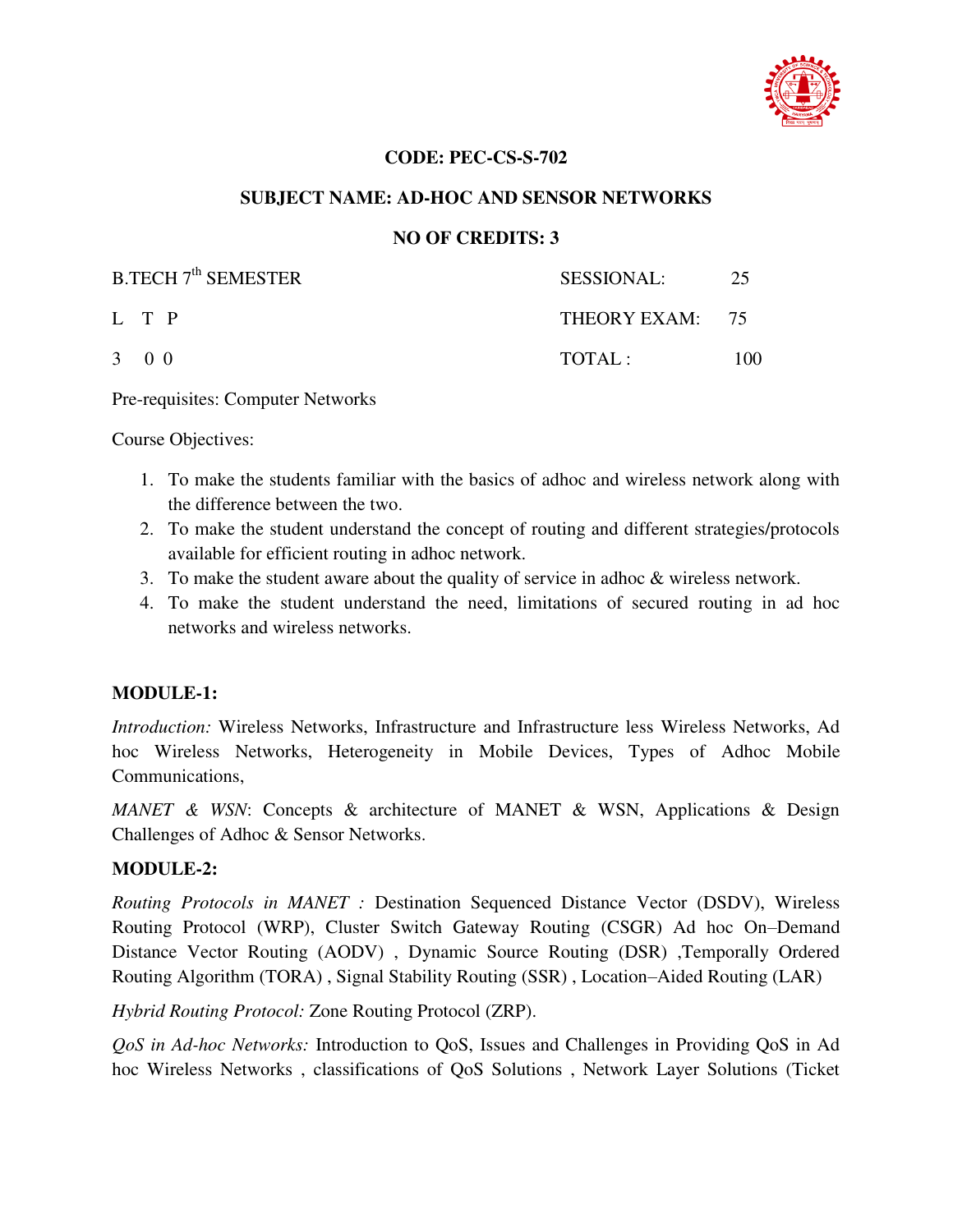**CODE: PEC-CS-S-702**

**SUBJECT NAME: AD-HOC AND SENSOR NETWORKS**

**NO OF CREDITS: 3**

| B.TECH 7th SEMESTER | SESSIONAL: 25 |
|---|---|
| L T P | THEORY EXAM: 75 |
| 3 0 0 | TOTAL : 100 |

Pre-requisites: Computer Networks

Course Objectives:

1. To make the students familiar with the basics of adhoc and wireless network along with the difference between the two.
2. To make the student understand the concept of routing and different strategies/protocols available for efficient routing in adhoc network.
3. To make the student aware about the quality of service in adhoc & wireless network.
4. To make the student understand the need, limitations of secured routing in ad hoc networks and wireless networks.

**MODULE-1:**

*Introduction:* Wireless Networks, Infrastructure and Infrastructure less Wireless Networks, Ad hoc Wireless Networks, Heterogeneity in Mobile Devices, Types of Adhoc Mobile Communications,

*MANET & WSN*: Concepts & architecture of MANET & WSN, Applications & Design Challenges of Adhoc & Sensor Networks.

**MODULE-2:**

*Routing Protocols in MANET :* Destination Sequenced Distance Vector (DSDV), Wireless Routing Protocol (WRP), Cluster Switch Gateway Routing (CSGR) Ad hoc On–Demand Distance Vector Routing (AODV) , Dynamic Source Routing (DSR) ,Temporally Ordered Routing Algorithm (TORA) , Signal Stability Routing (SSR) , Location–Aided Routing (LAR)

*Hybrid Routing Protocol:* Zone Routing Protocol (ZRP).

*QoS in Ad-hoc Networks:* Introduction to QoS, Issues and Challenges in Providing QoS in Ad hoc Wireless Networks , classifications of QoS Solutions , Network Layer Solutions (Ticket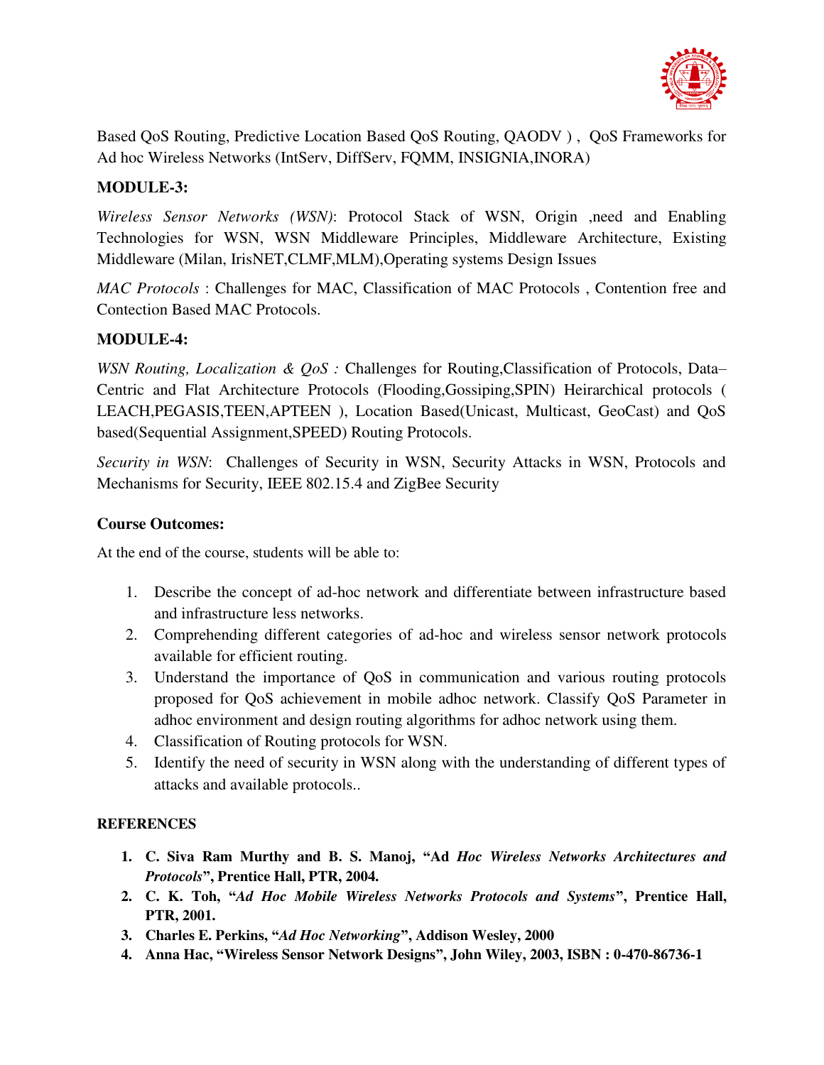Based QoS Routing, Predictive Location Based QoS Routing, QAODV ) , QoS Frameworks for Ad hoc Wireless Networks (IntServ, DiffServ, FQMM, INSIGNIA,INORA)

**MODULE-3:**

*Wireless Sensor Networks (WSN)*: Protocol Stack of WSN, Origin ,need and Enabling Technologies for WSN, WSN Middleware Principles, Middleware Architecture, Existing Middleware (Milan, IrisNET,CLMF,MLM),Operating systems Design Issues

*MAC Protocols* : Challenges for MAC, Classification of MAC Protocols , Contention free and Contection Based MAC Protocols.

**MODULE-4:**

*WSN Routing, Localization & QoS :* Challenges for Routing,Classification of Protocols, Data–Centric and Flat Architecture Protocols (Flooding,Gossiping,SPIN) Heirarchical protocols ( LEACH,PEGASIS,TEEN,APTEEN ), Location Based(Unicast, Multicast, GeoCast) and QoS based(Sequential Assignment,SPEED) Routing Protocols.

*Security in WSN*: Challenges of Security in WSN, Security Attacks in WSN, Protocols and Mechanisms for Security, IEEE 802.15.4 and ZigBee Security

**Course Outcomes:**

At the end of the course, students will be able to:

1. Describe the concept of ad-hoc network and differentiate between infrastructure based and infrastructure less networks.
2. Comprehending different categories of ad-hoc and wireless sensor network protocols available for efficient routing.
3. Understand the importance of QoS in communication and various routing protocols proposed for QoS achievement in mobile adhoc network. Classify QoS Parameter in adhoc environment and design routing algorithms for adhoc network using them.
4. Classification of Routing protocols for WSN.
5. Identify the need of security in WSN along with the understanding of different types of attacks and available protocols..

**REFERENCES**

1. **C. Siva Ram Murthy and B. S. Manoj, "Ad *Hoc Wireless Networks Architectures and Protocols*", Prentice Hall, PTR, 2004.**
2. **C. K. Toh, "*Ad Hoc Mobile Wireless Networks Protocols and Systems*", Prentice Hall, PTR, 2001.**
3. **Charles E. Perkins, "*Ad Hoc Networking*", Addison Wesley, 2000**
4. **Anna Hac, "Wireless Sensor Network Designs", John Wiley, 2003, ISBN : 0-470-86736-1**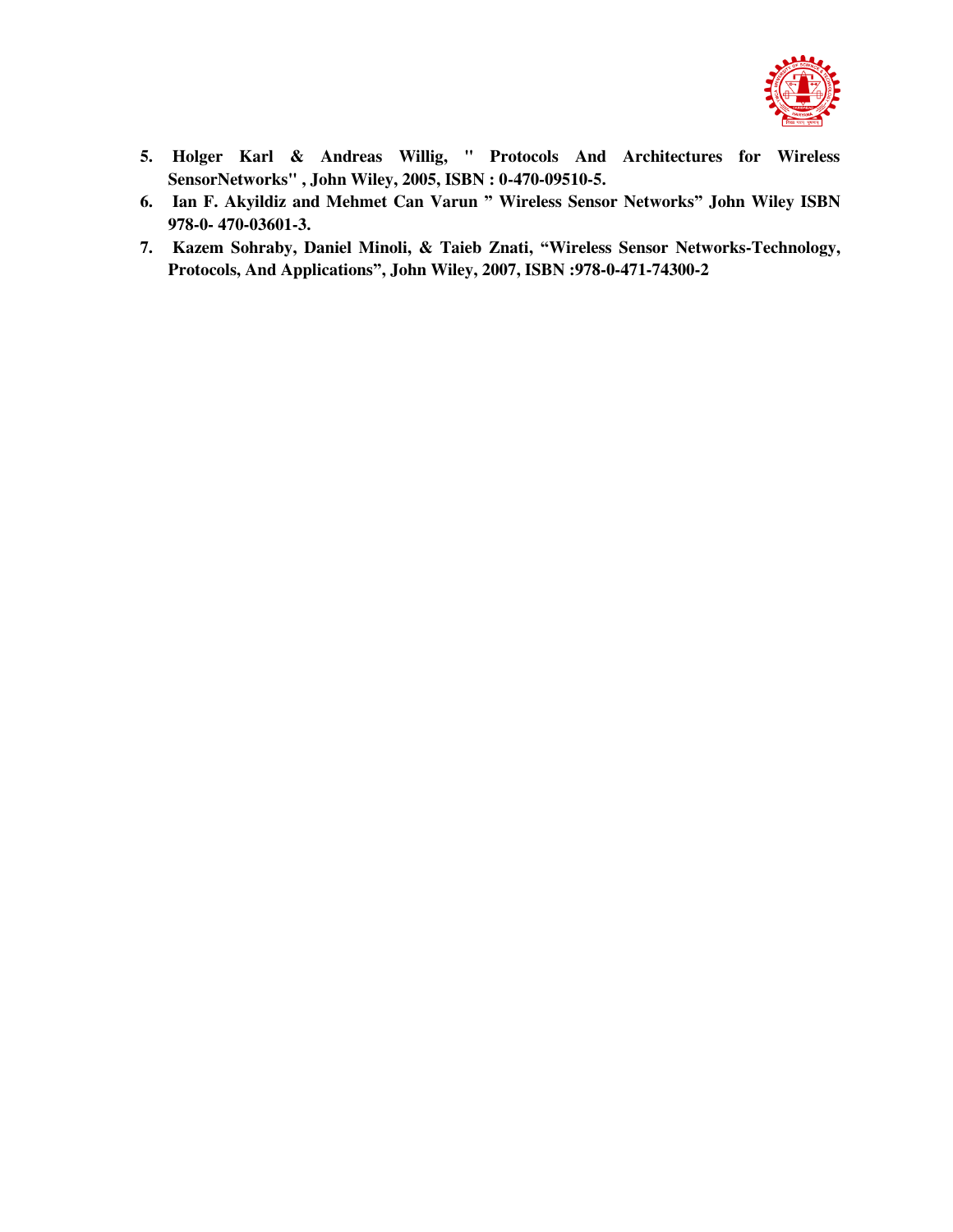5. **Holger Karl & Andreas Willig, " Protocols And Architectures for Wireless SensorNetworks" , John Wiley, 2005, ISBN : 0-470-09510-5.**
6. **Ian F. Akyildiz and Mehmet Can Varun " Wireless Sensor Networks" John Wiley ISBN 978-0- 470-03601-3.**
7. **Kazem Sohraby, Daniel Minoli, & Taieb Znati, "Wireless Sensor Networks-Technology, Protocols, And Applications", John Wiley, 2007, ISBN :978-0-471-74300-2**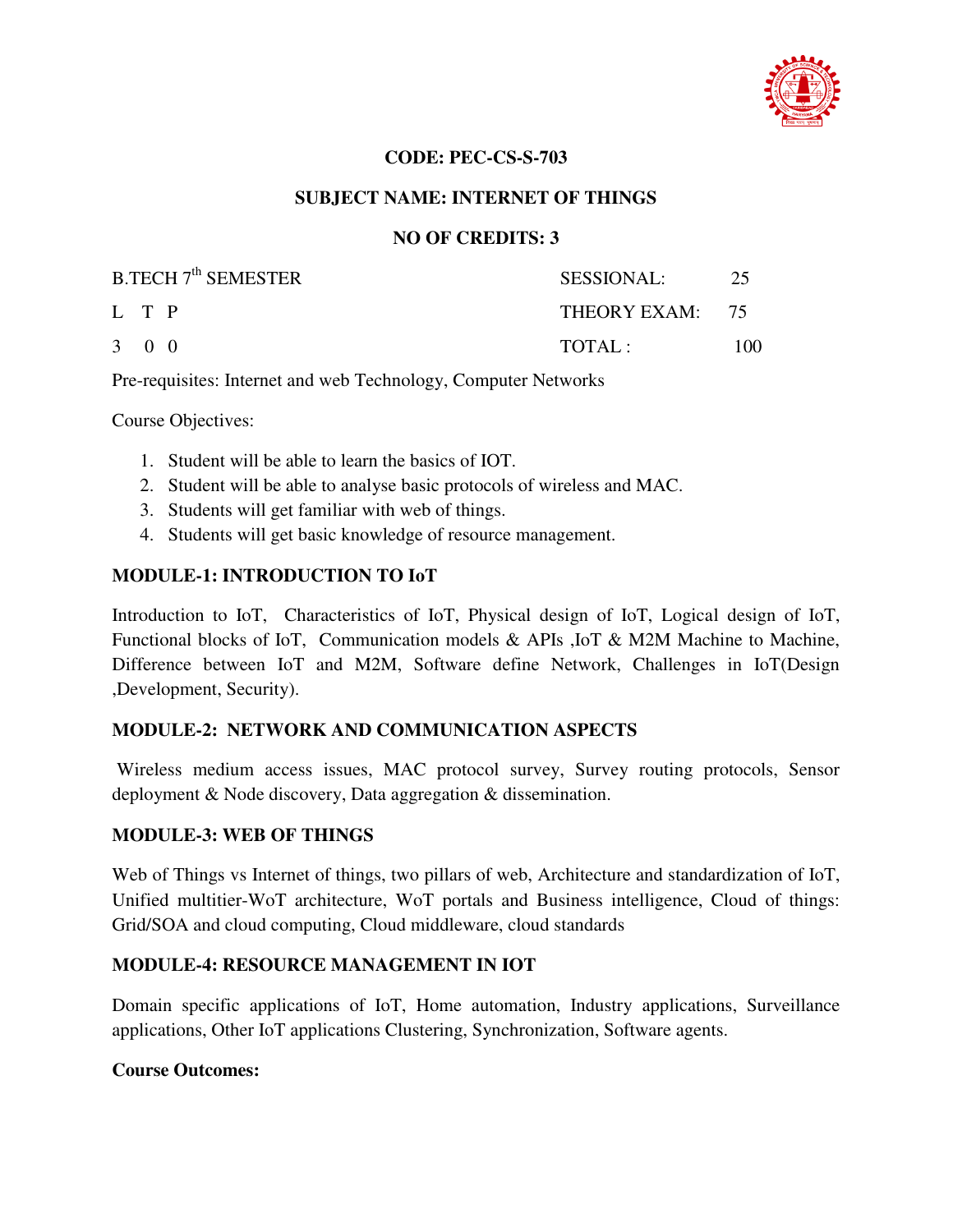**CODE: PEC-CS-S-703**

**SUBJECT NAME: INTERNET OF THINGS**

**NO OF CREDITS: 3**

| B.TECH 7th SEMESTER | SESSIONAL: | 25 |
|---|---|---|
| L T P | THEORY EXAM: | 75 |
| 3 0 0 | TOTAL : | 100 |

Pre-requisites: Internet and web Technology, Computer Networks

Course Objectives:

1. Student will be able to learn the basics of IOT.
2. Student will be able to analyse basic protocols of wireless and MAC.
3. Students will get familiar with web of things.
4. Students will get basic knowledge of resource management.

**MODULE-1: INTRODUCTION TO IoT**

Introduction to IoT, Characteristics of IoT, Physical design of IoT, Logical design of IoT, Functional blocks of IoT, Communication models & APIs ,IoT & M2M Machine to Machine, Difference between IoT and M2M, Software define Network, Challenges in IoT(Design ,Development, Security).

**MODULE-2: NETWORK AND COMMUNICATION ASPECTS**

Wireless medium access issues, MAC protocol survey, Survey routing protocols, Sensor deployment & Node discovery, Data aggregation & dissemination.

**MODULE-3: WEB OF THINGS**

Web of Things vs Internet of things, two pillars of web, Architecture and standardization of IoT, Unified multitier-WoT architecture, WoT portals and Business intelligence, Cloud of things: Grid/SOA and cloud computing, Cloud middleware, cloud standards

**MODULE-4: RESOURCE MANAGEMENT IN IOT**

Domain specific applications of IoT, Home automation, Industry applications, Surveillance applications, Other IoT applications Clustering, Synchronization, Software agents.

**Course Outcomes:**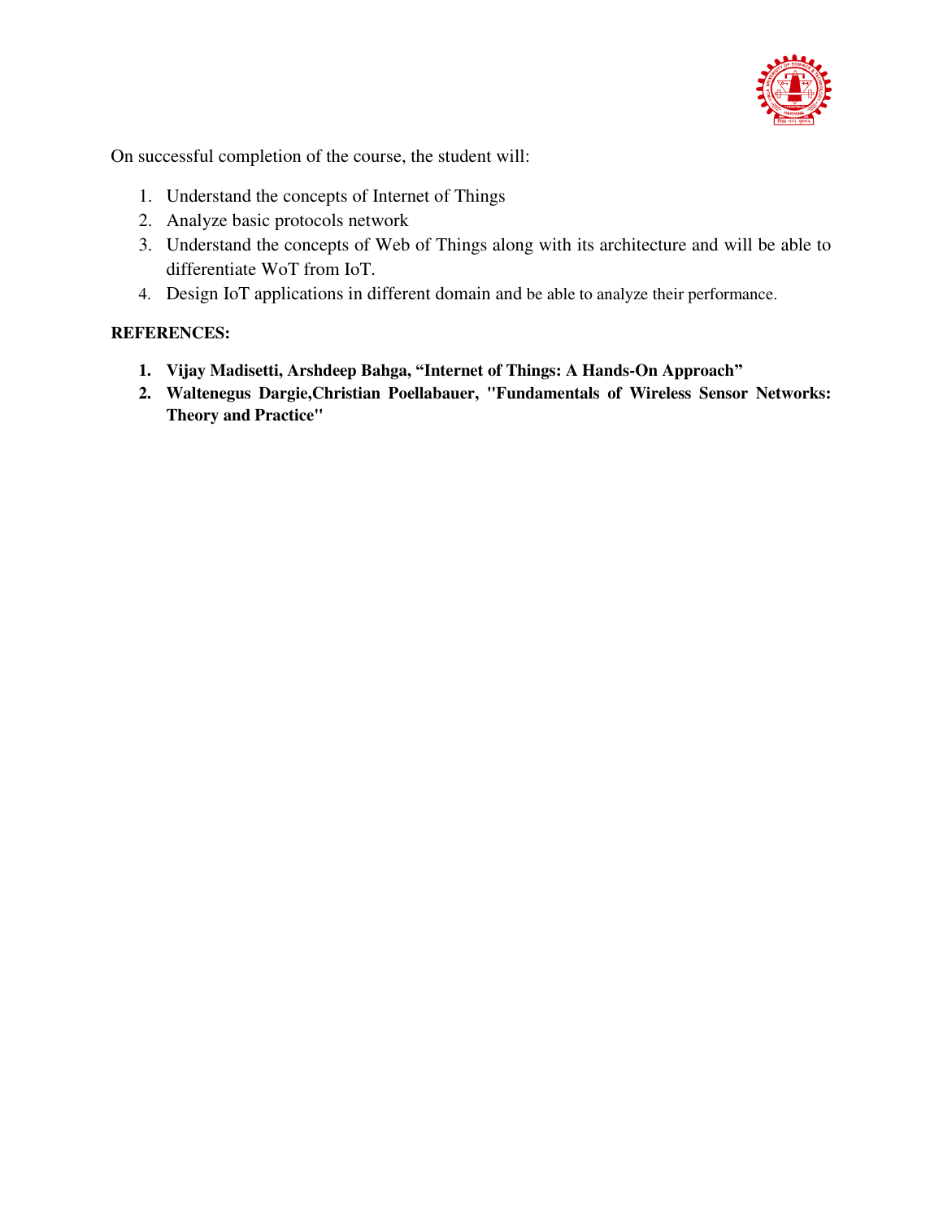On successful completion of the course, the student will:

1. Understand the concepts of Internet of Things
2. Analyze basic protocols network
3. Understand the concepts of Web of Things along with its architecture and will be able to differentiate WoT from IoT.
4. Design IoT applications in different domain and be able to analyze their performance.

**REFERENCES:**

1. **Vijay Madisetti, Arshdeep Bahga, "Internet of Things: A Hands-On Approach"**
2. **Waltenegus Dargie,Christian Poellabauer, "Fundamentals of Wireless Sensor Networks: Theory and Practice"**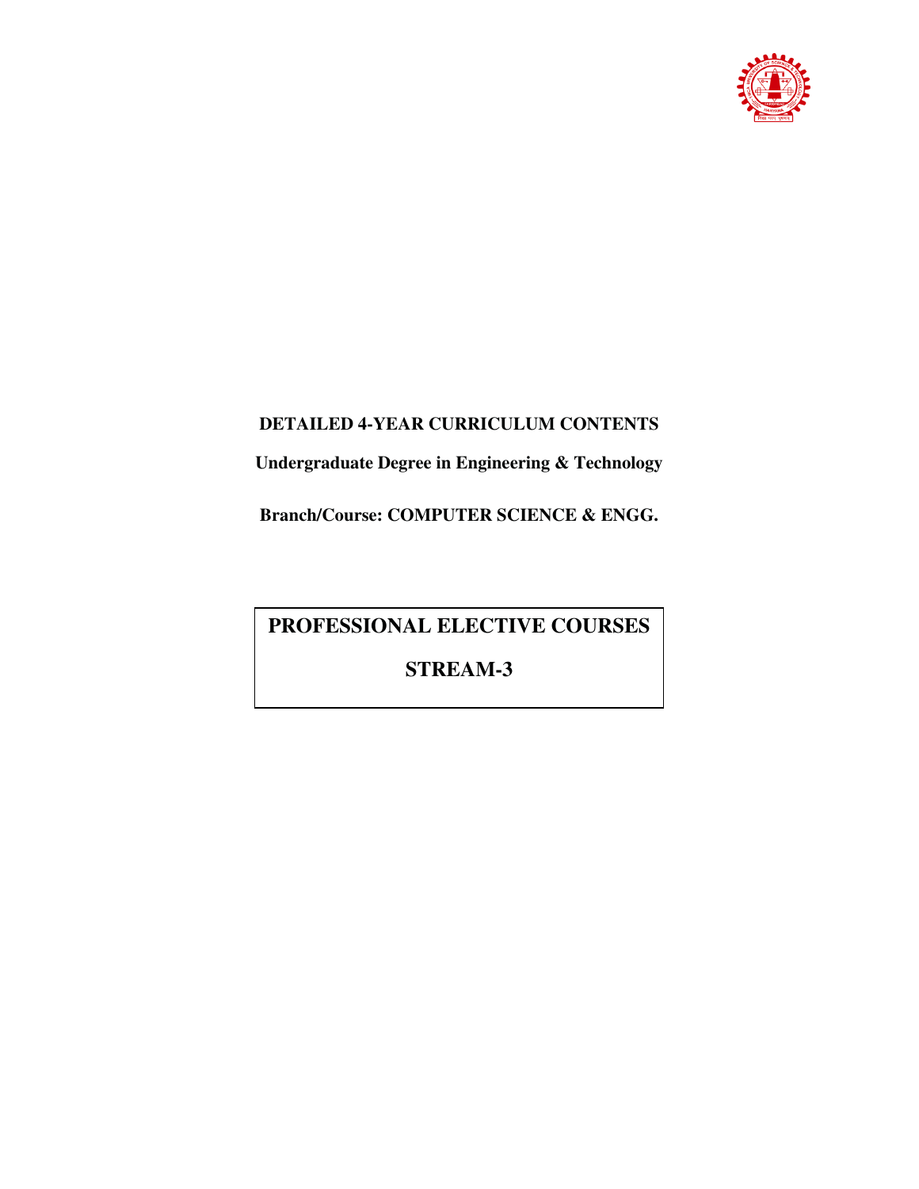**DETAILED 4-YEAR CURRICULUM CONTENTS**

**Undergraduate Degree in Engineering & Technology**

**Branch/Course: COMPUTER SCIENCE & ENGG.**

# PROFESSIONAL ELECTIVE COURSES

# STREAM-3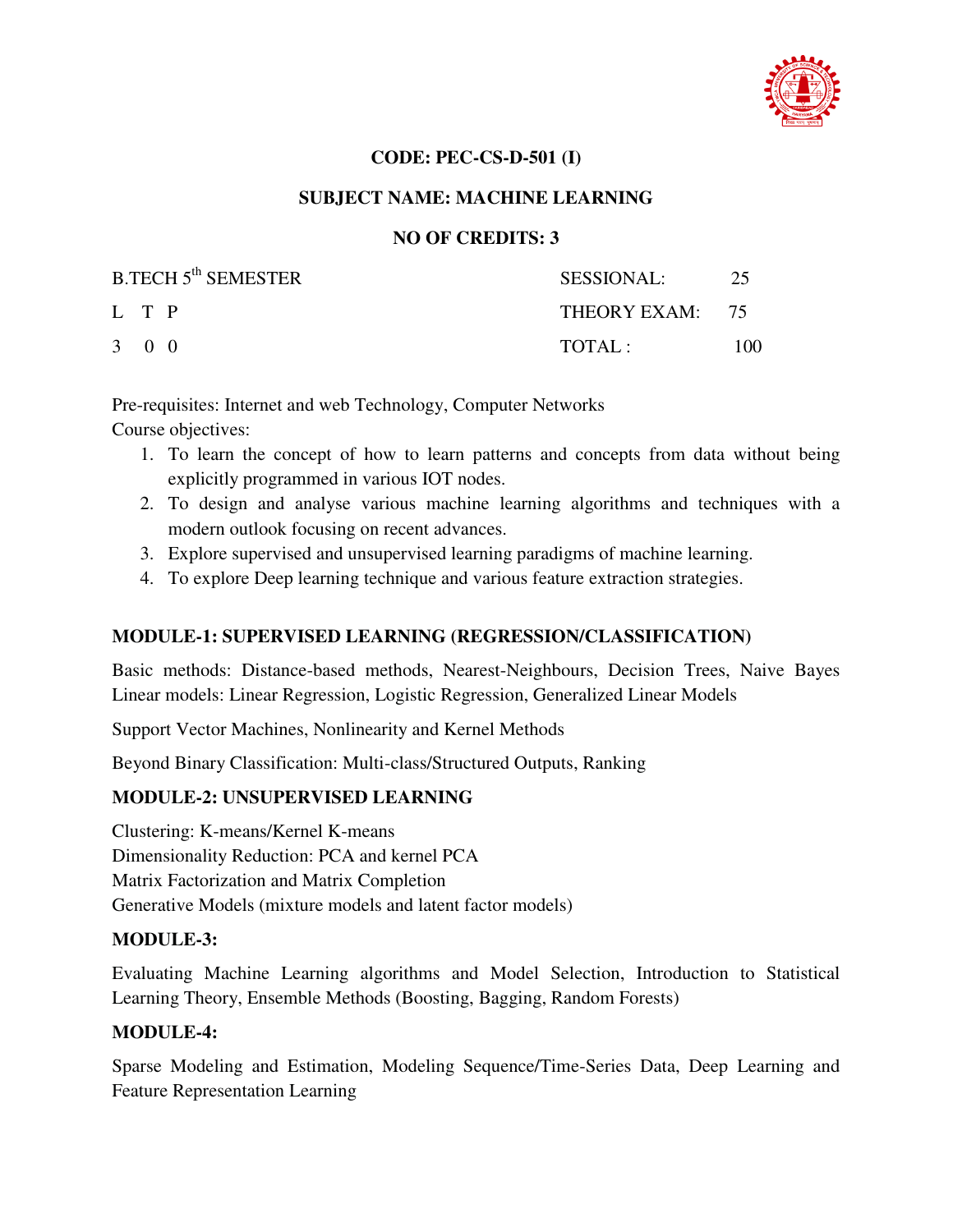**CODE: PEC-CS-D-501 (I)**

**SUBJECT NAME: MACHINE LEARNING**

**NO OF CREDITS: 3**

| B.TECH 5th SEMESTER | SESSIONAL: | 25 |
|---|---|---|
| L T P | THEORY EXAM: | 75 |
| 3 0 0 | TOTAL : | 100 |

Pre-requisites: Internet and web Technology, Computer Networks

Course objectives:

1. To learn the concept of how to learn patterns and concepts from data without being explicitly programmed in various IOT nodes.
2. To design and analyse various machine learning algorithms and techniques with a modern outlook focusing on recent advances.
3. Explore supervised and unsupervised learning paradigms of machine learning.
4. To explore Deep learning technique and various feature extraction strategies.

### MODULE-1: SUPERVISED LEARNING (REGRESSION/CLASSIFICATION)

Basic methods: Distance-based methods, Nearest-Neighbours, Decision Trees, Naive Bayes
Linear models: Linear Regression, Logistic Regression, Generalized Linear Models

Support Vector Machines, Nonlinearity and Kernel Methods

Beyond Binary Classification: Multi-class/Structured Outputs, Ranking

### MODULE-2: UNSUPERVISED LEARNING

Clustering: K-means/Kernel K-means
Dimensionality Reduction: PCA and kernel PCA
Matrix Factorization and Matrix Completion
Generative Models (mixture models and latent factor models)

### MODULE-3:

Evaluating Machine Learning algorithms and Model Selection, Introduction to Statistical Learning Theory, Ensemble Methods (Boosting, Bagging, Random Forests)

### MODULE-4:

Sparse Modeling and Estimation, Modeling Sequence/Time-Series Data, Deep Learning and Feature Representation Learning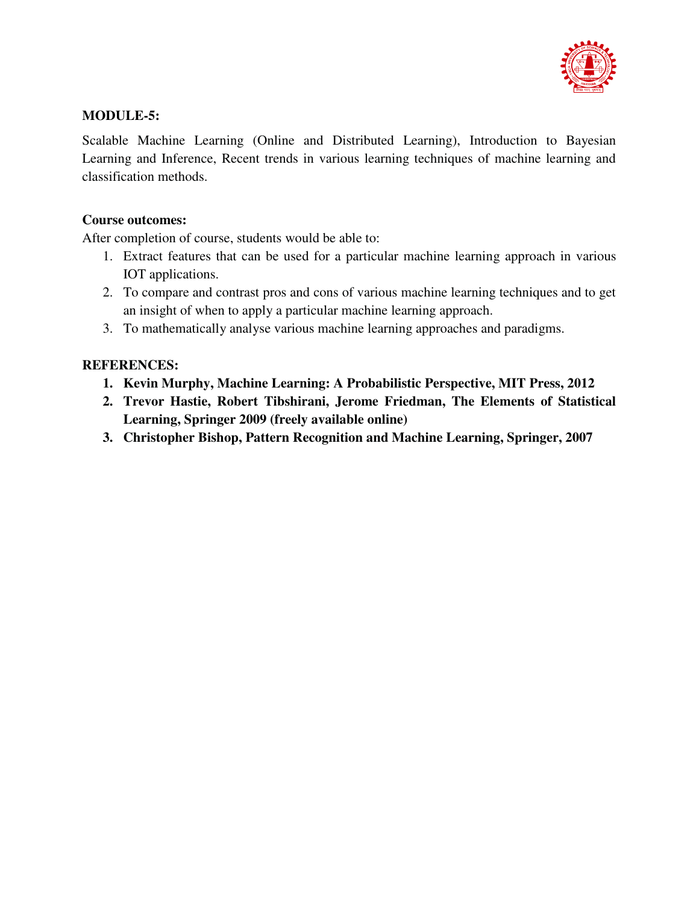**MODULE-5:**

Scalable Machine Learning (Online and Distributed Learning), Introduction to Bayesian Learning and Inference, Recent trends in various learning techniques of machine learning and classification methods.

**Course outcomes:**

After completion of course, students would be able to:

1. Extract features that can be used for a particular machine learning approach in various IOT applications.
2. To compare and contrast pros and cons of various machine learning techniques and to get an insight of when to apply a particular machine learning approach.
3. To mathematically analyse various machine learning approaches and paradigms.

**REFERENCES:**

1. **Kevin Murphy, Machine Learning: A Probabilistic Perspective, MIT Press, 2012**
2. **Trevor Hastie, Robert Tibshirani, Jerome Friedman, The Elements of Statistical Learning, Springer 2009 (freely available online)**
3. **Christopher Bishop, Pattern Recognition and Machine Learning, Springer, 2007**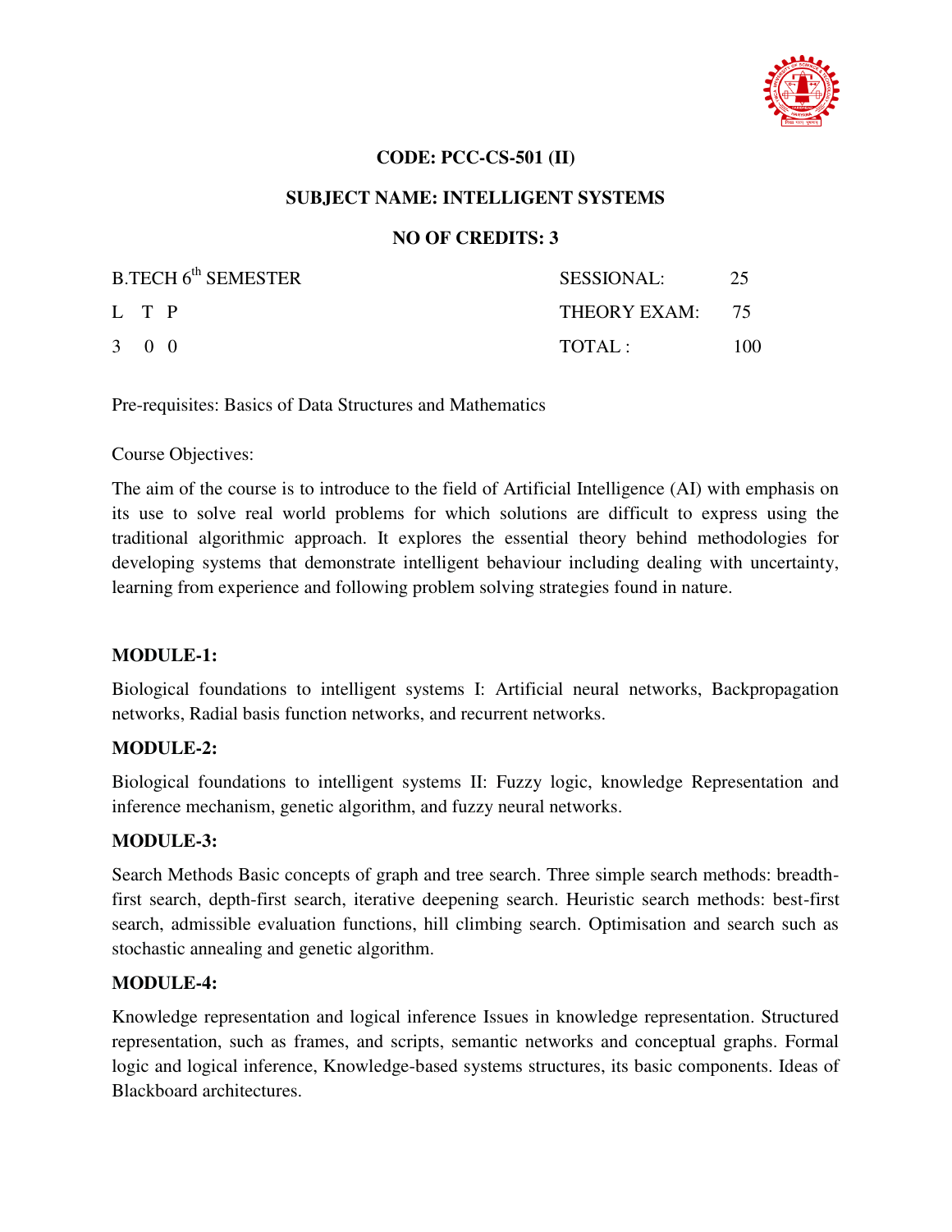**CODE: PCC-CS-501 (II)**

**SUBJECT NAME: INTELLIGENT SYSTEMS**

**NO OF CREDITS: 3**

| B.TECH 6th SEMESTER | SESSIONAL: | 25 |
|---|---|---|
| L T P | THEORY EXAM: | 75 |
| 3 0 0 | TOTAL : | 100 |

Pre-requisites: Basics of Data Structures and Mathematics

Course Objectives:

The aim of the course is to introduce to the field of Artificial Intelligence (AI) with emphasis on its use to solve real world problems for which solutions are difficult to express using the traditional algorithmic approach. It explores the essential theory behind methodologies for developing systems that demonstrate intelligent behaviour including dealing with uncertainty, learning from experience and following problem solving strategies found in nature.

**MODULE-1:**

Biological foundations to intelligent systems I: Artificial neural networks, Backpropagation networks, Radial basis function networks, and recurrent networks.

**MODULE-2:**

Biological foundations to intelligent systems II: Fuzzy logic, knowledge Representation and inference mechanism, genetic algorithm, and fuzzy neural networks.

**MODULE-3:**

Search Methods Basic concepts of graph and tree search. Three simple search methods: breadth-first search, depth-first search, iterative deepening search. Heuristic search methods: best-first search, admissible evaluation functions, hill climbing search. Optimisation and search such as stochastic annealing and genetic algorithm.

**MODULE-4:**

Knowledge representation and logical inference Issues in knowledge representation. Structured representation, such as frames, and scripts, semantic networks and conceptual graphs. Formal logic and logical inference, Knowledge-based systems structures, its basic components. Ideas of Blackboard architectures.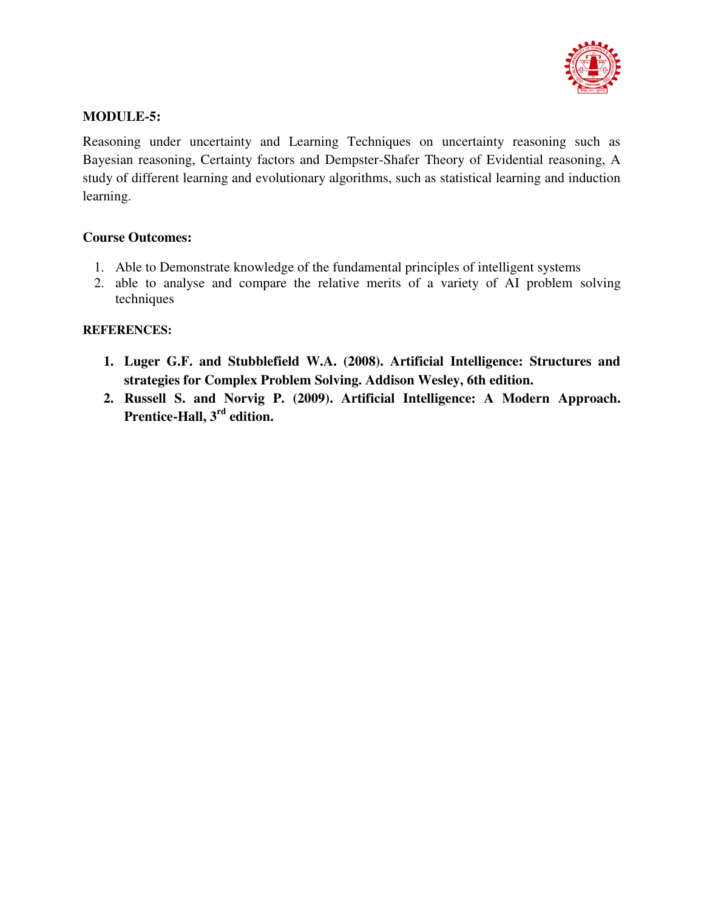**MODULE-5:**

Reasoning under uncertainty and Learning Techniques on uncertainty reasoning such as Bayesian reasoning, Certainty factors and Dempster-Shafer Theory of Evidential reasoning, A study of different learning and evolutionary algorithms, such as statistical learning and induction learning.

**Course Outcomes:**

1. Able to Demonstrate knowledge of the fundamental principles of intelligent systems
2. able to analyse and compare the relative merits of a variety of AI problem solving techniques

**REFERENCES:**

1. **Luger G.F. and Stubblefield W.A. (2008). Artificial Intelligence: Structures and strategies for Complex Problem Solving. Addison Wesley, 6th edition.**
2. **Russell S. and Norvig P. (2009). Artificial Intelligence: A Modern Approach. Prentice-Hall, 3rd edition.**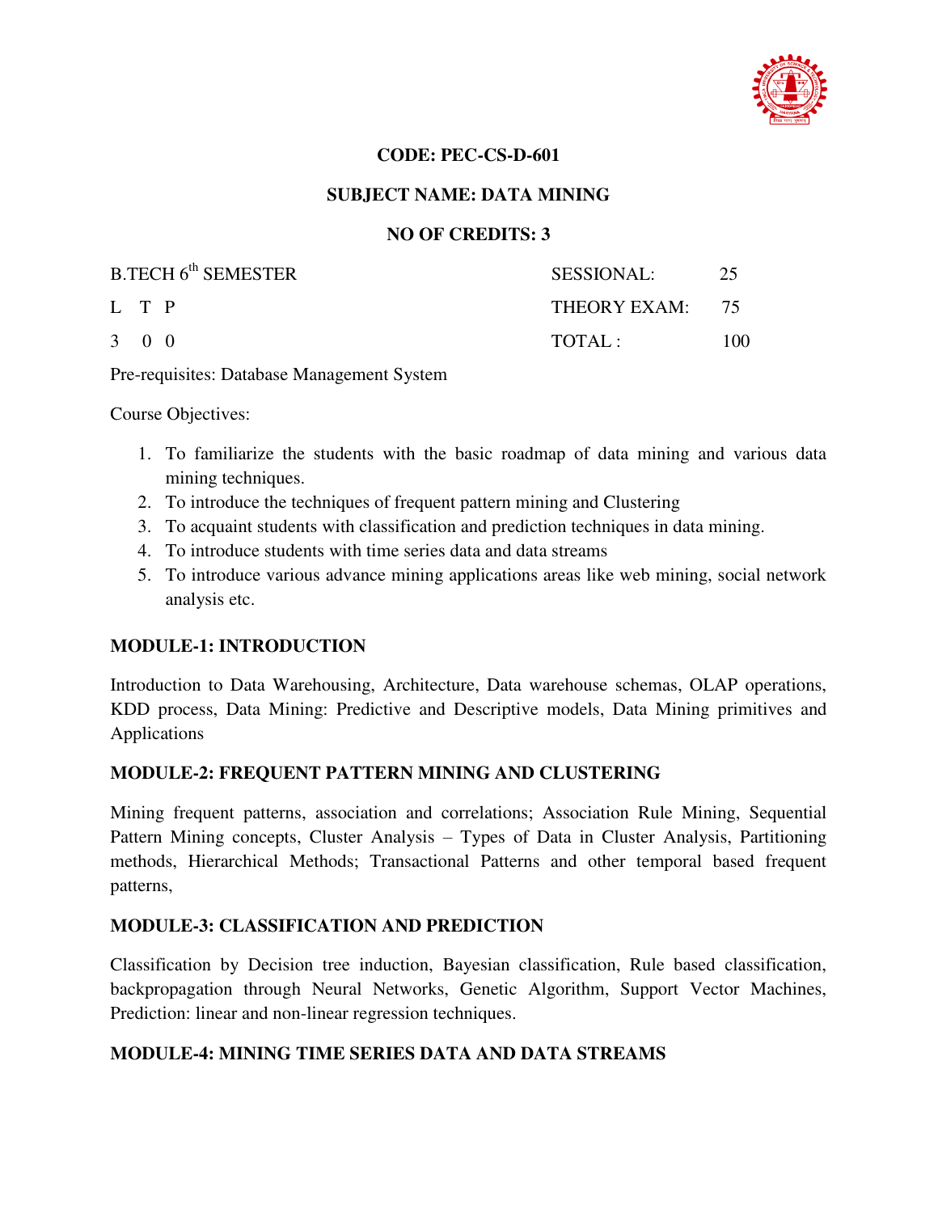**CODE: PEC-CS-D-601**

**SUBJECT NAME: DATA MINING**

**NO OF CREDITS: 3**

| | |
|---|---|
| B.TECH 6th SEMESTER | SESSIONAL: 25 |
| L T P | THEORY EXAM: 75 |
| 3 0 0 | TOTAL : 100 |

Pre-requisites: Database Management System

Course Objectives:

1. To familiarize the students with the basic roadmap of data mining and various data mining techniques.
2. To introduce the techniques of frequent pattern mining and Clustering
3. To acquaint students with classification and prediction techniques in data mining.
4. To introduce students with time series data and data streams
5. To introduce various advance mining applications areas like web mining, social network analysis etc.

**MODULE-1: INTRODUCTION**

Introduction to Data Warehousing, Architecture, Data warehouse schemas, OLAP operations, KDD process, Data Mining: Predictive and Descriptive models, Data Mining primitives and Applications

**MODULE-2: FREQUENT PATTERN MINING AND CLUSTERING**

Mining frequent patterns, association and correlations; Association Rule Mining, Sequential Pattern Mining concepts, Cluster Analysis – Types of Data in Cluster Analysis, Partitioning methods, Hierarchical Methods; Transactional Patterns and other temporal based frequent patterns,

**MODULE-3: CLASSIFICATION AND PREDICTION**

Classification by Decision tree induction, Bayesian classification, Rule based classification, backpropagation through Neural Networks, Genetic Algorithm, Support Vector Machines, Prediction: linear and non-linear regression techniques.

**MODULE-4: MINING TIME SERIES DATA AND DATA STREAMS**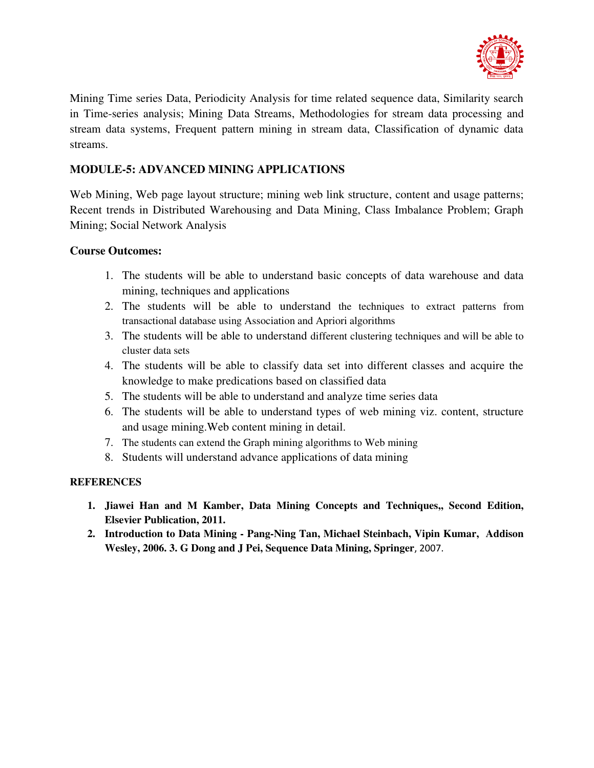Mining Time series Data, Periodicity Analysis for time related sequence data, Similarity search in Time-series analysis; Mining Data Streams, Methodologies for stream data processing and stream data systems, Frequent pattern mining in stream data, Classification of dynamic data streams.

**MODULE-5: ADVANCED MINING APPLICATIONS**

Web Mining, Web page layout structure; mining web link structure, content and usage patterns; Recent trends in Distributed Warehousing and Data Mining, Class Imbalance Problem; Graph Mining; Social Network Analysis

**Course Outcomes:**

1. The students will be able to understand basic concepts of data warehouse and data mining, techniques and applications
2. The students will be able to understand the techniques to extract patterns from transactional database using Association and Apriori algorithms
3. The students will be able to understand different clustering techniques and will be able to cluster data sets
4. The students will be able to classify data set into different classes and acquire the knowledge to make predications based on classified data
5. The students will be able to understand and analyze time series data
6. The students will be able to understand types of web mining viz. content, structure and usage mining.Web content mining in detail.
7. The students can extend the Graph mining algorithms to Web mining
8. Students will understand advance applications of data mining

**REFERENCES**

1. **Jiawei Han and M Kamber, Data Mining Concepts and Techniques,, Second Edition, Elsevier Publication, 2011.**
2. **Introduction to Data Mining - Pang-Ning Tan, Michael Steinbach, Vipin Kumar, Addison Wesley, 2006. 3. G Dong and J Pei, Sequence Data Mining, Springer**, 2007.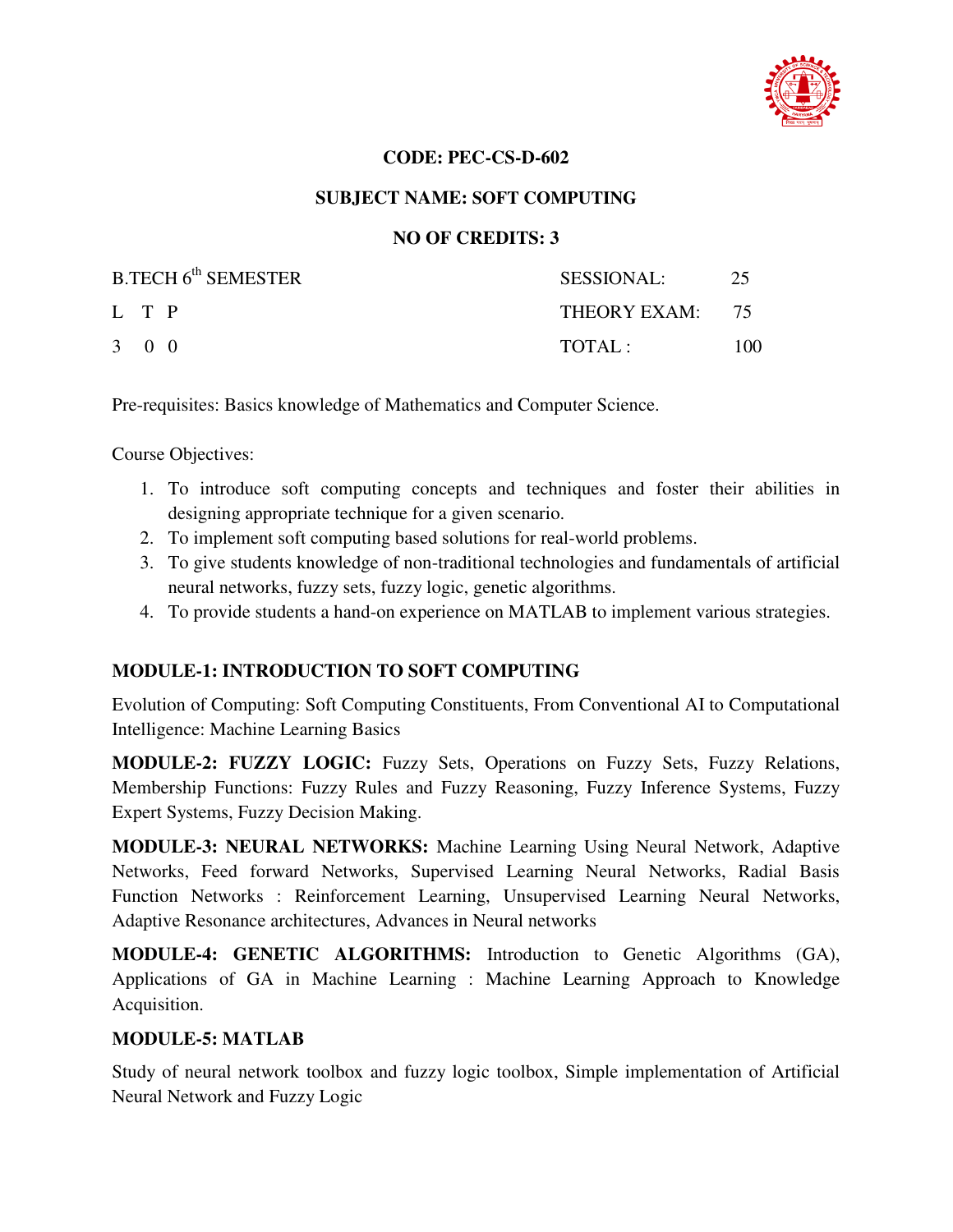**CODE: PEC-CS-D-602**

**SUBJECT NAME: SOFT COMPUTING**

**NO OF CREDITS: 3**

| B.TECH 6th SEMESTER | SESSIONAL: | 25 |
|---|---|---|
| L T P | THEORY EXAM: | 75 |
| 3 0 0 | TOTAL : | 100 |

Pre-requisites: Basics knowledge of Mathematics and Computer Science.

Course Objectives:

1. To introduce soft computing concepts and techniques and foster their abilities in designing appropriate technique for a given scenario.
2. To implement soft computing based solutions for real-world problems.
3. To give students knowledge of non-traditional technologies and fundamentals of artificial neural networks, fuzzy sets, fuzzy logic, genetic algorithms.
4. To provide students a hand-on experience on MATLAB to implement various strategies.

**MODULE-1: INTRODUCTION TO SOFT COMPUTING**

Evolution of Computing: Soft Computing Constituents, From Conventional AI to Computational Intelligence: Machine Learning Basics

**MODULE-2: FUZZY LOGIC:** Fuzzy Sets, Operations on Fuzzy Sets, Fuzzy Relations, Membership Functions: Fuzzy Rules and Fuzzy Reasoning, Fuzzy Inference Systems, Fuzzy Expert Systems, Fuzzy Decision Making.

**MODULE-3: NEURAL NETWORKS:** Machine Learning Using Neural Network, Adaptive Networks, Feed forward Networks, Supervised Learning Neural Networks, Radial Basis Function Networks : Reinforcement Learning, Unsupervised Learning Neural Networks, Adaptive Resonance architectures, Advances in Neural networks

**MODULE-4: GENETIC ALGORITHMS:** Introduction to Genetic Algorithms (GA), Applications of GA in Machine Learning : Machine Learning Approach to Knowledge Acquisition.

**MODULE-5: MATLAB**

Study of neural network toolbox and fuzzy logic toolbox, Simple implementation of Artificial Neural Network and Fuzzy Logic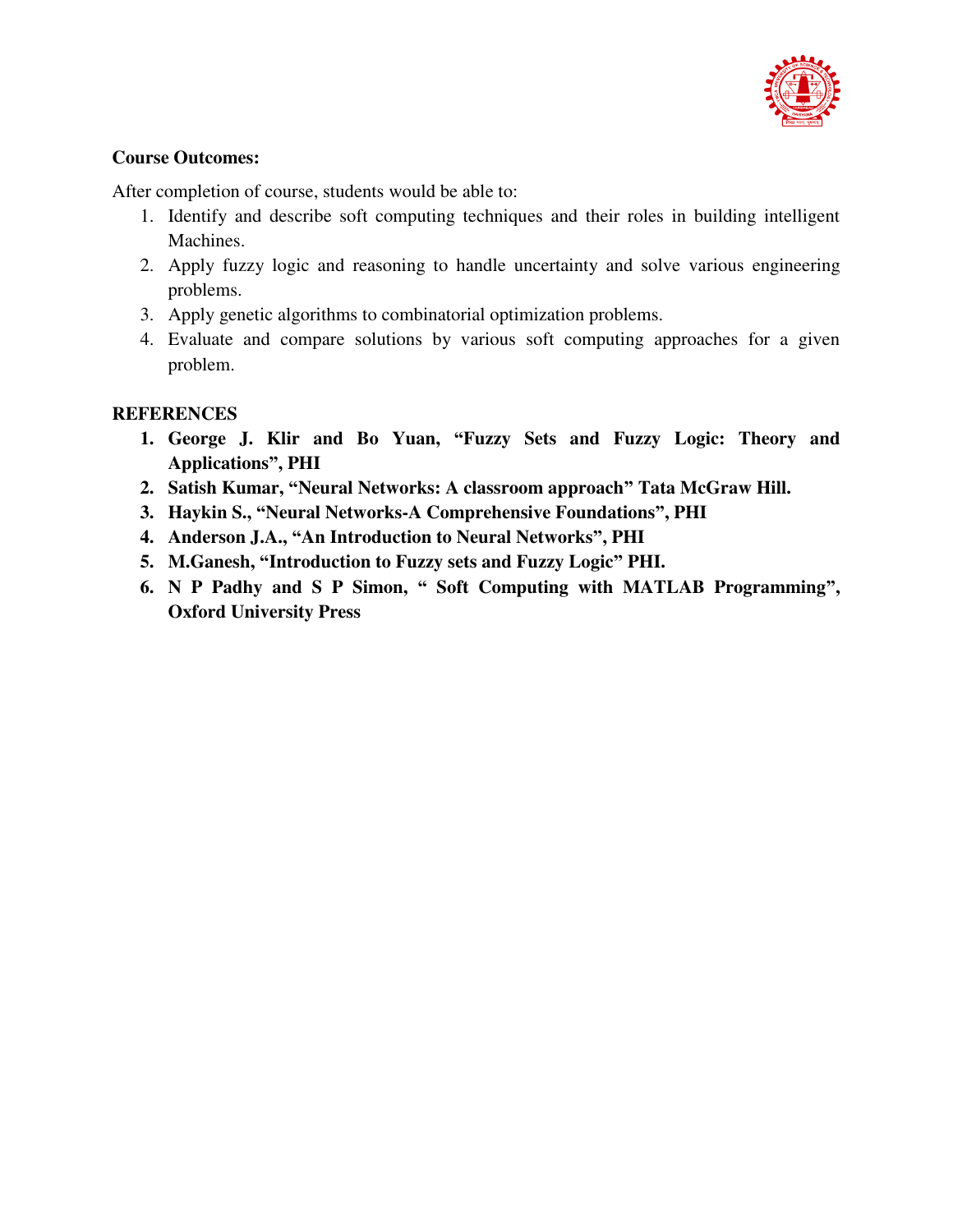**Course Outcomes:**

After completion of course, students would be able to:

1. Identify and describe soft computing techniques and their roles in building intelligent Machines.
2. Apply fuzzy logic and reasoning to handle uncertainty and solve various engineering problems.
3. Apply genetic algorithms to combinatorial optimization problems.
4. Evaluate and compare solutions by various soft computing approaches for a given problem.

**REFERENCES**

1. **George J. Klir and Bo Yuan, "Fuzzy Sets and Fuzzy Logic: Theory and Applications", PHI**
2. **Satish Kumar, "Neural Networks: A classroom approach" Tata McGraw Hill.**
3. **Haykin S., "Neural Networks-A Comprehensive Foundations", PHI**
4. **Anderson J.A., "An Introduction to Neural Networks", PHI**
5. **M.Ganesh, "Introduction to Fuzzy sets and Fuzzy Logic" PHI.**
6. **N P Padhy and S P Simon, " Soft Computing with MATLAB Programming", Oxford University Press**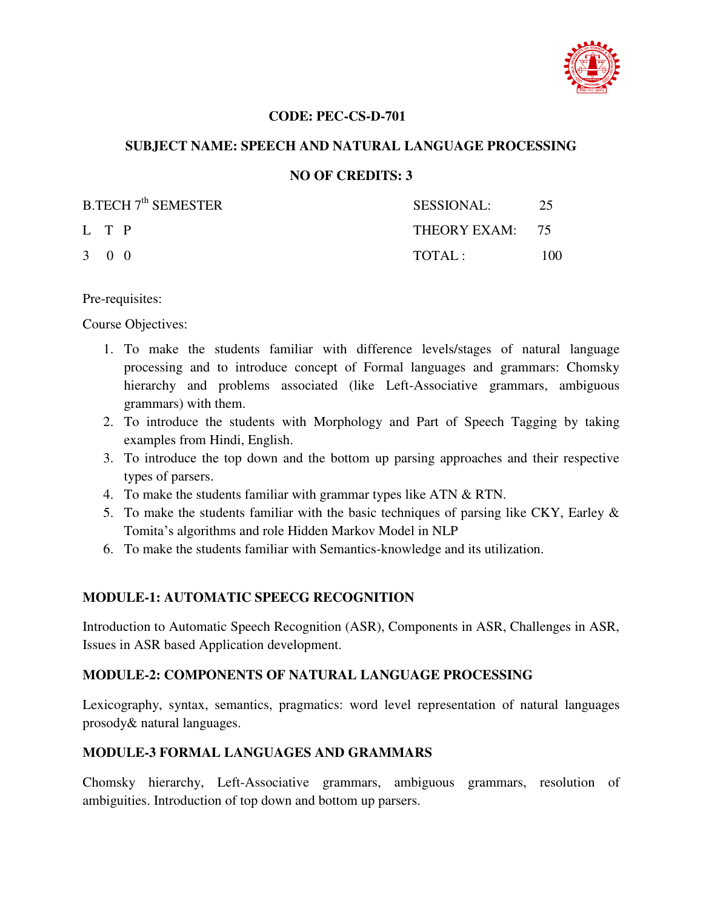**CODE: PEC-CS-D-701**

**SUBJECT NAME: SPEECH AND NATURAL LANGUAGE PROCESSING**

**NO OF CREDITS: 3**

| B.TECH 7th SEMESTER | SESSIONAL: | 25 |
|---|---|---|
| L T P | THEORY EXAM: | 75 |
| 3 0 0 | TOTAL : | 100 |

Pre-requisites:

Course Objectives:

1. To make the students familiar with difference levels/stages of natural language processing and to introduce concept of Formal languages and grammars: Chomsky hierarchy and problems associated (like Left-Associative grammars, ambiguous grammars) with them.
2. To introduce the students with Morphology and Part of Speech Tagging by taking examples from Hindi, English.
3. To introduce the top down and the bottom up parsing approaches and their respective types of parsers.
4. To make the students familiar with grammar types like ATN & RTN.
5. To make the students familiar with the basic techniques of parsing like CKY, Earley & Tomita's algorithms and role Hidden Markov Model in NLP
6. To make the students familiar with Semantics-knowledge and its utilization.

**MODULE-1: AUTOMATIC SPEECG RECOGNITION**

Introduction to Automatic Speech Recognition (ASR), Components in ASR, Challenges in ASR, Issues in ASR based Application development.

**MODULE-2: COMPONENTS OF NATURAL LANGUAGE PROCESSING**

Lexicography, syntax, semantics, pragmatics: word level representation of natural languages prosody& natural languages.

**MODULE-3 FORMAL LANGUAGES AND GRAMMARS**

Chomsky hierarchy, Left-Associative grammars, ambiguous grammars, resolution of ambiguities. Introduction of top down and bottom up parsers.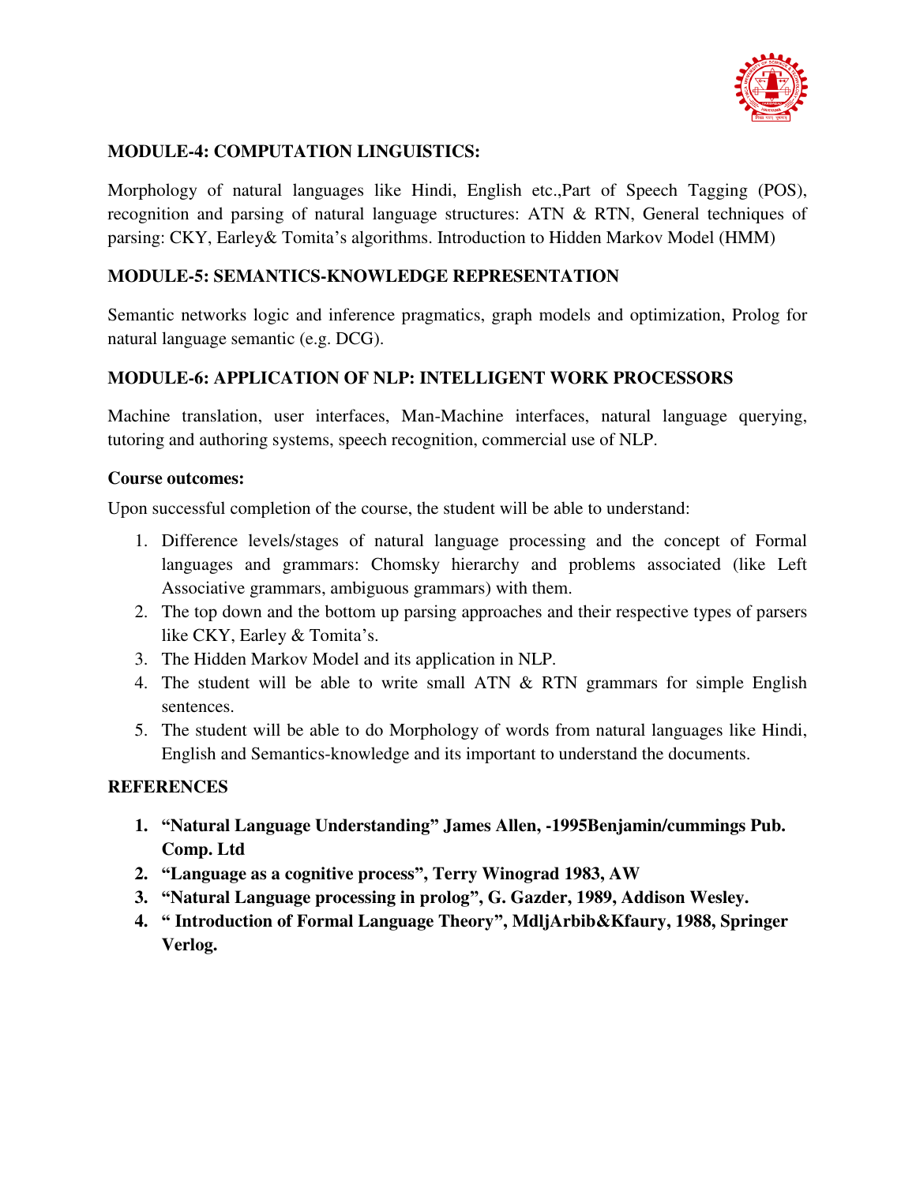**MODULE-4: COMPUTATION LINGUISTICS:**

Morphology of natural languages like Hindi, English etc.,Part of Speech Tagging (POS), recognition and parsing of natural language structures: ATN & RTN, General techniques of parsing: CKY, Earley& Tomita's algorithms. Introduction to Hidden Markov Model (HMM)

**MODULE-5: SEMANTICS-KNOWLEDGE REPRESENTATION**

Semantic networks logic and inference pragmatics, graph models and optimization, Prolog for natural language semantic (e.g. DCG).

**MODULE-6: APPLICATION OF NLP: INTELLIGENT WORK PROCESSORS**

Machine translation, user interfaces, Man-Machine interfaces, natural language querying, tutoring and authoring systems, speech recognition, commercial use of NLP.

**Course outcomes:**

Upon successful completion of the course, the student will be able to understand:

1. Difference levels/stages of natural language processing and the concept of Formal languages and grammars: Chomsky hierarchy and problems associated (like Left Associative grammars, ambiguous grammars) with them.
2. The top down and the bottom up parsing approaches and their respective types of parsers like CKY, Earley & Tomita's.
3. The Hidden Markov Model and its application in NLP.
4. The student will be able to write small ATN & RTN grammars for simple English sentences.
5. The student will be able to do Morphology of words from natural languages like Hindi, English and Semantics-knowledge and its important to understand the documents.

**REFERENCES**

1. **"Natural Language Understanding" James Allen, -1995Benjamin/cummings Pub. Comp. Ltd**
2. **"Language as a cognitive process", Terry Winograd 1983, AW**
3. **"Natural Language processing in prolog", G. Gazder, 1989, Addison Wesley.**
4. **" Introduction of Formal Language Theory", MdljArbib&Kfaury, 1988, Springer Verlog.**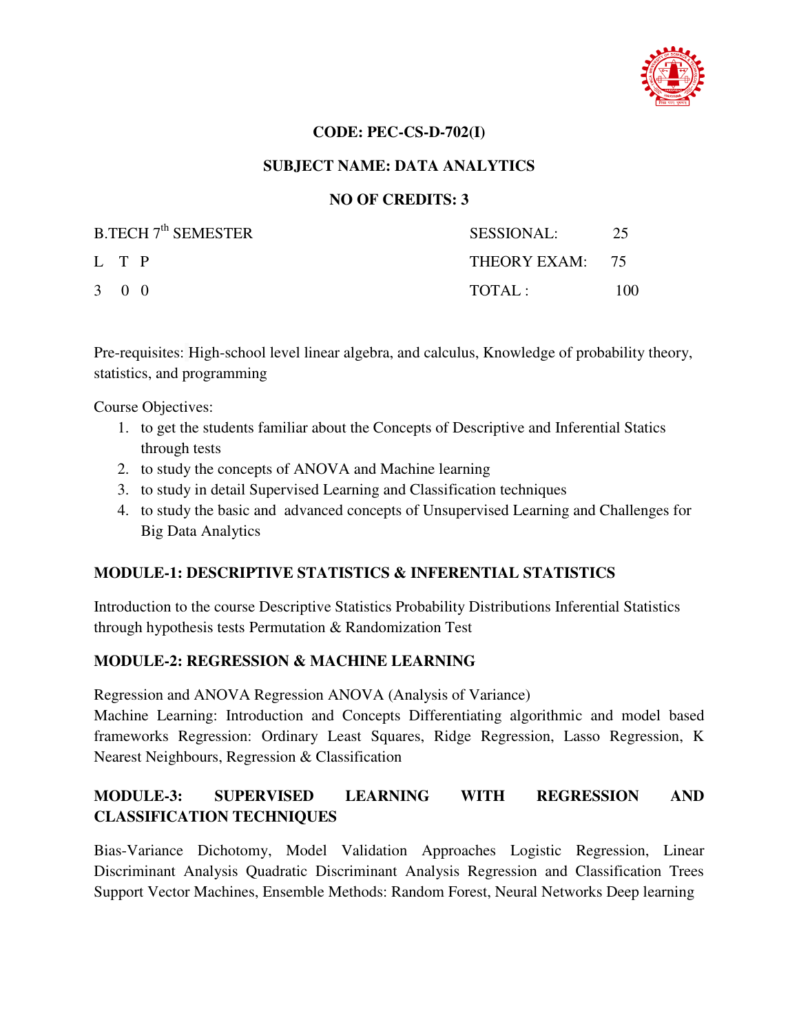**CODE: PEC-CS-D-702(I)**

**SUBJECT NAME: DATA ANALYTICS**

**NO OF CREDITS: 3**

| B.TECH 7th SEMESTER | SESSIONAL: | 25 |
|---|---|---|
| L T P | THEORY EXAM: | 75 |
| 3 0 0 | TOTAL : | 100 |

Pre-requisites: High-school level linear algebra, and calculus, Knowledge of probability theory, statistics, and programming

Course Objectives:

1. to get the students familiar about the Concepts of Descriptive and Inferential Statics through tests
2. to study the concepts of ANOVA and Machine learning
3. to study in detail Supervised Learning and Classification techniques
4. to study the basic and advanced concepts of Unsupervised Learning and Challenges for Big Data Analytics

## MODULE-1: DESCRIPTIVE STATISTICS & INFERENTIAL STATISTICS

Introduction to the course Descriptive Statistics Probability Distributions Inferential Statistics through hypothesis tests Permutation & Randomization Test

## MODULE-2: REGRESSION & MACHINE LEARNING

Regression and ANOVA Regression ANOVA (Analysis of Variance)
Machine Learning: Introduction and Concepts Differentiating algorithmic and model based frameworks Regression: Ordinary Least Squares, Ridge Regression, Lasso Regression, K Nearest Neighbours, Regression & Classification

## MODULE-3: SUPERVISED LEARNING WITH REGRESSION AND CLASSIFICATION TECHNIQUES

Bias-Variance Dichotomy, Model Validation Approaches Logistic Regression, Linear Discriminant Analysis Quadratic Discriminant Analysis Regression and Classification Trees Support Vector Machines, Ensemble Methods: Random Forest, Neural Networks Deep learning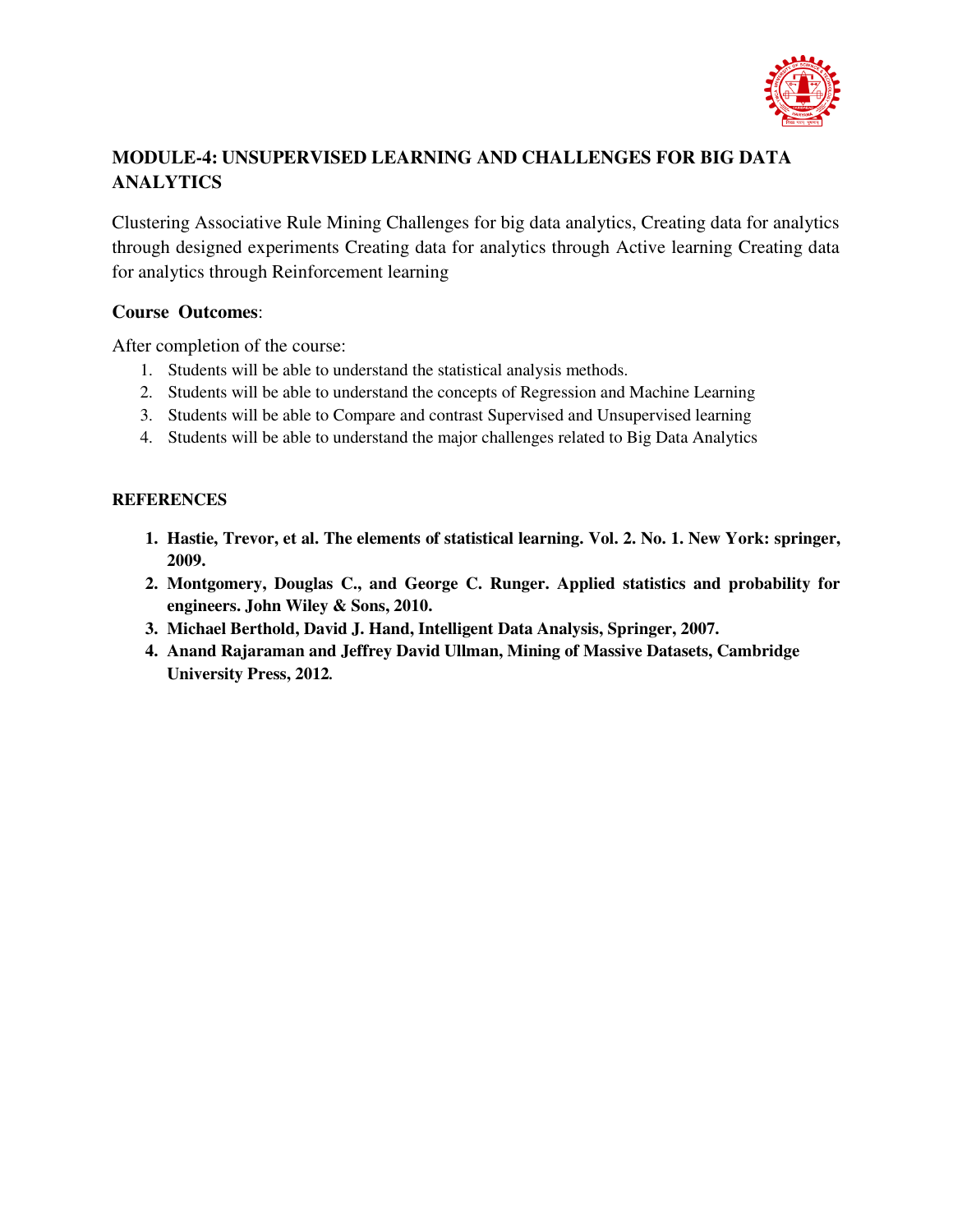## MODULE-4: UNSUPERVISED LEARNING AND CHALLENGES FOR BIG DATA ANALYTICS

Clustering Associative Rule Mining Challenges for big data analytics, Creating data for analytics through designed experiments Creating data for analytics through Active learning Creating data for analytics through Reinforcement learning

**Course Outcomes**:

After completion of the course:

1. Students will be able to understand the statistical analysis methods.
2. Students will be able to understand the concepts of Regression and Machine Learning
3. Students will be able to Compare and contrast Supervised and Unsupervised learning
4. Students will be able to understand the major challenges related to Big Data Analytics

**REFERENCES**

1. **Hastie, Trevor, et al. The elements of statistical learning. Vol. 2. No. 1. New York: springer, 2009.**
2. **Montgomery, Douglas C., and George C. Runger. Applied statistics and probability for engineers. John Wiley & Sons, 2010.**
3. **Michael Berthold, David J. Hand, Intelligent Data Analysis, Springer, 2007.**
4. **Anand Rajaraman and Jeffrey David Ullman, Mining of Massive Datasets, Cambridge University Press, 2012.**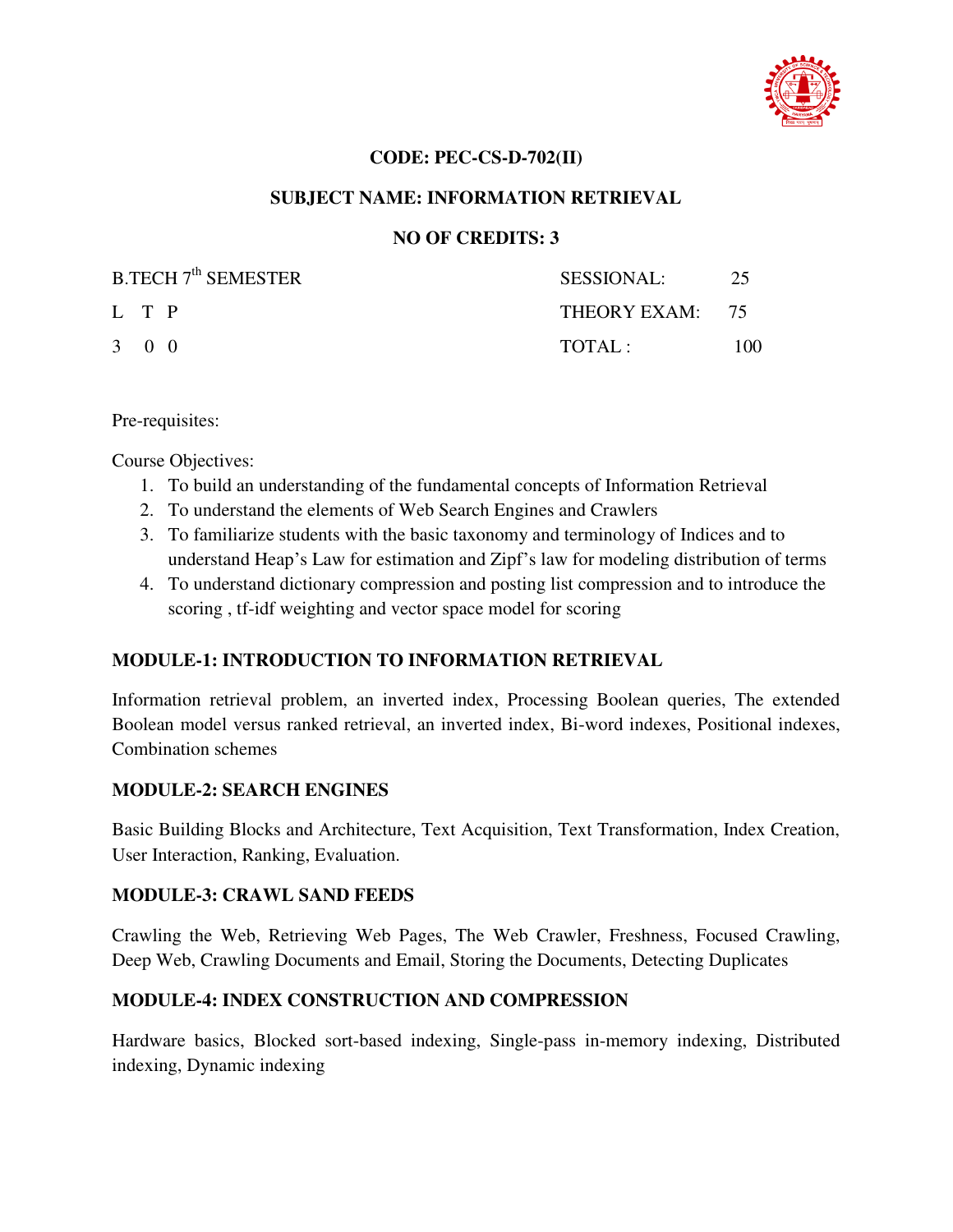**CODE: PEC-CS-D-702(II)**

**SUBJECT NAME: INFORMATION RETRIEVAL**

**NO OF CREDITS: 3**

| B.TECH 7th SEMESTER | SESSIONAL: | 25 |
|---|---|---|
| L T P | THEORY EXAM: | 75 |
| 3 0 0 | TOTAL : | 100 |

Pre-requisites:

Course Objectives:

1. To build an understanding of the fundamental concepts of Information Retrieval
2. To understand the elements of Web Search Engines and Crawlers
3. To familiarize students with the basic taxonomy and terminology of Indices and to understand Heap's Law for estimation and Zipf's law for modeling distribution of terms
4. To understand dictionary compression and posting list compression and to introduce the scoring , tf-idf weighting and vector space model for scoring

## MODULE-1: INTRODUCTION TO INFORMATION RETRIEVAL

Information retrieval problem, an inverted index, Processing Boolean queries, The extended Boolean model versus ranked retrieval, an inverted index, Bi-word indexes, Positional indexes, Combination schemes

## MODULE-2: SEARCH ENGINES

Basic Building Blocks and Architecture, Text Acquisition, Text Transformation, Index Creation, User Interaction, Ranking, Evaluation.

## MODULE-3: CRAWL SAND FEEDS

Crawling the Web, Retrieving Web Pages, The Web Crawler, Freshness, Focused Crawling, Deep Web, Crawling Documents and Email, Storing the Documents, Detecting Duplicates

## MODULE-4: INDEX CONSTRUCTION AND COMPRESSION

Hardware basics, Blocked sort-based indexing, Single-pass in-memory indexing, Distributed indexing, Dynamic indexing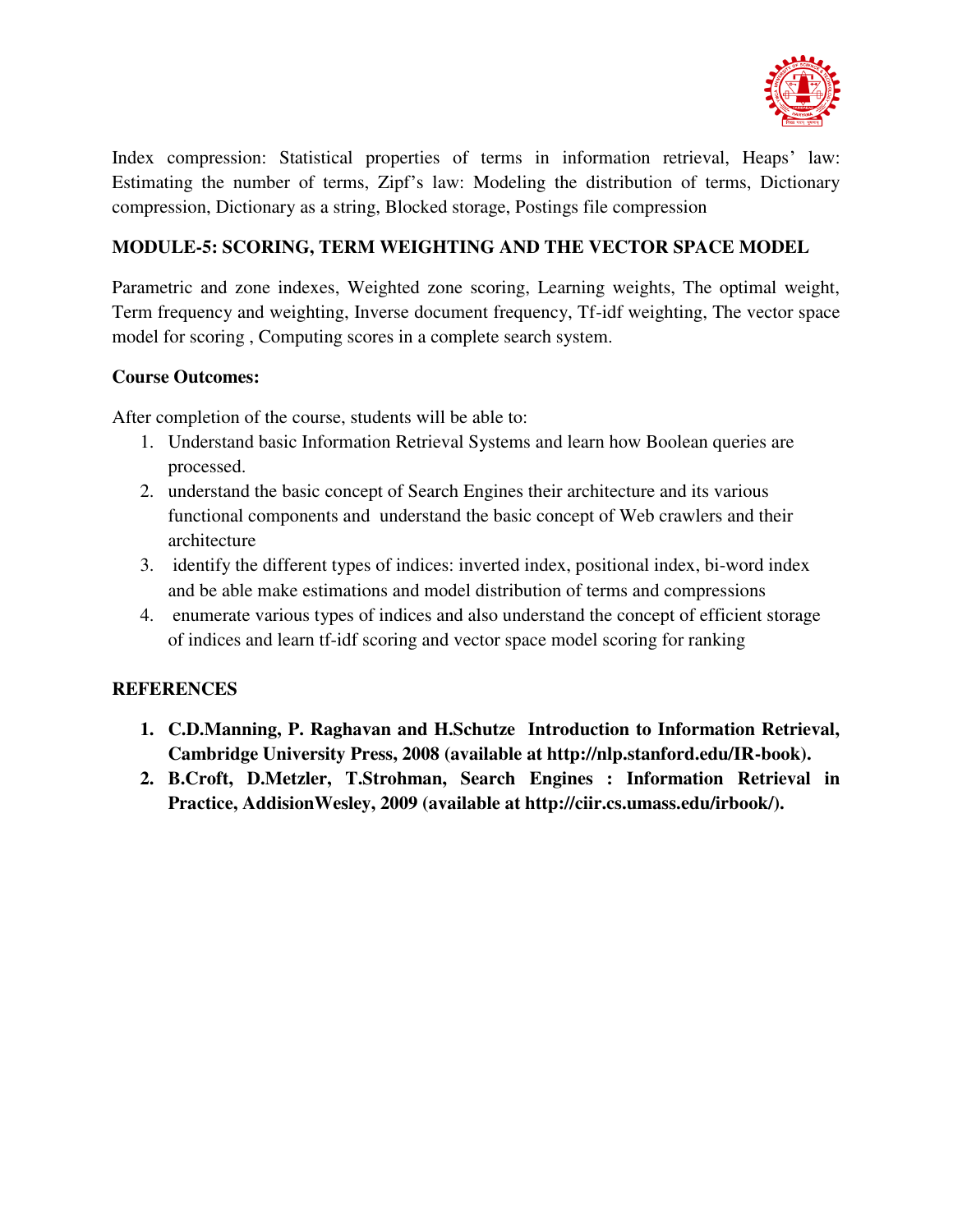Index compression: Statistical properties of terms in information retrieval, Heaps' law: Estimating the number of terms, Zipf's law: Modeling the distribution of terms, Dictionary compression, Dictionary as a string, Blocked storage, Postings file compression

**MODULE-5: SCORING, TERM WEIGHTING AND THE VECTOR SPACE MODEL**

Parametric and zone indexes, Weighted zone scoring, Learning weights, The optimal weight, Term frequency and weighting, Inverse document frequency, Tf-idf weighting, The vector space model for scoring , Computing scores in a complete search system.

**Course Outcomes:**

After completion of the course, students will be able to:

1. Understand basic Information Retrieval Systems and learn how Boolean queries are processed.
2. understand the basic concept of Search Engines their architecture and its various functional components and understand the basic concept of Web crawlers and their architecture
3. identify the different types of indices: inverted index, positional index, bi-word index and be able make estimations and model distribution of terms and compressions
4. enumerate various types of indices and also understand the concept of efficient storage of indices and learn tf-idf scoring and vector space model scoring for ranking

**REFERENCES**

1. **C.D.Manning, P. Raghavan and H.Schutze Introduction to Information Retrieval, Cambridge University Press, 2008 (available at http://nlp.stanford.edu/IR-book).**
2. **B.Croft, D.Metzler, T.Strohman, Search Engines : Information Retrieval in Practice, AddisionWesley, 2009 (available at http://ciir.cs.umass.edu/irbook/).**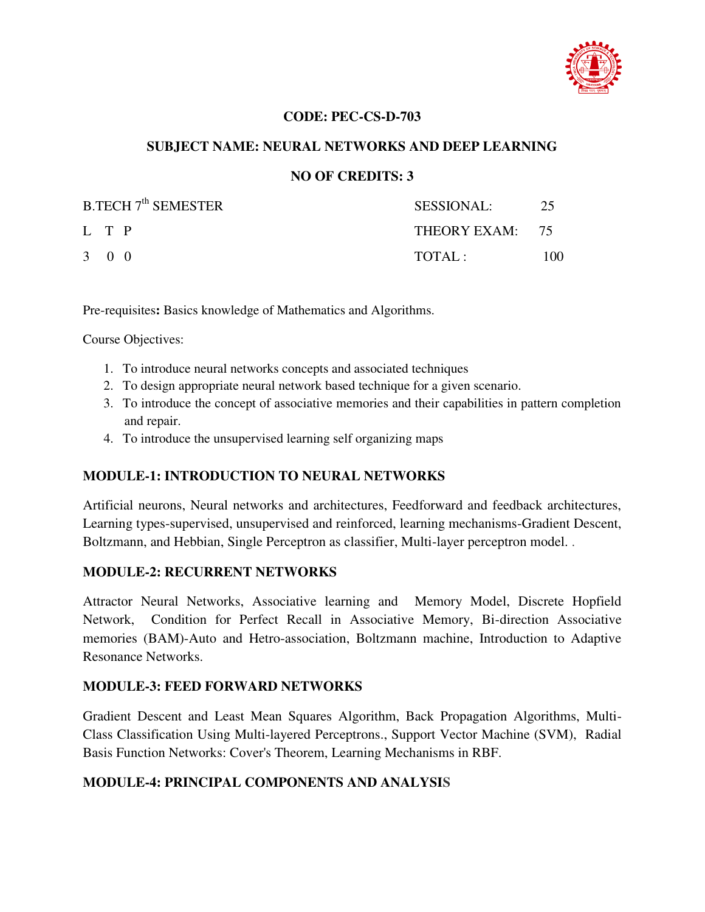**CODE: PEC-CS-D-703**

**SUBJECT NAME: NEURAL NETWORKS AND DEEP LEARNING**

**NO OF CREDITS: 3**

| B.TECH 7th SEMESTER | SESSIONAL: 25 |
|---|---|
| L T P | THEORY EXAM: 75 |
| 3 0 0 | TOTAL : 100 |

Pre-requisites**:** Basics knowledge of Mathematics and Algorithms.

Course Objectives:

1. To introduce neural networks concepts and associated techniques
2. To design appropriate neural network based technique for a given scenario.
3. To introduce the concept of associative memories and their capabilities in pattern completion and repair.
4. To introduce the unsupervised learning self organizing maps

## MODULE-1: INTRODUCTION TO NEURAL NETWORKS

Artificial neurons, Neural networks and architectures, Feedforward and feedback architectures, Learning types-supervised, unsupervised and reinforced, learning mechanisms-Gradient Descent, Boltzmann, and Hebbian, Single Perceptron as classifier, Multi-layer perceptron model. .

## MODULE-2: RECURRENT NETWORKS

Attractor Neural Networks, Associative learning and Memory Model, Discrete Hopfield Network, Condition for Perfect Recall in Associative Memory, Bi-direction Associative memories (BAM)-Auto and Hetro-association, Boltzmann machine, Introduction to Adaptive Resonance Networks.

## MODULE-3: FEED FORWARD NETWORKS

Gradient Descent and Least Mean Squares Algorithm, Back Propagation Algorithms, Multi-Class Classification Using Multi-layered Perceptrons., Support Vector Machine (SVM), Radial Basis Function Networks: Cover's Theorem, Learning Mechanisms in RBF.

## MODULE-4: PRINCIPAL COMPONENTS AND ANALYSIS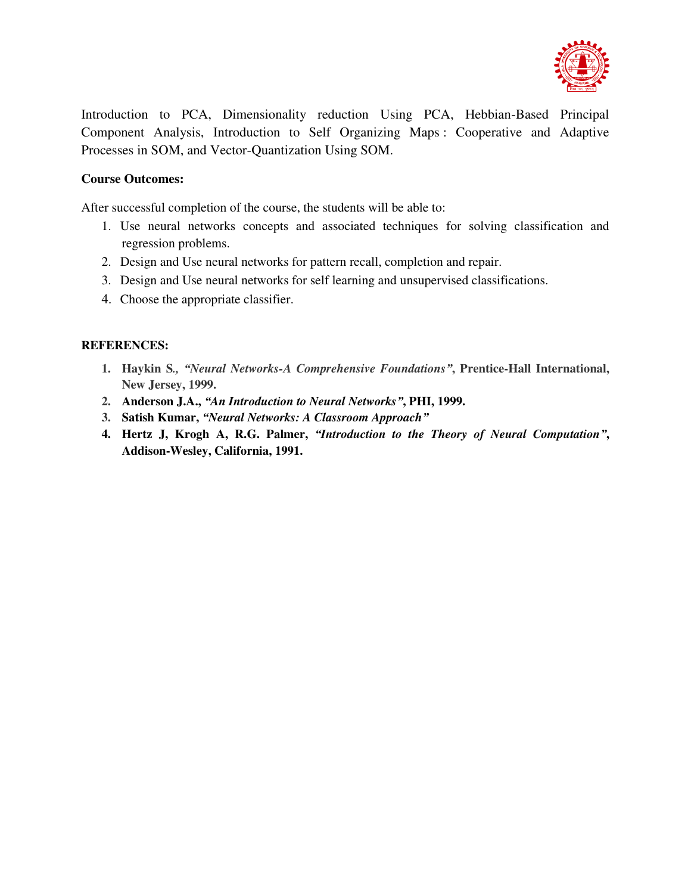Introduction to PCA, Dimensionality reduction Using PCA, Hebbian-Based Principal Component Analysis, Introduction to Self Organizing Maps : Cooperative and Adaptive Processes in SOM, and Vector-Quantization Using SOM.

**Course Outcomes:**

After successful completion of the course, the students will be able to:

1. Use neural networks concepts and associated techniques for solving classification and regression problems.
2. Design and Use neural networks for pattern recall, completion and repair.
3. Design and Use neural networks for self learning and unsupervised classifications.
4. Choose the appropriate classifier.

**REFERENCES:**

1. **Haykin S.,** ***"Neural Networks-A Comprehensive Foundations"*****, Prentice-Hall International, New Jersey, 1999.**
2. **Anderson J.A.,** ***"An Introduction to Neural Networks"*****, PHI, 1999.**
3. **Satish Kumar,** ***"Neural Networks: A Classroom Approach"***
4. **Hertz J, Krogh A, R.G. Palmer,** ***"Introduction to the Theory of Neural Computation"*****, Addison-Wesley, California, 1991.**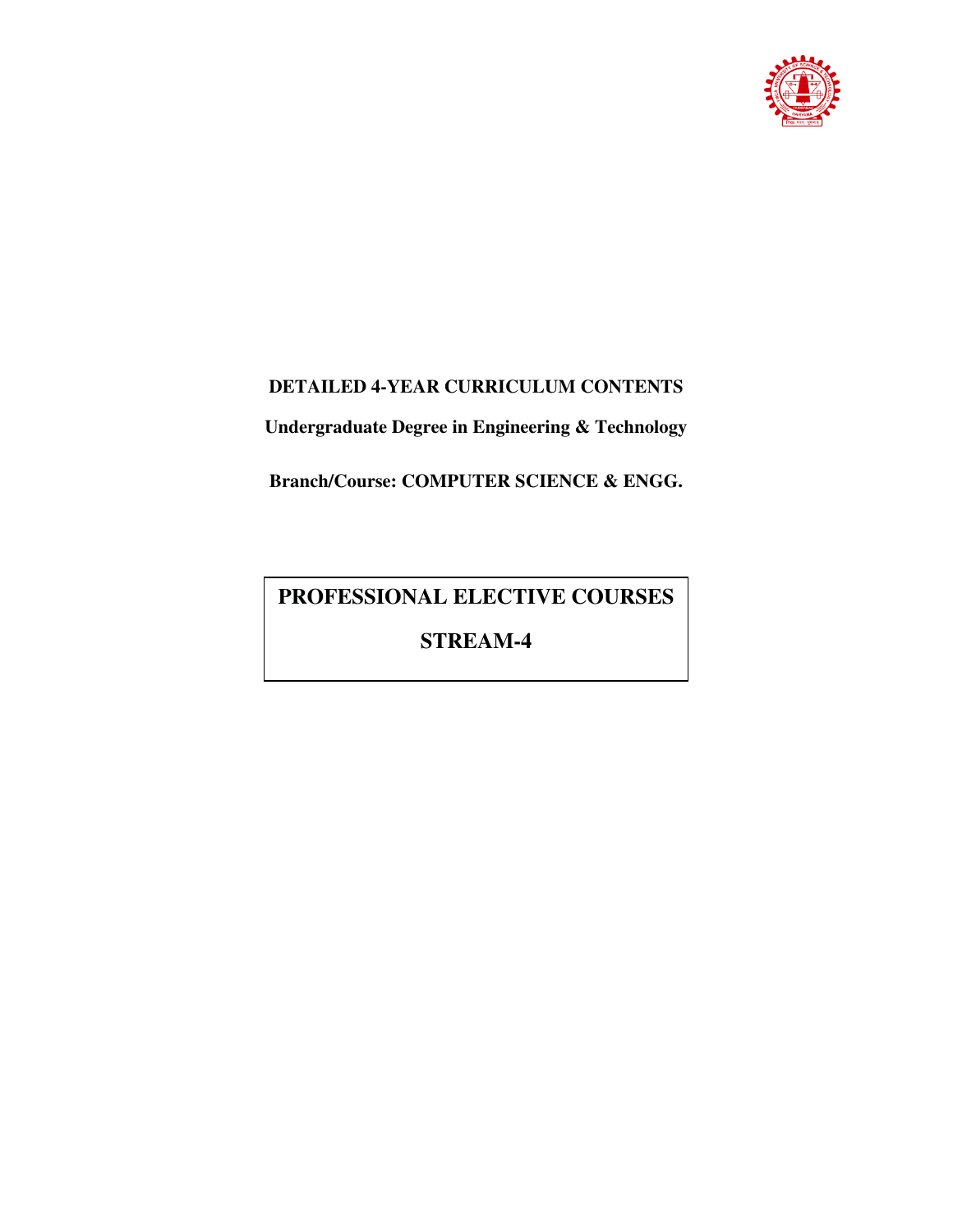**DETAILED 4-YEAR CURRICULUM CONTENTS**

**Undergraduate Degree in Engineering & Technology**

**Branch/Course: COMPUTER SCIENCE & ENGG.**

# PROFESSIONAL ELECTIVE COURSES

# STREAM-4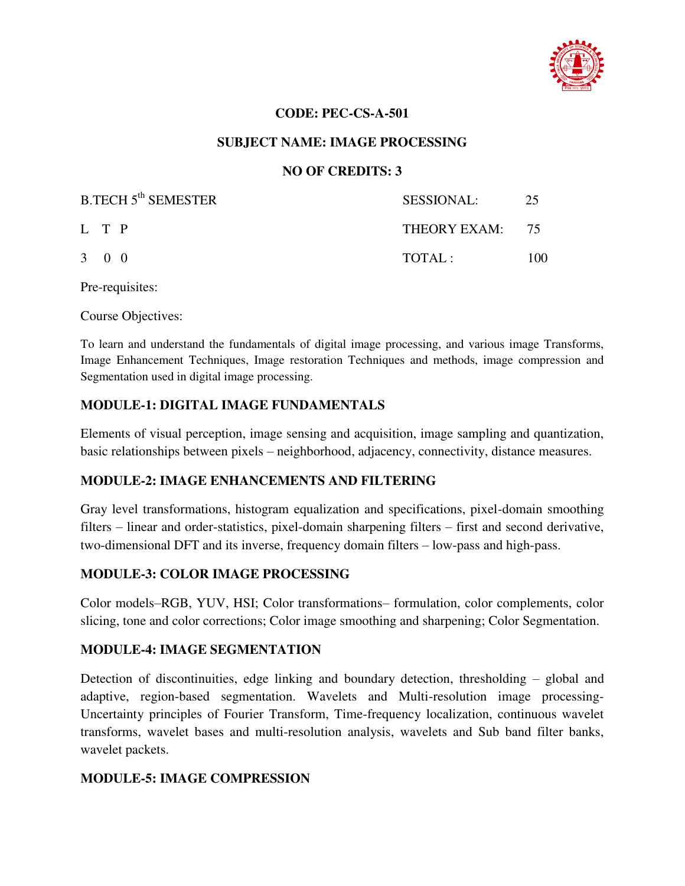**CODE: PEC-CS-A-501**

**SUBJECT NAME: IMAGE PROCESSING**

**NO OF CREDITS: 3**

| B.TECH 5th SEMESTER | SESSIONAL: | 25 |
|---|---|---|
| L T P | THEORY EXAM: | 75 |
| 3 0 0 | TOTAL : | 100 |

Pre-requisites:

Course Objectives:

To learn and understand the fundamentals of digital image processing, and various image Transforms, Image Enhancement Techniques, Image restoration Techniques and methods, image compression and Segmentation used in digital image processing.

**MODULE-1: DIGITAL IMAGE FUNDAMENTALS**

Elements of visual perception, image sensing and acquisition, image sampling and quantization, basic relationships between pixels – neighborhood, adjacency, connectivity, distance measures.

**MODULE-2: IMAGE ENHANCEMENTS AND FILTERING**

Gray level transformations, histogram equalization and specifications, pixel-domain smoothing filters – linear and order-statistics, pixel-domain sharpening filters – first and second derivative, two-dimensional DFT and its inverse, frequency domain filters – low-pass and high-pass.

**MODULE-3: COLOR IMAGE PROCESSING**

Color models–RGB, YUV, HSI; Color transformations– formulation, color complements, color slicing, tone and color corrections; Color image smoothing and sharpening; Color Segmentation.

**MODULE-4: IMAGE SEGMENTATION**

Detection of discontinuities, edge linking and boundary detection, thresholding – global and adaptive, region-based segmentation. Wavelets and Multi-resolution image processing- Uncertainty principles of Fourier Transform, Time-frequency localization, continuous wavelet transforms, wavelet bases and multi-resolution analysis, wavelets and Sub band filter banks, wavelet packets.

**MODULE-5: IMAGE COMPRESSION**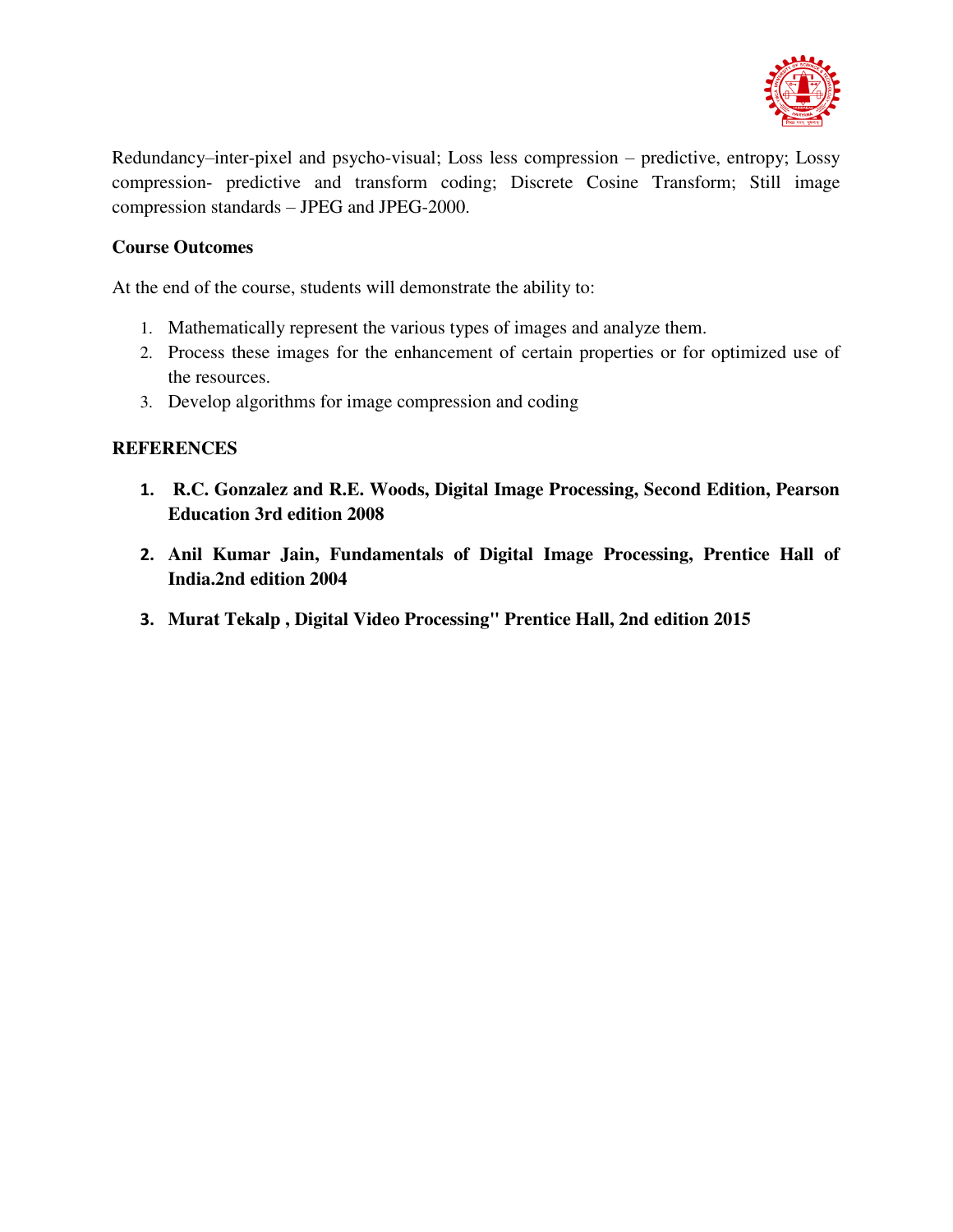Redundancy–inter-pixel and psycho-visual; Loss less compression – predictive, entropy; Lossy compression- predictive and transform coding; Discrete Cosine Transform; Still image compression standards – JPEG and JPEG-2000.

**Course Outcomes**

At the end of the course, students will demonstrate the ability to:

1. Mathematically represent the various types of images and analyze them.
2. Process these images for the enhancement of certain properties or for optimized use of the resources.
3. Develop algorithms for image compression and coding

**REFERENCES**

1. **R.C. Gonzalez and R.E. Woods, Digital Image Processing, Second Edition, Pearson Education 3rd edition 2008**
2. **Anil Kumar Jain, Fundamentals of Digital Image Processing, Prentice Hall of India.2nd edition 2004**
3. **Murat Tekalp , Digital Video Processing" Prentice Hall, 2nd edition 2015**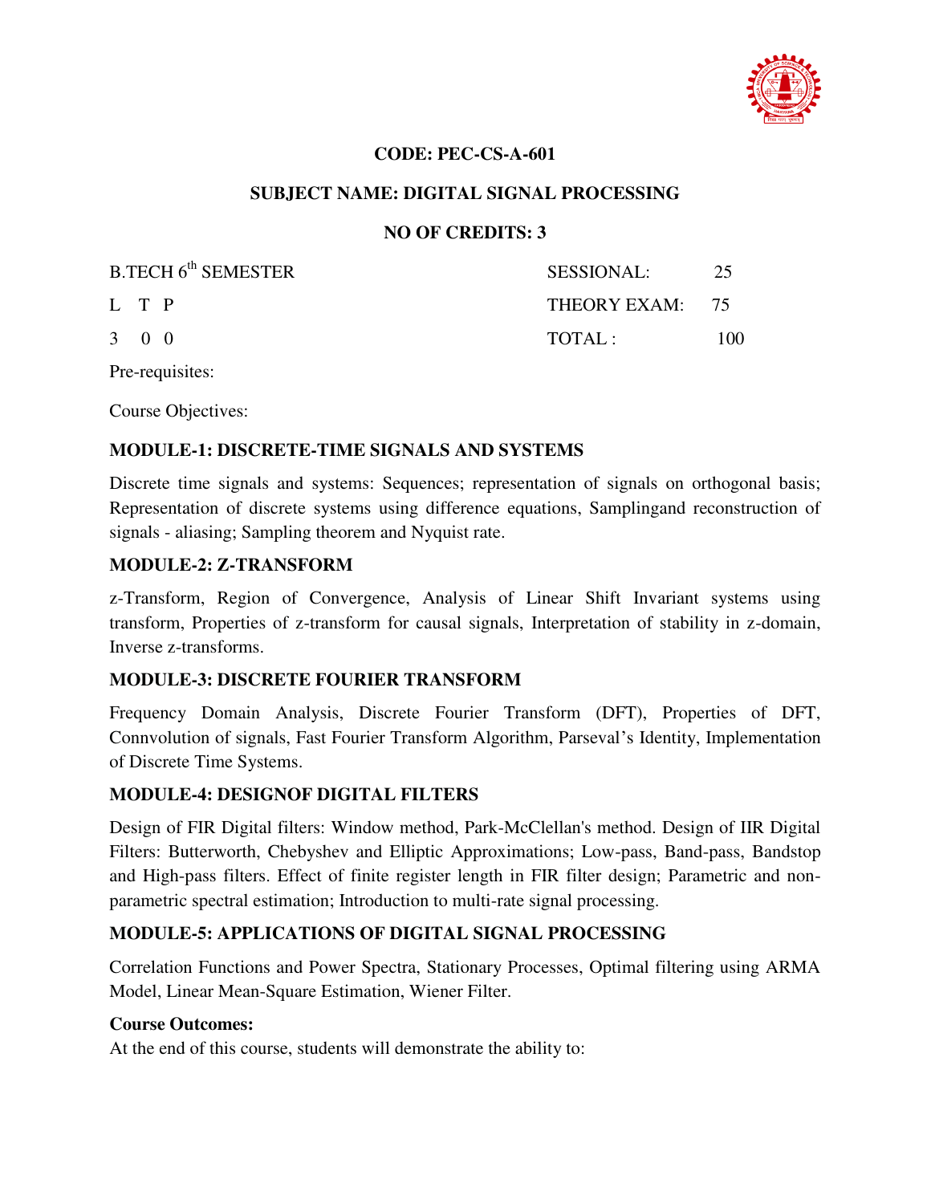**CODE: PEC-CS-A-601**

**SUBJECT NAME: DIGITAL SIGNAL PROCESSING**

**NO OF CREDITS: 3**

| B.TECH 6th SEMESTER | SESSIONAL: | 25 |
|---|---|---|
| L T P | THEORY EXAM: | 75 |
| 3 0 0 | TOTAL : | 100 |

Pre-requisites:

Course Objectives:

**MODULE-1: DISCRETE-TIME SIGNALS AND SYSTEMS**

Discrete time signals and systems: Sequences; representation of signals on orthogonal basis; Representation of discrete systems using difference equations, Samplingand reconstruction of signals - aliasing; Sampling theorem and Nyquist rate.

**MODULE-2: Z-TRANSFORM**

z-Transform, Region of Convergence, Analysis of Linear Shift Invariant systems using transform, Properties of z-transform for causal signals, Interpretation of stability in z-domain, Inverse z-transforms.

**MODULE-3: DISCRETE FOURIER TRANSFORM**

Frequency Domain Analysis, Discrete Fourier Transform (DFT), Properties of DFT, Connvolution of signals, Fast Fourier Transform Algorithm, Parseval's Identity, Implementation of Discrete Time Systems.

**MODULE-4: DESIGNOF DIGITAL FILTERS**

Design of FIR Digital filters: Window method, Park-McClellan's method. Design of IIR Digital Filters: Butterworth, Chebyshev and Elliptic Approximations; Low-pass, Band-pass, Bandstop and High-pass filters. Effect of finite register length in FIR filter design; Parametric and non-parametric spectral estimation; Introduction to multi-rate signal processing.

**MODULE-5: APPLICATIONS OF DIGITAL SIGNAL PROCESSING**

Correlation Functions and Power Spectra, Stationary Processes, Optimal filtering using ARMA Model, Linear Mean-Square Estimation, Wiener Filter.

**Course Outcomes:**

At the end of this course, students will demonstrate the ability to: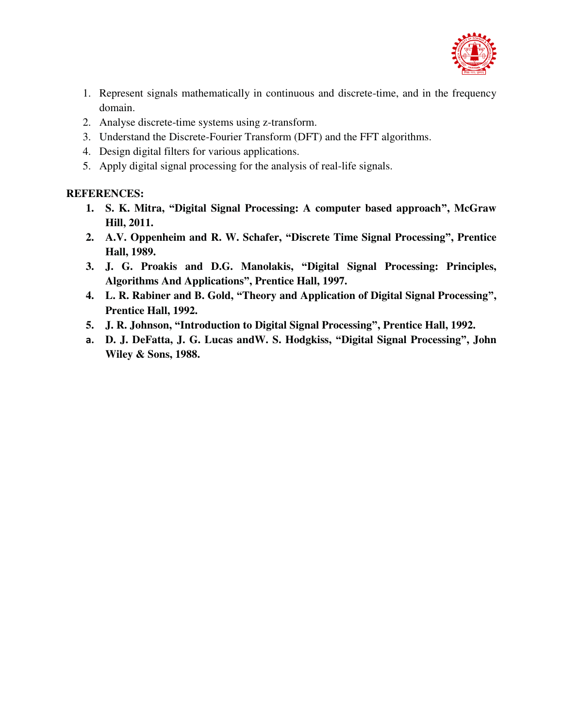1. Represent signals mathematically in continuous and discrete-time, and in the frequency domain.
2. Analyse discrete-time systems using z-transform.
3. Understand the Discrete-Fourier Transform (DFT) and the FFT algorithms.
4. Design digital filters for various applications.
5. Apply digital signal processing for the analysis of real-life signals.

**REFERENCES:**

1. **S. K. Mitra, "Digital Signal Processing: A computer based approach", McGraw Hill, 2011.**
2. **A.V. Oppenheim and R. W. Schafer, "Discrete Time Signal Processing", Prentice Hall, 1989.**
3. **J. G. Proakis and D.G. Manolakis, "Digital Signal Processing: Principles, Algorithms And Applications", Prentice Hall, 1997.**
4. **L. R. Rabiner and B. Gold, "Theory and Application of Digital Signal Processing", Prentice Hall, 1992.**
5. **J. R. Johnson, "Introduction to Digital Signal Processing", Prentice Hall, 1992.**

a. **D. J. DeFatta, J. G. Lucas andW. S. Hodgkiss, "Digital Signal Processing", John Wiley & Sons, 1988.**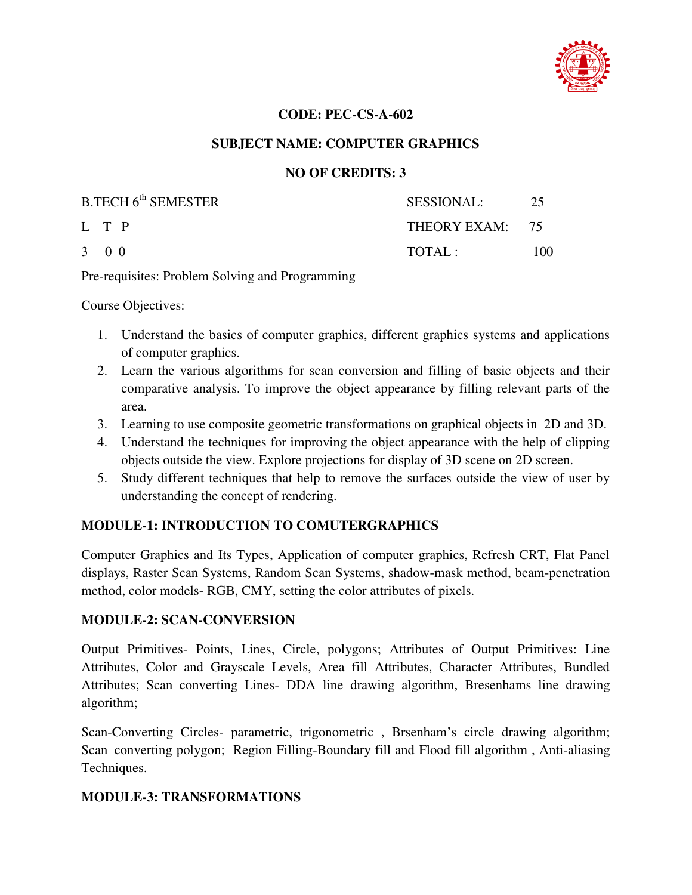**CODE: PEC-CS-A-602**

**SUBJECT NAME: COMPUTER GRAPHICS**

**NO OF CREDITS: 3**

| B.TECH 6th SEMESTER | SESSIONAL: | 25 |
|---|---|---|
| L T P | THEORY EXAM: | 75 |
| 3 0 0 | TOTAL : | 100 |

Pre-requisites: Problem Solving and Programming

Course Objectives:

1. Understand the basics of computer graphics, different graphics systems and applications of computer graphics.
2. Learn the various algorithms for scan conversion and filling of basic objects and their comparative analysis. To improve the object appearance by filling relevant parts of the area.
3. Learning to use composite geometric transformations on graphical objects in 2D and 3D.
4. Understand the techniques for improving the object appearance with the help of clipping objects outside the view. Explore projections for display of 3D scene on 2D screen.
5. Study different techniques that help to remove the surfaces outside the view of user by understanding the concept of rendering.

## MODULE-1: INTRODUCTION TO COMUTERGRAPHICS

Computer Graphics and Its Types, Application of computer graphics, Refresh CRT, Flat Panel displays, Raster Scan Systems, Random Scan Systems, shadow-mask method, beam-penetration method, color models- RGB, CMY, setting the color attributes of pixels.

## MODULE-2: SCAN-CONVERSION

Output Primitives- Points, Lines, Circle, polygons; Attributes of Output Primitives: Line Attributes, Color and Grayscale Levels, Area fill Attributes, Character Attributes, Bundled Attributes; Scan–converting Lines- DDA line drawing algorithm, Bresenhams line drawing algorithm;

Scan-Converting Circles- parametric, trigonometric , Brsenham's circle drawing algorithm; Scan–converting polygon; Region Filling-Boundary fill and Flood fill algorithm , Anti-aliasing Techniques.

## MODULE-3: TRANSFORMATIONS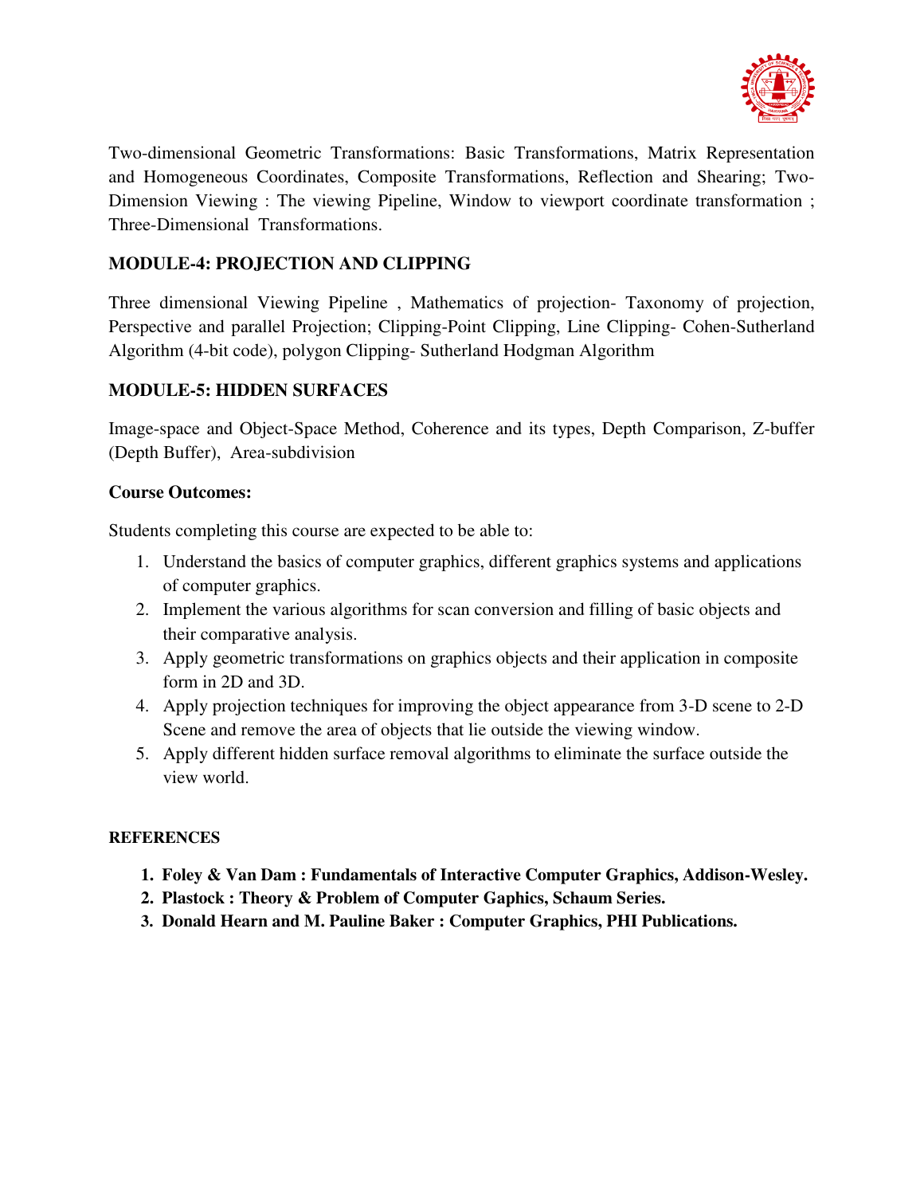Two-dimensional Geometric Transformations: Basic Transformations, Matrix Representation and Homogeneous Coordinates, Composite Transformations, Reflection and Shearing; Two-Dimension Viewing : The viewing Pipeline, Window to viewport coordinate transformation ; Three-Dimensional Transformations.

**MODULE-4: PROJECTION AND CLIPPING**

Three dimensional Viewing Pipeline , Mathematics of projection- Taxonomy of projection, Perspective and parallel Projection; Clipping-Point Clipping, Line Clipping- Cohen-Sutherland Algorithm (4-bit code), polygon Clipping- Sutherland Hodgman Algorithm

**MODULE-5: HIDDEN SURFACES**

Image-space and Object-Space Method, Coherence and its types, Depth Comparison, Z-buffer (Depth Buffer), Area-subdivision

**Course Outcomes:**

Students completing this course are expected to be able to:

1. Understand the basics of computer graphics, different graphics systems and applications of computer graphics.
2. Implement the various algorithms for scan conversion and filling of basic objects and their comparative analysis.
3. Apply geometric transformations on graphics objects and their application in composite form in 2D and 3D.
4. Apply projection techniques for improving the object appearance from 3-D scene to 2-D Scene and remove the area of objects that lie outside the viewing window.
5. Apply different hidden surface removal algorithms to eliminate the surface outside the view world.

**REFERENCES**

1. **Foley & Van Dam : Fundamentals of Interactive Computer Graphics, Addison-Wesley.**
2. **Plastock : Theory & Problem of Computer Gaphics, Schaum Series.**
3. **Donald Hearn and M. Pauline Baker : Computer Graphics, PHI Publications.**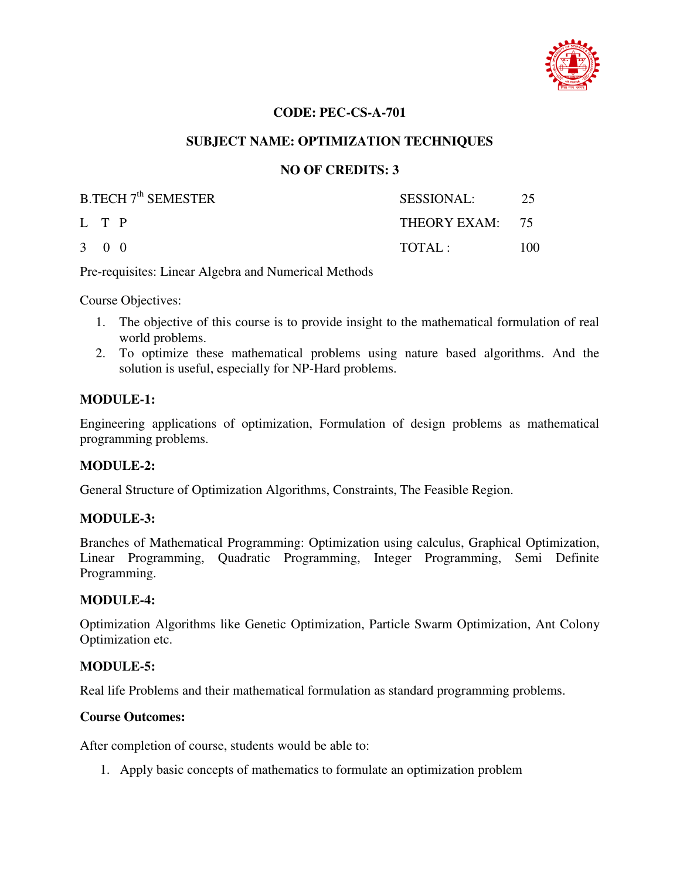**CODE: PEC-CS-A-701**

**SUBJECT NAME: OPTIMIZATION TECHNIQUES**

**NO OF CREDITS: 3**

| B.TECH 7$^{th}$ SEMESTER | SESSIONAL: | 25 |
|---|---|---|
| L T P | THEORY EXAM: | 75 |
| 3 0 0 | TOTAL : | 100 |

Pre-requisites: Linear Algebra and Numerical Methods

Course Objectives:

1. The objective of this course is to provide insight to the mathematical formulation of real world problems.
2. To optimize these mathematical problems using nature based algorithms. And the solution is useful, especially for NP-Hard problems.

**MODULE-1:**

Engineering applications of optimization, Formulation of design problems as mathematical programming problems.

**MODULE-2:**

General Structure of Optimization Algorithms, Constraints, The Feasible Region.

**MODULE-3:**

Branches of Mathematical Programming: Optimization using calculus, Graphical Optimization, Linear Programming, Quadratic Programming, Integer Programming, Semi Definite Programming.

**MODULE-4:**

Optimization Algorithms like Genetic Optimization, Particle Swarm Optimization, Ant Colony Optimization etc.

**MODULE-5:**

Real life Problems and their mathematical formulation as standard programming problems.

**Course Outcomes:**

After completion of course, students would be able to:

1. Apply basic concepts of mathematics to formulate an optimization problem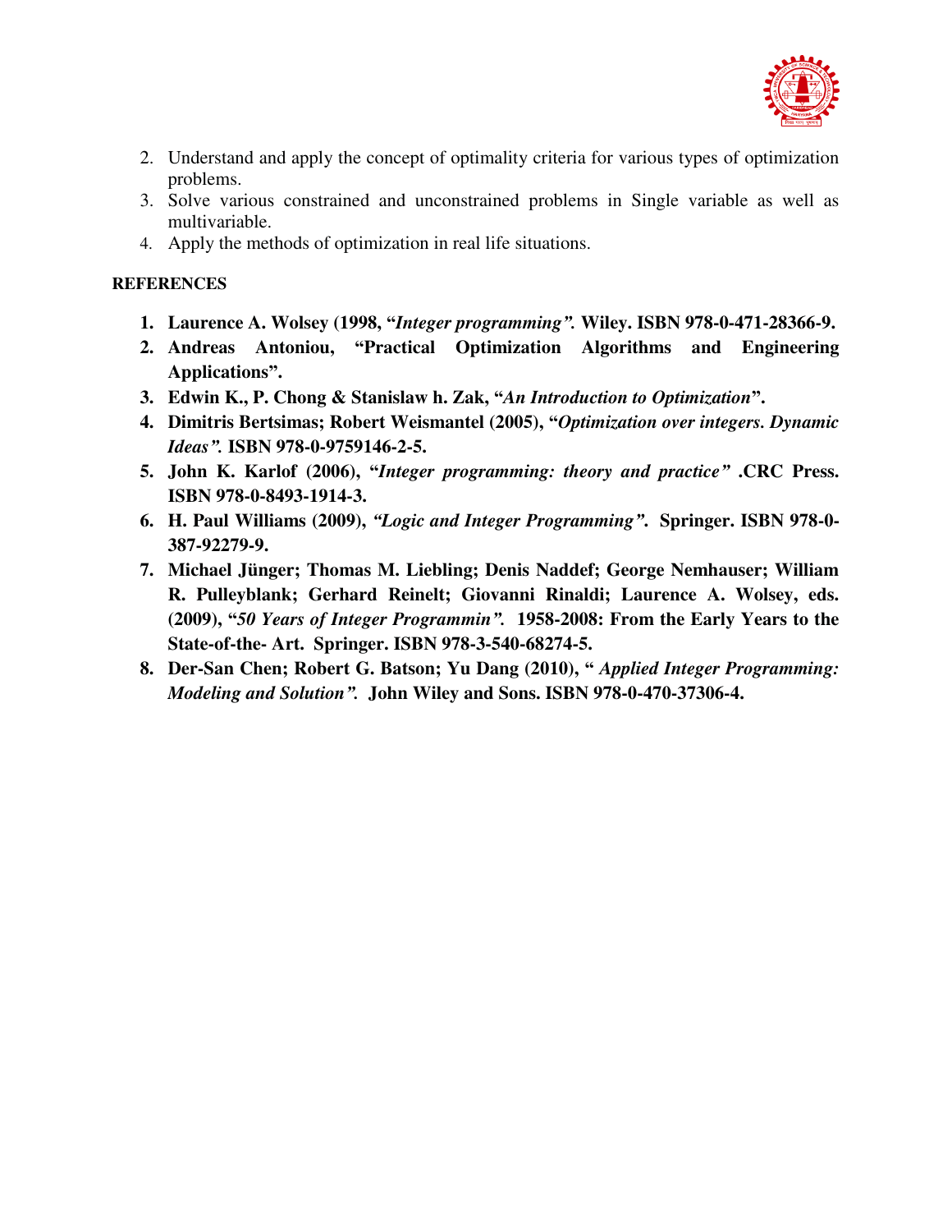2. Understand and apply the concept of optimality criteria for various types of optimization problems.
3. Solve various constrained and unconstrained problems in Single variable as well as multivariable.
4. Apply the methods of optimization in real life situations.

**REFERENCES**

1. **Laurence A. Wolsey (1998, "*Integer programming*". Wiley. ISBN 978-0-471-28366-9.**
2. **Andreas Antoniou, "Practical Optimization Algorithms and Engineering Applications".**
3. **Edwin K., P. Chong & Stanislaw h. Zak, "*An Introduction to Optimization*".**
4. **Dimitris Bertsimas; Robert Weismantel (2005), "*Optimization over integers. Dynamic Ideas*". ISBN 978-0-9759146-2-5.**
5. **John K. Karlof (2006), "*Integer programming: theory and practice*" .CRC Press. ISBN 978-0-8493-1914-3.**
6. **H. Paul Williams (2009), *"Logic and Integer Programming"*. Springer. ISBN 978-0-387-92279-9.**
7. **Michael Jünger; Thomas M. Liebling; Denis Naddef; George Nemhauser; William R. Pulleyblank; Gerhard Reinelt; Giovanni Rinaldi; Laurence A. Wolsey, eds. (2009), "*50 Years of Integer Programmin*". 1958-2008: From the Early Years to the State-of-the- Art. Springer. ISBN 978-3-540-68274-5.**
8. **Der-San Chen; Robert G. Batson; Yu Dang (2010), " *Applied Integer Programming: Modeling and Solution*". John Wiley and Sons. ISBN 978-0-470-37306-4.**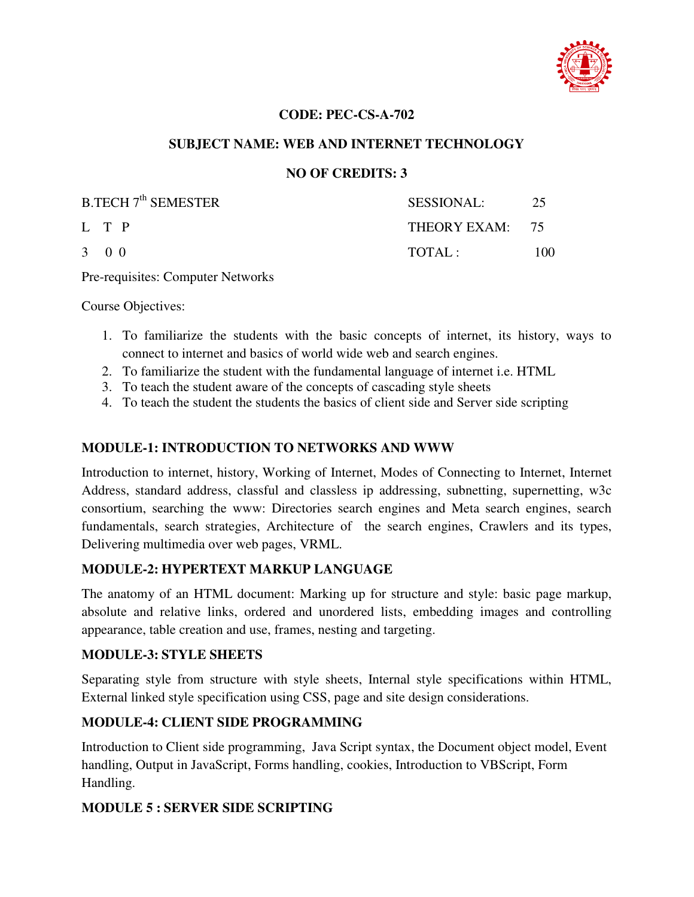**CODE: PEC-CS-A-702**

**SUBJECT NAME: WEB AND INTERNET TECHNOLOGY**

**NO OF CREDITS: 3**

| B.TECH 7th SEMESTER | SESSIONAL: | 25 |
|---|---|---|
| L T P | THEORY EXAM: | 75 |
| 3 0 0 | TOTAL : | 100 |

Pre-requisites: Computer Networks

Course Objectives:

1. To familiarize the students with the basic concepts of internet, its history, ways to connect to internet and basics of world wide web and search engines.
2. To familiarize the student with the fundamental language of internet i.e. HTML
3. To teach the student aware of the concepts of cascading style sheets
4. To teach the student the students the basics of client side and Server side scripting

**MODULE-1: INTRODUCTION TO NETWORKS AND WWW**

Introduction to internet, history, Working of Internet, Modes of Connecting to Internet, Internet Address, standard address, classful and classless ip addressing, subnetting, supernetting, w3c consortium, searching the www: Directories search engines and Meta search engines, search fundamentals, search strategies, Architecture of the search engines, Crawlers and its types, Delivering multimedia over web pages, VRML.

**MODULE-2: HYPERTEXT MARKUP LANGUAGE**

The anatomy of an HTML document: Marking up for structure and style: basic page markup, absolute and relative links, ordered and unordered lists, embedding images and controlling appearance, table creation and use, frames, nesting and targeting.

**MODULE-3: STYLE SHEETS**

Separating style from structure with style sheets, Internal style specifications within HTML, External linked style specification using CSS, page and site design considerations.

**MODULE-4: CLIENT SIDE PROGRAMMING**

Introduction to Client side programming, Java Script syntax, the Document object model, Event handling, Output in JavaScript, Forms handling, cookies, Introduction to VBScript, Form Handling.

**MODULE 5 : SERVER SIDE SCRIPTING**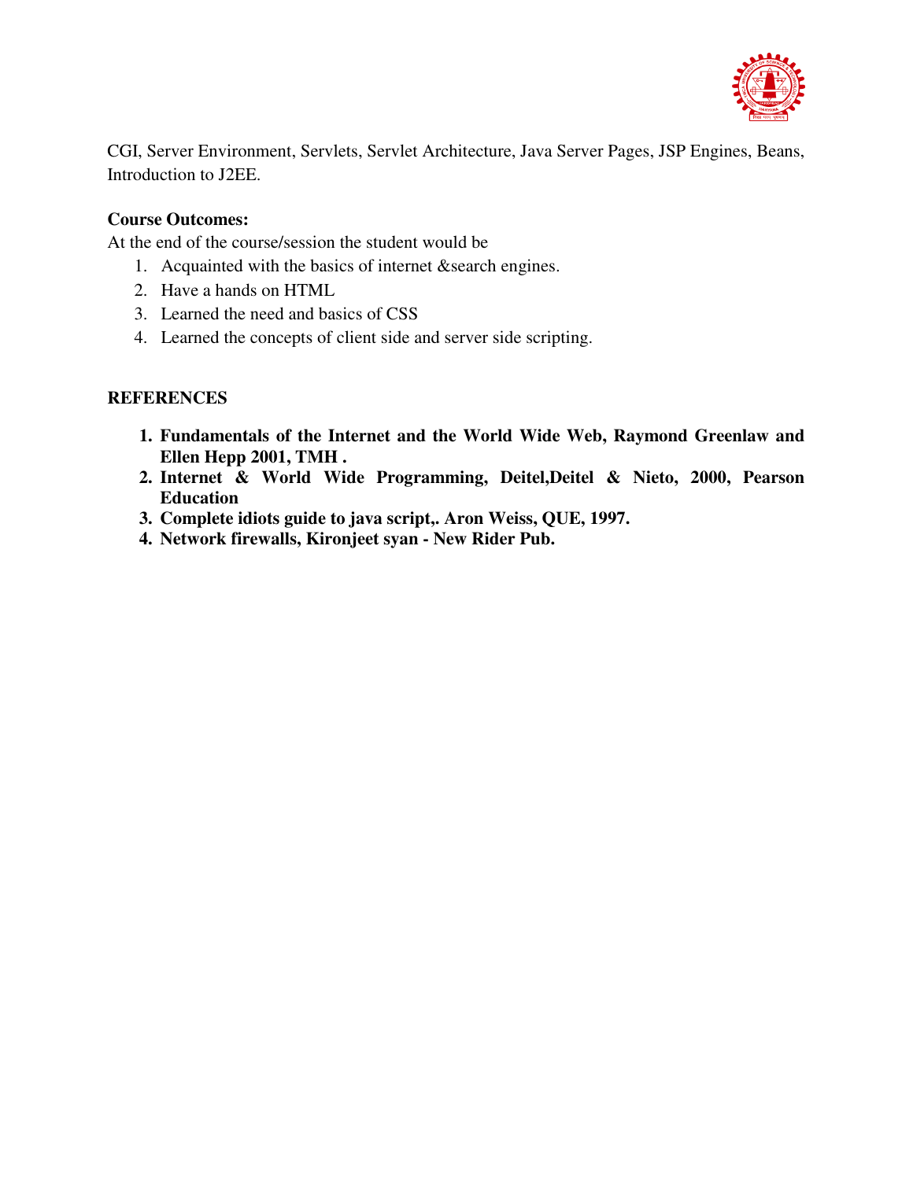CGI, Server Environment, Servlets, Servlet Architecture, Java Server Pages, JSP Engines, Beans, Introduction to J2EE.

**Course Outcomes:**

At the end of the course/session the student would be

1. Acquainted with the basics of internet &search engines.
2. Have a hands on HTML
3. Learned the need and basics of CSS
4. Learned the concepts of client side and server side scripting.

**REFERENCES**

1. **Fundamentals of the Internet and the World Wide Web, Raymond Greenlaw and Ellen Hepp 2001, TMH .**
2. **Internet & World Wide Programming, Deitel,Deitel & Nieto, 2000, Pearson Education**
3. **Complete idiots guide to java script,. Aron Weiss, QUE, 1997.**
4. **Network firewalls, Kironjeet syan - New Rider Pub.**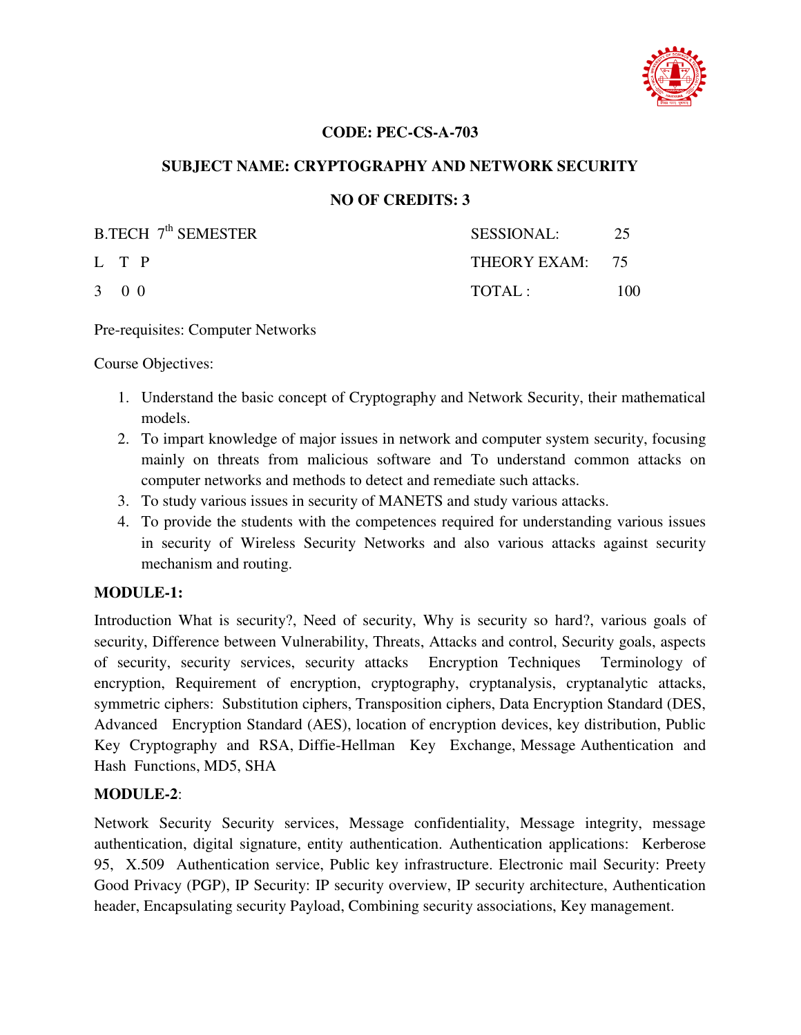**CODE: PEC-CS-A-703**

**SUBJECT NAME: CRYPTOGRAPHY AND NETWORK SECURITY**

**NO OF CREDITS: 3**

| B.TECH 7th SEMESTER | SESSIONAL: 25 |
|---|---|
| L T P | THEORY EXAM: 75 |
| 3 0 0 | TOTAL : 100 |

Pre-requisites: Computer Networks

Course Objectives:

1. Understand the basic concept of Cryptography and Network Security, their mathematical models.
2. To impart knowledge of major issues in network and computer system security, focusing mainly on threats from malicious software and To understand common attacks on computer networks and methods to detect and remediate such attacks.
3. To study various issues in security of MANETS and study various attacks.
4. To provide the students with the competences required for understanding various issues in security of Wireless Security Networks and also various attacks against security mechanism and routing.

**MODULE-1:**

Introduction What is security?, Need of security, Why is security so hard?, various goals of security, Difference between Vulnerability, Threats, Attacks and control, Security goals, aspects of security, security services, security attacks Encryption Techniques Terminology of encryption, Requirement of encryption, cryptography, cryptanalysis, cryptanalytic attacks, symmetric ciphers: Substitution ciphers, Transposition ciphers, Data Encryption Standard (DES, Advanced Encryption Standard (AES), location of encryption devices, key distribution, Public Key Cryptography and RSA, Diffie-Hellman Key Exchange, Message Authentication and Hash Functions, MD5, SHA

**MODULE-2**:

Network Security Security services, Message confidentiality, Message integrity, message authentication, digital signature, entity authentication. Authentication applications: Kerberose 95, X.509 Authentication service, Public key infrastructure. Electronic mail Security: Preety Good Privacy (PGP), IP Security: IP security overview, IP security architecture, Authentication header, Encapsulating security Payload, Combining security associations, Key management.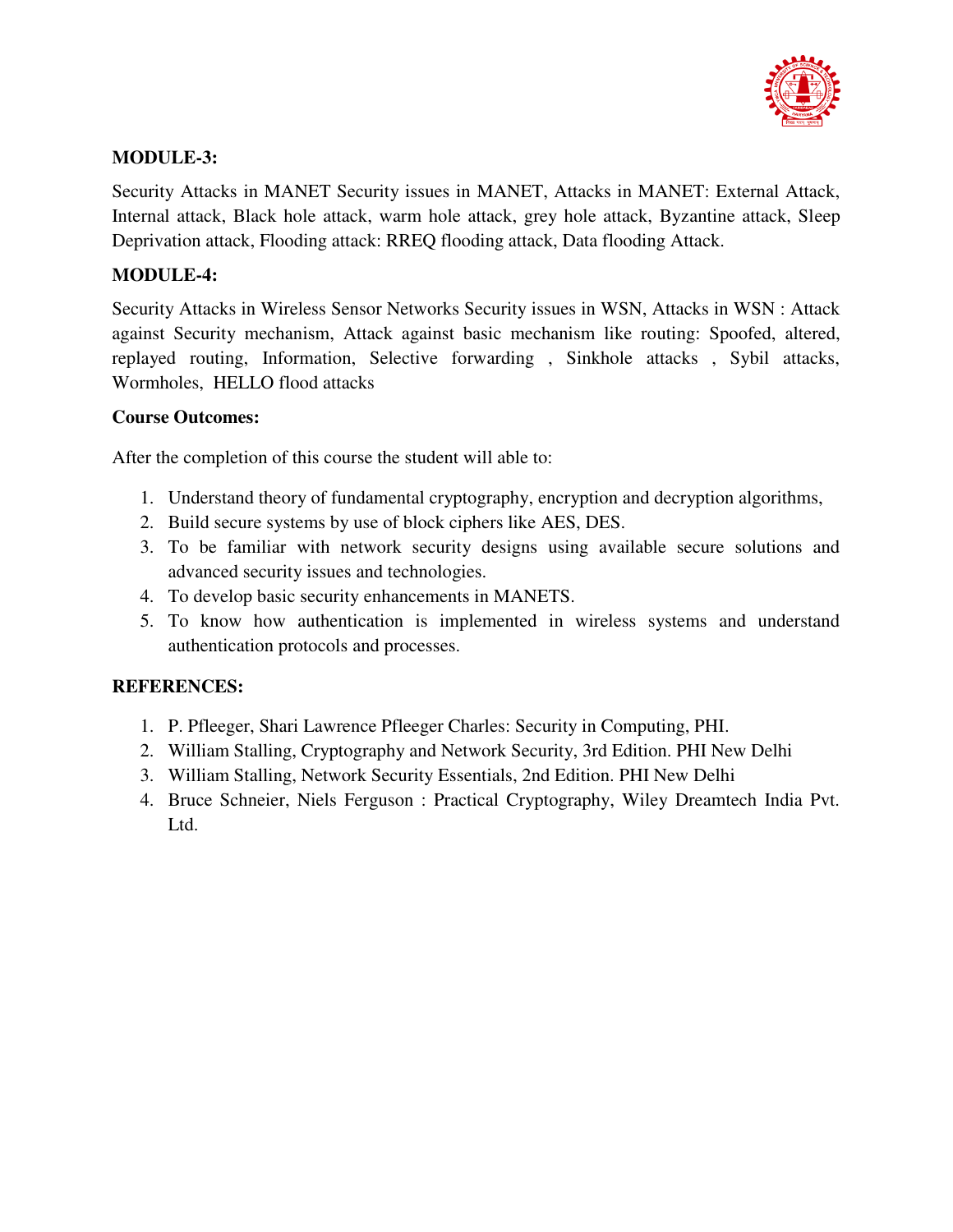**MODULE-3:**

Security Attacks in MANET Security issues in MANET, Attacks in MANET: External Attack, Internal attack, Black hole attack, warm hole attack, grey hole attack, Byzantine attack, Sleep Deprivation attack, Flooding attack: RREQ flooding attack, Data flooding Attack.

**MODULE-4:**

Security Attacks in Wireless Sensor Networks Security issues in WSN, Attacks in WSN : Attack against Security mechanism, Attack against basic mechanism like routing: Spoofed, altered, replayed routing, Information, Selective forwarding , Sinkhole attacks , Sybil attacks, Wormholes, HELLO flood attacks

**Course Outcomes:**

After the completion of this course the student will able to:

1. Understand theory of fundamental cryptography, encryption and decryption algorithms,
2. Build secure systems by use of block ciphers like AES, DES.
3. To be familiar with network security designs using available secure solutions and advanced security issues and technologies.
4. To develop basic security enhancements in MANETS.
5. To know how authentication is implemented in wireless systems and understand authentication protocols and processes.

**REFERENCES:**

1. P. Pfleeger, Shari Lawrence Pfleeger Charles: Security in Computing, PHI.
2. William Stalling, Cryptography and Network Security, 3rd Edition. PHI New Delhi
3. William Stalling, Network Security Essentials, 2nd Edition. PHI New Delhi
4. Bruce Schneier, Niels Ferguson : Practical Cryptography, Wiley Dreamtech India Pvt. Ltd.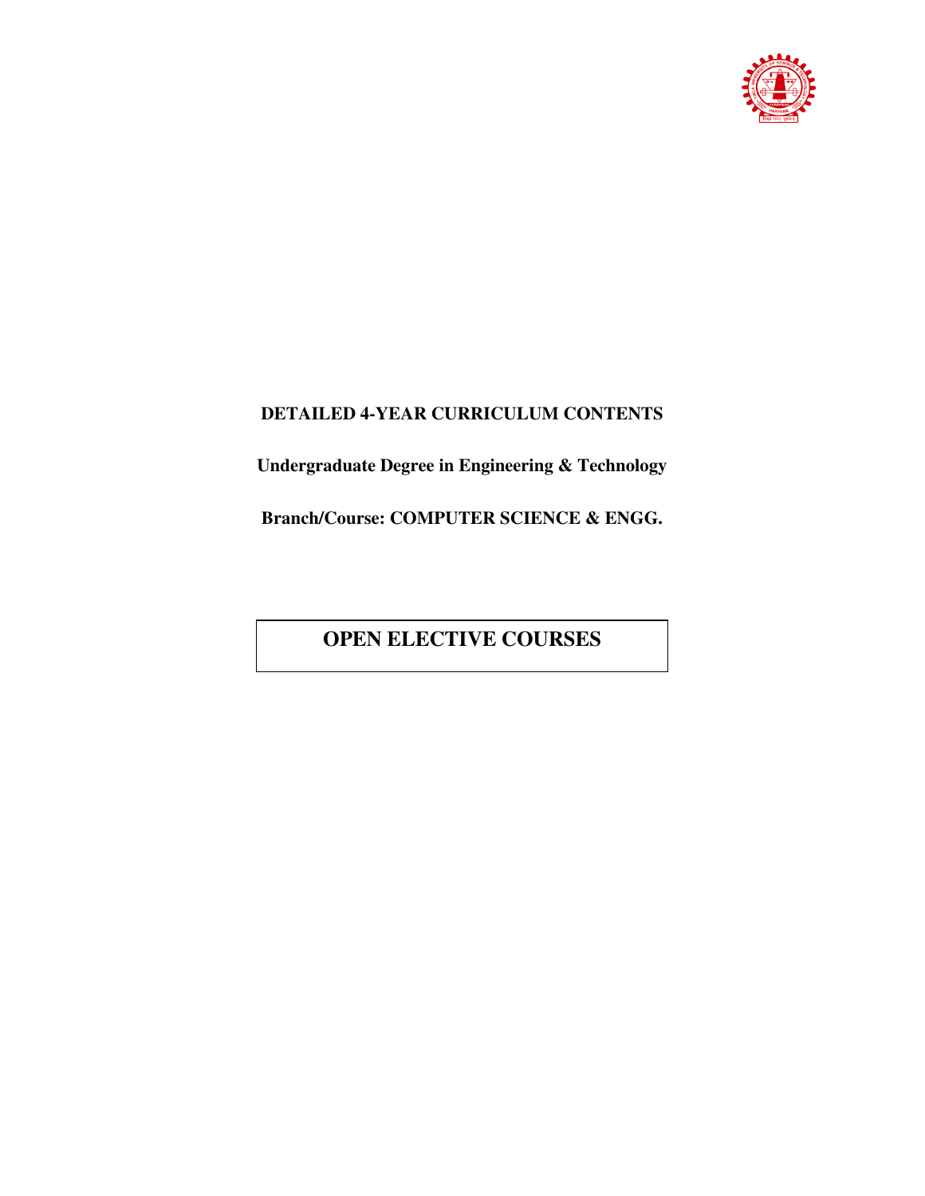**DETAILED 4-YEAR CURRICULUM CONTENTS**

**Undergraduate Degree in Engineering & Technology**

**Branch/Course: COMPUTER SCIENCE & ENGG.**

# OPEN ELECTIVE COURSES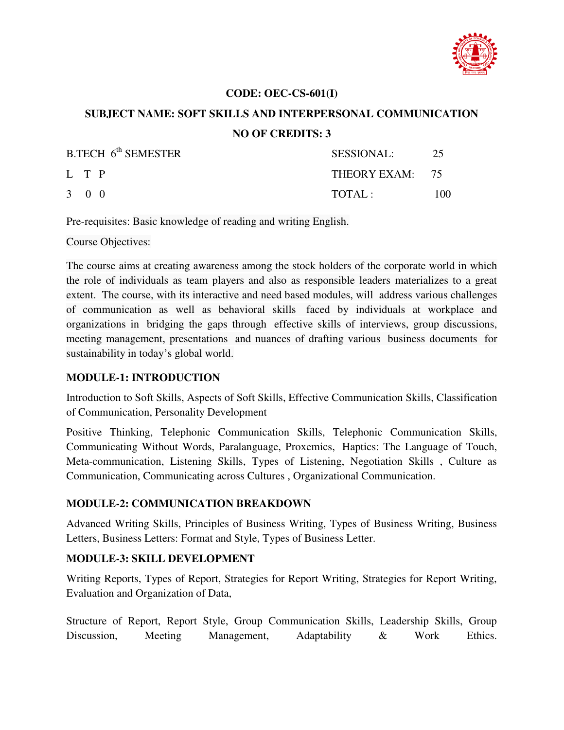**CODE: OEC-CS-601(I)**

**SUBJECT NAME: SOFT SKILLS AND INTERPERSONAL COMMUNICATION**

**NO OF CREDITS: 3**

| B.TECH 6th SEMESTER | SESSIONAL: 25 |
|---|---|
| L T P | THEORY EXAM: 75 |
| 3 0 0 | TOTAL : 100 |

Pre-requisites: Basic knowledge of reading and writing English.

Course Objectives:

The course aims at creating awareness among the stock holders of the corporate world in which the role of individuals as team players and also as responsible leaders materializes to a great extent. The course, with its interactive and need based modules, will address various challenges of communication as well as behavioral skills faced by individuals at workplace and organizations in bridging the gaps through effective skills of interviews, group discussions, meeting management, presentations and nuances of drafting various business documents for sustainability in today's global world.

**MODULE-1: INTRODUCTION**

Introduction to Soft Skills, Aspects of Soft Skills, Effective Communication Skills, Classification of Communication, Personality Development

Positive Thinking, Telephonic Communication Skills, Telephonic Communication Skills, Communicating Without Words, Paralanguage, Proxemics, Haptics: The Language of Touch, Meta-communication, Listening Skills, Types of Listening, Negotiation Skills , Culture as Communication, Communicating across Cultures , Organizational Communication.

**MODULE-2: COMMUNICATION BREAKDOWN**

Advanced Writing Skills, Principles of Business Writing, Types of Business Writing, Business Letters, Business Letters: Format and Style, Types of Business Letter.

**MODULE-3: SKILL DEVELOPMENT**

Writing Reports, Types of Report, Strategies for Report Writing, Strategies for Report Writing, Evaluation and Organization of Data,

Structure of Report, Report Style, Group Communication Skills, Leadership Skills, Group Discussion, Meeting Management, Adaptability & Work Ethics.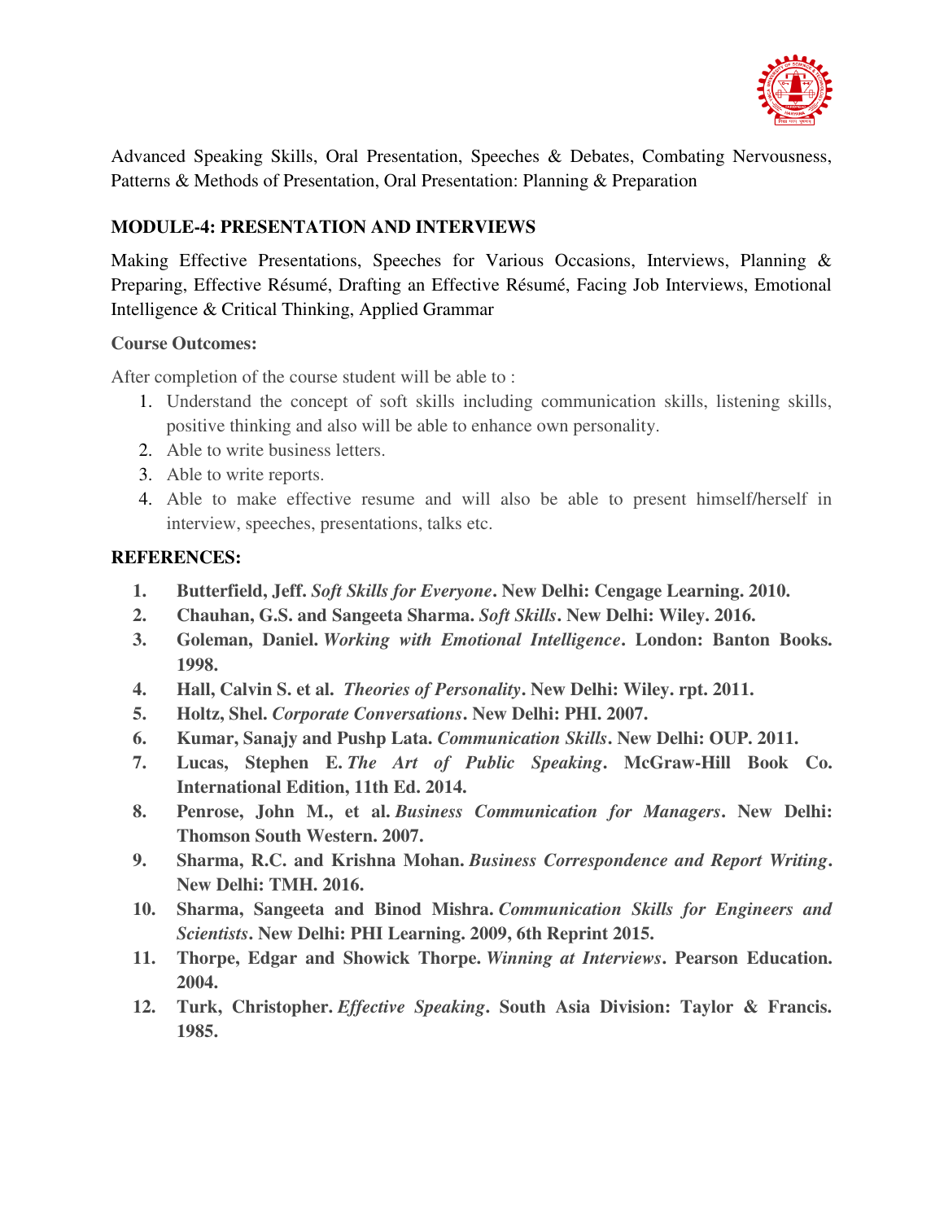Advanced Speaking Skills, Oral Presentation, Speeches & Debates, Combating Nervousness, Patterns & Methods of Presentation, Oral Presentation: Planning & Preparation

### MODULE-4: PRESENTATION AND INTERVIEWS

Making Effective Presentations, Speeches for Various Occasions, Interviews, Planning & Preparing, Effective Résumé, Drafting an Effective Résumé, Facing Job Interviews, Emotional Intelligence & Critical Thinking, Applied Grammar

**Course Outcomes:**

After completion of the course student will be able to :

1. Understand the concept of soft skills including communication skills, listening skills, positive thinking and also will be able to enhance own personality.
2. Able to write business letters.
3. Able to write reports.
4. Able to make effective resume and will also be able to present himself/herself in interview, speeches, presentations, talks etc.

**REFERENCES:**

1. **Butterfield, Jeff. *Soft Skills for Everyone*. New Delhi: Cengage Learning. 2010.**
2. **Chauhan, G.S. and Sangeeta Sharma. *Soft Skills*. New Delhi: Wiley. 2016.**
3. **Goleman, Daniel. *Working with Emotional Intelligence*. London: Banton Books. 1998.**
4. **Hall, Calvin S. et al. *Theories of Personality*. New Delhi: Wiley. rpt. 2011.**
5. **Holtz, Shel. *Corporate Conversations*. New Delhi: PHI. 2007.**
6. **Kumar, Sanajy and Pushp Lata. *Communication Skills*. New Delhi: OUP. 2011.**
7. **Lucas, Stephen E. *The Art of Public Speaking*. McGraw-Hill Book Co. International Edition, 11th Ed. 2014.**
8. **Penrose, John M., et al. *Business Communication for Managers*. New Delhi: Thomson South Western. 2007.**
9. **Sharma, R.C. and Krishna Mohan. *Business Correspondence and Report Writing*. New Delhi: TMH. 2016.**
10. **Sharma, Sangeeta and Binod Mishra. *Communication Skills for Engineers and Scientists*. New Delhi: PHI Learning. 2009, 6th Reprint 2015.**
11. **Thorpe, Edgar and Showick Thorpe. *Winning at Interviews*. Pearson Education. 2004.**
12. **Turk, Christopher. *Effective Speaking*. South Asia Division: Taylor & Francis. 1985.**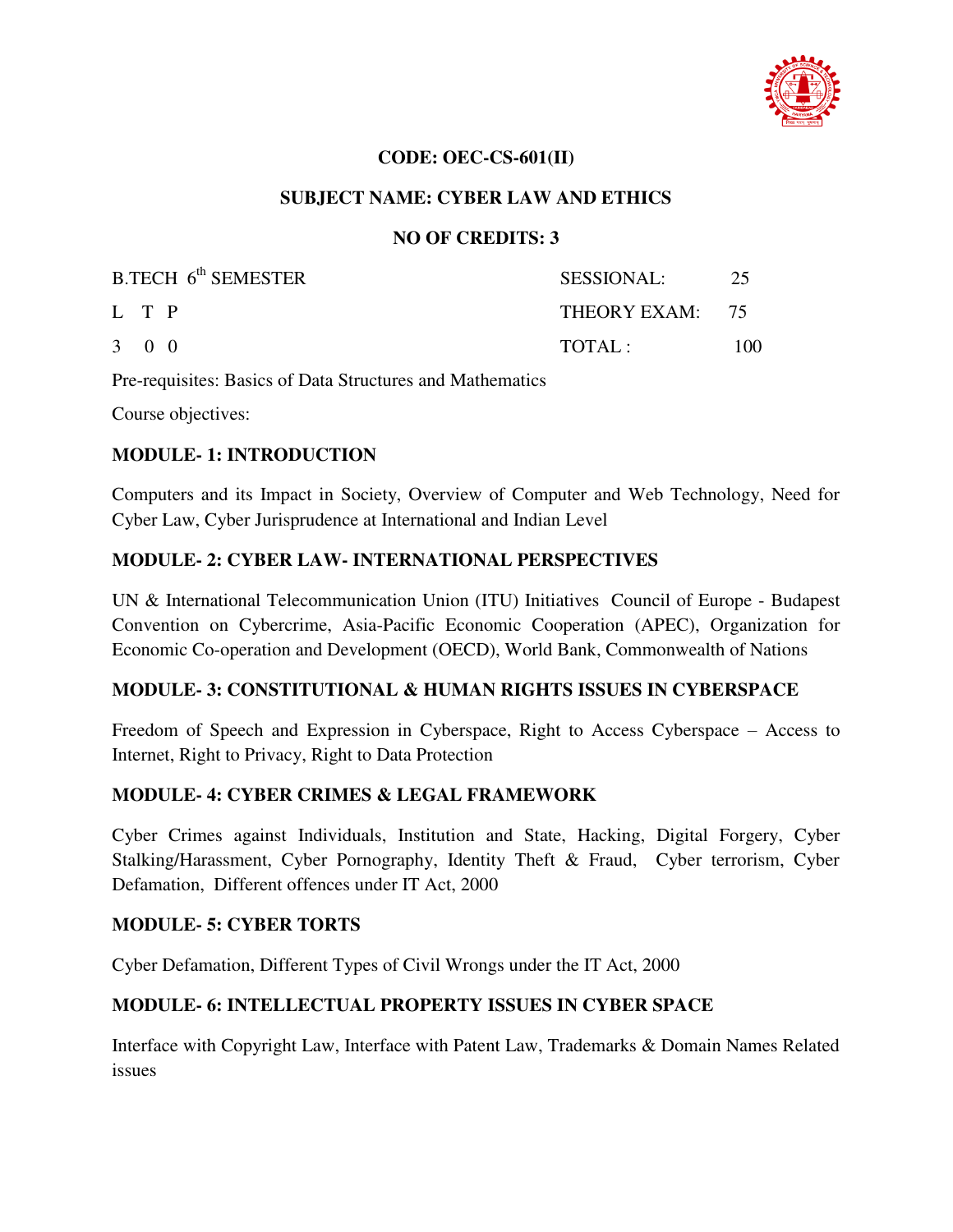**CODE: OEC-CS-601(II)**

**SUBJECT NAME: CYBER LAW AND ETHICS**

**NO OF CREDITS: 3**

| B.TECH 6th SEMESTER | SESSIONAL: 25 |
|---|---|
| L T P | THEORY EXAM: 75 |
| 3 0 0 | TOTAL : 100 |

Pre-requisites: Basics of Data Structures and Mathematics

Course objectives:

## MODULE- 1: INTRODUCTION

Computers and its Impact in Society, Overview of Computer and Web Technology, Need for Cyber Law, Cyber Jurisprudence at International and Indian Level

## MODULE- 2: CYBER LAW- INTERNATIONAL PERSPECTIVES

UN & International Telecommunication Union (ITU) Initiatives Council of Europe - Budapest Convention on Cybercrime, Asia-Pacific Economic Cooperation (APEC), Organization for Economic Co-operation and Development (OECD), World Bank, Commonwealth of Nations

## MODULE- 3: CONSTITUTIONAL & HUMAN RIGHTS ISSUES IN CYBERSPACE

Freedom of Speech and Expression in Cyberspace, Right to Access Cyberspace – Access to Internet, Right to Privacy, Right to Data Protection

## MODULE- 4: CYBER CRIMES & LEGAL FRAMEWORK

Cyber Crimes against Individuals, Institution and State, Hacking, Digital Forgery, Cyber Stalking/Harassment, Cyber Pornography, Identity Theft & Fraud, Cyber terrorism, Cyber Defamation, Different offences under IT Act, 2000

## MODULE- 5: CYBER TORTS

Cyber Defamation, Different Types of Civil Wrongs under the IT Act, 2000

## MODULE- 6: INTELLECTUAL PROPERTY ISSUES IN CYBER SPACE

Interface with Copyright Law, Interface with Patent Law, Trademarks & Domain Names Related issues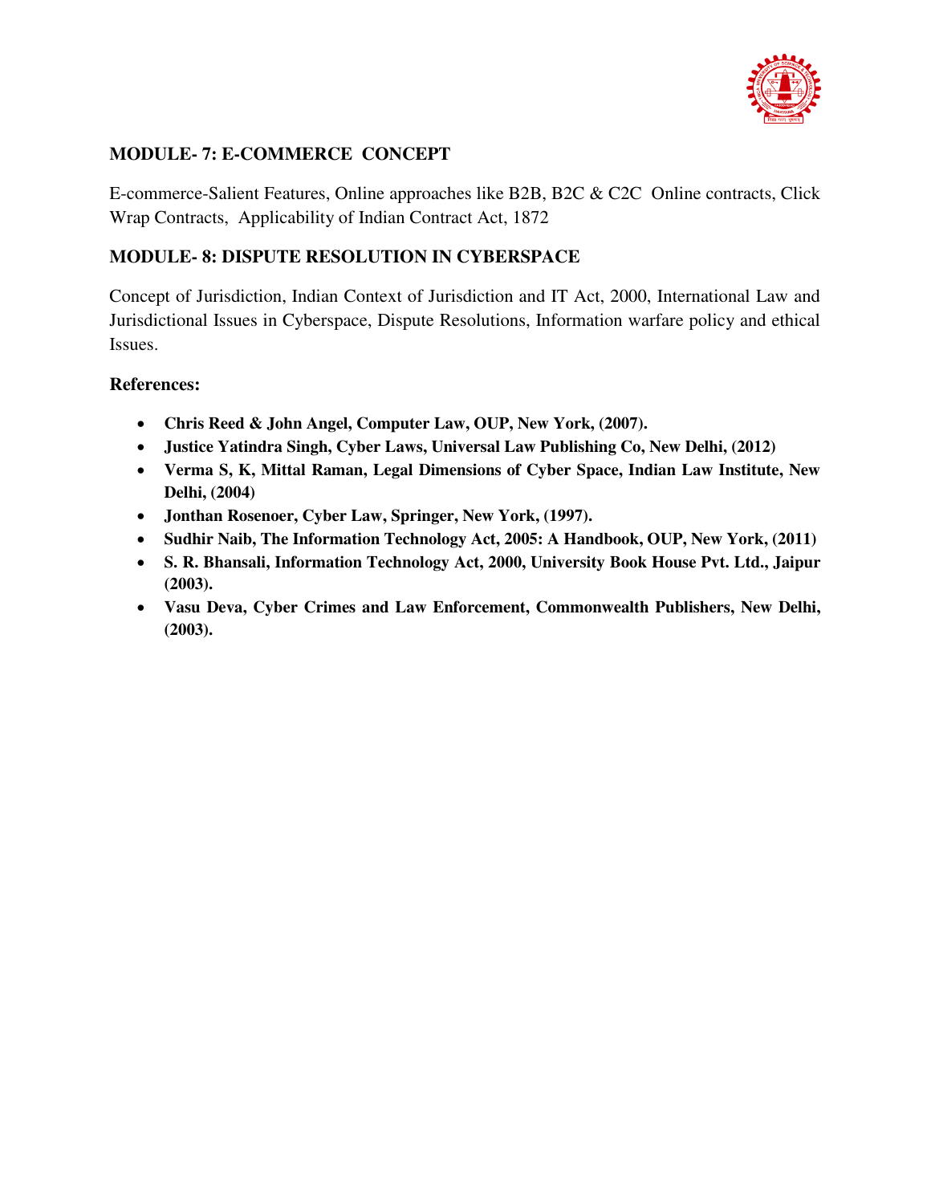**MODULE- 7: E-COMMERCE CONCEPT**

E-commerce-Salient Features, Online approaches like B2B, B2C & C2C Online contracts, Click Wrap Contracts, Applicability of Indian Contract Act, 1872

**MODULE- 8: DISPUTE RESOLUTION IN CYBERSPACE**

Concept of Jurisdiction, Indian Context of Jurisdiction and IT Act, 2000, International Law and Jurisdictional Issues in Cyberspace, Dispute Resolutions, Information warfare policy and ethical Issues.

**References:**

- **Chris Reed & John Angel, Computer Law, OUP, New York, (2007).**
- **Justice Yatindra Singh, Cyber Laws, Universal Law Publishing Co, New Delhi, (2012)**
- **Verma S, K, Mittal Raman, Legal Dimensions of Cyber Space, Indian Law Institute, New Delhi, (2004)**
- **Jonthan Rosenoer, Cyber Law, Springer, New York, (1997).**
- **Sudhir Naib, The Information Technology Act, 2005: A Handbook, OUP, New York, (2011)**
- **S. R. Bhansali, Information Technology Act, 2000, University Book House Pvt. Ltd., Jaipur (2003).**
- **Vasu Deva, Cyber Crimes and Law Enforcement, Commonwealth Publishers, New Delhi, (2003).**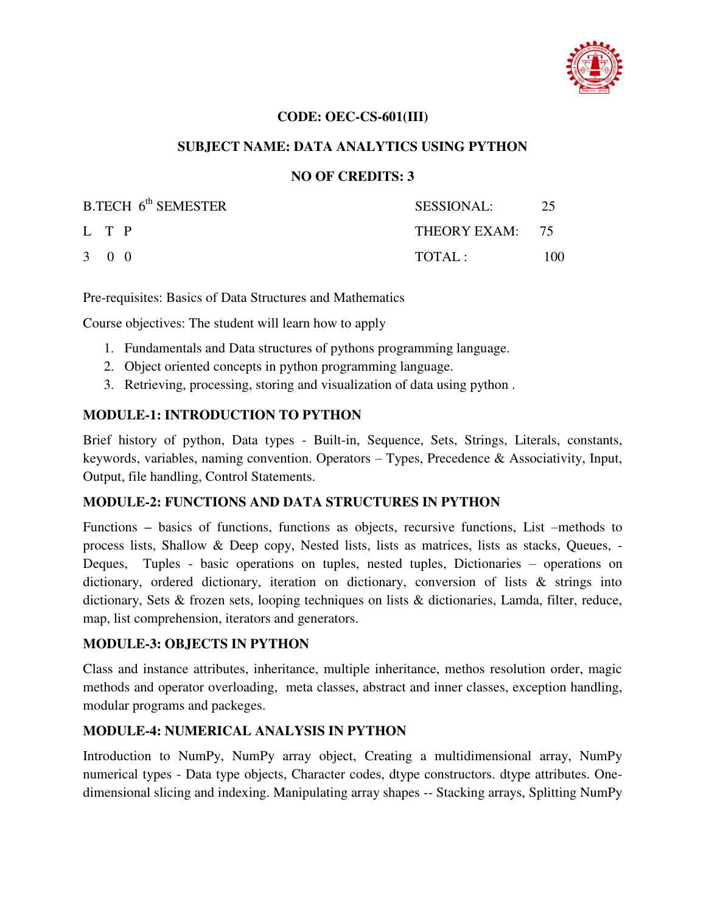**CODE: OEC-CS-601(III)**

**SUBJECT NAME: DATA ANALYTICS USING PYTHON**

**NO OF CREDITS: 3**

| B.TECH 6th SEMESTER | SESSIONAL: | 25 |
|---|---|---|
| L T P | THEORY EXAM: | 75 |
| 3 0 0 | TOTAL : | 100 |

Pre-requisites: Basics of Data Structures and Mathematics

Course objectives: The student will learn how to apply

1. Fundamentals and Data structures of pythons programming language.
2. Object oriented concepts in python programming language.
3. Retrieving, processing, storing and visualization of data using python .

## MODULE-1: INTRODUCTION TO PYTHON

Brief history of python, Data types - Built-in, Sequence, Sets, Strings, Literals, constants, keywords, variables, naming convention. Operators – Types, Precedence & Associativity, Input, Output, file handling, Control Statements.

## MODULE-2: FUNCTIONS AND DATA STRUCTURES IN PYTHON

Functions – basics of functions, functions as objects, recursive functions, List –methods to process lists, Shallow & Deep copy, Nested lists, lists as matrices, lists as stacks, Queues, - Deques, Tuples - basic operations on tuples, nested tuples, Dictionaries – operations on dictionary, ordered dictionary, iteration on dictionary, conversion of lists & strings into dictionary, Sets & frozen sets, looping techniques on lists & dictionaries, Lamda, filter, reduce, map, list comprehension, iterators and generators.

## MODULE-3: OBJECTS IN PYTHON

Class and instance attributes, inheritance, multiple inheritance, methos resolution order, magic methods and operator overloading, meta classes, abstract and inner classes, exception handling, modular programs and packeges.

## MODULE-4: NUMERICAL ANALYSIS IN PYTHON

Introduction to NumPy, NumPy array object, Creating a multidimensional array, NumPy numerical types - Data type objects, Character codes, dtype constructors. dtype attributes. One-dimensional slicing and indexing. Manipulating array shapes -- Stacking arrays, Splitting NumPy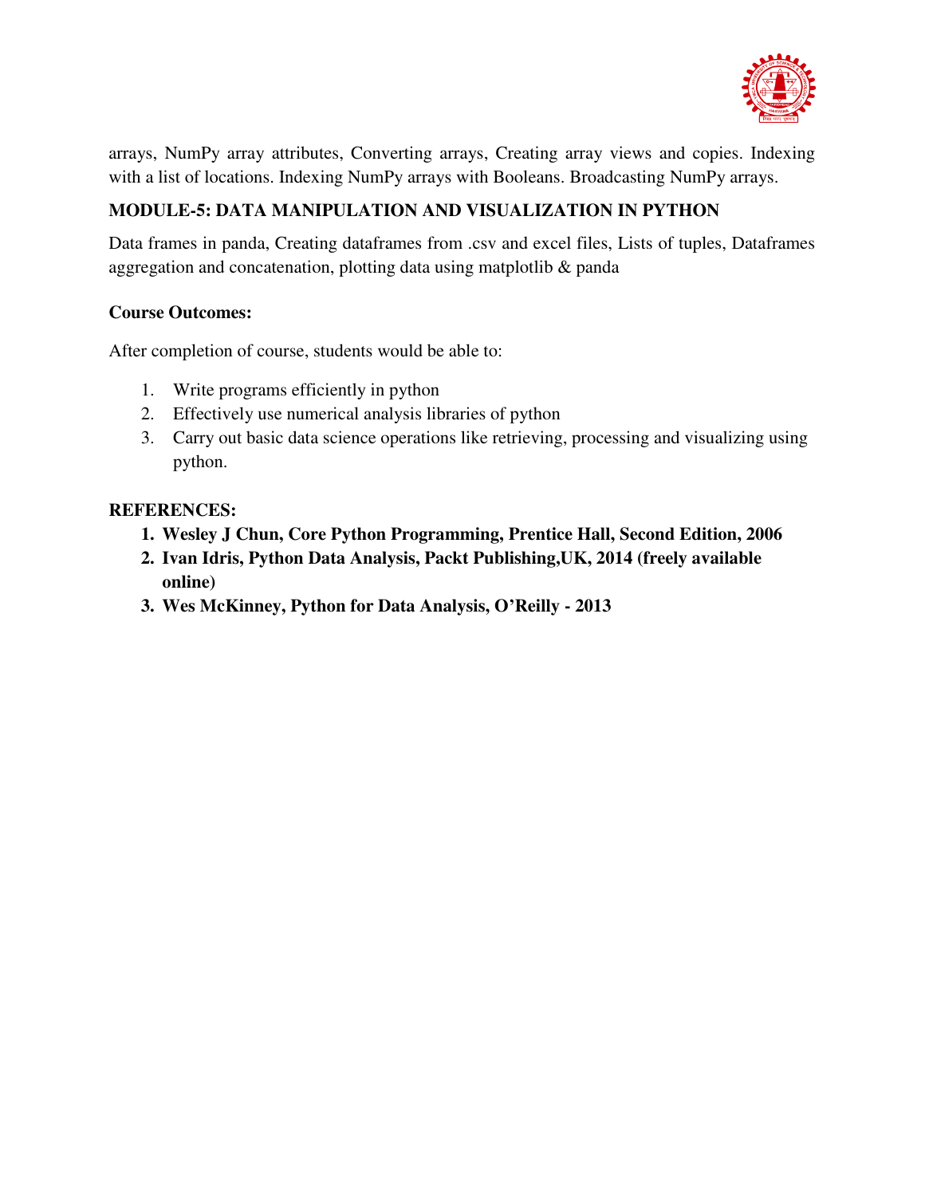arrays, NumPy array attributes, Converting arrays, Creating array views and copies. Indexing with a list of locations. Indexing NumPy arrays with Booleans. Broadcasting NumPy arrays.

### MODULE-5: DATA MANIPULATION AND VISUALIZATION IN PYTHON

Data frames in panda, Creating dataframes from .csv and excel files, Lists of tuples, Dataframes aggregation and concatenation, plotting data using matplotlib & panda

### Course Outcomes:

After completion of course, students would be able to:

1. Write programs efficiently in python
2. Effectively use numerical analysis libraries of python
3. Carry out basic data science operations like retrieving, processing and visualizing using python.

### REFERENCES:

1. **Wesley J Chun, Core Python Programming, Prentice Hall, Second Edition, 2006**
2. **Ivan Idris, Python Data Analysis, Packt Publishing,UK, 2014 (freely available online)**
3. **Wes McKinney, Python for Data Analysis, O'Reilly - 2013**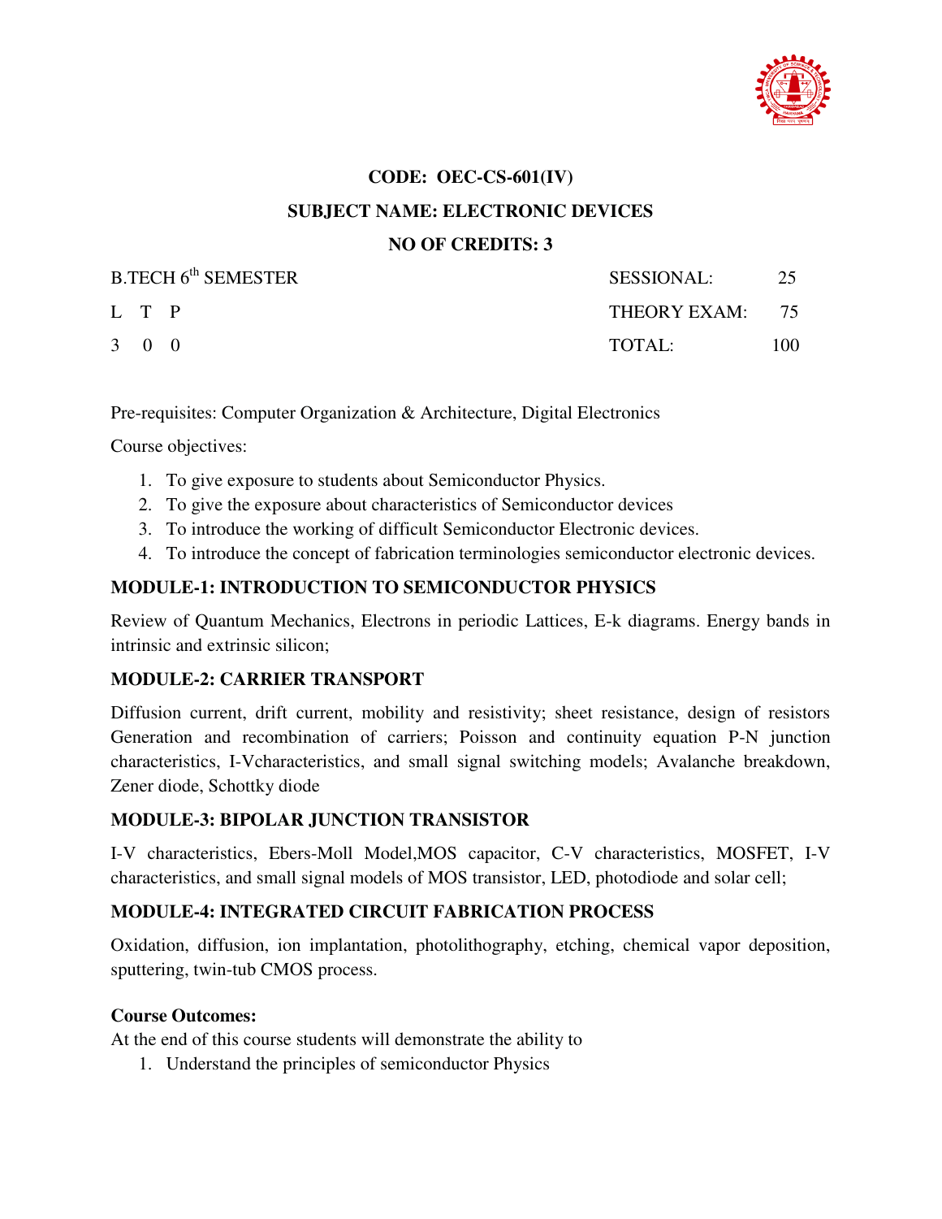**CODE: OEC-CS-601(IV)**

**SUBJECT NAME: ELECTRONIC DEVICES**

**NO OF CREDITS: 3**

| B.TECH 6th SEMESTER | SESSIONAL: | 25 |
|---|---|---|
| L T P | THEORY EXAM: | 75 |
| 3 0 0 | TOTAL: | 100 |

Pre-requisites: Computer Organization & Architecture, Digital Electronics

Course objectives:

1. To give exposure to students about Semiconductor Physics.
2. To give the exposure about characteristics of Semiconductor devices
3. To introduce the working of difficult Semiconductor Electronic devices.
4. To introduce the concept of fabrication terminologies semiconductor electronic devices.

## MODULE-1: INTRODUCTION TO SEMICONDUCTOR PHYSICS

Review of Quantum Mechanics, Electrons in periodic Lattices, E-k diagrams. Energy bands in intrinsic and extrinsic silicon;

## MODULE-2: CARRIER TRANSPORT

Diffusion current, drift current, mobility and resistivity; sheet resistance, design of resistors Generation and recombination of carriers; Poisson and continuity equation P-N junction characteristics, I-Vcharacteristics, and small signal switching models; Avalanche breakdown, Zener diode, Schottky diode

## MODULE-3: BIPOLAR JUNCTION TRANSISTOR

I-V characteristics, Ebers-Moll Model,MOS capacitor, C-V characteristics, MOSFET, I-V characteristics, and small signal models of MOS transistor, LED, photodiode and solar cell;

## MODULE-4: INTEGRATED CIRCUIT FABRICATION PROCESS

Oxidation, diffusion, ion implantation, photolithography, etching, chemical vapor deposition, sputtering, twin-tub CMOS process.

**Course Outcomes:**

At the end of this course students will demonstrate the ability to

1. Understand the principles of semiconductor Physics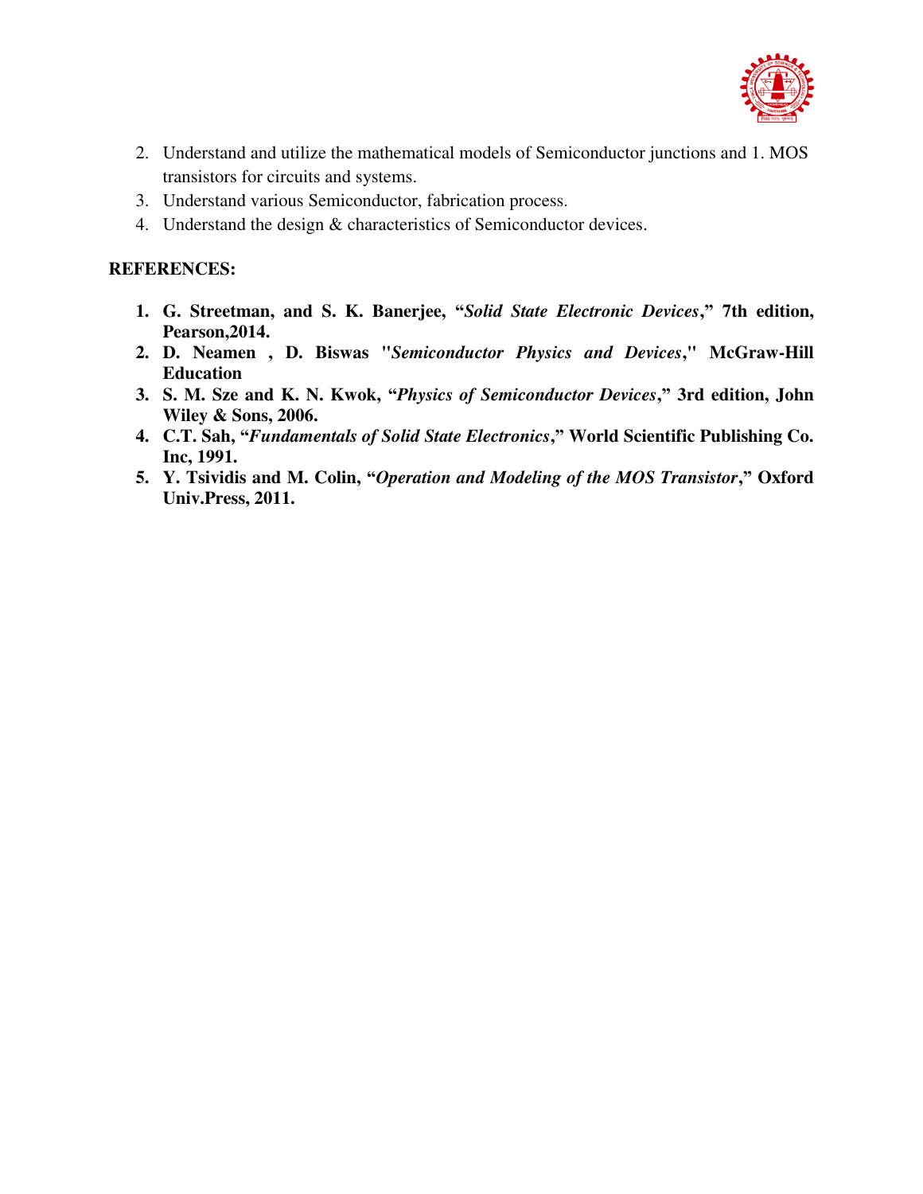2. Understand and utilize the mathematical models of Semiconductor junctions and 1. MOS transistors for circuits and systems.
3. Understand various Semiconductor, fabrication process.
4. Understand the design & characteristics of Semiconductor devices.

**REFERENCES:**

1. **G. Streetman, and S. K. Banerjee, "*Solid State Electronic Devices*," 7th edition, Pearson,2014.**
2. **D. Neamen , D. Biswas "*Semiconductor Physics and Devices*," McGraw-Hill Education**
3. **S. M. Sze and K. N. Kwok, "*Physics of Semiconductor Devices*," 3rd edition, John Wiley & Sons, 2006.**
4. **C.T. Sah, "*Fundamentals of Solid State Electronics*," World Scientific Publishing Co. Inc, 1991.**
5. **Y. Tsividis and M. Colin, "*Operation and Modeling of the MOS Transistor*," Oxford Univ.Press, 2011.**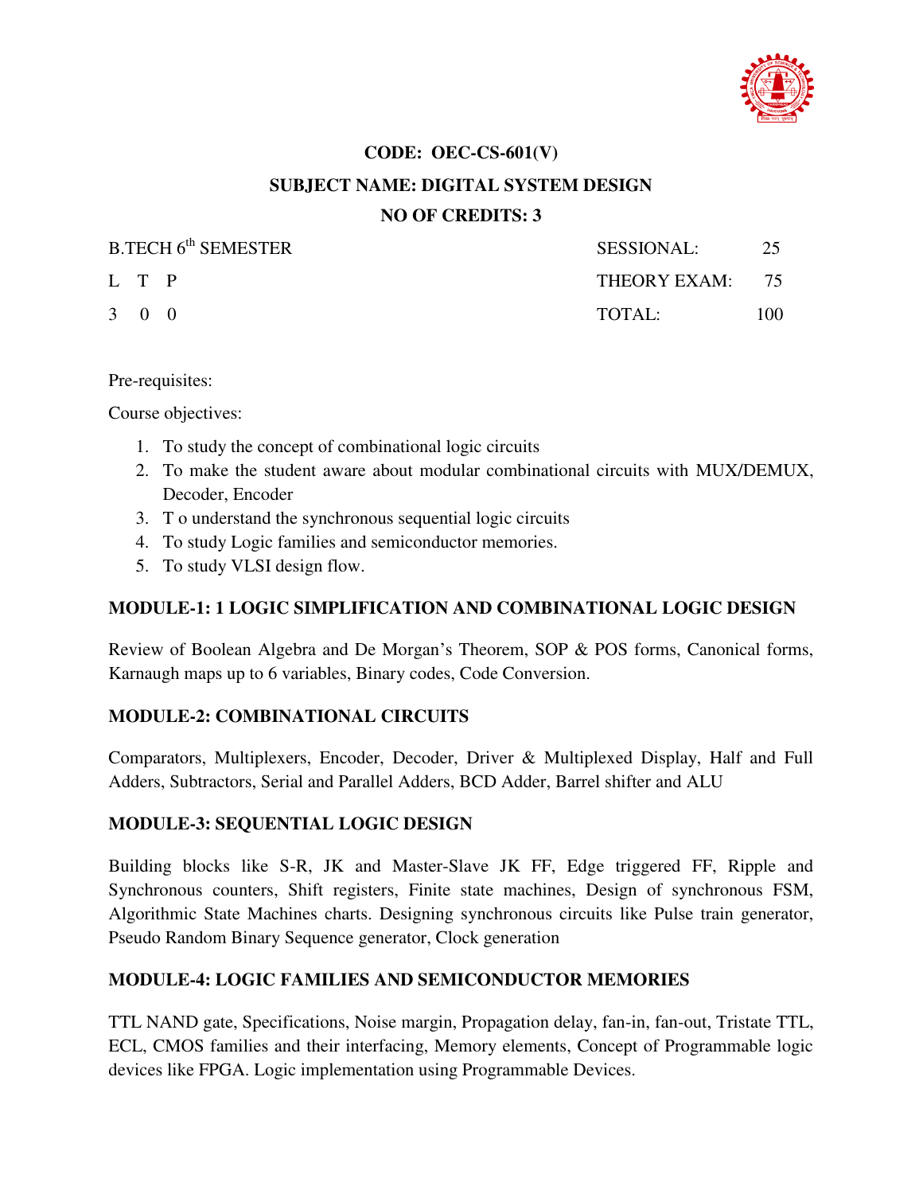**CODE: OEC-CS-601(V)**

**SUBJECT NAME: DIGITAL SYSTEM DESIGN**

**NO OF CREDITS: 3**

| B.TECH 6th SEMESTER | SESSIONAL: 25 |
|---|---|
| L T P | THEORY EXAM: 75 |
| 3 0 0 | TOTAL: 100 |

Pre-requisites:

Course objectives:

1. To study the concept of combinational logic circuits
2. To make the student aware about modular combinational circuits with MUX/DEMUX, Decoder, Encoder
3. T o understand the synchronous sequential logic circuits
4. To study Logic families and semiconductor memories.
5. To study VLSI design flow.

**MODULE-1: 1 LOGIC SIMPLIFICATION AND COMBINATIONAL LOGIC DESIGN**

Review of Boolean Algebra and De Morgan's Theorem, SOP & POS forms, Canonical forms, Karnaugh maps up to 6 variables, Binary codes, Code Conversion.

**MODULE-2: COMBINATIONAL CIRCUITS**

Comparators, Multiplexers, Encoder, Decoder, Driver & Multiplexed Display, Half and Full Adders, Subtractors, Serial and Parallel Adders, BCD Adder, Barrel shifter and ALU

**MODULE-3: SEQUENTIAL LOGIC DESIGN**

Building blocks like S-R, JK and Master-Slave JK FF, Edge triggered FF, Ripple and Synchronous counters, Shift registers, Finite state machines, Design of synchronous FSM, Algorithmic State Machines charts. Designing synchronous circuits like Pulse train generator, Pseudo Random Binary Sequence generator, Clock generation

**MODULE-4: LOGIC FAMILIES AND SEMICONDUCTOR MEMORIES**

TTL NAND gate, Specifications, Noise margin, Propagation delay, fan-in, fan-out, Tristate TTL, ECL, CMOS families and their interfacing, Memory elements, Concept of Programmable logic devices like FPGA. Logic implementation using Programmable Devices.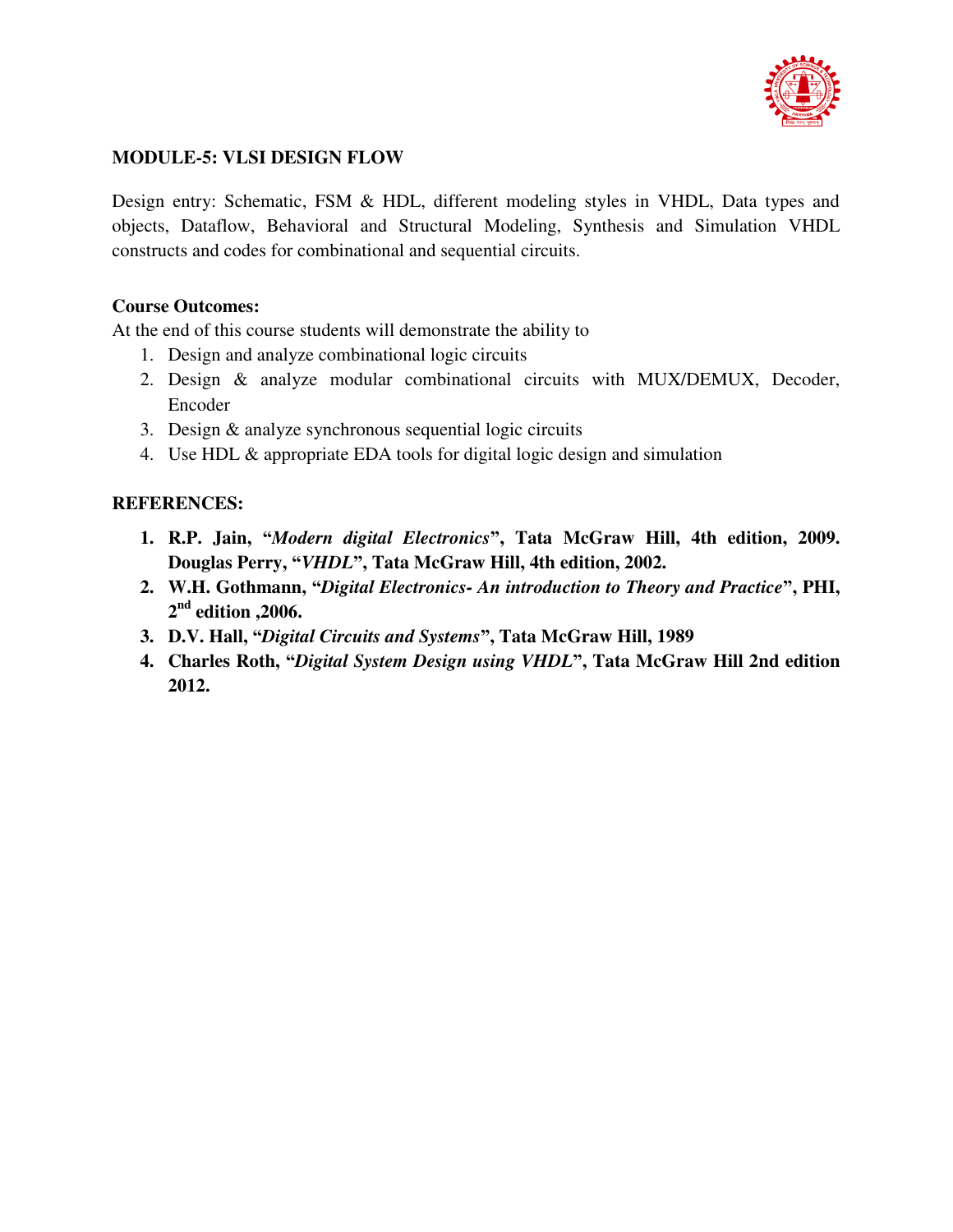**MODULE-5: VLSI DESIGN FLOW**

Design entry: Schematic, FSM & HDL, different modeling styles in VHDL, Data types and objects, Dataflow, Behavioral and Structural Modeling, Synthesis and Simulation VHDL constructs and codes for combinational and sequential circuits.

**Course Outcomes:**

At the end of this course students will demonstrate the ability to

1. Design and analyze combinational logic circuits
2. Design & analyze modular combinational circuits with MUX/DEMUX, Decoder, Encoder
3. Design & analyze synchronous sequential logic circuits
4. Use HDL & appropriate EDA tools for digital logic design and simulation

**REFERENCES:**

1. **R.P. Jain, "*Modern digital Electronics*", Tata McGraw Hill, 4th edition, 2009. Douglas Perry, "*VHDL*", Tata McGraw Hill, 4th edition, 2002.**
2. **W.H. Gothmann, "*Digital Electronics- An introduction to Theory and Practice*", PHI, 2nd edition ,2006.**
3. **D.V. Hall, "*Digital Circuits and Systems*", Tata McGraw Hill, 1989**
4. **Charles Roth, "*Digital System Design using VHDL*", Tata McGraw Hill 2nd edition 2012.**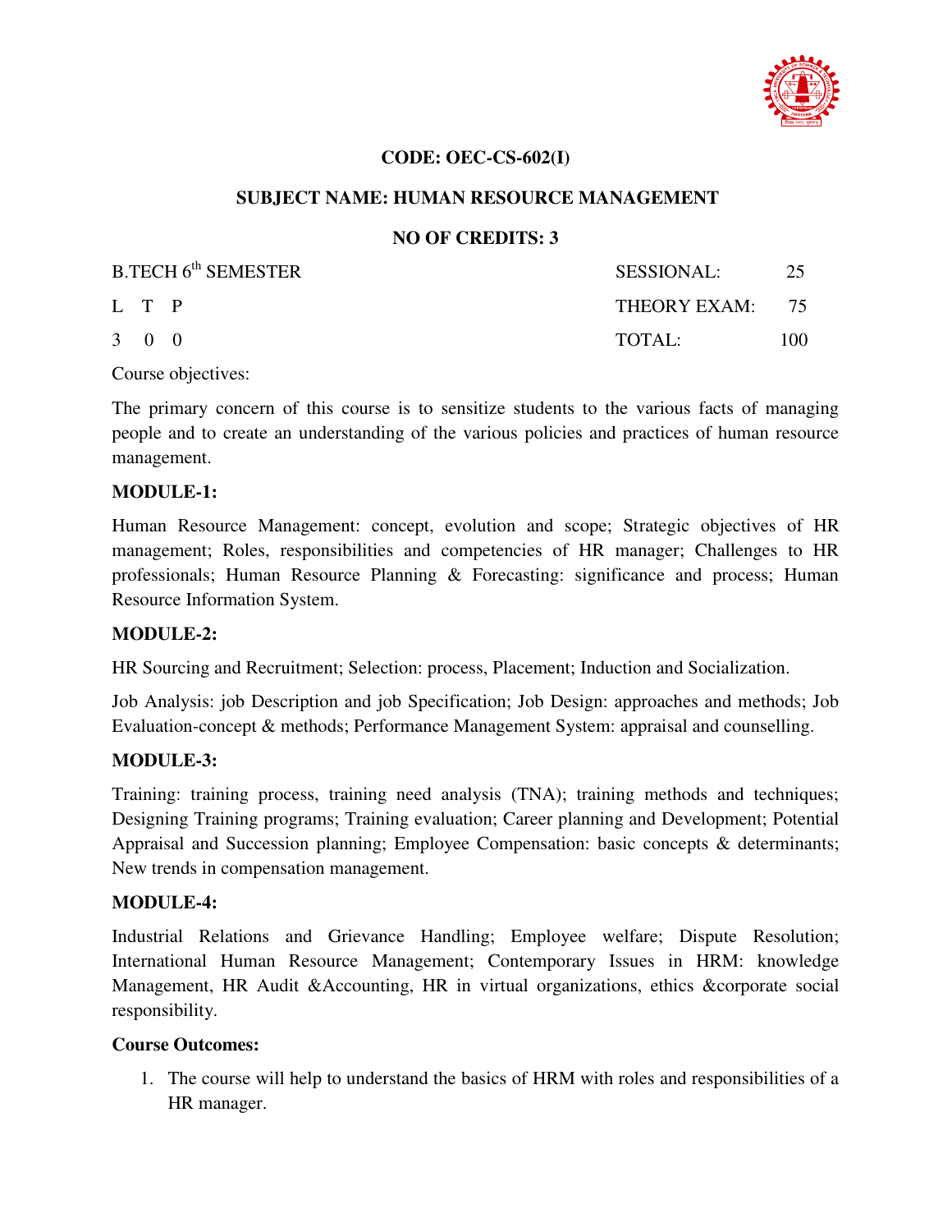**CODE: OEC-CS-602(I)**

**SUBJECT NAME: HUMAN RESOURCE MANAGEMENT**

**NO OF CREDITS: 3**

| B.TECH 6th SEMESTER | SESSIONAL: | 25 |
|---|---|---|
| L T P | THEORY EXAM: | 75 |
| 3 0 0 | TOTAL: | 100 |

Course objectives:

The primary concern of this course is to sensitize students to the various facts of managing people and to create an understanding of the various policies and practices of human resource management.

**MODULE-1:**

Human Resource Management: concept, evolution and scope; Strategic objectives of HR management; Roles, responsibilities and competencies of HR manager; Challenges to HR professionals; Human Resource Planning & Forecasting: significance and process; Human Resource Information System.

**MODULE-2:**

HR Sourcing and Recruitment; Selection: process, Placement; Induction and Socialization.

Job Analysis: job Description and job Specification; Job Design: approaches and methods; Job Evaluation-concept & methods; Performance Management System: appraisal and counselling.

**MODULE-3:**

Training: training process, training need analysis (TNA); training methods and techniques; Designing Training programs; Training evaluation; Career planning and Development; Potential Appraisal and Succession planning; Employee Compensation: basic concepts & determinants; New trends in compensation management.

**MODULE-4:**

Industrial Relations and Grievance Handling; Employee welfare; Dispute Resolution; International Human Resource Management; Contemporary Issues in HRM: knowledge Management, HR Audit &Accounting, HR in virtual organizations, ethics &corporate social responsibility.

**Course Outcomes:**

1. The course will help to understand the basics of HRM with roles and responsibilities of a HR manager.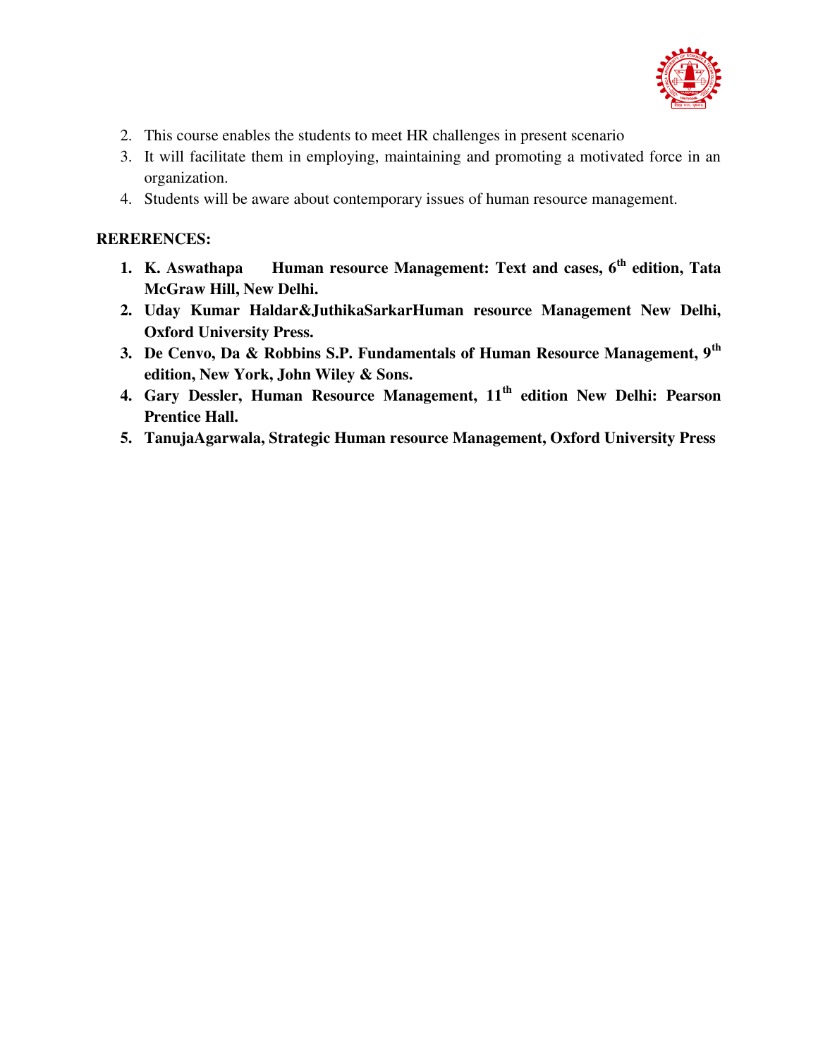2. This course enables the students to meet HR challenges in present scenario
3. It will facilitate them in employing, maintaining and promoting a motivated force in an organization.
4. Students will be aware about contemporary issues of human resource management.

**RERERENCES:**

1. **K. Aswathapa Human resource Management: Text and cases, 6th edition, Tata McGraw Hill, New Delhi.**
2. **Uday Kumar Haldar&JuthikaSarkarHuman resource Management New Delhi, Oxford University Press.**
3. **De Cenvo, Da & Robbins S.P. Fundamentals of Human Resource Management, 9th edition, New York, John Wiley & Sons.**
4. **Gary Dessler, Human Resource Management, 11th edition New Delhi: Pearson Prentice Hall.**
5. **TanujaAgarwala, Strategic Human resource Management, Oxford University Press**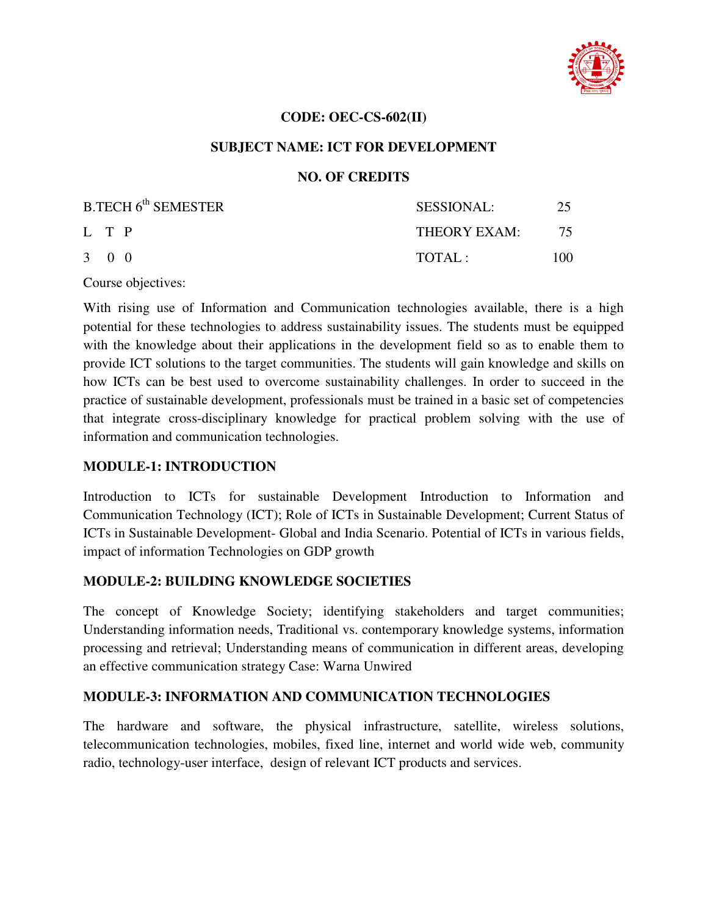**CODE: OEC-CS-602(II)**

**SUBJECT NAME: ICT FOR DEVELOPMENT**

**NO. OF CREDITS**

| B.TECH 6th SEMESTER | SESSIONAL: | 25 |
|---|---|---|
| L T P | THEORY EXAM: | 75 |
| 3 0 0 | TOTAL : | 100 |

Course objectives:

With rising use of Information and Communication technologies available, there is a high potential for these technologies to address sustainability issues. The students must be equipped with the knowledge about their applications in the development field so as to enable them to provide ICT solutions to the target communities. The students will gain knowledge and skills on how ICTs can be best used to overcome sustainability challenges. In order to succeed in the practice of sustainable development, professionals must be trained in a basic set of competencies that integrate cross-disciplinary knowledge for practical problem solving with the use of information and communication technologies.

## MODULE-1: INTRODUCTION

Introduction to ICTs for sustainable Development Introduction to Information and Communication Technology (ICT); Role of ICTs in Sustainable Development; Current Status of ICTs in Sustainable Development- Global and India Scenario. Potential of ICTs in various fields, impact of information Technologies on GDP growth

## MODULE-2: BUILDING KNOWLEDGE SOCIETIES

The concept of Knowledge Society; identifying stakeholders and target communities; Understanding information needs, Traditional vs. contemporary knowledge systems, information processing and retrieval; Understanding means of communication in different areas, developing an effective communication strategy Case: Warna Unwired

## MODULE-3: INFORMATION AND COMMUNICATION TECHNOLOGIES

The hardware and software, the physical infrastructure, satellite, wireless solutions, telecommunication technologies, mobiles, fixed line, internet and world wide web, community radio, technology-user interface, design of relevant ICT products and services.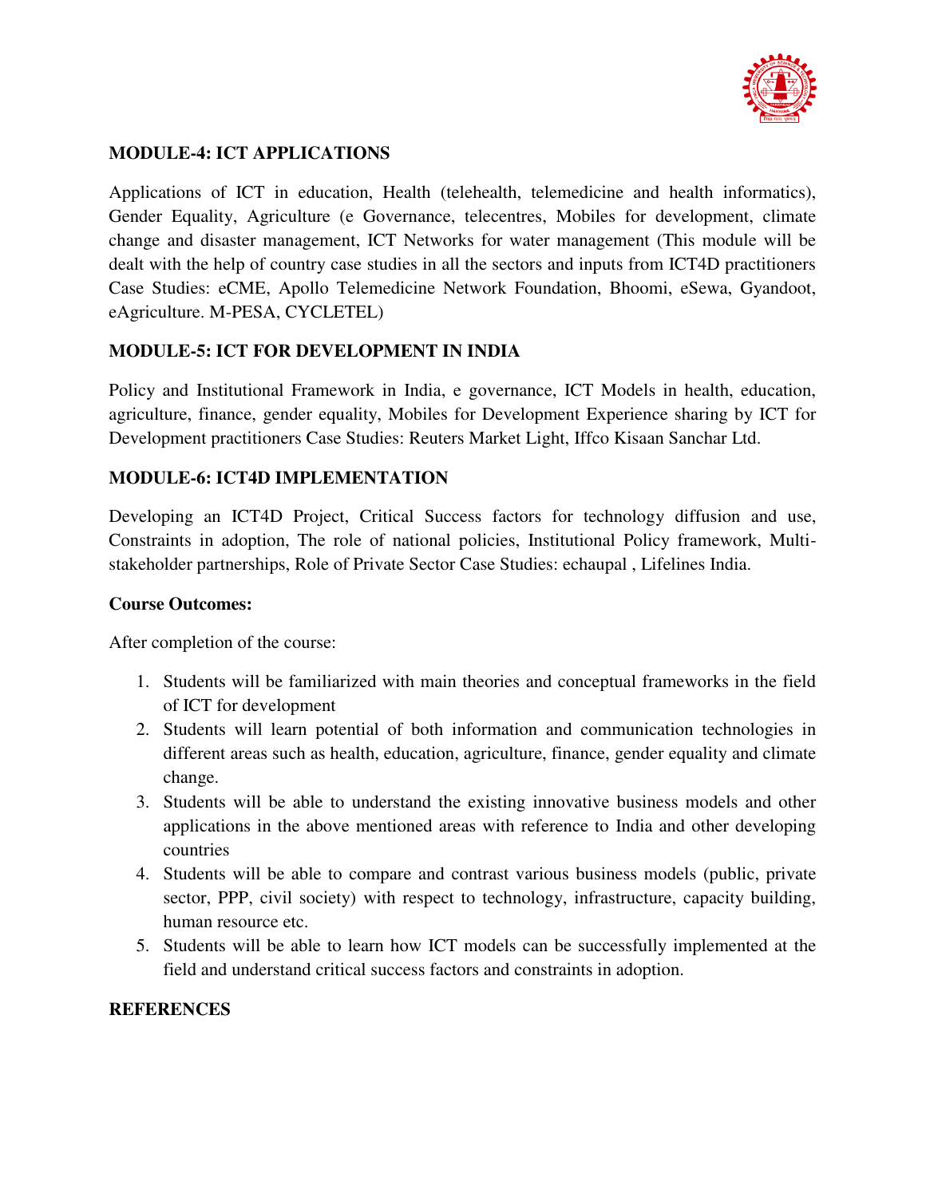**MODULE-4: ICT APPLICATIONS**

Applications of ICT in education, Health (telehealth, telemedicine and health informatics), Gender Equality, Agriculture (e Governance, telecentres, Mobiles for development, climate change and disaster management, ICT Networks for water management (This module will be dealt with the help of country case studies in all the sectors and inputs from ICT4D practitioners Case Studies: eCME, Apollo Telemedicine Network Foundation, Bhoomi, eSewa, Gyandoot, eAgriculture. M-PESA, CYCLETEL)

**MODULE-5: ICT FOR DEVELOPMENT IN INDIA**

Policy and Institutional Framework in India, e governance, ICT Models in health, education, agriculture, finance, gender equality, Mobiles for Development Experience sharing by ICT for Development practitioners Case Studies: Reuters Market Light, Iffco Kisaan Sanchar Ltd.

**MODULE-6: ICT4D IMPLEMENTATION**

Developing an ICT4D Project, Critical Success factors for technology diffusion and use, Constraints in adoption, The role of national policies, Institutional Policy framework, Multi-stakeholder partnerships, Role of Private Sector Case Studies: echaupal , Lifelines India.

**Course Outcomes:**

After completion of the course:

1. Students will be familiarized with main theories and conceptual frameworks in the field of ICT for development
2. Students will learn potential of both information and communication technologies in different areas such as health, education, agriculture, finance, gender equality and climate change.
3. Students will be able to understand the existing innovative business models and other applications in the above mentioned areas with reference to India and other developing countries
4. Students will be able to compare and contrast various business models (public, private sector, PPP, civil society) with respect to technology, infrastructure, capacity building, human resource etc.
5. Students will be able to learn how ICT models can be successfully implemented at the field and understand critical success factors and constraints in adoption.

**REFERENCES**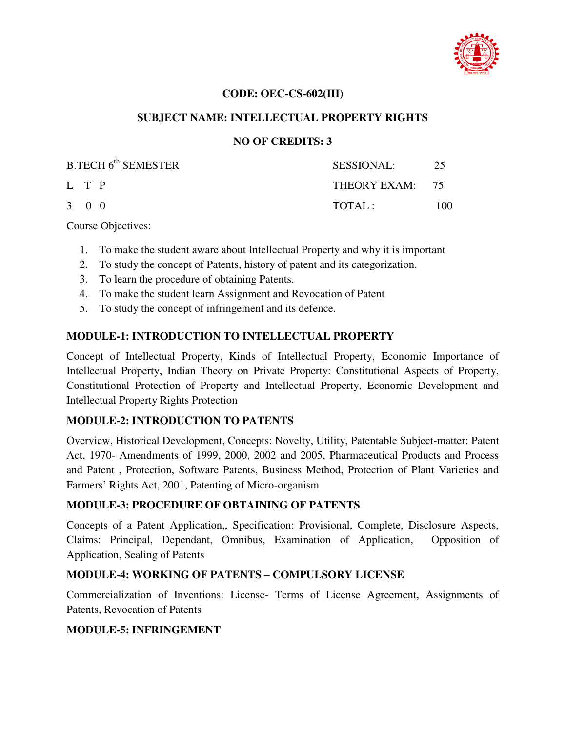**CODE: OEC-CS-602(III)**

**SUBJECT NAME: INTELLECTUAL PROPERTY RIGHTS**

**NO OF CREDITS: 3**

| B.TECH 6th SEMESTER | SESSIONAL: | 25 |
|---|---|---|
| L T P | THEORY EXAM: | 75 |
| 3 0 0 | TOTAL : | 100 |

Course Objectives:

1. To make the student aware about Intellectual Property and why it is important
2. To study the concept of Patents, history of patent and its categorization.
3. To learn the procedure of obtaining Patents.
4. To make the student learn Assignment and Revocation of Patent
5. To study the concept of infringement and its defence.

### MODULE-1: INTRODUCTION TO INTELLECTUAL PROPERTY

Concept of Intellectual Property, Kinds of Intellectual Property, Economic Importance of Intellectual Property, Indian Theory on Private Property: Constitutional Aspects of Property, Constitutional Protection of Property and Intellectual Property, Economic Development and Intellectual Property Rights Protection

### MODULE-2: INTRODUCTION TO PATENTS

Overview, Historical Development, Concepts: Novelty, Utility, Patentable Subject-matter: Patent Act, 1970- Amendments of 1999, 2000, 2002 and 2005, Pharmaceutical Products and Process and Patent , Protection, Software Patents, Business Method, Protection of Plant Varieties and Farmers' Rights Act, 2001, Patenting of Micro-organism

### MODULE-3: PROCEDURE OF OBTAINING OF PATENTS

Concepts of a Patent Application,, Specification: Provisional, Complete, Disclosure Aspects, Claims: Principal, Dependant, Omnibus, Examination of Application, Opposition of Application, Sealing of Patents

### MODULE-4: WORKING OF PATENTS – COMPULSORY LICENSE

Commercialization of Inventions: License- Terms of License Agreement, Assignments of Patents, Revocation of Patents

### MODULE-5: INFRINGEMENT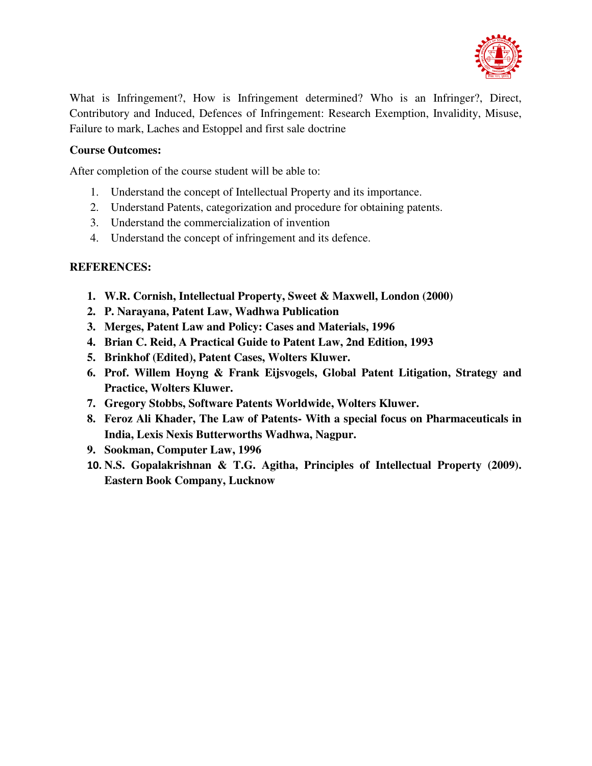What is Infringement?, How is Infringement determined? Who is an Infringer?, Direct, Contributory and Induced, Defences of Infringement: Research Exemption, Invalidity, Misuse, Failure to mark, Laches and Estoppel and first sale doctrine

**Course Outcomes:**

After completion of the course student will be able to:

1. Understand the concept of Intellectual Property and its importance.
2. Understand Patents, categorization and procedure for obtaining patents.
3. Understand the commercialization of invention
4. Understand the concept of infringement and its defence.

**REFERENCES:**

1. **W.R. Cornish, Intellectual Property, Sweet & Maxwell, London (2000)**
2. **P. Narayana, Patent Law, Wadhwa Publication**
3. **Merges, Patent Law and Policy: Cases and Materials, 1996**
4. **Brian C. Reid, A Practical Guide to Patent Law, 2nd Edition, 1993**
5. **Brinkhof (Edited), Patent Cases, Wolters Kluwer.**
6. **Prof. Willem Hoyng & Frank Eijsvogels, Global Patent Litigation, Strategy and Practice, Wolters Kluwer.**
7. **Gregory Stobbs, Software Patents Worldwide, Wolters Kluwer.**
8. **Feroz Ali Khader, The Law of Patents- With a special focus on Pharmaceuticals in India, Lexis Nexis Butterworths Wadhwa, Nagpur.**
9. **Sookman, Computer Law, 1996**
10. **N.S. Gopalakrishnan & T.G. Agitha, Principles of Intellectual Property (2009). Eastern Book Company, Lucknow**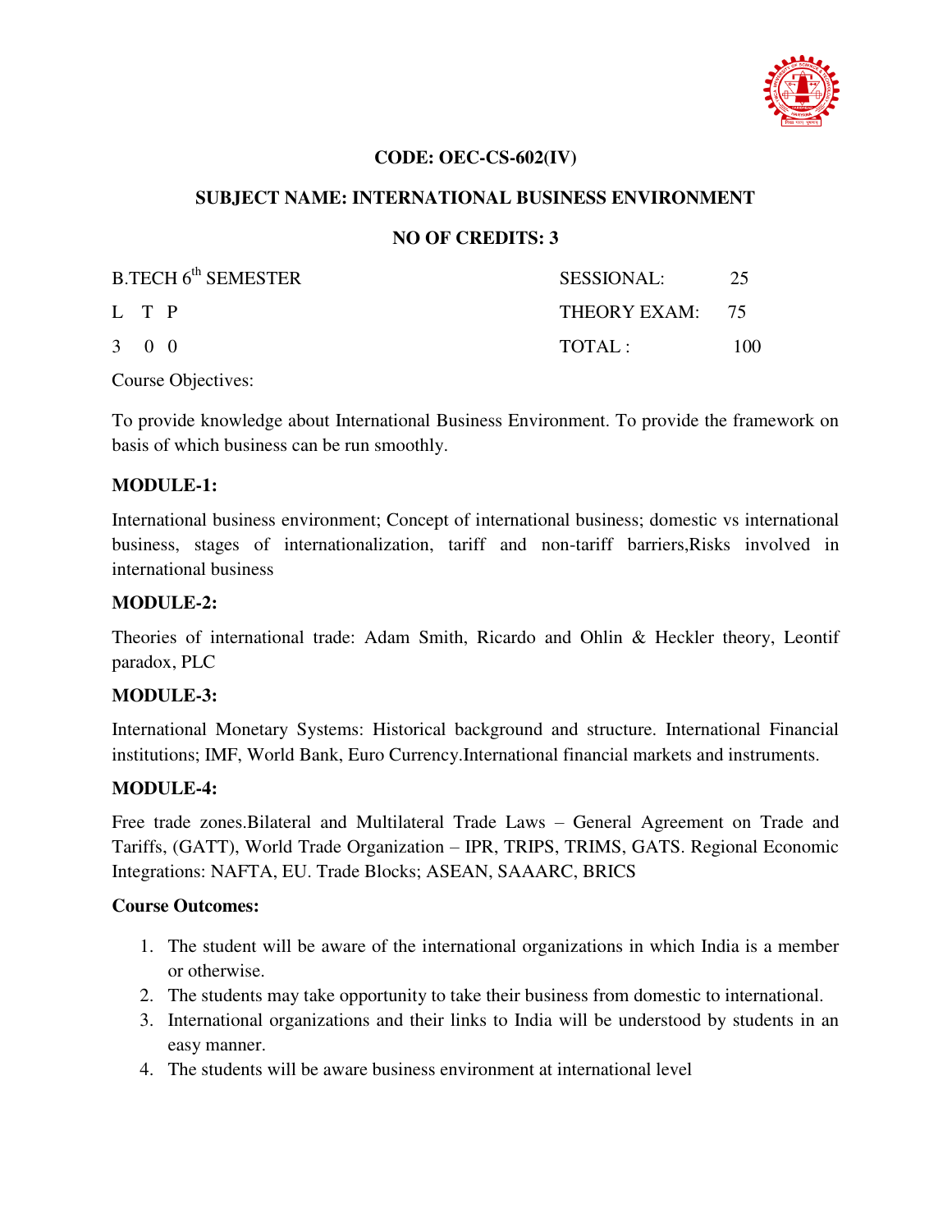**CODE: OEC-CS-602(IV)**

**SUBJECT NAME: INTERNATIONAL BUSINESS ENVIRONMENT**

**NO OF CREDITS: 3**

| B.TECH 6th SEMESTER | SESSIONAL: | 25 |
|---|---|---|
| L T P | THEORY EXAM: | 75 |
| 3 0 0 | TOTAL : | 100 |

Course Objectives:

To provide knowledge about International Business Environment. To provide the framework on basis of which business can be run smoothly.

**MODULE-1:**

International business environment; Concept of international business; domestic vs international business, stages of internationalization, tariff and non-tariff barriers,Risks involved in international business

**MODULE-2:**

Theories of international trade: Adam Smith, Ricardo and Ohlin & Heckler theory, Leontif paradox, PLC

**MODULE-3:**

International Monetary Systems: Historical background and structure. International Financial institutions; IMF, World Bank, Euro Currency.International financial markets and instruments.

**MODULE-4:**

Free trade zones.Bilateral and Multilateral Trade Laws – General Agreement on Trade and Tariffs, (GATT), World Trade Organization – IPR, TRIPS, TRIMS, GATS. Regional Economic Integrations: NAFTA, EU. Trade Blocks; ASEAN, SAAARC, BRICS

**Course Outcomes:**

1. The student will be aware of the international organizations in which India is a member or otherwise.
2. The students may take opportunity to take their business from domestic to international.
3. International organizations and their links to India will be understood by students in an easy manner.
4. The students will be aware business environment at international level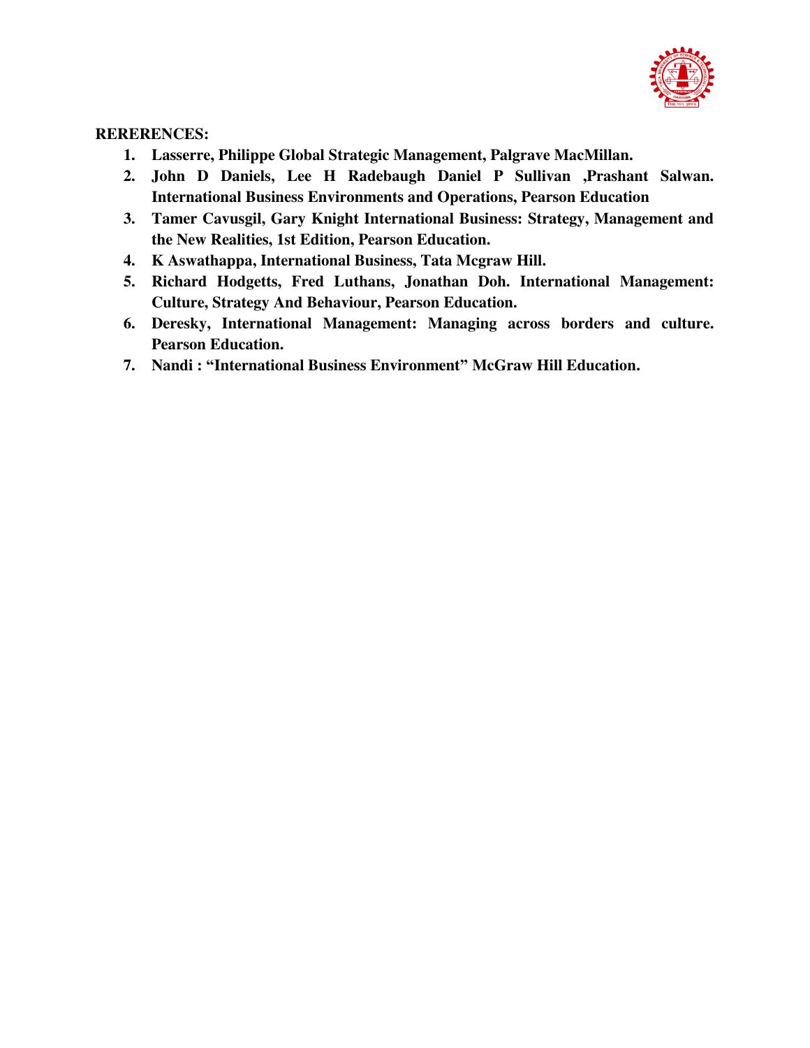**RERERENCES:**

1. **Lasserre, Philippe Global Strategic Management, Palgrave MacMillan.**
2. **John D Daniels, Lee H Radebaugh Daniel P Sullivan ,Prashant Salwan. International Business Environments and Operations, Pearson Education**
3. **Tamer Cavusgil, Gary Knight International Business: Strategy, Management and the New Realities, 1st Edition, Pearson Education.**
4. **K Aswathappa, International Business, Tata Mcgraw Hill.**
5. **Richard Hodgetts, Fred Luthans, Jonathan Doh. International Management: Culture, Strategy And Behaviour, Pearson Education.**
6. **Deresky, International Management: Managing across borders and culture. Pearson Education.**
7. **Nandi : "International Business Environment" McGraw Hill Education.**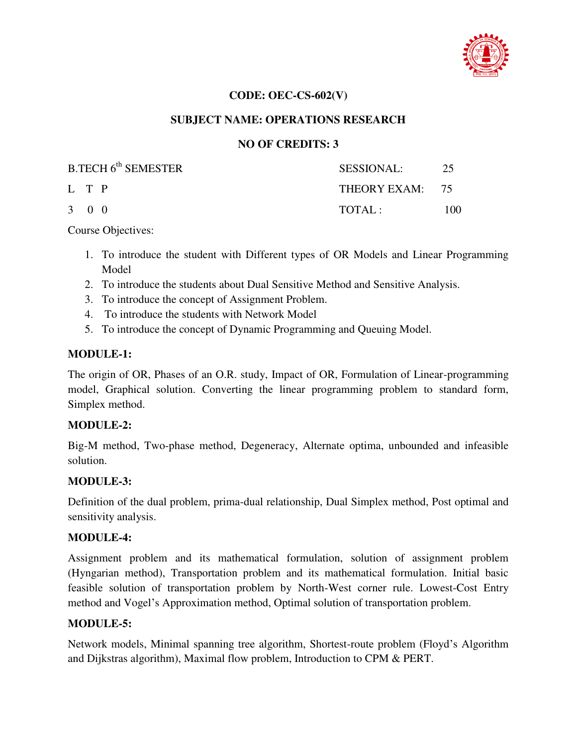**CODE: OEC-CS-602(V)**

**SUBJECT NAME: OPERATIONS RESEARCH**

**NO OF CREDITS: 3**

| B.TECH 6th SEMESTER | SESSIONAL: | 25 |
|---|---|---|
| L T P | THEORY EXAM: | 75 |
| 3 0 0 | TOTAL : | 100 |

Course Objectives:

1. To introduce the student with Different types of OR Models and Linear Programming Model
2. To introduce the students about Dual Sensitive Method and Sensitive Analysis.
3. To introduce the concept of Assignment Problem.
4. To introduce the students with Network Model
5. To introduce the concept of Dynamic Programming and Queuing Model.

**MODULE-1:**

The origin of OR, Phases of an O.R. study, Impact of OR, Formulation of Linear-programming model, Graphical solution. Converting the linear programming problem to standard form, Simplex method.

**MODULE-2:**

Big-M method, Two-phase method, Degeneracy, Alternate optima, unbounded and infeasible solution.

**MODULE-3:**

Definition of the dual problem, prima-dual relationship, Dual Simplex method, Post optimal and sensitivity analysis.

**MODULE-4:**

Assignment problem and its mathematical formulation, solution of assignment problem (Hyngarian method), Transportation problem and its mathematical formulation. Initial basic feasible solution of transportation problem by North-West corner rule. Lowest-Cost Entry method and Vogel's Approximation method, Optimal solution of transportation problem.

**MODULE-5:**

Network models, Minimal spanning tree algorithm, Shortest-route problem (Floyd's Algorithm and Dijkstras algorithm), Maximal flow problem, Introduction to CPM & PERT.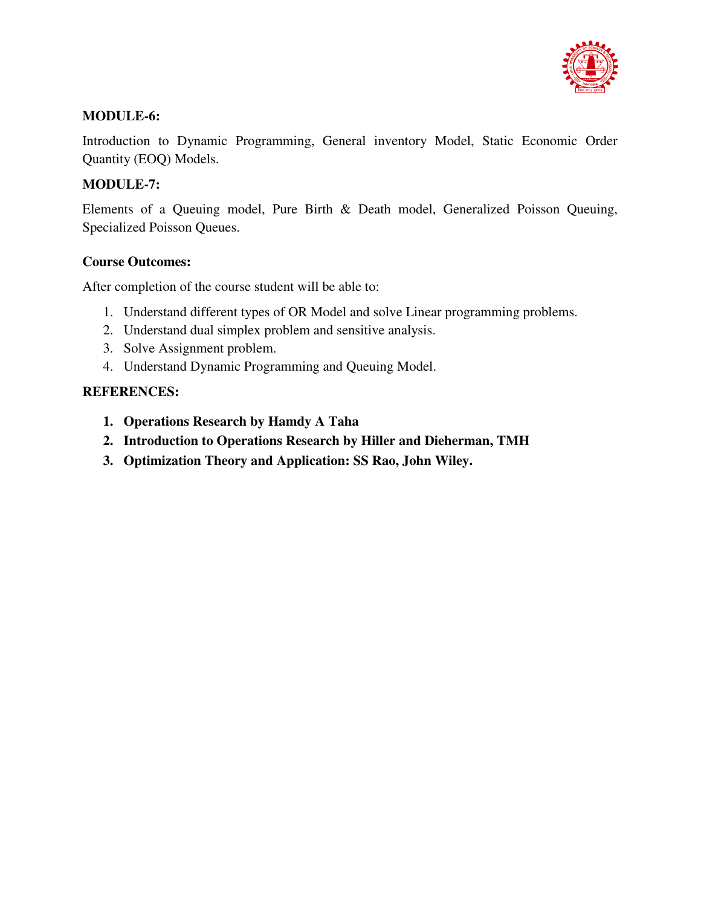**MODULE-6:**

Introduction to Dynamic Programming, General inventory Model, Static Economic Order Quantity (EOQ) Models.

**MODULE-7:**

Elements of a Queuing model, Pure Birth & Death model, Generalized Poisson Queuing, Specialized Poisson Queues.

**Course Outcomes:**

After completion of the course student will be able to:

1. Understand different types of OR Model and solve Linear programming problems.
2. Understand dual simplex problem and sensitive analysis.
3. Solve Assignment problem.
4. Understand Dynamic Programming and Queuing Model.

**REFERENCES:**

1. **Operations Research by Hamdy A Taha**
2. **Introduction to Operations Research by Hiller and Dieherman, TMH**
3. **Optimization Theory and Application: SS Rao, John Wiley.**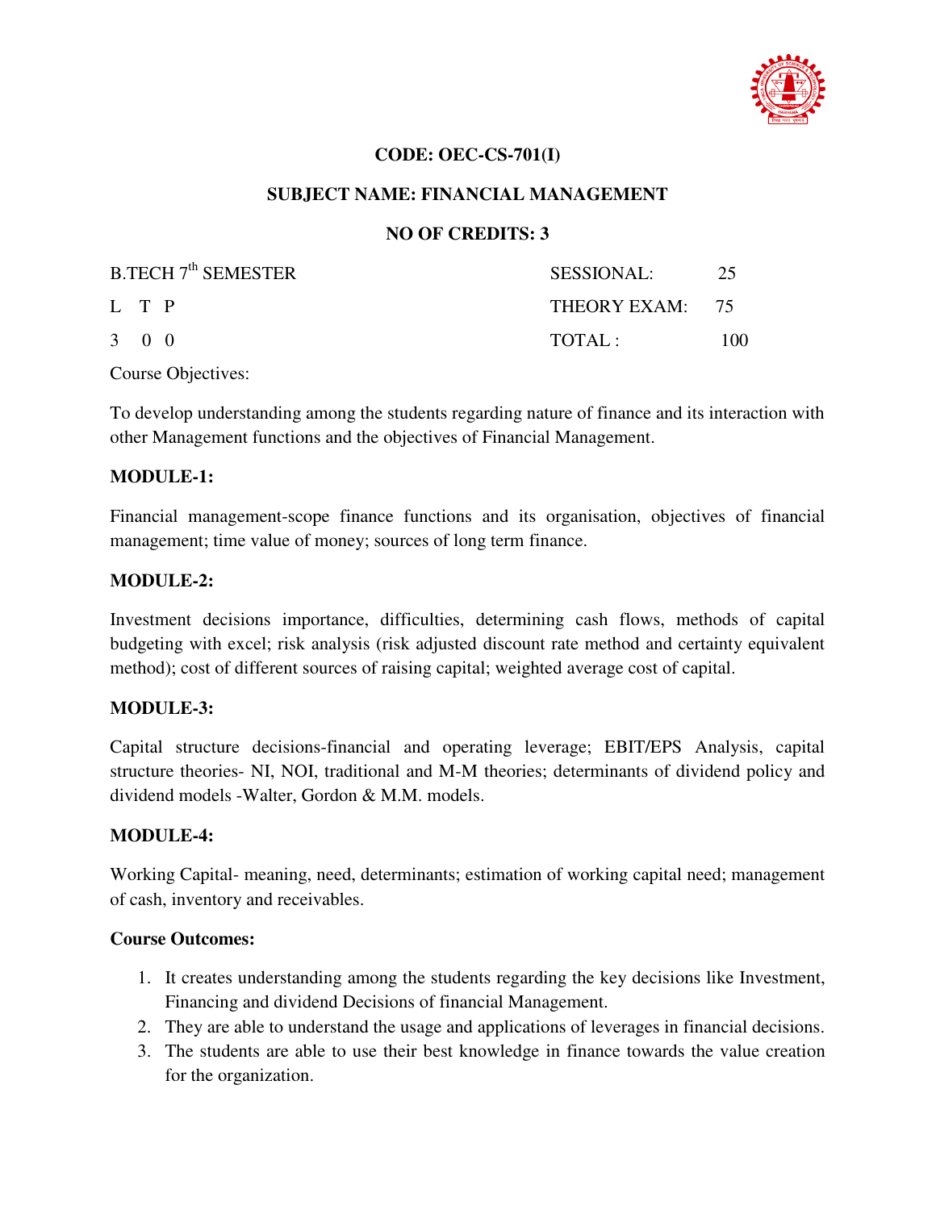**CODE: OEC-CS-701(I)**

**SUBJECT NAME: FINANCIAL MANAGEMENT**

**NO OF CREDITS: 3**

| B.TECH 7$^{th}$ SEMESTER | SESSIONAL: 25 |
|---|---|
| L T P | THEORY EXAM: 75 |
| 3 0 0 | TOTAL : 100 |

Course Objectives:

To develop understanding among the students regarding nature of finance and its interaction with other Management functions and the objectives of Financial Management.

**MODULE-1:**

Financial management-scope finance functions and its organisation, objectives of financial management; time value of money; sources of long term finance.

**MODULE-2:**

Investment decisions importance, difficulties, determining cash flows, methods of capital budgeting with excel; risk analysis (risk adjusted discount rate method and certainty equivalent method); cost of different sources of raising capital; weighted average cost of capital.

**MODULE-3:**

Capital structure decisions-financial and operating leverage; EBIT/EPS Analysis, capital structure theories- NI, NOI, traditional and M-M theories; determinants of dividend policy and dividend models -Walter, Gordon & M.M. models.

**MODULE-4:**

Working Capital- meaning, need, determinants; estimation of working capital need; management of cash, inventory and receivables.

**Course Outcomes:**

1. It creates understanding among the students regarding the key decisions like Investment, Financing and dividend Decisions of financial Management.
2. They are able to understand the usage and applications of leverages in financial decisions.
3. The students are able to use their best knowledge in finance towards the value creation for the organization.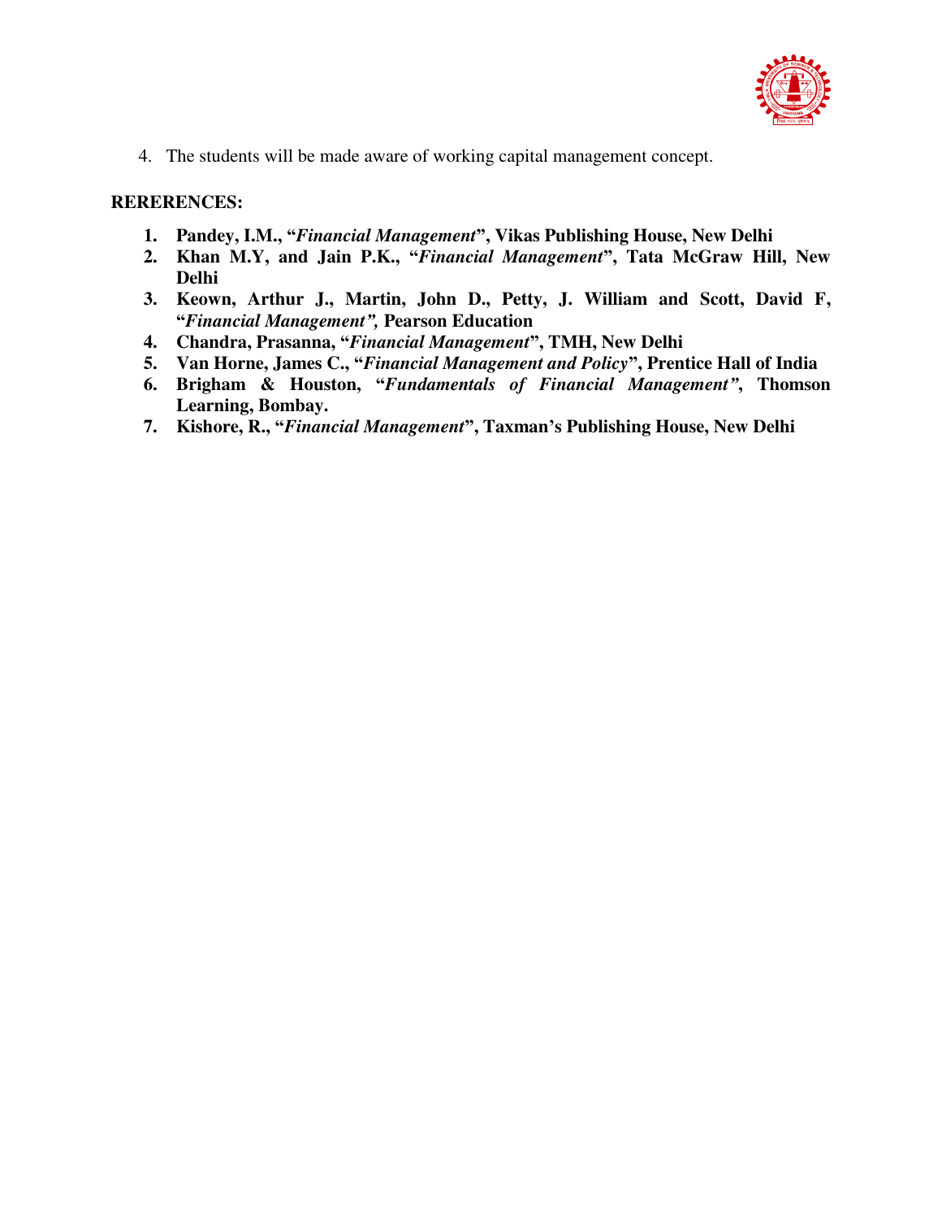4. The students will be made aware of working capital management concept.

**RERERENCES:**

1. **Pandey, I.M., "*Financial Management*", Vikas Publishing House, New Delhi**
2. **Khan M.Y, and Jain P.K., "*Financial Management*", Tata McGraw Hill, New Delhi**
3. **Keown, Arthur J., Martin, John D., Petty, J. William and Scott, David F, "*Financial Management",* Pearson Education**
4. **Chandra, Prasanna, "*Financial Management*", TMH, New Delhi**
5. **Van Horne, James C., "*Financial Management and Policy*", Prentice Hall of India**
6. **Brigham & Houston, "*Fundamentals of Financial Management",* Thomson Learning, Bombay.**
7. **Kishore, R., "*Financial Management*", Taxman's Publishing House, New Delhi**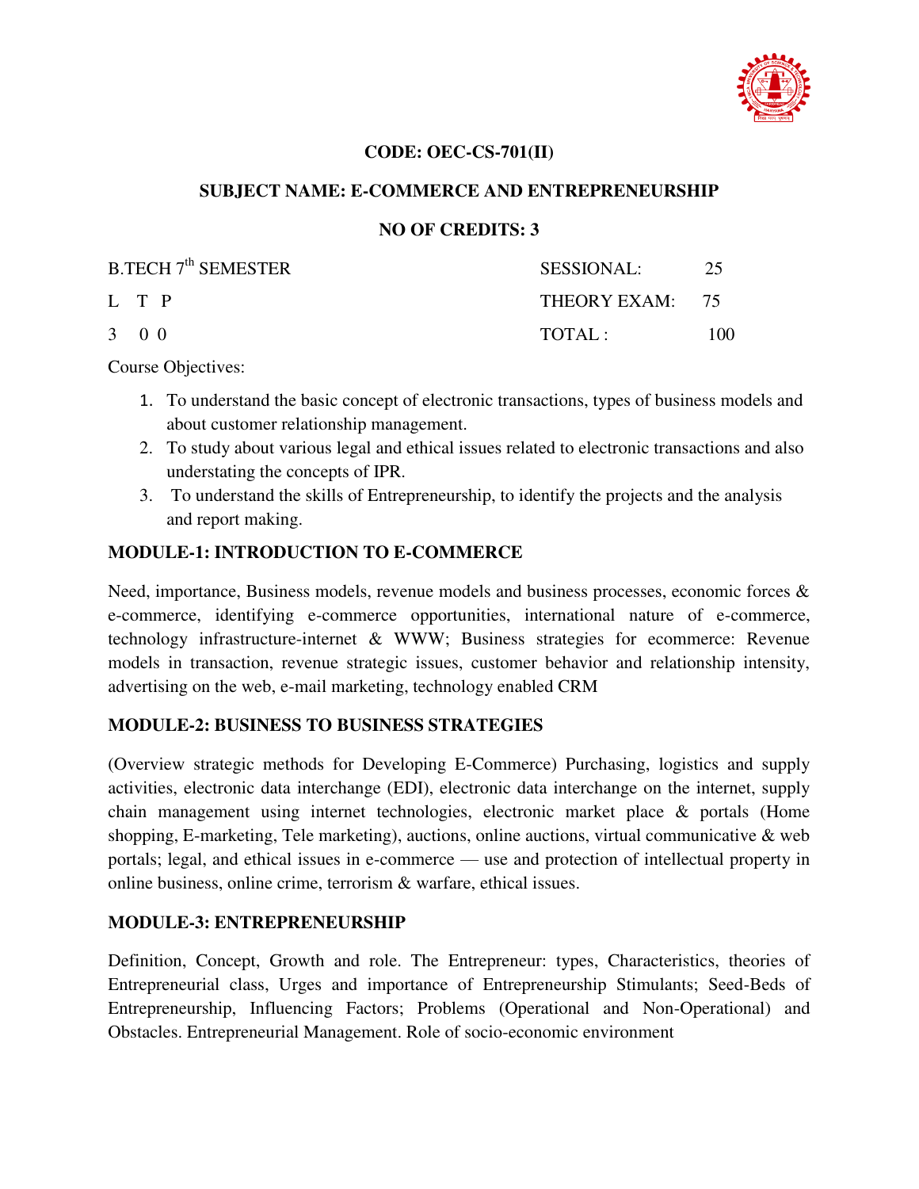**CODE: OEC-CS-701(II)**

**SUBJECT NAME: E-COMMERCE AND ENTREPRENEURSHIP**

**NO OF CREDITS: 3**

| B.TECH 7th SEMESTER | SESSIONAL: | 25 |
|---|---|---|
| L T P | THEORY EXAM: | 75 |
| 3 0 0 | TOTAL : | 100 |

Course Objectives:

1. To understand the basic concept of electronic transactions, types of business models and about customer relationship management.
2. To study about various legal and ethical issues related to electronic transactions and also understating the concepts of IPR.
3. To understand the skills of Entrepreneurship, to identify the projects and the analysis and report making.

**MODULE-1: INTRODUCTION TO E-COMMERCE**

Need, importance, Business models, revenue models and business processes, economic forces & e-commerce, identifying e-commerce opportunities, international nature of e-commerce, technology infrastructure-internet & WWW; Business strategies for ecommerce: Revenue models in transaction, revenue strategic issues, customer behavior and relationship intensity, advertising on the web, e-mail marketing, technology enabled CRM

**MODULE-2: BUSINESS TO BUSINESS STRATEGIES**

(Overview strategic methods for Developing E-Commerce) Purchasing, logistics and supply activities, electronic data interchange (EDI), electronic data interchange on the internet, supply chain management using internet technologies, electronic market place & portals (Home shopping, E-marketing, Tele marketing), auctions, online auctions, virtual communicative & web portals; legal, and ethical issues in e-commerce — use and protection of intellectual property in online business, online crime, terrorism & warfare, ethical issues.

**MODULE-3: ENTREPRENEURSHIP**

Definition, Concept, Growth and role. The Entrepreneur: types, Characteristics, theories of Entrepreneurial class, Urges and importance of Entrepreneurship Stimulants; Seed-Beds of Entrepreneurship, Influencing Factors; Problems (Operational and Non-Operational) and Obstacles. Entrepreneurial Management. Role of socio-economic environment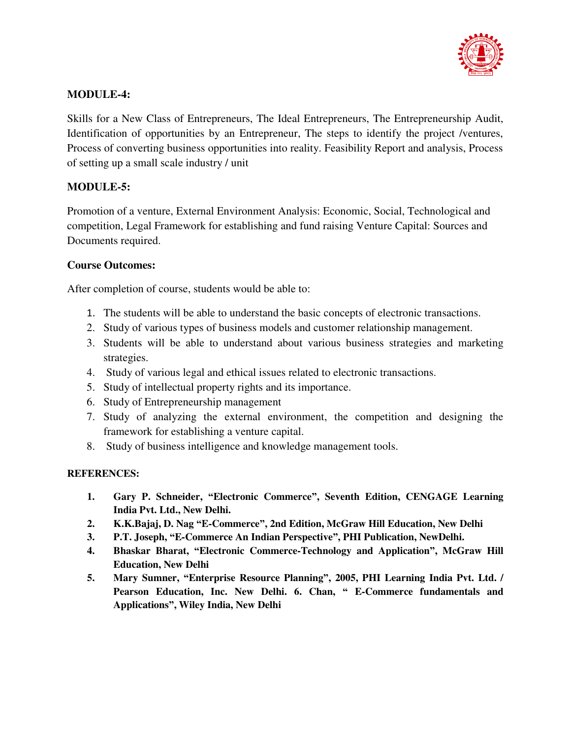**MODULE-4:**

Skills for a New Class of Entrepreneurs, The Ideal Entrepreneurs, The Entrepreneurship Audit, Identification of opportunities by an Entrepreneur, The steps to identify the project /ventures, Process of converting business opportunities into reality. Feasibility Report and analysis, Process of setting up a small scale industry / unit

**MODULE-5:**

Promotion of a venture, External Environment Analysis: Economic, Social, Technological and competition, Legal Framework for establishing and fund raising Venture Capital: Sources and Documents required.

**Course Outcomes:**

After completion of course, students would be able to:

1. The students will be able to understand the basic concepts of electronic transactions.
2. Study of various types of business models and customer relationship management.
3. Students will be able to understand about various business strategies and marketing strategies.
4. Study of various legal and ethical issues related to electronic transactions.
5. Study of intellectual property rights and its importance.
6. Study of Entrepreneurship management
7. Study of analyzing the external environment, the competition and designing the framework for establishing a venture capital.
8. Study of business intelligence and knowledge management tools.

**REFERENCES:**

1. **Gary P. Schneider, "Electronic Commerce", Seventh Edition, CENGAGE Learning India Pvt. Ltd., New Delhi.**
2. **K.K.Bajaj, D. Nag "E-Commerce", 2nd Edition, McGraw Hill Education, New Delhi**
3. **P.T. Joseph, "E-Commerce An Indian Perspective", PHI Publication, NewDelhi.**
4. **Bhaskar Bharat, "Electronic Commerce-Technology and Application", McGraw Hill Education, New Delhi**
5. **Mary Sumner, "Enterprise Resource Planning", 2005, PHI Learning India Pvt. Ltd. / Pearson Education, Inc. New Delhi. 6. Chan, " E-Commerce fundamentals and Applications", Wiley India, New Delhi**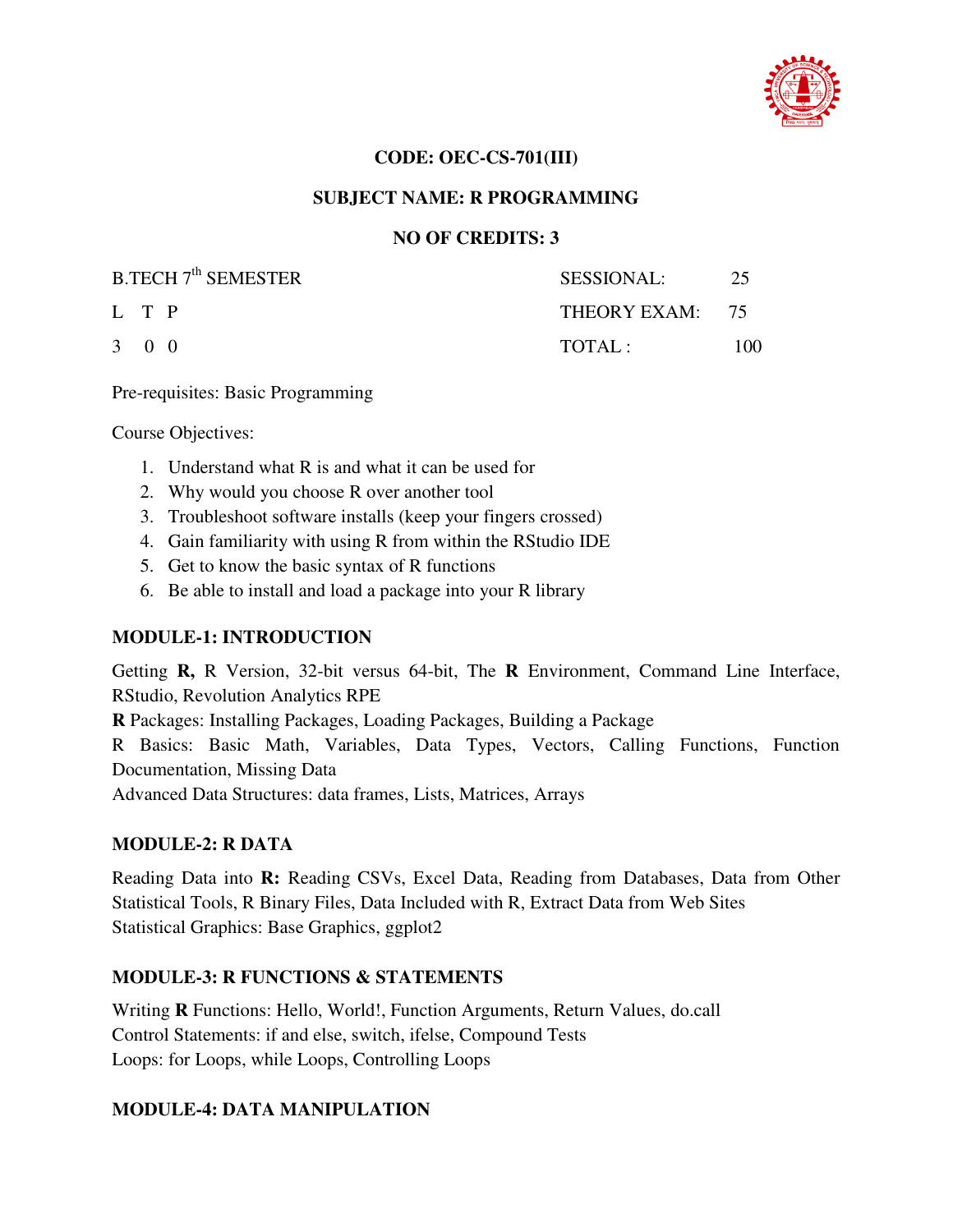**CODE: OEC-CS-701(III)**

**SUBJECT NAME: R PROGRAMMING**

**NO OF CREDITS: 3**

| B.TECH 7th SEMESTER | SESSIONAL: | 25 |
|---|---|---|
| L T P | THEORY EXAM: | 75 |
| 3 0 0 | TOTAL : | 100 |

Pre-requisites: Basic Programming

Course Objectives:

1. Understand what R is and what it can be used for
2. Why would you choose R over another tool
3. Troubleshoot software installs (keep your fingers crossed)
4. Gain familiarity with using R from within the RStudio IDE
5. Get to know the basic syntax of R functions
6. Be able to install and load a package into your R library

**MODULE-1: INTRODUCTION**

Getting **R,** R Version, 32-bit versus 64-bit, The **R** Environment, Command Line Interface, RStudio, Revolution Analytics RPE
**R** Packages: Installing Packages, Loading Packages, Building a Package
R Basics: Basic Math, Variables, Data Types, Vectors, Calling Functions, Function Documentation, Missing Data
Advanced Data Structures: data frames, Lists, Matrices, Arrays

**MODULE-2: R DATA**

Reading Data into **R:** Reading CSVs, Excel Data, Reading from Databases, Data from Other Statistical Tools, R Binary Files, Data Included with R, Extract Data from Web Sites
Statistical Graphics: Base Graphics, ggplot2

**MODULE-3: R FUNCTIONS & STATEMENTS**

Writing **R** Functions: Hello, World!, Function Arguments, Return Values, do.call
Control Statements: if and else, switch, ifelse, Compound Tests
Loops: for Loops, while Loops, Controlling Loops

**MODULE-4: DATA MANIPULATION**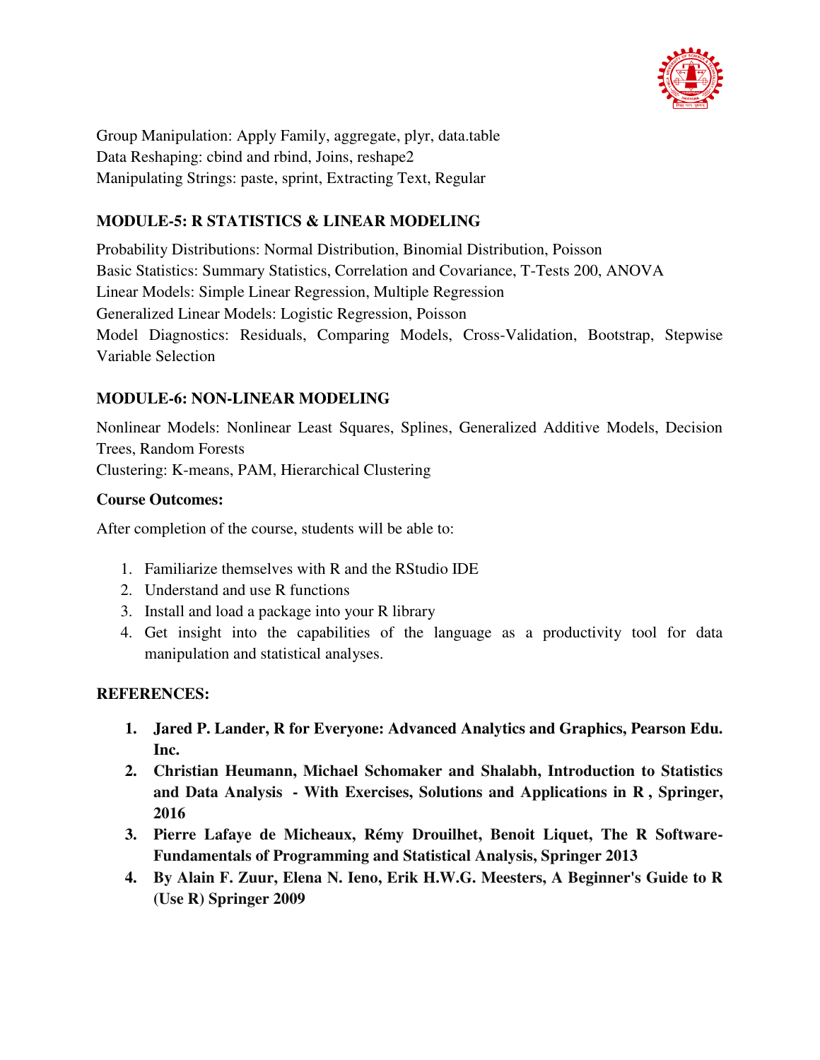Group Manipulation: Apply Family, aggregate, plyr, data.table
Data Reshaping: cbind and rbind, Joins, reshape2
Manipulating Strings: paste, sprint, Extracting Text, Regular

**MODULE-5: R STATISTICS & LINEAR MODELING**

Probability Distributions: Normal Distribution, Binomial Distribution, Poisson
Basic Statistics: Summary Statistics, Correlation and Covariance, T-Tests 200, ANOVA
Linear Models: Simple Linear Regression, Multiple Regression
Generalized Linear Models: Logistic Regression, Poisson
Model Diagnostics: Residuals, Comparing Models, Cross-Validation, Bootstrap, Stepwise Variable Selection

**MODULE-6: NON-LINEAR MODELING**

Nonlinear Models: Nonlinear Least Squares, Splines, Generalized Additive Models, Decision Trees, Random Forests
Clustering: K-means, PAM, Hierarchical Clustering

**Course Outcomes:**

After completion of the course, students will be able to:

1. Familiarize themselves with R and the RStudio IDE
2. Understand and use R functions
3. Install and load a package into your R library
4. Get insight into the capabilities of the language as a productivity tool for data manipulation and statistical analyses.

**REFERENCES:**

1. **Jared P. Lander, R for Everyone: Advanced Analytics and Graphics, Pearson Edu. Inc.**
2. **Christian Heumann, Michael Schomaker and Shalabh, Introduction to Statistics and Data Analysis - With Exercises, Solutions and Applications in R , Springer, 2016**
3. **Pierre Lafaye de Micheaux, Rémy Drouilhet, Benoit Liquet, The R Software-Fundamentals of Programming and Statistical Analysis, Springer 2013**
4. **By Alain F. Zuur, Elena N. Ieno, Erik H.W.G. Meesters, A Beginner's Guide to R (Use R) Springer 2009**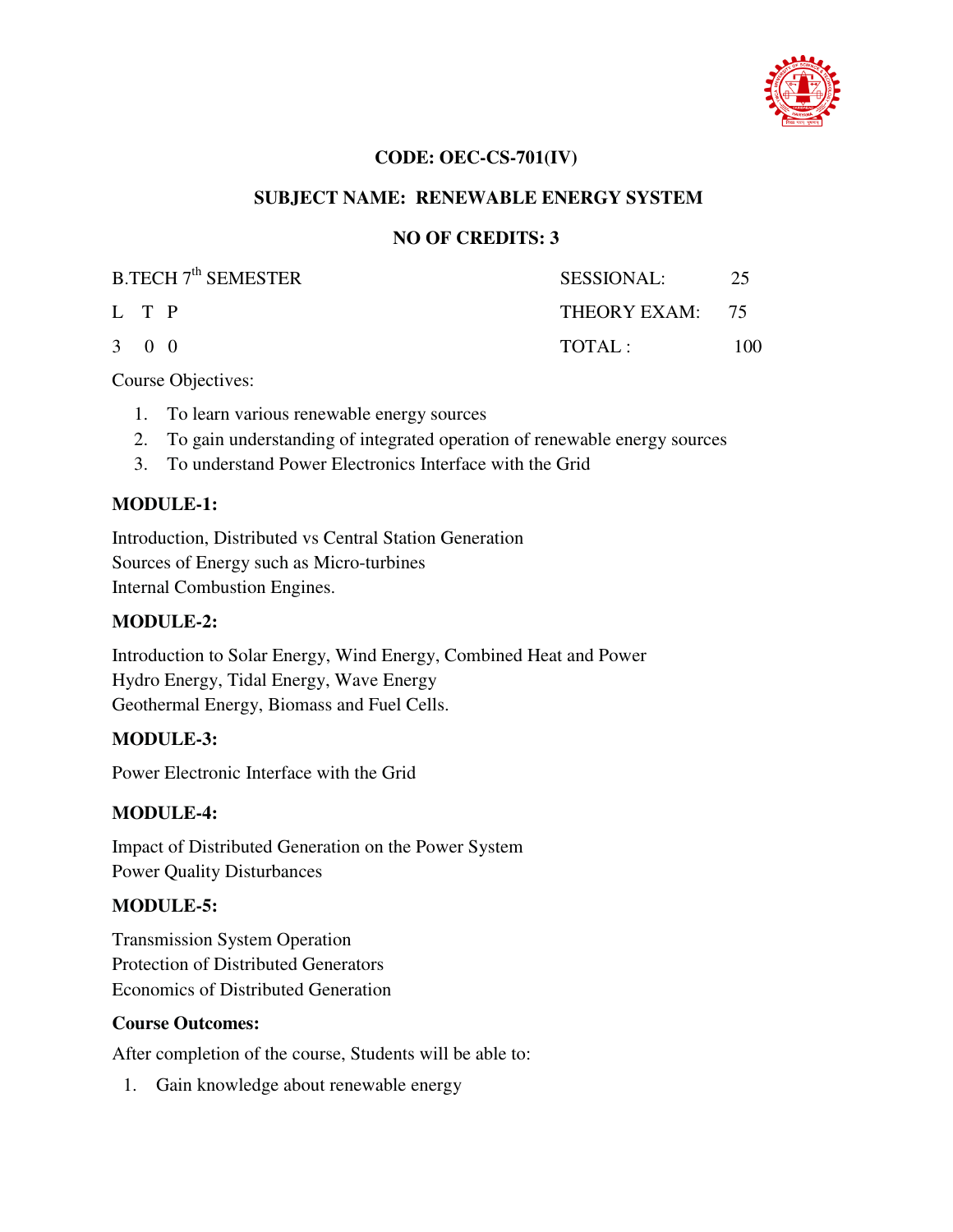**CODE: OEC-CS-701(IV)**

**SUBJECT NAME: RENEWABLE ENERGY SYSTEM**

**NO OF CREDITS: 3**

| B.TECH 7th SEMESTER | SESSIONAL: 25 |
|---|---|
| L T P | THEORY EXAM: 75 |
| 3 0 0 | TOTAL : 100 |

Course Objectives:

1. To learn various renewable energy sources
2. To gain understanding of integrated operation of renewable energy sources
3. To understand Power Electronics Interface with the Grid

**MODULE-1:**

Introduction, Distributed vs Central Station Generation
Sources of Energy such as Micro-turbines
Internal Combustion Engines.

**MODULE-2:**

Introduction to Solar Energy, Wind Energy, Combined Heat and Power
Hydro Energy, Tidal Energy, Wave Energy
Geothermal Energy, Biomass and Fuel Cells.

**MODULE-3:**

Power Electronic Interface with the Grid

**MODULE-4:**

Impact of Distributed Generation on the Power System
Power Quality Disturbances

**MODULE-5:**

Transmission System Operation
Protection of Distributed Generators
Economics of Distributed Generation

**Course Outcomes:**

After completion of the course, Students will be able to:

1. Gain knowledge about renewable energy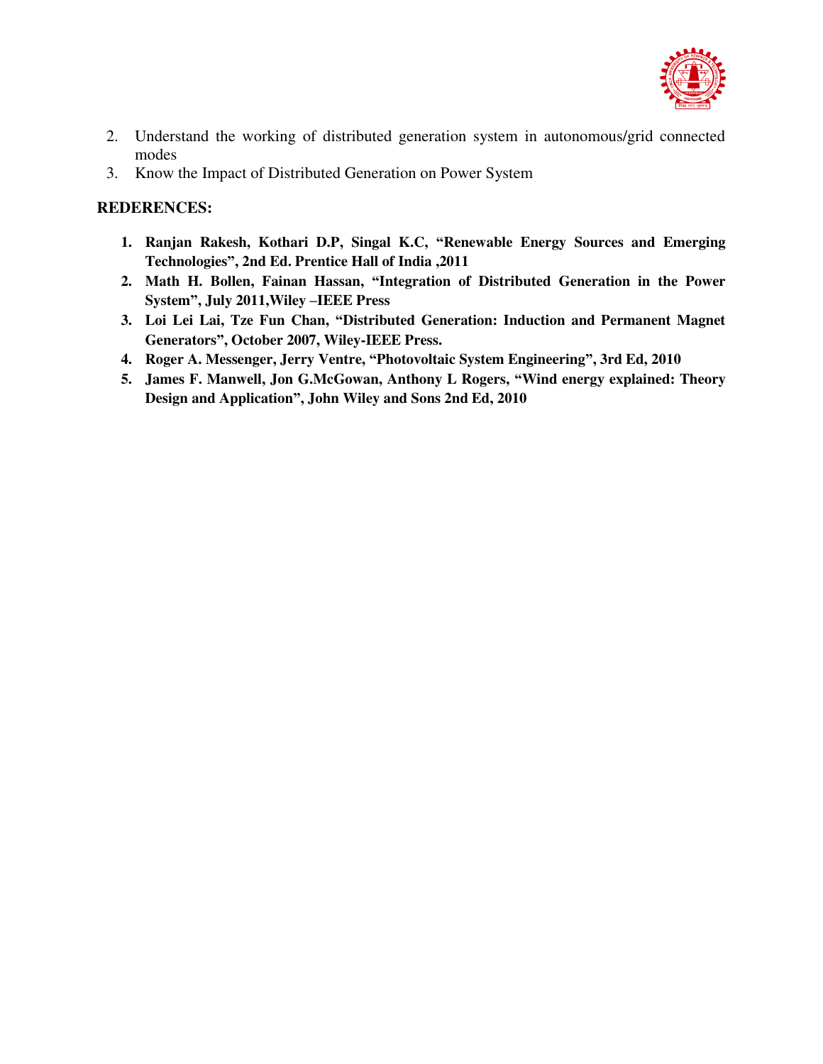2. Understand the working of distributed generation system in autonomous/grid connected modes
3. Know the Impact of Distributed Generation on Power System

**REDERENCES:**

1. **Ranjan Rakesh, Kothari D.P, Singal K.C, "Renewable Energy Sources and Emerging Technologies", 2nd Ed. Prentice Hall of India ,2011**
2. **Math H. Bollen, Fainan Hassan, "Integration of Distributed Generation in the Power System", July 2011,Wiley –IEEE Press**
3. **Loi Lei Lai, Tze Fun Chan, "Distributed Generation: Induction and Permanent Magnet Generators", October 2007, Wiley-IEEE Press.**
4. **Roger A. Messenger, Jerry Ventre, "Photovoltaic System Engineering", 3rd Ed, 2010**
5. **James F. Manwell, Jon G.McGowan, Anthony L Rogers, "Wind energy explained: Theory Design and Application", John Wiley and Sons 2nd Ed, 2010**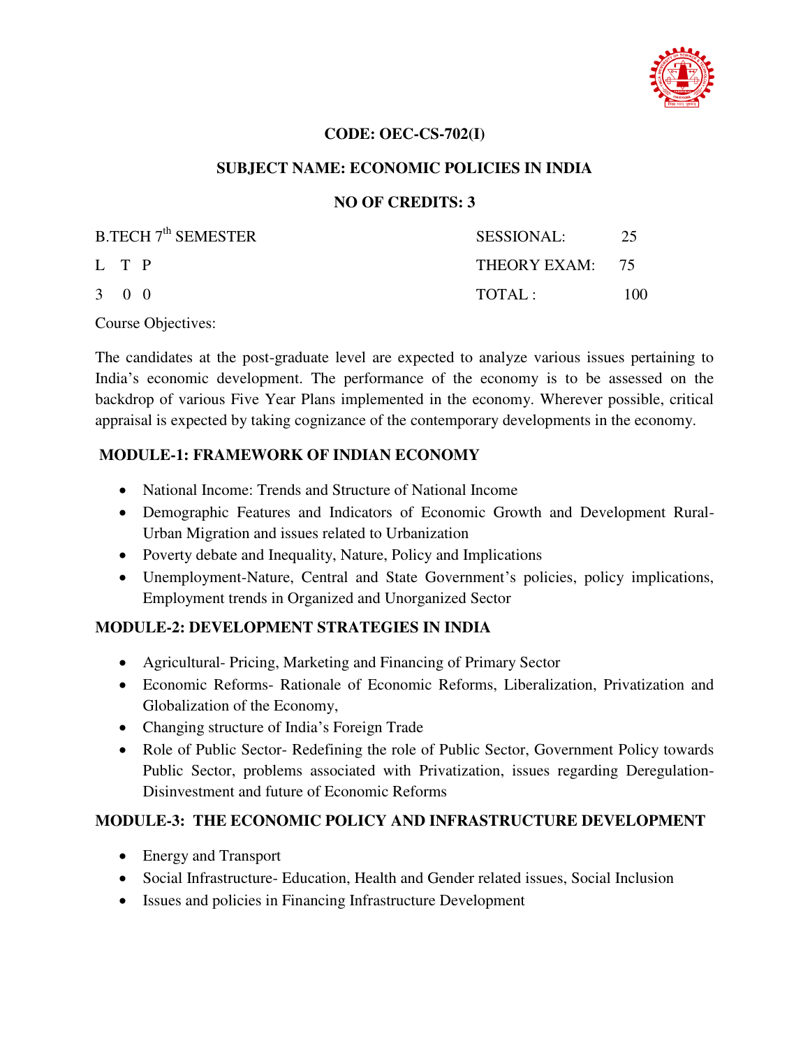**CODE: OEC-CS-702(I)**

**SUBJECT NAME: ECONOMIC POLICIES IN INDIA**

**NO OF CREDITS: 3**

| B.TECH 7th SEMESTER | SESSIONAL: 25 |
|---|---|
| L T P | THEORY EXAM: 75 |
| 3 0 0 | TOTAL : 100 |

Course Objectives:

The candidates at the post-graduate level are expected to analyze various issues pertaining to India's economic development. The performance of the economy is to be assessed on the backdrop of various Five Year Plans implemented in the economy. Wherever possible, critical appraisal is expected by taking cognizance of the contemporary developments in the economy.

**MODULE-1: FRAMEWORK OF INDIAN ECONOMY**

- National Income: Trends and Structure of National Income
- Demographic Features and Indicators of Economic Growth and Development Rural-Urban Migration and issues related to Urbanization
- Poverty debate and Inequality, Nature, Policy and Implications
- Unemployment-Nature, Central and State Government's policies, policy implications, Employment trends in Organized and Unorganized Sector

**MODULE-2: DEVELOPMENT STRATEGIES IN INDIA**

- Agricultural- Pricing, Marketing and Financing of Primary Sector
- Economic Reforms- Rationale of Economic Reforms, Liberalization, Privatization and Globalization of the Economy,
- Changing structure of India's Foreign Trade
- Role of Public Sector- Redefining the role of Public Sector, Government Policy towards Public Sector, problems associated with Privatization, issues regarding Deregulation-Disinvestment and future of Economic Reforms

**MODULE-3: THE ECONOMIC POLICY AND INFRASTRUCTURE DEVELOPMENT**

- Energy and Transport
- Social Infrastructure- Education, Health and Gender related issues, Social Inclusion
- Issues and policies in Financing Infrastructure Development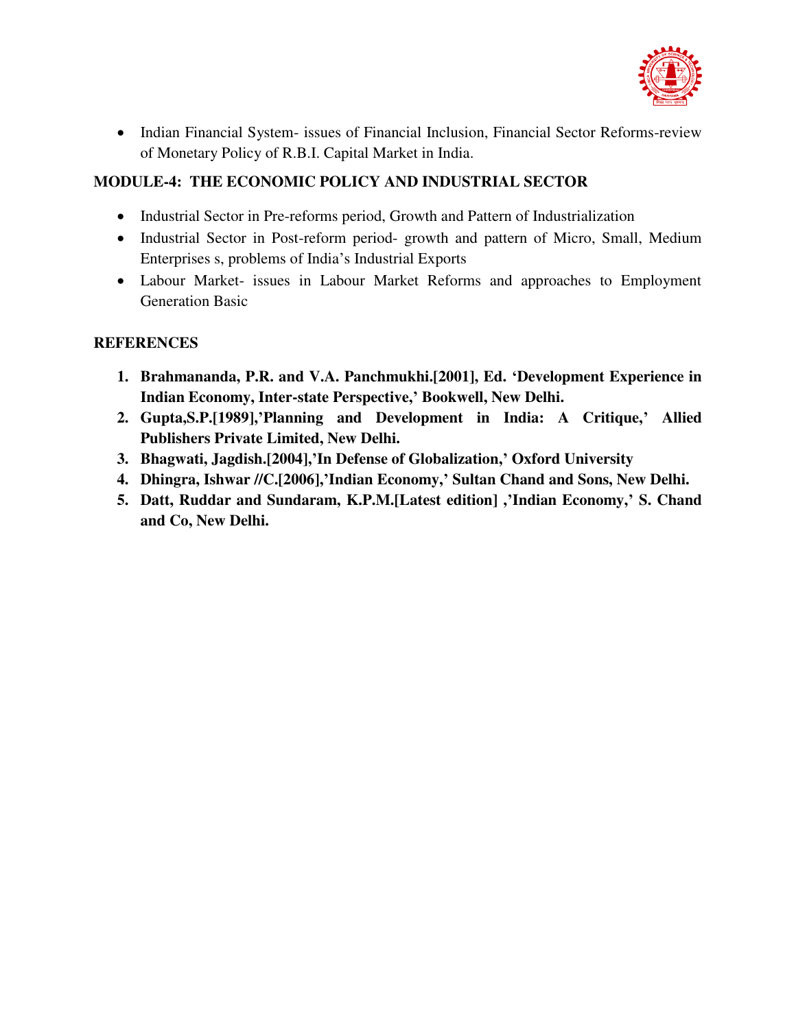- Indian Financial System- issues of Financial Inclusion, Financial Sector Reforms-review of Monetary Policy of R.B.I. Capital Market in India.

**MODULE-4: THE ECONOMIC POLICY AND INDUSTRIAL SECTOR**

- Industrial Sector in Pre-reforms period, Growth and Pattern of Industrialization
- Industrial Sector in Post-reform period- growth and pattern of Micro, Small, Medium Enterprises s, problems of India's Industrial Exports
- Labour Market- issues in Labour Market Reforms and approaches to Employment Generation Basic

**REFERENCES**

1. **Brahmananda, P.R. and V.A. Panchmukhi.[2001], Ed. 'Development Experience in Indian Economy, Inter-state Perspective,' Bookwell, New Delhi.**
2. **Gupta,S.P.[1989],'Planning and Development in India: A Critique,' Allied Publishers Private Limited, New Delhi.**
3. **Bhagwati, Jagdish.[2004],'In Defense of Globalization,' Oxford University**
4. **Dhingra, Ishwar //C.[2006],'Indian Economy,' Sultan Chand and Sons, New Delhi.**
5. **Datt, Ruddar and Sundaram, K.P.M.[Latest edition] ,'Indian Economy,' S. Chand and Co, New Delhi.**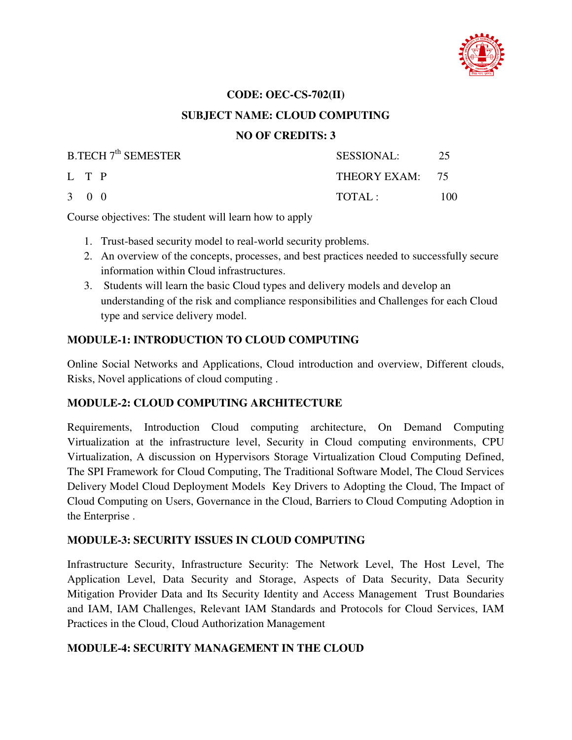**CODE: OEC-CS-702(II)**

**SUBJECT NAME: CLOUD COMPUTING**

**NO OF CREDITS: 3**

| B.TECH 7th SEMESTER | SESSIONAL: | 25 |
|---|---|---|
| L T P | THEORY EXAM: | 75 |
| 3 0 0 | TOTAL : | 100 |

Course objectives: The student will learn how to apply

1. Trust-based security model to real-world security problems.
2. An overview of the concepts, processes, and best practices needed to successfully secure information within Cloud infrastructures.
3. Students will learn the basic Cloud types and delivery models and develop an understanding of the risk and compliance responsibilities and Challenges for each Cloud type and service delivery model.

## MODULE-1: INTRODUCTION TO CLOUD COMPUTING

Online Social Networks and Applications, Cloud introduction and overview, Different clouds, Risks, Novel applications of cloud computing .

## MODULE-2: CLOUD COMPUTING ARCHITECTURE

Requirements, Introduction Cloud computing architecture, On Demand Computing Virtualization at the infrastructure level, Security in Cloud computing environments, CPU Virtualization, A discussion on Hypervisors Storage Virtualization Cloud Computing Defined, The SPI Framework for Cloud Computing, The Traditional Software Model, The Cloud Services Delivery Model Cloud Deployment Models Key Drivers to Adopting the Cloud, The Impact of Cloud Computing on Users, Governance in the Cloud, Barriers to Cloud Computing Adoption in the Enterprise .

## MODULE-3: SECURITY ISSUES IN CLOUD COMPUTING

Infrastructure Security, Infrastructure Security: The Network Level, The Host Level, The Application Level, Data Security and Storage, Aspects of Data Security, Data Security Mitigation Provider Data and Its Security Identity and Access Management Trust Boundaries and IAM, IAM Challenges, Relevant IAM Standards and Protocols for Cloud Services, IAM Practices in the Cloud, Cloud Authorization Management

## MODULE-4: SECURITY MANAGEMENT IN THE CLOUD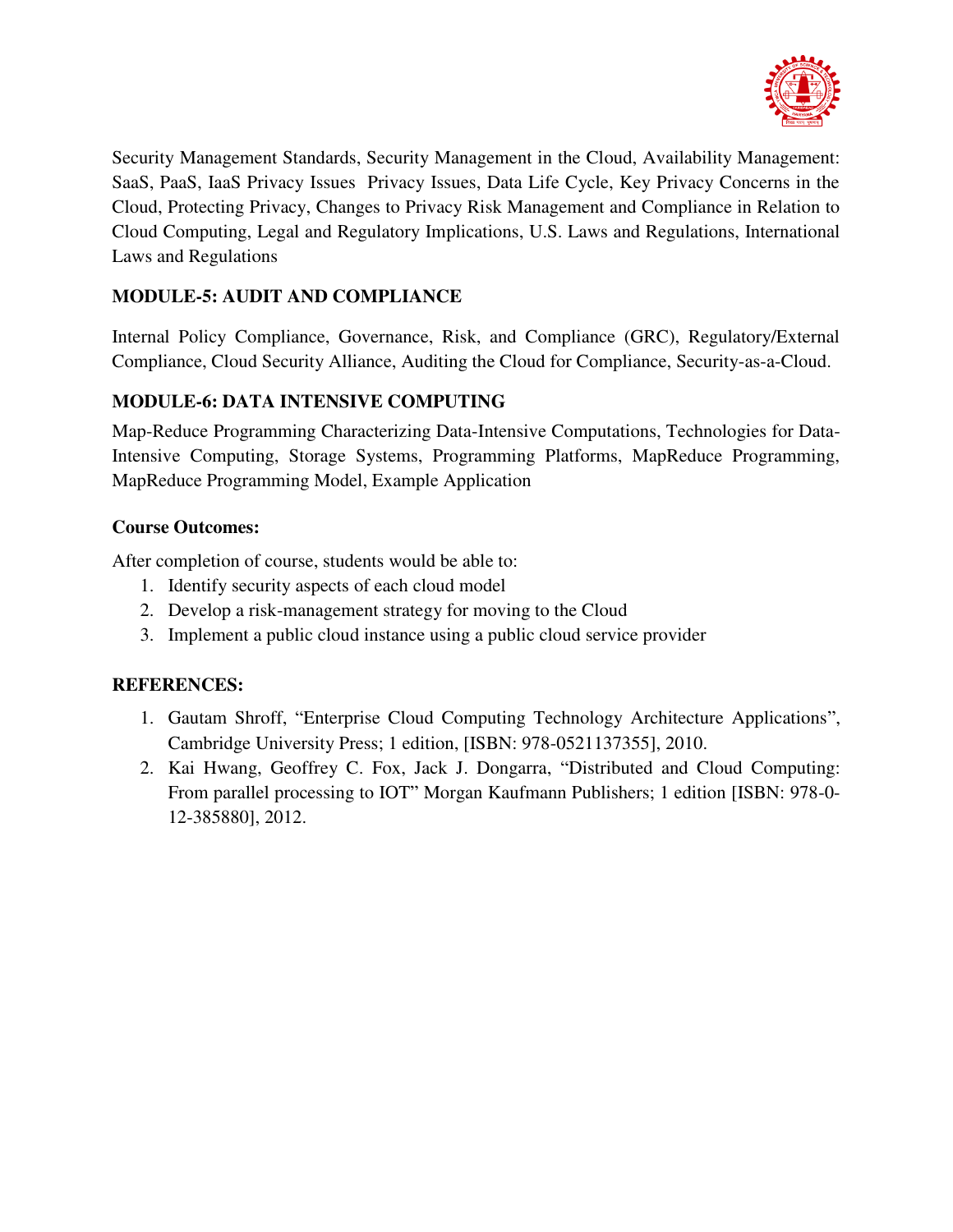Security Management Standards, Security Management in the Cloud, Availability Management: SaaS, PaaS, IaaS Privacy Issues  Privacy Issues, Data Life Cycle, Key Privacy Concerns in the Cloud, Protecting Privacy, Changes to Privacy Risk Management and Compliance in Relation to Cloud Computing, Legal and Regulatory Implications, U.S. Laws and Regulations, International Laws and Regulations

**MODULE-5: AUDIT AND COMPLIANCE**

Internal Policy Compliance, Governance, Risk, and Compliance (GRC), Regulatory/External Compliance, Cloud Security Alliance, Auditing the Cloud for Compliance, Security-as-a-Cloud.

**MODULE-6: DATA INTENSIVE COMPUTING**

Map-Reduce Programming Characterizing Data-Intensive Computations, Technologies for Data-Intensive Computing, Storage Systems, Programming Platforms, MapReduce Programming, MapReduce Programming Model, Example Application

**Course Outcomes:**

After completion of course, students would be able to:

1. Identify security aspects of each cloud model
2. Develop a risk-management strategy for moving to the Cloud
3. Implement a public cloud instance using a public cloud service provider

**REFERENCES:**

1. Gautam Shroff, "Enterprise Cloud Computing Technology Architecture Applications", Cambridge University Press; 1 edition, [ISBN: 978-0521137355], 2010.
2. Kai Hwang, Geoffrey C. Fox, Jack J. Dongarra, "Distributed and Cloud Computing: From parallel processing to IOT" Morgan Kaufmann Publishers; 1 edition [ISBN: 978-0-12-385880], 2012.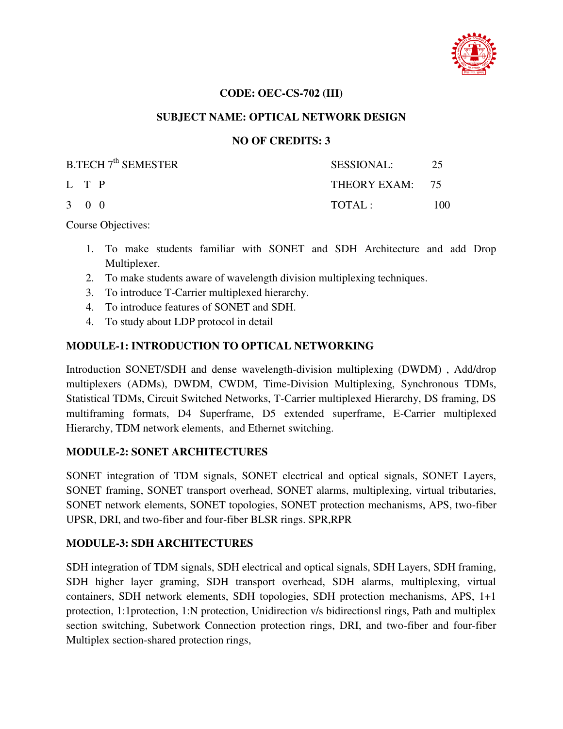**CODE: OEC-CS-702 (III)**

**SUBJECT NAME: OPTICAL NETWORK DESIGN**

**NO OF CREDITS: 3**

| B.TECH 7th SEMESTER | SESSIONAL: | 25 |
|---|---|---|
| L T P | THEORY EXAM: | 75 |
| 3 0 0 | TOTAL : | 100 |

Course Objectives:

1. To make students familiar with SONET and SDH Architecture and add Drop Multiplexer.
2. To make students aware of wavelength division multiplexing techniques.
3. To introduce T-Carrier multiplexed hierarchy.
4. To introduce features of SONET and SDH.
4. To study about LDP protocol in detail

**MODULE-1: INTRODUCTION TO OPTICAL NETWORKING**

Introduction SONET/SDH and dense wavelength-division multiplexing (DWDM) , Add/drop multiplexers (ADMs), DWDM, CWDM, Time-Division Multiplexing, Synchronous TDMs, Statistical TDMs, Circuit Switched Networks, T-Carrier multiplexed Hierarchy, DS framing, DS multiframing formats, D4 Superframe, D5 extended superframe, E-Carrier multiplexed Hierarchy, TDM network elements, and Ethernet switching.

**MODULE-2: SONET ARCHITECTURES**

SONET integration of TDM signals, SONET electrical and optical signals, SONET Layers, SONET framing, SONET transport overhead, SONET alarms, multiplexing, virtual tributaries, SONET network elements, SONET topologies, SONET protection mechanisms, APS, two-fiber UPSR, DRI, and two-fiber and four-fiber BLSR rings. SPR,RPR

**MODULE-3: SDH ARCHITECTURES**

SDH integration of TDM signals, SDH electrical and optical signals, SDH Layers, SDH framing, SDH higher layer graming, SDH transport overhead, SDH alarms, multiplexing, virtual containers, SDH network elements, SDH topologies, SDH protection mechanisms, APS, 1+1 protection, 1:1protection, 1:N protection, Unidirection v/s bidirectionsl rings, Path and multiplex section switching, Subetwork Connection protection rings, DRI, and two-fiber and four-fiber Multiplex section-shared protection rings,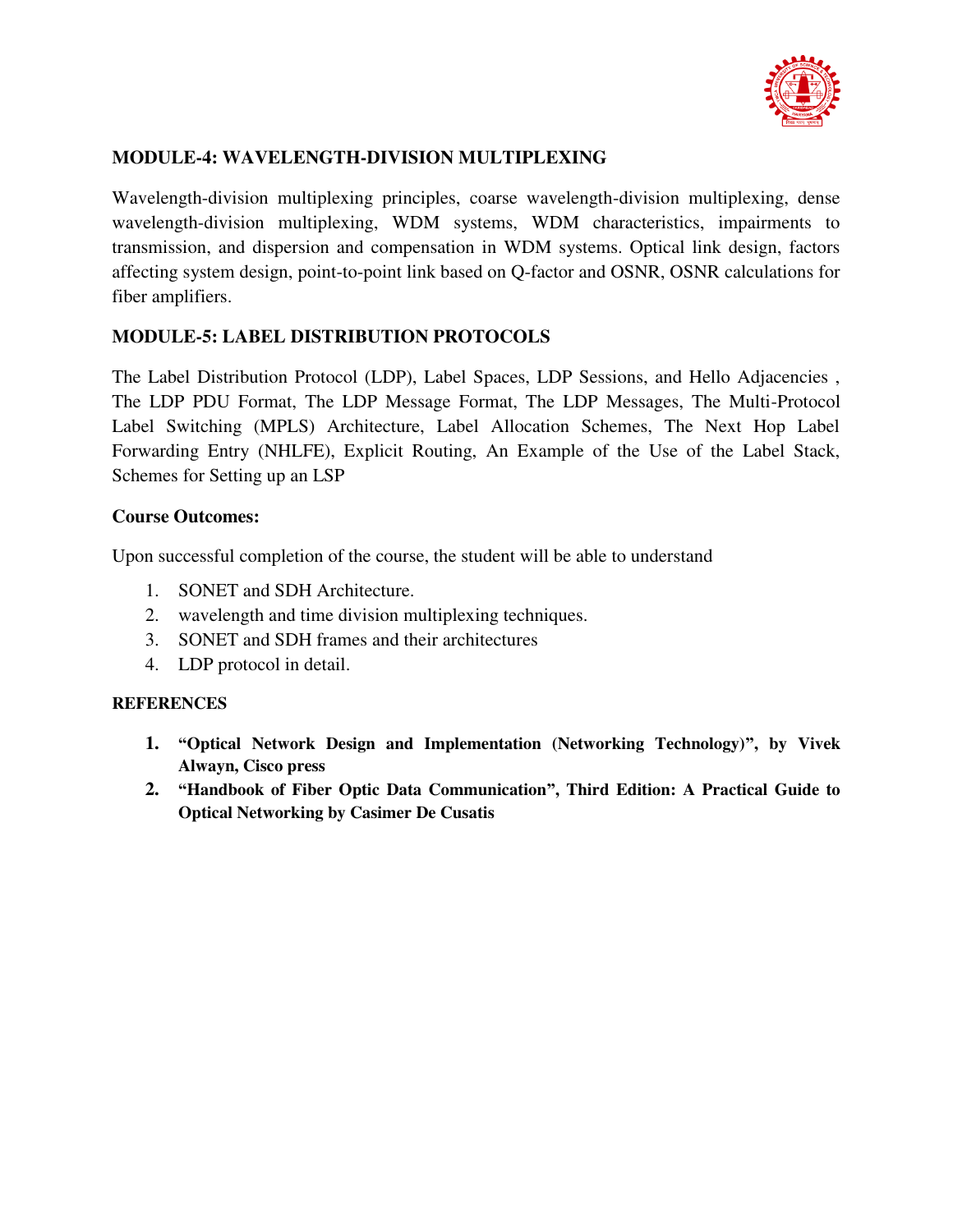### MODULE-4: WAVELENGTH-DIVISION MULTIPLEXING

Wavelength-division multiplexing principles, coarse wavelength-division multiplexing, dense wavelength-division multiplexing, WDM systems, WDM characteristics, impairments to transmission, and dispersion and compensation in WDM systems. Optical link design, factors affecting system design, point-to-point link based on Q-factor and OSNR, OSNR calculations for fiber amplifiers.

### MODULE-5: LABEL DISTRIBUTION PROTOCOLS

The Label Distribution Protocol (LDP), Label Spaces, LDP Sessions, and Hello Adjacencies , The LDP PDU Format, The LDP Message Format, The LDP Messages, The Multi-Protocol Label Switching (MPLS) Architecture, Label Allocation Schemes, The Next Hop Label Forwarding Entry (NHLFE), Explicit Routing, An Example of the Use of the Label Stack, Schemes for Setting up an LSP

### Course Outcomes:

Upon successful completion of the course, the student will be able to understand

1. SONET and SDH Architecture.
2. wavelength and time division multiplexing techniques.
3. SONET and SDH frames and their architectures
4. LDP protocol in detail.

### REFERENCES

1. **"Optical Network Design and Implementation (Networking Technology)", by Vivek Alwayn, Cisco press**
2. **"Handbook of Fiber Optic Data Communication", Third Edition: A Practical Guide to Optical Networking by Casimer De Cusatis**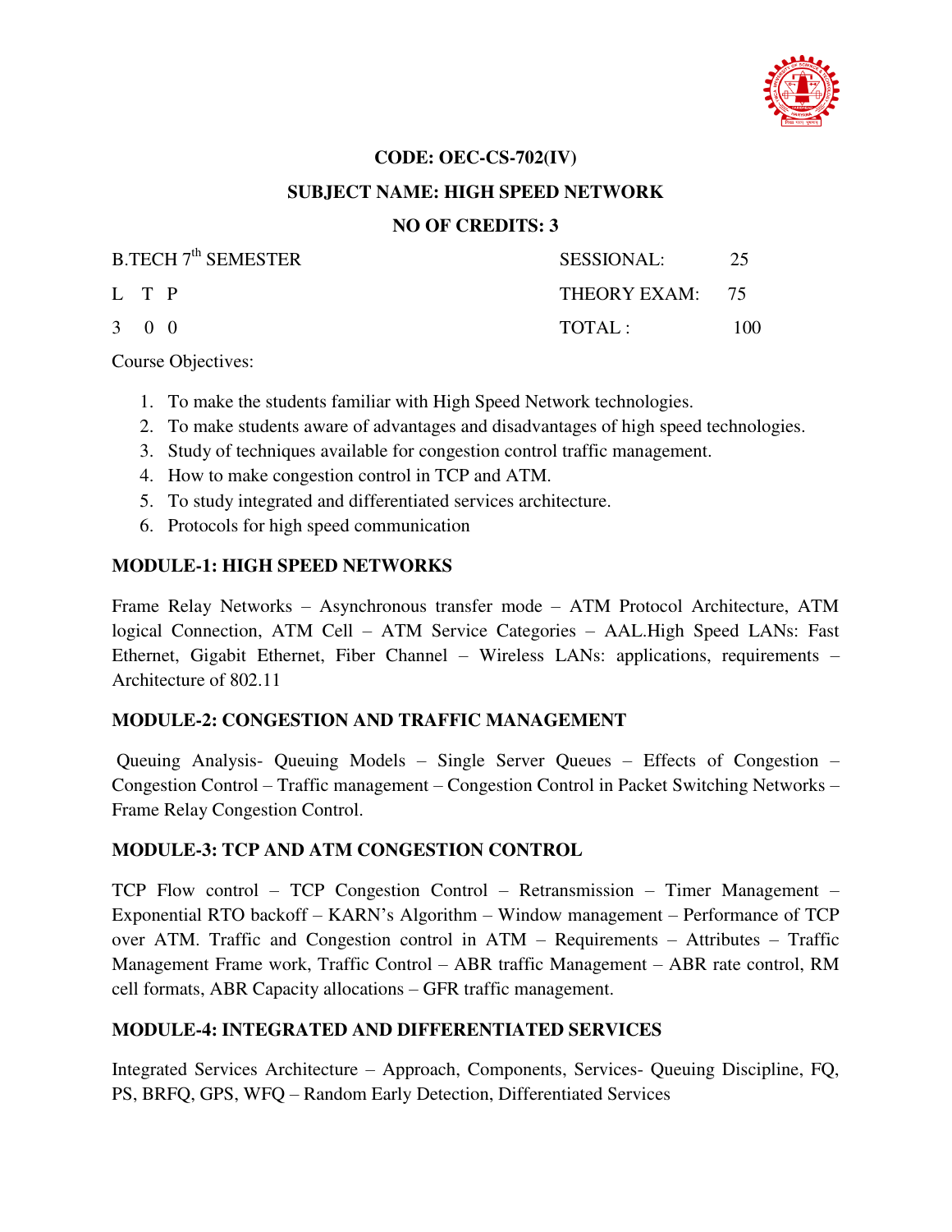**CODE: OEC-CS-702(IV)**

**SUBJECT NAME: HIGH SPEED NETWORK**

**NO OF CREDITS: 3**

| B.TECH 7th SEMESTER | SESSIONAL: | 25 |
|---|---|---|
| L T P | THEORY EXAM: | 75 |
| 3 0 0 | TOTAL : | 100 |

Course Objectives:

1. To make the students familiar with High Speed Network technologies.
2. To make students aware of advantages and disadvantages of high speed technologies.
3. Study of techniques available for congestion control traffic management.
4. How to make congestion control in TCP and ATM.
5. To study integrated and differentiated services architecture.
6. Protocols for high speed communication

**MODULE-1: HIGH SPEED NETWORKS**

Frame Relay Networks – Asynchronous transfer mode – ATM Protocol Architecture, ATM logical Connection, ATM Cell – ATM Service Categories – AAL.High Speed LANs: Fast Ethernet, Gigabit Ethernet, Fiber Channel – Wireless LANs: applications, requirements – Architecture of 802.11

**MODULE-2: CONGESTION AND TRAFFIC MANAGEMENT**

Queuing Analysis- Queuing Models – Single Server Queues – Effects of Congestion – Congestion Control – Traffic management – Congestion Control in Packet Switching Networks – Frame Relay Congestion Control.

**MODULE-3: TCP AND ATM CONGESTION CONTROL**

TCP Flow control – TCP Congestion Control – Retransmission – Timer Management – Exponential RTO backoff – KARN's Algorithm – Window management – Performance of TCP over ATM. Traffic and Congestion control in ATM – Requirements – Attributes – Traffic Management Frame work, Traffic Control – ABR traffic Management – ABR rate control, RM cell formats, ABR Capacity allocations – GFR traffic management.

**MODULE-4: INTEGRATED AND DIFFERENTIATED SERVICES**

Integrated Services Architecture – Approach, Components, Services- Queuing Discipline, FQ, PS, BRFQ, GPS, WFQ – Random Early Detection, Differentiated Services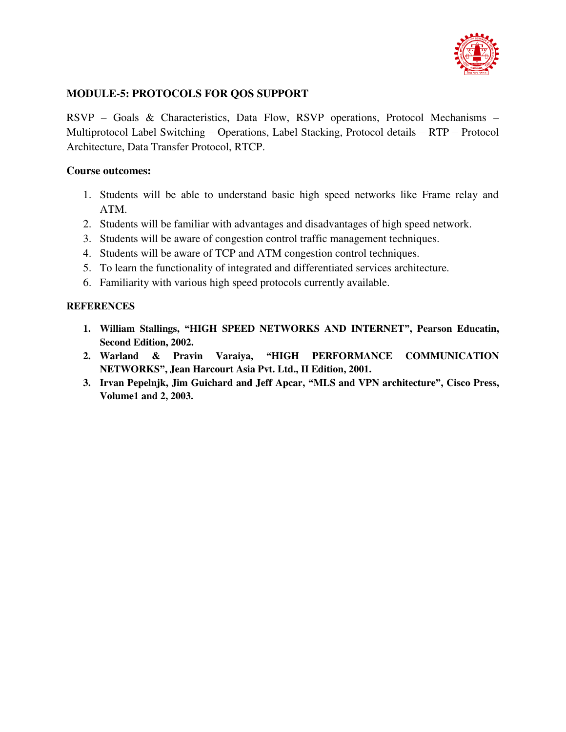**MODULE-5: PROTOCOLS FOR QOS SUPPORT**

RSVP – Goals & Characteristics, Data Flow, RSVP operations, Protocol Mechanisms – Multiprotocol Label Switching – Operations, Label Stacking, Protocol details – RTP – Protocol Architecture, Data Transfer Protocol, RTCP.

**Course outcomes:**

1. Students will be able to understand basic high speed networks like Frame relay and ATM.
2. Students will be familiar with advantages and disadvantages of high speed network.
3. Students will be aware of congestion control traffic management techniques.
4. Students will be aware of TCP and ATM congestion control techniques.
5. To learn the functionality of integrated and differentiated services architecture.
6. Familiarity with various high speed protocols currently available.

**REFERENCES**

1. **William Stallings, "HIGH SPEED NETWORKS AND INTERNET", Pearson Educatin, Second Edition, 2002.**
2. **Warland & Pravin Varaiya, "HIGH PERFORMANCE COMMUNICATION NETWORKS", Jean Harcourt Asia Pvt. Ltd., II Edition, 2001.**
3. **Irvan Pepelnjk, Jim Guichard and Jeff Apcar, "MLS and VPN architecture", Cisco Press, Volume1 and 2, 2003.**